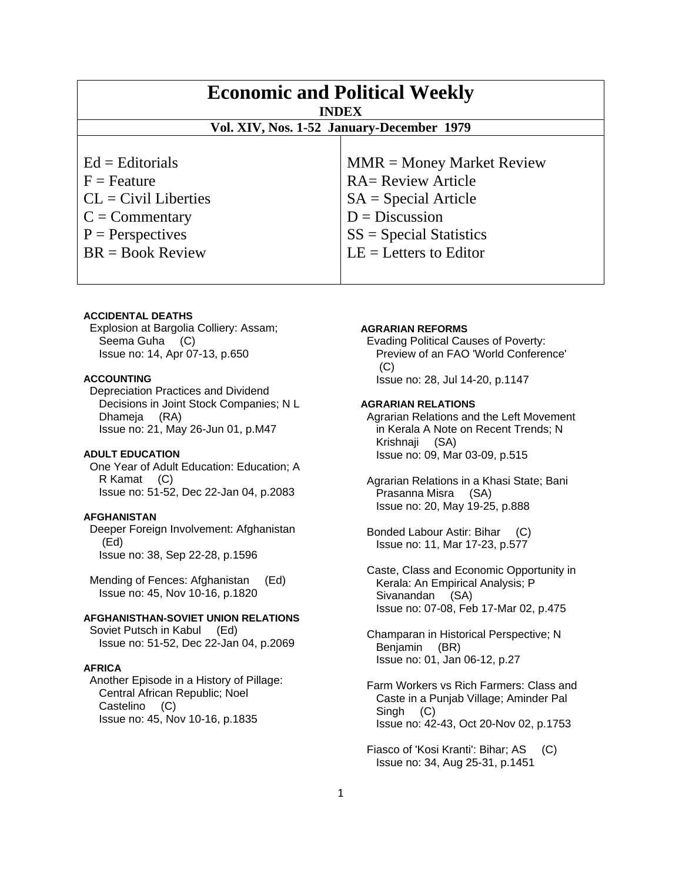# Economic and Political Weekly

**INDEX**

**Vol. XIV, Nos. 1-52 January-December 1979**

| | |
|---|---|
| Ed = Editorials | MMR = Money Market Review |
| F = Feature | RA= Review Article |
| CL = Civil Liberties | SA = Special Article |
| C = Commentary | D = Discussion |
| P = Perspectives | SS = Special Statistics |
| BR = Book Review | LE = Letters to Editor |

**ACCIDENTAL DEATHS**

Explosion at Bargolia Colliery: Assam; Seema Guha (C)
Issue no: 14, Apr 07-13, p.650

**ACCOUNTING**

Depreciation Practices and Dividend Decisions in Joint Stock Companies; N L Dhameja (RA)
Issue no: 21, May 26-Jun 01, p.M47

**ADULT EDUCATION**

One Year of Adult Education: Education; A R Kamat (C)
Issue no: 51-52, Dec 22-Jan 04, p.2083

**AFGHANISTAN**

Deeper Foreign Involvement: Afghanistan (Ed)
Issue no: 38, Sep 22-28, p.1596

Mending of Fences: Afghanistan (Ed)
Issue no: 45, Nov 10-16, p.1820

**AFGHANISTHAN-SOVIET UNION RELATIONS**

Soviet Putsch in Kabul (Ed)
Issue no: 51-52, Dec 22-Jan 04, p.2069

**AFRICA**

Another Episode in a History of Pillage: Central African Republic; Noel Castelino (C)
Issue no: 45, Nov 10-16, p.1835

**AGRARIAN REFORMS**

Evading Political Causes of Poverty: Preview of an FAO 'World Conference' (C)
Issue no: 28, Jul 14-20, p.1147

**AGRARIAN RELATIONS**

Agrarian Relations and the Left Movement in Kerala A Note on Recent Trends; N Krishnaji (SA)
Issue no: 09, Mar 03-09, p.515

Agrarian Relations in a Khasi State; Bani Prasanna Misra (SA)
Issue no: 20, May 19-25, p.888

Bonded Labour Astir: Bihar (C)
Issue no: 11, Mar 17-23, p.577

Caste, Class and Economic Opportunity in Kerala: An Empirical Analysis; P Sivanandan (SA)
Issue no: 07-08, Feb 17-Mar 02, p.475

Champaran in Historical Perspective; N Benjamin (BR)
Issue no: 01, Jan 06-12, p.27

Farm Workers vs Rich Farmers: Class and Caste in a Punjab Village; Aminder Pal Singh (C)
Issue no: 42-43, Oct 20-Nov 02, p.1753

Fiasco of 'Kosi Kranti': Bihar; AS (C)
Issue no: 34, Aug 25-31, p.1451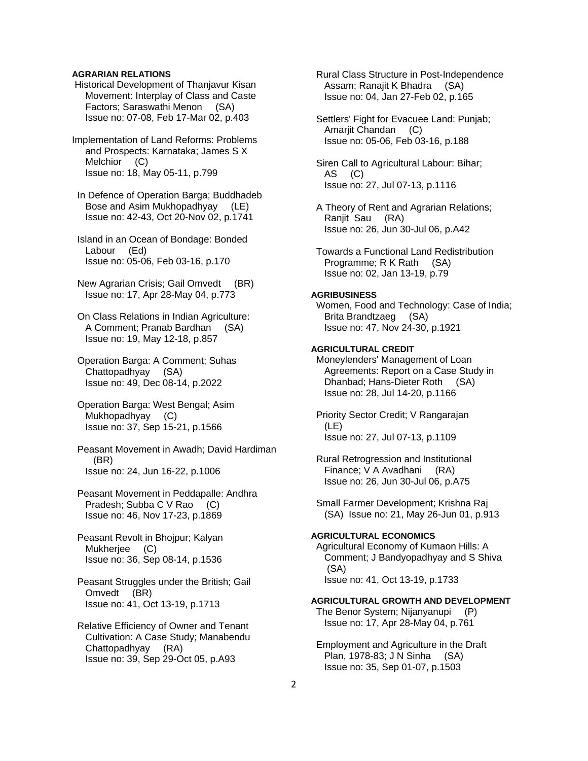**AGRARIAN RELATIONS**

Historical Development of Thanjavur Kisan Movement: Interplay of Class and Caste Factors; Saraswathi Menon (SA)
Issue no: 07-08, Feb 17-Mar 02, p.403

Implementation of Land Reforms: Problems and Prospects: Karnataka; James S X Melchior (C)
Issue no: 18, May 05-11, p.799

In Defence of Operation Barga; Buddhadeb Bose and Asim Mukhopadhyay (LE)
Issue no: 42-43, Oct 20-Nov 02, p.1741

Island in an Ocean of Bondage: Bonded Labour (Ed)
Issue no: 05-06, Feb 03-16, p.170

New Agrarian Crisis; Gail Omvedt (BR)
Issue no: 17, Apr 28-May 04, p.773

On Class Relations in Indian Agriculture: A Comment; Pranab Bardhan (SA)
Issue no: 19, May 12-18, p.857

Operation Barga: A Comment; Suhas Chattopadhyay (SA)
Issue no: 49, Dec 08-14, p.2022

Operation Barga: West Bengal; Asim Mukhopadhyay (C)
Issue no: 37, Sep 15-21, p.1566

Peasant Movement in Awadh; David Hardiman (BR)
Issue no: 24, Jun 16-22, p.1006

Peasant Movement in Peddapalle: Andhra Pradesh; Subba C V Rao (C)
Issue no: 46, Nov 17-23, p.1869

Peasant Revolt in Bhojpur; Kalyan Mukherjee (C)
Issue no: 36, Sep 08-14, p.1536

Peasant Struggles under the British; Gail Omvedt (BR)
Issue no: 41, Oct 13-19, p.1713

Relative Efficiency of Owner and Tenant Cultivation: A Case Study; Manabendu Chattopadhyay (RA)
Issue no: 39, Sep 29-Oct 05, p.A93

Rural Class Structure in Post-Independence Assam; Ranajit K Bhadra (SA)
Issue no: 04, Jan 27-Feb 02, p.165

Settlers' Fight for Evacuee Land: Punjab; Amarjit Chandan (C)
Issue no: 05-06, Feb 03-16, p.188

Siren Call to Agricultural Labour: Bihar; AS (C)
Issue no: 27, Jul 07-13, p.1116

A Theory of Rent and Agrarian Relations; Ranjit Sau (RA)
Issue no: 26, Jun 30-Jul 06, p.A42

Towards a Functional Land Redistribution Programme; R K Rath (SA)
Issue no: 02, Jan 13-19, p.79

**AGRIBUSINESS**

Women, Food and Technology: Case of India; Brita Brandtzaeg (SA)
Issue no: 47, Nov 24-30, p.1921

**AGRICULTURAL CREDIT**

Moneylenders' Management of Loan Agreements: Report on a Case Study in Dhanbad; Hans-Dieter Roth (SA)
Issue no: 28, Jul 14-20, p.1166

Priority Sector Credit; V Rangarajan (LE)
Issue no: 27, Jul 07-13, p.1109

Rural Retrogression and Institutional Finance; V A Avadhani (RA)
Issue no: 26, Jun 30-Jul 06, p.A75

Small Farmer Development; Krishna Raj (SA) Issue no: 21, May 26-Jun 01, p.913

**AGRICULTURAL ECONOMICS**

Agricultural Economy of Kumaon Hills: A Comment; J Bandyopadhyay and S Shiva (SA)
Issue no: 41, Oct 13-19, p.1733

**AGRICULTURAL GROWTH AND DEVELOPMENT**

The Benor System; Nijanyanupi (P)
Issue no: 17, Apr 28-May 04, p.761

Employment and Agriculture in the Draft Plan, 1978-83; J N Sinha (SA)
Issue no: 35, Sep 01-07, p.1503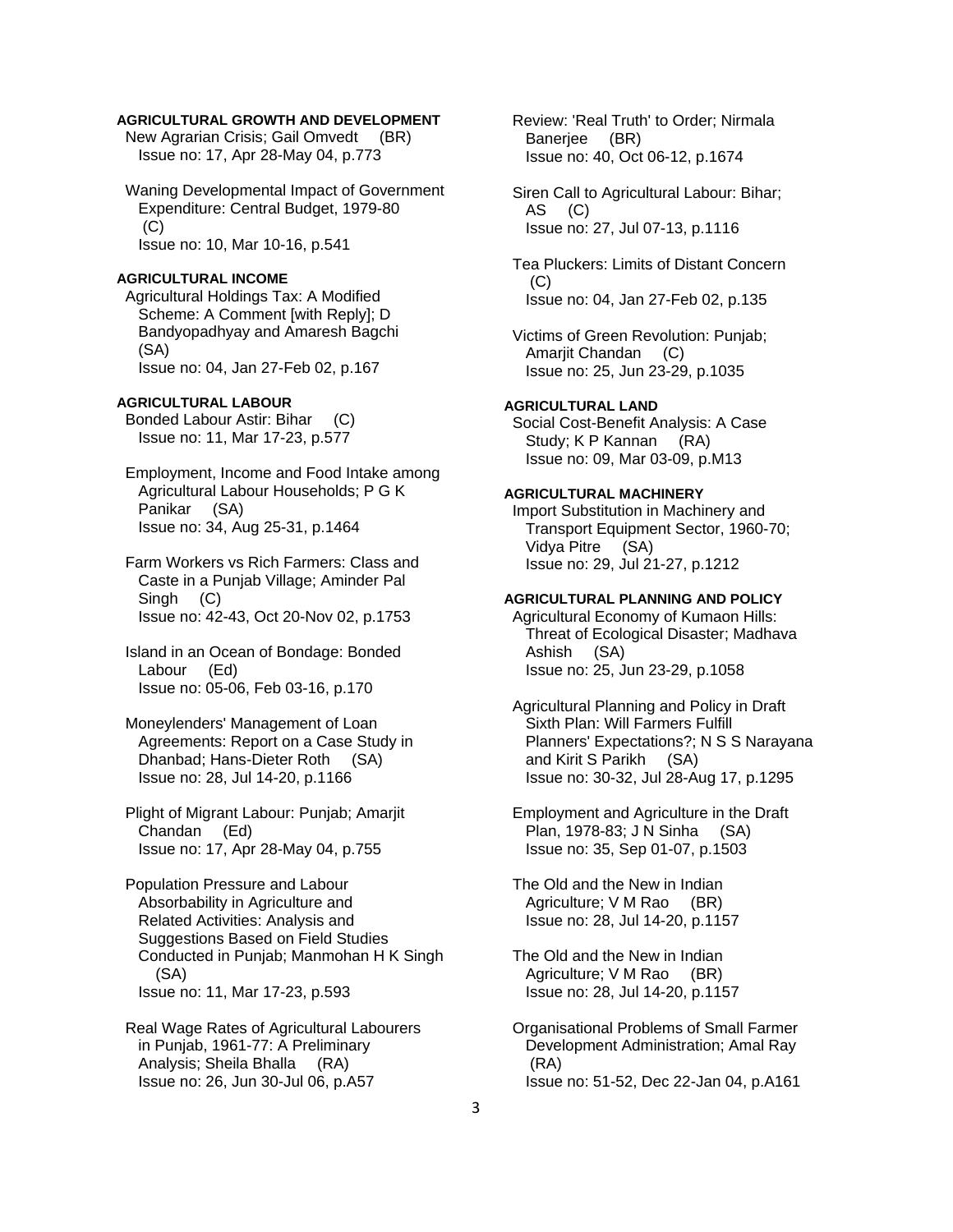**AGRICULTURAL GROWTH AND DEVELOPMENT**

New Agrarian Crisis; Gail Omvedt (BR)
Issue no: 17, Apr 28-May 04, p.773

Waning Developmental Impact of Government Expenditure: Central Budget, 1979-80 (C)
Issue no: 10, Mar 10-16, p.541

**AGRICULTURAL INCOME**

Agricultural Holdings Tax: A Modified Scheme: A Comment [with Reply]; D Bandyopadhyay and Amaresh Bagchi (SA)
Issue no: 04, Jan 27-Feb 02, p.167

**AGRICULTURAL LABOUR**

Bonded Labour Astir: Bihar (C)
Issue no: 11, Mar 17-23, p.577

Employment, Income and Food Intake among Agricultural Labour Households; P G K Panikar (SA)
Issue no: 34, Aug 25-31, p.1464

Farm Workers vs Rich Farmers: Class and Caste in a Punjab Village; Aminder Pal Singh (C)
Issue no: 42-43, Oct 20-Nov 02, p.1753

Island in an Ocean of Bondage: Bonded Labour (Ed)
Issue no: 05-06, Feb 03-16, p.170

Moneylenders' Management of Loan Agreements: Report on a Case Study in Dhanbad; Hans-Dieter Roth (SA)
Issue no: 28, Jul 14-20, p.1166

Plight of Migrant Labour: Punjab; Amarjit Chandan (Ed)
Issue no: 17, Apr 28-May 04, p.755

Population Pressure and Labour Absorbability in Agriculture and Related Activities: Analysis and Suggestions Based on Field Studies Conducted in Punjab; Manmohan H K Singh (SA)
Issue no: 11, Mar 17-23, p.593

Real Wage Rates of Agricultural Labourers in Punjab, 1961-77: A Preliminary Analysis; Sheila Bhalla (RA)
Issue no: 26, Jun 30-Jul 06, p.A57

Review: 'Real Truth' to Order; Nirmala Banerjee (BR)
Issue no: 40, Oct 06-12, p.1674

Siren Call to Agricultural Labour: Bihar; AS (C)
Issue no: 27, Jul 07-13, p.1116

Tea Pluckers: Limits of Distant Concern (C)
Issue no: 04, Jan 27-Feb 02, p.135

Victims of Green Revolution: Punjab; Amarjit Chandan (C)
Issue no: 25, Jun 23-29, p.1035

**AGRICULTURAL LAND**

Social Cost-Benefit Analysis: A Case Study; K P Kannan (RA)
Issue no: 09, Mar 03-09, p.M13

**AGRICULTURAL MACHINERY**

Import Substitution in Machinery and Transport Equipment Sector, 1960-70; Vidya Pitre (SA)
Issue no: 29, Jul 21-27, p.1212

**AGRICULTURAL PLANNING AND POLICY**

Agricultural Economy of Kumaon Hills: Threat of Ecological Disaster; Madhava Ashish (SA)
Issue no: 25, Jun 23-29, p.1058

Agricultural Planning and Policy in Draft Sixth Plan: Will Farmers Fulfill Planners' Expectations?; N S S Narayana and Kirit S Parikh (SA)
Issue no: 30-32, Jul 28-Aug 17, p.1295

Employment and Agriculture in the Draft Plan, 1978-83; J N Sinha (SA)
Issue no: 35, Sep 01-07, p.1503

The Old and the New in Indian Agriculture; V M Rao (BR)
Issue no: 28, Jul 14-20, p.1157

The Old and the New in Indian Agriculture; V M Rao (BR)
Issue no: 28, Jul 14-20, p.1157

Organisational Problems of Small Farmer Development Administration; Amal Ray (RA)
Issue no: 51-52, Dec 22-Jan 04, p.A161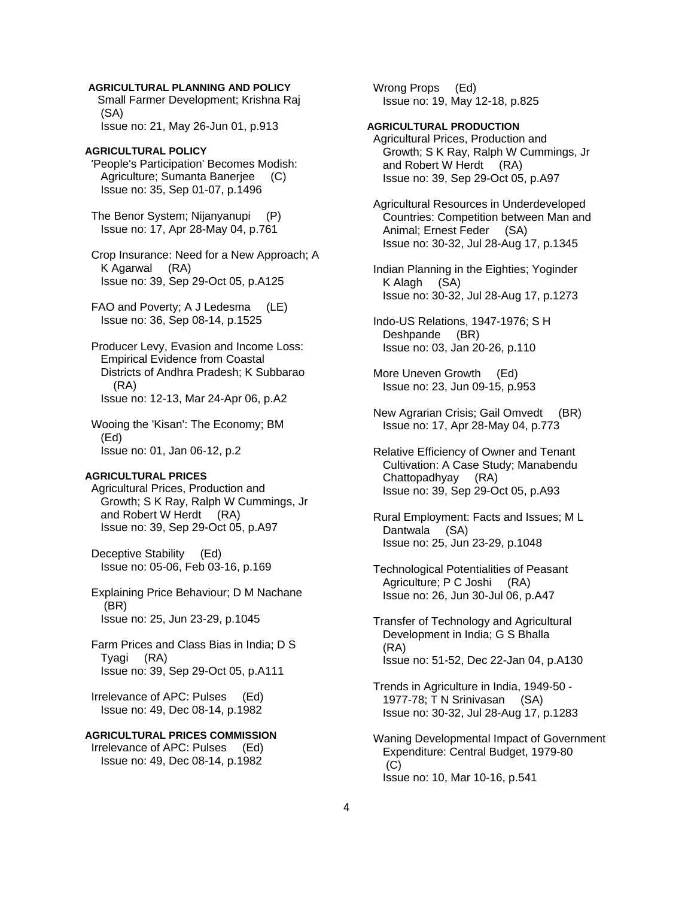**AGRICULTURAL PLANNING AND POLICY**

Small Farmer Development; Krishna Raj (SA)
Issue no: 21, May 26-Jun 01, p.913

**AGRICULTURAL POLICY**

'People's Participation' Becomes Modish: Agriculture; Sumanta Banerjee (C)
Issue no: 35, Sep 01-07, p.1496

The Benor System; Nijanyanupi (P)
Issue no: 17, Apr 28-May 04, p.761

Crop Insurance: Need for a New Approach; A K Agarwal (RA)
Issue no: 39, Sep 29-Oct 05, p.A125

FAO and Poverty; A J Ledesma (LE)
Issue no: 36, Sep 08-14, p.1525

Producer Levy, Evasion and Income Loss: Empirical Evidence from Coastal Districts of Andhra Pradesh; K Subbarao (RA)
Issue no: 12-13, Mar 24-Apr 06, p.A2

Wooing the 'Kisan': The Economy; BM (Ed)
Issue no: 01, Jan 06-12, p.2

**AGRICULTURAL PRICES**

Agricultural Prices, Production and Growth; S K Ray, Ralph W Cummings, Jr and Robert W Herdt (RA)
Issue no: 39, Sep 29-Oct 05, p.A97

Deceptive Stability (Ed)
Issue no: 05-06, Feb 03-16, p.169

Explaining Price Behaviour; D M Nachane (BR)
Issue no: 25, Jun 23-29, p.1045

Farm Prices and Class Bias in India; D S Tyagi (RA)
Issue no: 39, Sep 29-Oct 05, p.A111

Irrelevance of APC: Pulses (Ed)
Issue no: 49, Dec 08-14, p.1982

**AGRICULTURAL PRICES COMMISSION**

Irrelevance of APC: Pulses (Ed)
Issue no: 49, Dec 08-14, p.1982

Wrong Props (Ed)
Issue no: 19, May 12-18, p.825

**AGRICULTURAL PRODUCTION**

Agricultural Prices, Production and Growth; S K Ray, Ralph W Cummings, Jr and Robert W Herdt (RA)
Issue no: 39, Sep 29-Oct 05, p.A97

Agricultural Resources in Underdeveloped Countries: Competition between Man and Animal; Ernest Feder (SA)
Issue no: 30-32, Jul 28-Aug 17, p.1345

Indian Planning in the Eighties; Yoginder K Alagh (SA)
Issue no: 30-32, Jul 28-Aug 17, p.1273

Indo-US Relations, 1947-1976; S H Deshpande (BR)
Issue no: 03, Jan 20-26, p.110

More Uneven Growth (Ed)
Issue no: 23, Jun 09-15, p.953

New Agrarian Crisis; Gail Omvedt (BR)
Issue no: 17, Apr 28-May 04, p.773

Relative Efficiency of Owner and Tenant Cultivation: A Case Study; Manabendu Chattopadhyay (RA)
Issue no: 39, Sep 29-Oct 05, p.A93

Rural Employment: Facts and Issues; M L Dantwala (SA)
Issue no: 25, Jun 23-29, p.1048

Technological Potentialities of Peasant Agriculture; P C Joshi (RA)
Issue no: 26, Jun 30-Jul 06, p.A47

Transfer of Technology and Agricultural Development in India; G S Bhalla (RA)
Issue no: 51-52, Dec 22-Jan 04, p.A130

Trends in Agriculture in India, 1949-50 - 1977-78; T N Srinivasan (SA)
Issue no: 30-32, Jul 28-Aug 17, p.1283

Waning Developmental Impact of Government Expenditure: Central Budget, 1979-80 (C)
Issue no: 10, Mar 10-16, p.541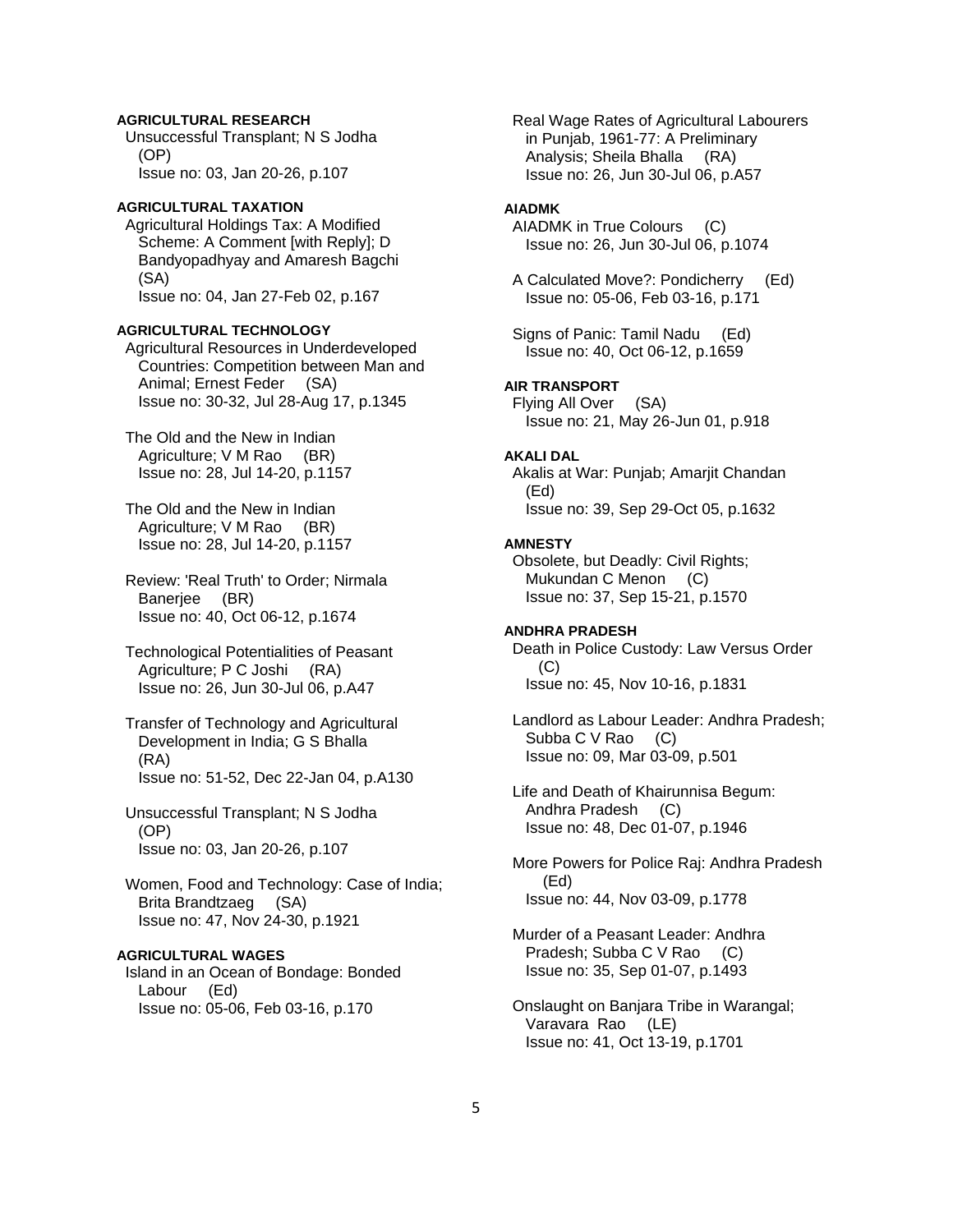**AGRICULTURAL RESEARCH**

Unsuccessful Transplant; N S Jodha (OP)
Issue no: 03, Jan 20-26, p.107

**AGRICULTURAL TAXATION**

Agricultural Holdings Tax: A Modified Scheme: A Comment [with Reply]; D Bandyopadhyay and Amaresh Bagchi (SA)
Issue no: 04, Jan 27-Feb 02, p.167

**AGRICULTURAL TECHNOLOGY**

Agricultural Resources in Underdeveloped Countries: Competition between Man and Animal; Ernest Feder (SA)
Issue no: 30-32, Jul 28-Aug 17, p.1345

The Old and the New in Indian Agriculture; V M Rao (BR)
Issue no: 28, Jul 14-20, p.1157

The Old and the New in Indian Agriculture; V M Rao (BR)
Issue no: 28, Jul 14-20, p.1157

Review: 'Real Truth' to Order; Nirmala Banerjee (BR)
Issue no: 40, Oct 06-12, p.1674

Technological Potentialities of Peasant Agriculture; P C Joshi (RA)
Issue no: 26, Jun 30-Jul 06, p.A47

Transfer of Technology and Agricultural Development in India; G S Bhalla (RA)
Issue no: 51-52, Dec 22-Jan 04, p.A130

Unsuccessful Transplant; N S Jodha (OP)
Issue no: 03, Jan 20-26, p.107

Women, Food and Technology: Case of India; Brita Brandtzaeg (SA)
Issue no: 47, Nov 24-30, p.1921

**AGRICULTURAL WAGES**

Island in an Ocean of Bondage: Bonded Labour (Ed)
Issue no: 05-06, Feb 03-16, p.170

Real Wage Rates of Agricultural Labourers in Punjab, 1961-77: A Preliminary Analysis; Sheila Bhalla (RA)
Issue no: 26, Jun 30-Jul 06, p.A57

**AIADMK**

AIADMK in True Colours (C)
Issue no: 26, Jun 30-Jul 06, p.1074

A Calculated Move?: Pondicherry (Ed)
Issue no: 05-06, Feb 03-16, p.171

Signs of Panic: Tamil Nadu (Ed)
Issue no: 40, Oct 06-12, p.1659

**AIR TRANSPORT**

Flying All Over (SA)
Issue no: 21, May 26-Jun 01, p.918

**AKALI DAL**

Akalis at War: Punjab; Amarjit Chandan (Ed)
Issue no: 39, Sep 29-Oct 05, p.1632

**AMNESTY**

Obsolete, but Deadly: Civil Rights; Mukundan C Menon (C)
Issue no: 37, Sep 15-21, p.1570

**ANDHRA PRADESH**

Death in Police Custody: Law Versus Order (C)
Issue no: 45, Nov 10-16, p.1831

Landlord as Labour Leader: Andhra Pradesh; Subba C V Rao (C)
Issue no: 09, Mar 03-09, p.501

Life and Death of Khairunnisa Begum: Andhra Pradesh (C)
Issue no: 48, Dec 01-07, p.1946

More Powers for Police Raj: Andhra Pradesh (Ed)
Issue no: 44, Nov 03-09, p.1778

Murder of a Peasant Leader: Andhra Pradesh; Subba C V Rao (C)
Issue no: 35, Sep 01-07, p.1493

Onslaught on Banjara Tribe in Warangal; Varavara Rao (LE)
Issue no: 41, Oct 13-19, p.1701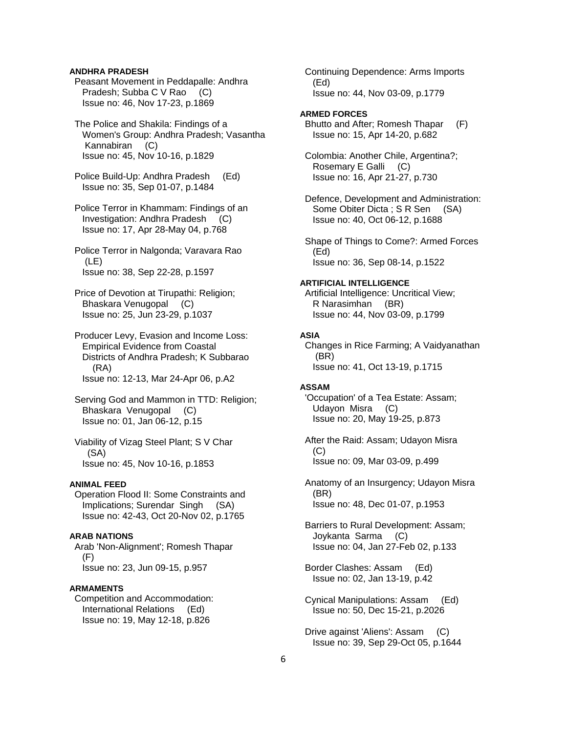**ANDHRA PRADESH**

Peasant Movement in Peddapalle: Andhra Pradesh; Subba C V Rao (C)
Issue no: 46, Nov 17-23, p.1869

The Police and Shakila: Findings of a Women's Group: Andhra Pradesh; Vasantha Kannabiran (C)
Issue no: 45, Nov 10-16, p.1829

Police Build-Up: Andhra Pradesh (Ed)
Issue no: 35, Sep 01-07, p.1484

Police Terror in Khammam: Findings of an Investigation: Andhra Pradesh (C)
Issue no: 17, Apr 28-May 04, p.768

Police Terror in Nalgonda; Varavara Rao (LE)
Issue no: 38, Sep 22-28, p.1597

Price of Devotion at Tirupathi: Religion; Bhaskara Venugopal (C)
Issue no: 25, Jun 23-29, p.1037

Producer Levy, Evasion and Income Loss: Empirical Evidence from Coastal Districts of Andhra Pradesh; K Subbarao (RA)
Issue no: 12-13, Mar 24-Apr 06, p.A2

Serving God and Mammon in TTD: Religion; Bhaskara Venugopal (C)
Issue no: 01, Jan 06-12, p.15

Viability of Vizag Steel Plant; S V Char (SA)
Issue no: 45, Nov 10-16, p.1853

**ANIMAL FEED**

Operation Flood II: Some Constraints and Implications; Surendar Singh (SA)
Issue no: 42-43, Oct 20-Nov 02, p.1765

**ARAB NATIONS**

Arab 'Non-Alignment'; Romesh Thapar (F)
Issue no: 23, Jun 09-15, p.957

**ARMAMENTS**

Competition and Accommodation: International Relations (Ed)
Issue no: 19, May 12-18, p.826

Continuing Dependence: Arms Imports (Ed)
Issue no: 44, Nov 03-09, p.1779

**ARMED FORCES**

Bhutto and After; Romesh Thapar (F)
Issue no: 15, Apr 14-20, p.682

Colombia: Another Chile, Argentina?; Rosemary E Galli (C)
Issue no: 16, Apr 21-27, p.730

Defence, Development and Administration: Some Obiter Dicta ; S R Sen (SA)
Issue no: 40, Oct 06-12, p.1688

Shape of Things to Come?: Armed Forces (Ed)
Issue no: 36, Sep 08-14, p.1522

**ARTIFICIAL INTELLIGENCE**

Artificial Intelligence: Uncritical View; R Narasimhan (BR)
Issue no: 44, Nov 03-09, p.1799

**ASIA**

Changes in Rice Farming; A Vaidyanathan (BR)
Issue no: 41, Oct 13-19, p.1715

**ASSAM**

'Occupation' of a Tea Estate: Assam; Udayon Misra (C)
Issue no: 20, May 19-25, p.873

After the Raid: Assam; Udayon Misra (C)
Issue no: 09, Mar 03-09, p.499

Anatomy of an Insurgency; Udayon Misra (BR)
Issue no: 48, Dec 01-07, p.1953

Barriers to Rural Development: Assam; Joykanta Sarma (C)
Issue no: 04, Jan 27-Feb 02, p.133

Border Clashes: Assam (Ed)
Issue no: 02, Jan 13-19, p.42

Cynical Manipulations: Assam (Ed)
Issue no: 50, Dec 15-21, p.2026

Drive against 'Aliens': Assam (C)
Issue no: 39, Sep 29-Oct 05, p.1644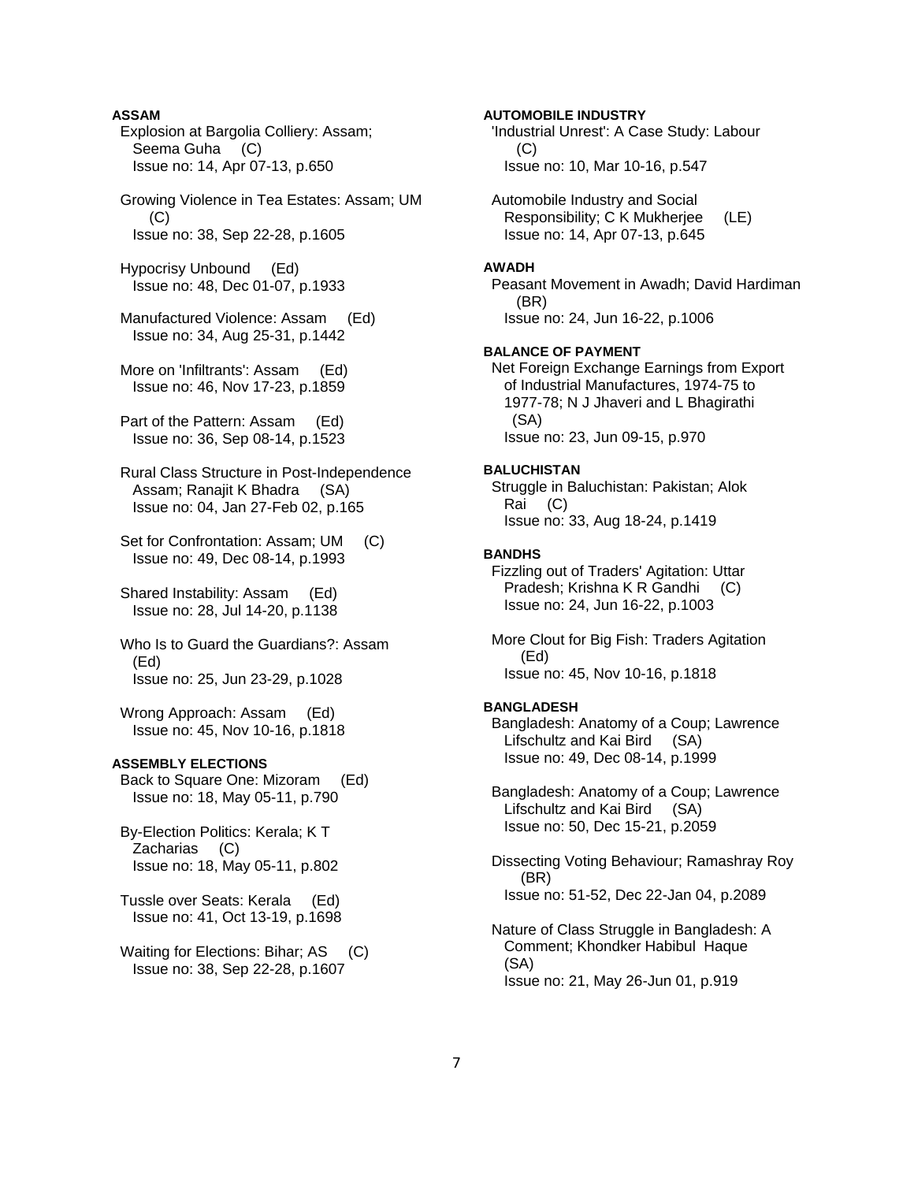**ASSAM**

Explosion at Bargolia Colliery: Assam; Seema Guha (C)
Issue no: 14, Apr 07-13, p.650

Growing Violence in Tea Estates: Assam; UM (C)
Issue no: 38, Sep 22-28, p.1605

Hypocrisy Unbound (Ed)
Issue no: 48, Dec 01-07, p.1933

Manufactured Violence: Assam (Ed)
Issue no: 34, Aug 25-31, p.1442

More on 'Infiltrants': Assam (Ed)
Issue no: 46, Nov 17-23, p.1859

Part of the Pattern: Assam (Ed)
Issue no: 36, Sep 08-14, p.1523

Rural Class Structure in Post-Independence Assam; Ranajit K Bhadra (SA)
Issue no: 04, Jan 27-Feb 02, p.165

Set for Confrontation: Assam; UM (C)
Issue no: 49, Dec 08-14, p.1993

Shared Instability: Assam (Ed)
Issue no: 28, Jul 14-20, p.1138

Who Is to Guard the Guardians?: Assam (Ed)
Issue no: 25, Jun 23-29, p.1028

Wrong Approach: Assam (Ed)
Issue no: 45, Nov 10-16, p.1818

**ASSEMBLY ELECTIONS**

Back to Square One: Mizoram (Ed)
Issue no: 18, May 05-11, p.790

By-Election Politics: Kerala; K T Zacharias (C)
Issue no: 18, May 05-11, p.802

Tussle over Seats: Kerala (Ed)
Issue no: 41, Oct 13-19, p.1698

Waiting for Elections: Bihar; AS (C)
Issue no: 38, Sep 22-28, p.1607

**AUTOMOBILE INDUSTRY**

'Industrial Unrest': A Case Study: Labour (C)
Issue no: 10, Mar 10-16, p.547

Automobile Industry and Social Responsibility; C K Mukherjee (LE)
Issue no: 14, Apr 07-13, p.645

**AWADH**

Peasant Movement in Awadh; David Hardiman (BR)
Issue no: 24, Jun 16-22, p.1006

**BALANCE OF PAYMENT**

Net Foreign Exchange Earnings from Export of Industrial Manufactures, 1974-75 to 1977-78; N J Jhaveri and L Bhagirathi (SA)
Issue no: 23, Jun 09-15, p.970

**BALUCHISTAN**

Struggle in Baluchistan: Pakistan; Alok Rai (C)
Issue no: 33, Aug 18-24, p.1419

**BANDHS**

Fizzling out of Traders' Agitation: Uttar Pradesh; Krishna K R Gandhi (C)
Issue no: 24, Jun 16-22, p.1003

More Clout for Big Fish: Traders Agitation (Ed)
Issue no: 45, Nov 10-16, p.1818

**BANGLADESH**

Bangladesh: Anatomy of a Coup; Lawrence Lifschultz and Kai Bird (SA)
Issue no: 49, Dec 08-14, p.1999

Bangladesh: Anatomy of a Coup; Lawrence Lifschultz and Kai Bird (SA)
Issue no: 50, Dec 15-21, p.2059

Dissecting Voting Behaviour; Ramashray Roy (BR)
Issue no: 51-52, Dec 22-Jan 04, p.2089

Nature of Class Struggle in Bangladesh: A Comment; Khondker Habibul Haque (SA)
Issue no: 21, May 26-Jun 01, p.919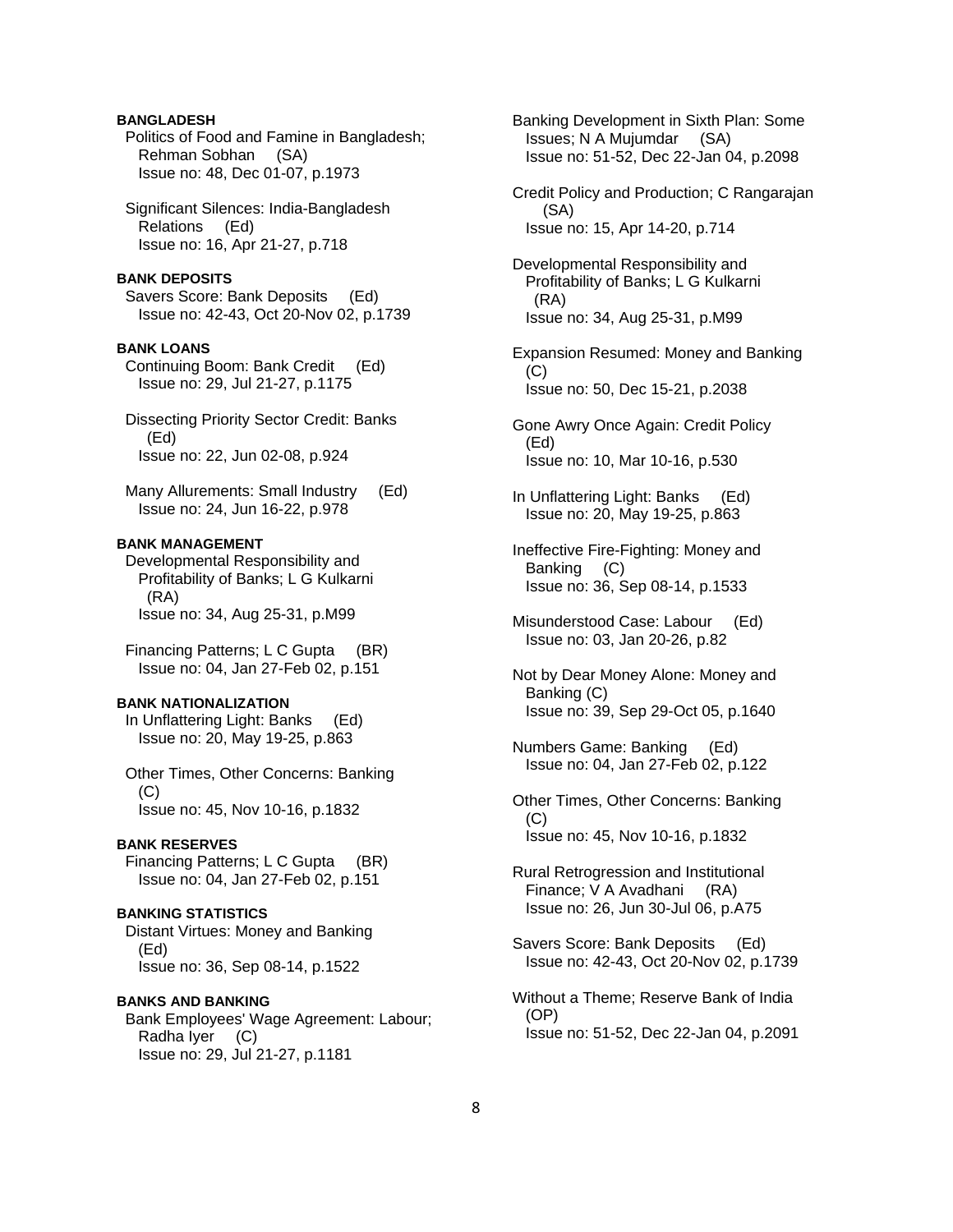**BANGLADESH**

Politics of Food and Famine in Bangladesh; Rehman Sobhan (SA)
Issue no: 48, Dec 01-07, p.1973

Significant Silences: India-Bangladesh Relations (Ed)
Issue no: 16, Apr 21-27, p.718

**BANK DEPOSITS**

Savers Score: Bank Deposits (Ed)
Issue no: 42-43, Oct 20-Nov 02, p.1739

**BANK LOANS**

Continuing Boom: Bank Credit (Ed)
Issue no: 29, Jul 21-27, p.1175

Dissecting Priority Sector Credit: Banks (Ed)
Issue no: 22, Jun 02-08, p.924

Many Allurements: Small Industry (Ed)
Issue no: 24, Jun 16-22, p.978

**BANK MANAGEMENT**

Developmental Responsibility and Profitability of Banks; L G Kulkarni (RA)
Issue no: 34, Aug 25-31, p.M99

Financing Patterns; L C Gupta (BR)
Issue no: 04, Jan 27-Feb 02, p.151

**BANK NATIONALIZATION**

In Unflattering Light: Banks (Ed)
Issue no: 20, May 19-25, p.863

Other Times, Other Concerns: Banking (C)
Issue no: 45, Nov 10-16, p.1832

**BANK RESERVES**

Financing Patterns; L C Gupta (BR)
Issue no: 04, Jan 27-Feb 02, p.151

**BANKING STATISTICS**

Distant Virtues: Money and Banking (Ed)
Issue no: 36, Sep 08-14, p.1522

**BANKS AND BANKING**

Bank Employees' Wage Agreement: Labour; Radha Iyer (C)
Issue no: 29, Jul 21-27, p.1181

Banking Development in Sixth Plan: Some Issues; N A Mujumdar (SA)
Issue no: 51-52, Dec 22-Jan 04, p.2098

Credit Policy and Production; C Rangarajan (SA)
Issue no: 15, Apr 14-20, p.714

Developmental Responsibility and Profitability of Banks; L G Kulkarni (RA)
Issue no: 34, Aug 25-31, p.M99

Expansion Resumed: Money and Banking (C)
Issue no: 50, Dec 15-21, p.2038

Gone Awry Once Again: Credit Policy (Ed)
Issue no: 10, Mar 10-16, p.530

In Unflattering Light: Banks (Ed)
Issue no: 20, May 19-25, p.863

Ineffective Fire-Fighting: Money and Banking (C)
Issue no: 36, Sep 08-14, p.1533

Misunderstood Case: Labour (Ed)
Issue no: 03, Jan 20-26, p.82

Not by Dear Money Alone: Money and Banking (C)
Issue no: 39, Sep 29-Oct 05, p.1640

Numbers Game: Banking (Ed)
Issue no: 04, Jan 27-Feb 02, p.122

Other Times, Other Concerns: Banking (C)
Issue no: 45, Nov 10-16, p.1832

Rural Retrogression and Institutional Finance; V A Avadhani (RA)
Issue no: 26, Jun 30-Jul 06, p.A75

Savers Score: Bank Deposits (Ed)
Issue no: 42-43, Oct 20-Nov 02, p.1739

Without a Theme; Reserve Bank of India (OP)
Issue no: 51-52, Dec 22-Jan 04, p.2091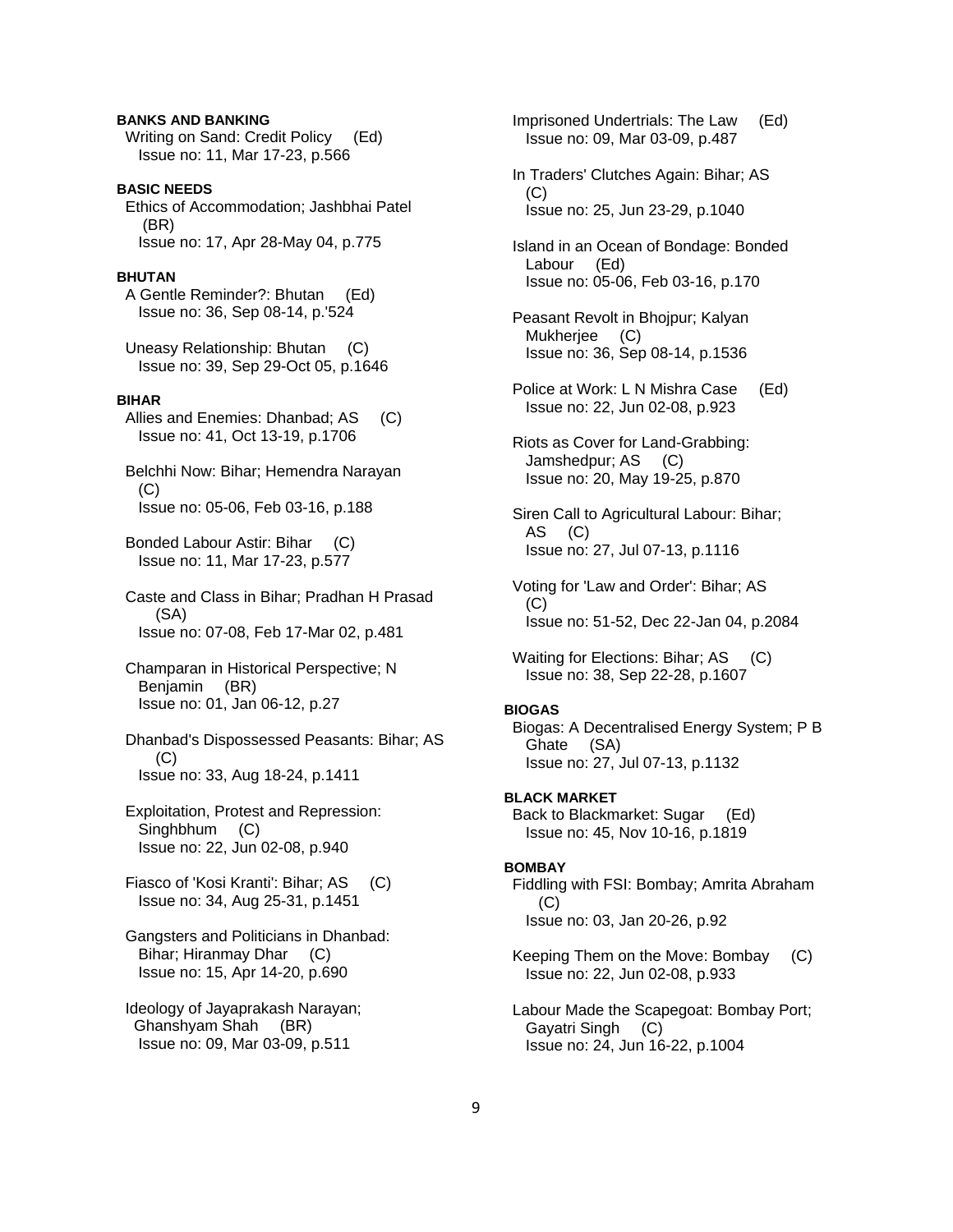**BANKS AND BANKING**

Writing on Sand: Credit Policy (Ed)
Issue no: 11, Mar 17-23, p.566

**BASIC NEEDS**

Ethics of Accommodation; Jashbhai Patel (BR)
Issue no: 17, Apr 28-May 04, p.775

**BHUTAN**

A Gentle Reminder?: Bhutan (Ed)
Issue no: 36, Sep 08-14, p.'524

Uneasy Relationship: Bhutan (C)
Issue no: 39, Sep 29-Oct 05, p.1646

**BIHAR**

Allies and Enemies: Dhanbad; AS (C)
Issue no: 41, Oct 13-19, p.1706

Belchhi Now: Bihar; Hemendra Narayan (C)
Issue no: 05-06, Feb 03-16, p.188

Bonded Labour Astir: Bihar (C)
Issue no: 11, Mar 17-23, p.577

Caste and Class in Bihar; Pradhan H Prasad (SA)
Issue no: 07-08, Feb 17-Mar 02, p.481

Champaran in Historical Perspective; N Benjamin (BR)
Issue no: 01, Jan 06-12, p.27

Dhanbad's Dispossessed Peasants: Bihar; AS (C)
Issue no: 33, Aug 18-24, p.1411

Exploitation, Protest and Repression: Singhbhum (C)
Issue no: 22, Jun 02-08, p.940

Fiasco of 'Kosi Kranti': Bihar; AS (C)
Issue no: 34, Aug 25-31, p.1451

Gangsters and Politicians in Dhanbad: Bihar; Hiranmay Dhar (C)
Issue no: 15, Apr 14-20, p.690

Ideology of Jayaprakash Narayan; Ghanshyam Shah (BR)
Issue no: 09, Mar 03-09, p.511

Imprisoned Undertrials: The Law (Ed)
Issue no: 09, Mar 03-09, p.487

In Traders' Clutches Again: Bihar; AS (C)
Issue no: 25, Jun 23-29, p.1040

Island in an Ocean of Bondage: Bonded Labour (Ed)
Issue no: 05-06, Feb 03-16, p.170

Peasant Revolt in Bhojpur; Kalyan Mukherjee (C)
Issue no: 36, Sep 08-14, p.1536

Police at Work: L N Mishra Case (Ed)
Issue no: 22, Jun 02-08, p.923

Riots as Cover for Land-Grabbing: Jamshedpur; AS (C)
Issue no: 20, May 19-25, p.870

Siren Call to Agricultural Labour: Bihar; AS (C)
Issue no: 27, Jul 07-13, p.1116

Voting for 'Law and Order': Bihar; AS (C)
Issue no: 51-52, Dec 22-Jan 04, p.2084

Waiting for Elections: Bihar; AS (C)
Issue no: 38, Sep 22-28, p.1607

**BIOGAS**

Biogas: A Decentralised Energy System; P B Ghate (SA)
Issue no: 27, Jul 07-13, p.1132

**BLACK MARKET**

Back to Blackmarket: Sugar (Ed)
Issue no: 45, Nov 10-16, p.1819

**BOMBAY**

Fiddling with FSI: Bombay; Amrita Abraham (C)
Issue no: 03, Jan 20-26, p.92

Keeping Them on the Move: Bombay (C)
Issue no: 22, Jun 02-08, p.933

Labour Made the Scapegoat: Bombay Port; Gayatri Singh (C)
Issue no: 24, Jun 16-22, p.1004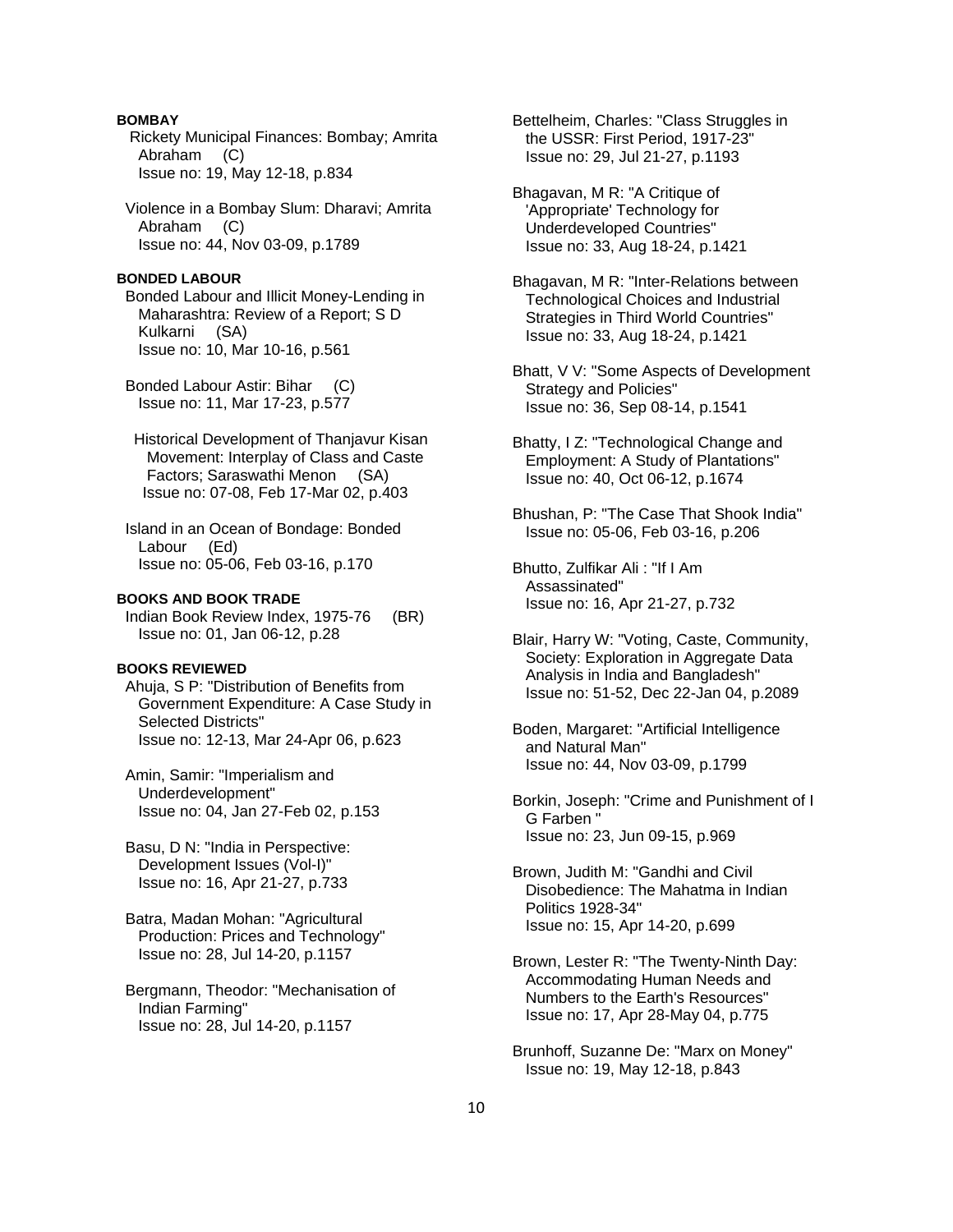**BOMBAY**

Rickety Municipal Finances: Bombay; Amrita Abraham (C)
Issue no: 19, May 12-18, p.834

Violence in a Bombay Slum: Dharavi; Amrita Abraham (C)
Issue no: 44, Nov 03-09, p.1789

**BONDED LABOUR**

Bonded Labour and Illicit Money-Lending in Maharashtra: Review of a Report; S D Kulkarni (SA)
Issue no: 10, Mar 10-16, p.561

Bonded Labour Astir: Bihar (C)
Issue no: 11, Mar 17-23, p.577

Historical Development of Thanjavur Kisan Movement: Interplay of Class and Caste Factors; Saraswathi Menon (SA)
Issue no: 07-08, Feb 17-Mar 02, p.403

Island in an Ocean of Bondage: Bonded Labour (Ed)
Issue no: 05-06, Feb 03-16, p.170

**BOOKS AND BOOK TRADE**

Indian Book Review Index, 1975-76 (BR)
Issue no: 01, Jan 06-12, p.28

**BOOKS REVIEWED**

Ahuja, S P: "Distribution of Benefits from Government Expenditure: A Case Study in Selected Districts"
Issue no: 12-13, Mar 24-Apr 06, p.623

Amin, Samir: "Imperialism and Underdevelopment"
Issue no: 04, Jan 27-Feb 02, p.153

Basu, D N: "India in Perspective: Development Issues (Vol-I)"
Issue no: 16, Apr 21-27, p.733

Batra, Madan Mohan: "Agricultural Production: Prices and Technology"
Issue no: 28, Jul 14-20, p.1157

Bergmann, Theodor: "Mechanisation of Indian Farming"
Issue no: 28, Jul 14-20, p.1157

Bettelheim, Charles: "Class Struggles in the USSR: First Period, 1917-23"
Issue no: 29, Jul 21-27, p.1193

Bhagavan, M R: "A Critique of 'Appropriate' Technology for Underdeveloped Countries"
Issue no: 33, Aug 18-24, p.1421

Bhagavan, M R: "Inter-Relations between Technological Choices and Industrial Strategies in Third World Countries"
Issue no: 33, Aug 18-24, p.1421

Bhatt, V V: "Some Aspects of Development Strategy and Policies"
Issue no: 36, Sep 08-14, p.1541

Bhatty, I Z: "Technological Change and Employment: A Study of Plantations"
Issue no: 40, Oct 06-12, p.1674

Bhushan, P: "The Case That Shook India"
Issue no: 05-06, Feb 03-16, p.206

Bhutto, Zulfikar Ali : "If I Am Assassinated"
Issue no: 16, Apr 21-27, p.732

Blair, Harry W: "Voting, Caste, Community, Society: Exploration in Aggregate Data Analysis in India and Bangladesh"
Issue no: 51-52, Dec 22-Jan 04, p.2089

Boden, Margaret: "Artificial Intelligence and Natural Man"
Issue no: 44, Nov 03-09, p.1799

Borkin, Joseph: "Crime and Punishment of I G Farben "
Issue no: 23, Jun 09-15, p.969

Brown, Judith M: "Gandhi and Civil Disobedience: The Mahatma in Indian Politics 1928-34"
Issue no: 15, Apr 14-20, p.699

Brown, Lester R: "The Twenty-Ninth Day: Accommodating Human Needs and Numbers to the Earth's Resources"
Issue no: 17, Apr 28-May 04, p.775

Brunhoff, Suzanne De: "Marx on Money"
Issue no: 19, May 12-18, p.843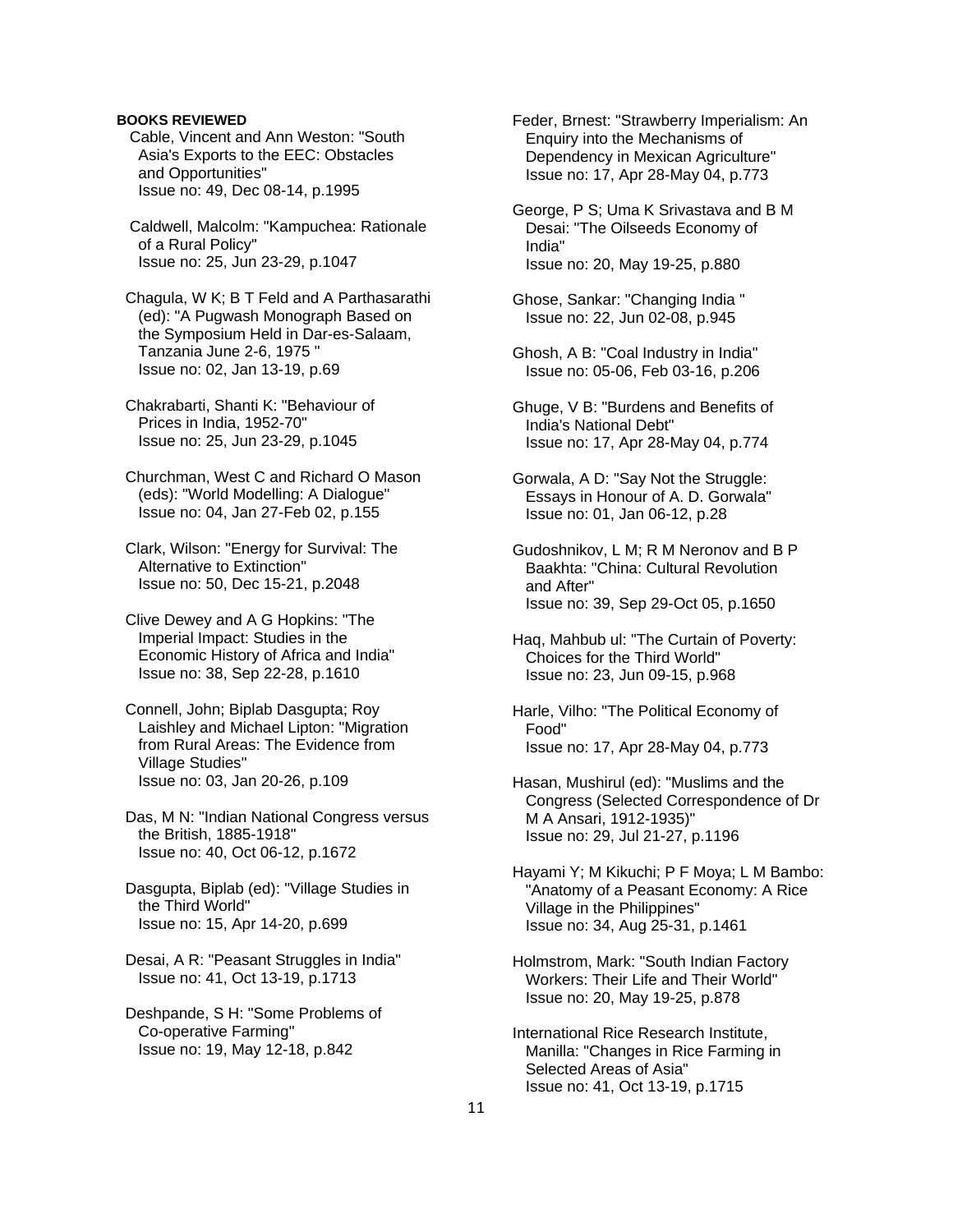**BOOKS REVIEWED**

Cable, Vincent and Ann Weston: "South Asia's Exports to the EEC: Obstacles and Opportunities"
Issue no: 49, Dec 08-14, p.1995

Caldwell, Malcolm: "Kampuchea: Rationale of a Rural Policy"
Issue no: 25, Jun 23-29, p.1047

Chagula, W K; B T Feld and A Parthasarathi (ed): "A Pugwash Monograph Based on the Symposium Held in Dar-es-Salaam, Tanzania June 2-6, 1975 "
Issue no: 02, Jan 13-19, p.69

Chakrabarti, Shanti K: "Behaviour of Prices in India, 1952-70"
Issue no: 25, Jun 23-29, p.1045

Churchman, West C and Richard O Mason (eds): "World Modelling: A Dialogue"
Issue no: 04, Jan 27-Feb 02, p.155

Clark, Wilson: "Energy for Survival: The Alternative to Extinction"
Issue no: 50, Dec 15-21, p.2048

Clive Dewey and A G Hopkins: "The Imperial Impact: Studies in the Economic History of Africa and India"
Issue no: 38, Sep 22-28, p.1610

Connell, John; Biplab Dasgupta; Roy Laishley and Michael Lipton: "Migration from Rural Areas: The Evidence from Village Studies"
Issue no: 03, Jan 20-26, p.109

Das, M N: "Indian National Congress versus the British, 1885-1918"
Issue no: 40, Oct 06-12, p.1672

Dasgupta, Biplab (ed): "Village Studies in the Third World"
Issue no: 15, Apr 14-20, p.699

Desai, A R: "Peasant Struggles in India"
Issue no: 41, Oct 13-19, p.1713

Deshpande, S H: "Some Problems of Co-operative Farming"
Issue no: 19, May 12-18, p.842

Feder, Brnest: "Strawberry Imperialism: An Enquiry into the Mechanisms of Dependency in Mexican Agriculture"
Issue no: 17, Apr 28-May 04, p.773

George, P S; Uma K Srivastava and B M Desai: "The Oilseeds Economy of India"
Issue no: 20, May 19-25, p.880

Ghose, Sankar: "Changing India "
Issue no: 22, Jun 02-08, p.945

Ghosh, A B: "Coal Industry in India"
Issue no: 05-06, Feb 03-16, p.206

Ghuge, V B: "Burdens and Benefits of India's National Debt"
Issue no: 17, Apr 28-May 04, p.774

Gorwala, A D: "Say Not the Struggle: Essays in Honour of A. D. Gorwala"
Issue no: 01, Jan 06-12, p.28

Gudoshnikov, L M; R M Neronov and B P Baakhta: "China: Cultural Revolution and After"
Issue no: 39, Sep 29-Oct 05, p.1650

Haq, Mahbub ul: "The Curtain of Poverty: Choices for the Third World"
Issue no: 23, Jun 09-15, p.968

Harle, Vilho: "The Political Economy of Food"
Issue no: 17, Apr 28-May 04, p.773

Hasan, Mushirul (ed): "Muslims and the Congress (Selected Correspondence of Dr M A Ansari, 1912-1935)"
Issue no: 29, Jul 21-27, p.1196

Hayami Y; M Kikuchi; P F Moya; L M Bambo: "Anatomy of a Peasant Economy: A Rice Village in the Philippines"
Issue no: 34, Aug 25-31, p.1461

Holmstrom, Mark: "South Indian Factory Workers: Their Life and Their World"
Issue no: 20, May 19-25, p.878

International Rice Research Institute, Manilla: "Changes in Rice Farming in Selected Areas of Asia"
Issue no: 41, Oct 13-19, p.1715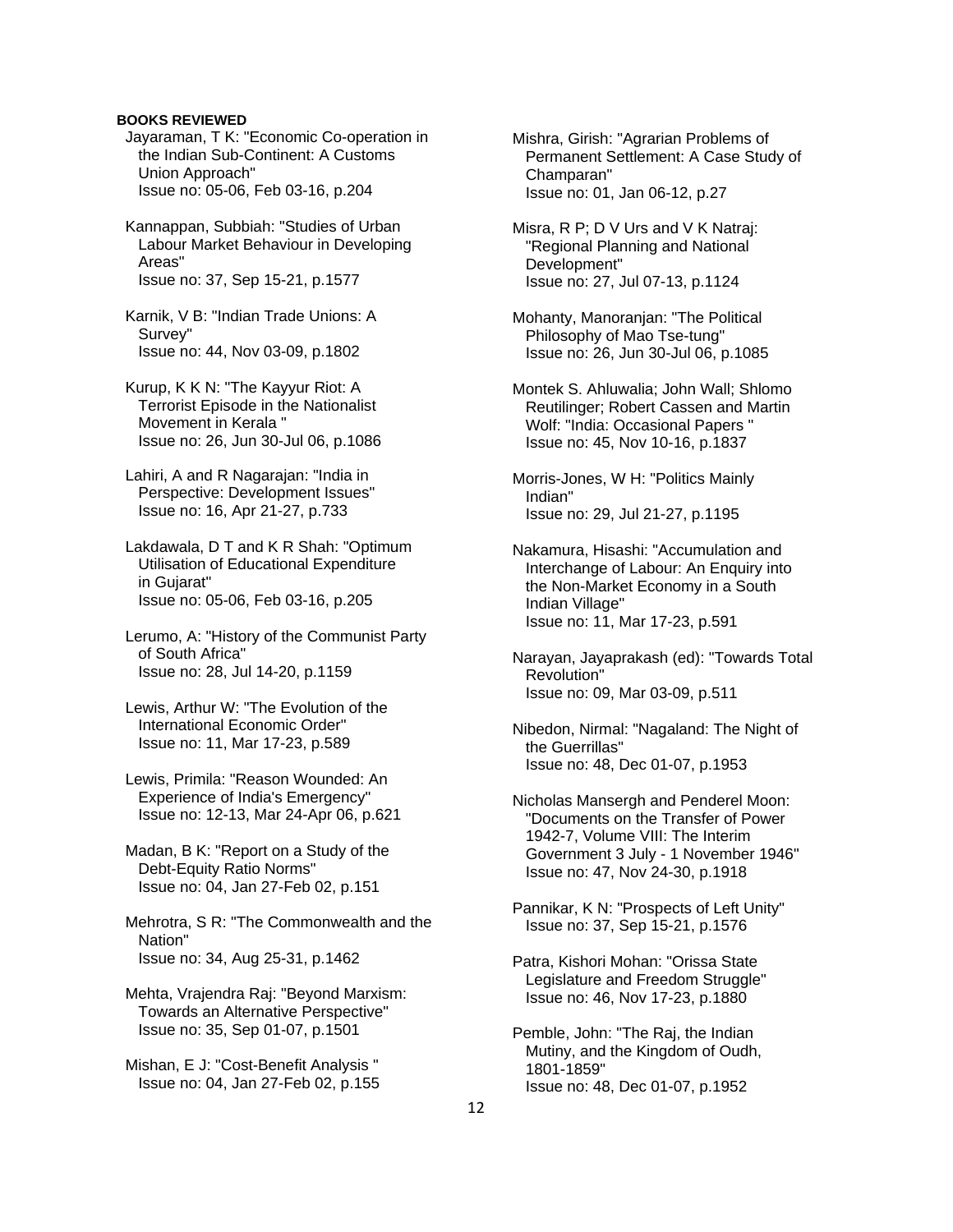**BOOKS REVIEWED**

Jayaraman, T K: "Economic Co-operation in the Indian Sub-Continent: A Customs Union Approach"
Issue no: 05-06, Feb 03-16, p.204

Kannappan, Subbiah: "Studies of Urban Labour Market Behaviour in Developing Areas"
Issue no: 37, Sep 15-21, p.1577

Karnik, V B: "Indian Trade Unions: A Survey"
Issue no: 44, Nov 03-09, p.1802

Kurup, K K N: "The Kayyur Riot: A Terrorist Episode in the Nationalist Movement in Kerala "
Issue no: 26, Jun 30-Jul 06, p.1086

Lahiri, A and R Nagarajan: "India in Perspective: Development Issues"
Issue no: 16, Apr 21-27, p.733

Lakdawala, D T and K R Shah: "Optimum Utilisation of Educational Expenditure in Gujarat"
Issue no: 05-06, Feb 03-16, p.205

Lerumo, A: "History of the Communist Party of South Africa"
Issue no: 28, Jul 14-20, p.1159

Lewis, Arthur W: "The Evolution of the International Economic Order"
Issue no: 11, Mar 17-23, p.589

Lewis, Primila: "Reason Wounded: An Experience of India's Emergency"
Issue no: 12-13, Mar 24-Apr 06, p.621

Madan, B K: "Report on a Study of the Debt-Equity Ratio Norms"
Issue no: 04, Jan 27-Feb 02, p.151

Mehrotra, S R: "The Commonwealth and the Nation"
Issue no: 34, Aug 25-31, p.1462

Mehta, Vrajendra Raj: "Beyond Marxism: Towards an Alternative Perspective"
Issue no: 35, Sep 01-07, p.1501

Mishan, E J: "Cost-Benefit Analysis "
Issue no: 04, Jan 27-Feb 02, p.155

Mishra, Girish: "Agrarian Problems of Permanent Settlement: A Case Study of Champaran"
Issue no: 01, Jan 06-12, p.27

Misra, R P; D V Urs and V K Natraj: "Regional Planning and National Development"
Issue no: 27, Jul 07-13, p.1124

Mohanty, Manoranjan: "The Political Philosophy of Mao Tse-tung"
Issue no: 26, Jun 30-Jul 06, p.1085

Montek S. Ahluwalia; John Wall; Shlomo Reutilinger; Robert Cassen and Martin Wolf: "India: Occasional Papers "
Issue no: 45, Nov 10-16, p.1837

Morris-Jones, W H: "Politics Mainly Indian"
Issue no: 29, Jul 21-27, p.1195

Nakamura, Hisashi: "Accumulation and Interchange of Labour: An Enquiry into the Non-Market Economy in a South Indian Village"
Issue no: 11, Mar 17-23, p.591

Narayan, Jayaprakash (ed): "Towards Total Revolution"
Issue no: 09, Mar 03-09, p.511

Nibedon, Nirmal: "Nagaland: The Night of the Guerrillas"
Issue no: 48, Dec 01-07, p.1953

Nicholas Mansergh and Penderel Moon: "Documents on the Transfer of Power 1942-7, Volume VIII: The Interim Government 3 July - 1 November 1946"
Issue no: 47, Nov 24-30, p.1918

Pannikar, K N: "Prospects of Left Unity"
Issue no: 37, Sep 15-21, p.1576

Patra, Kishori Mohan: "Orissa State Legislature and Freedom Struggle"
Issue no: 46, Nov 17-23, p.1880

Pemble, John: "The Raj, the Indian Mutiny, and the Kingdom of Oudh, 1801-1859"
Issue no: 48, Dec 01-07, p.1952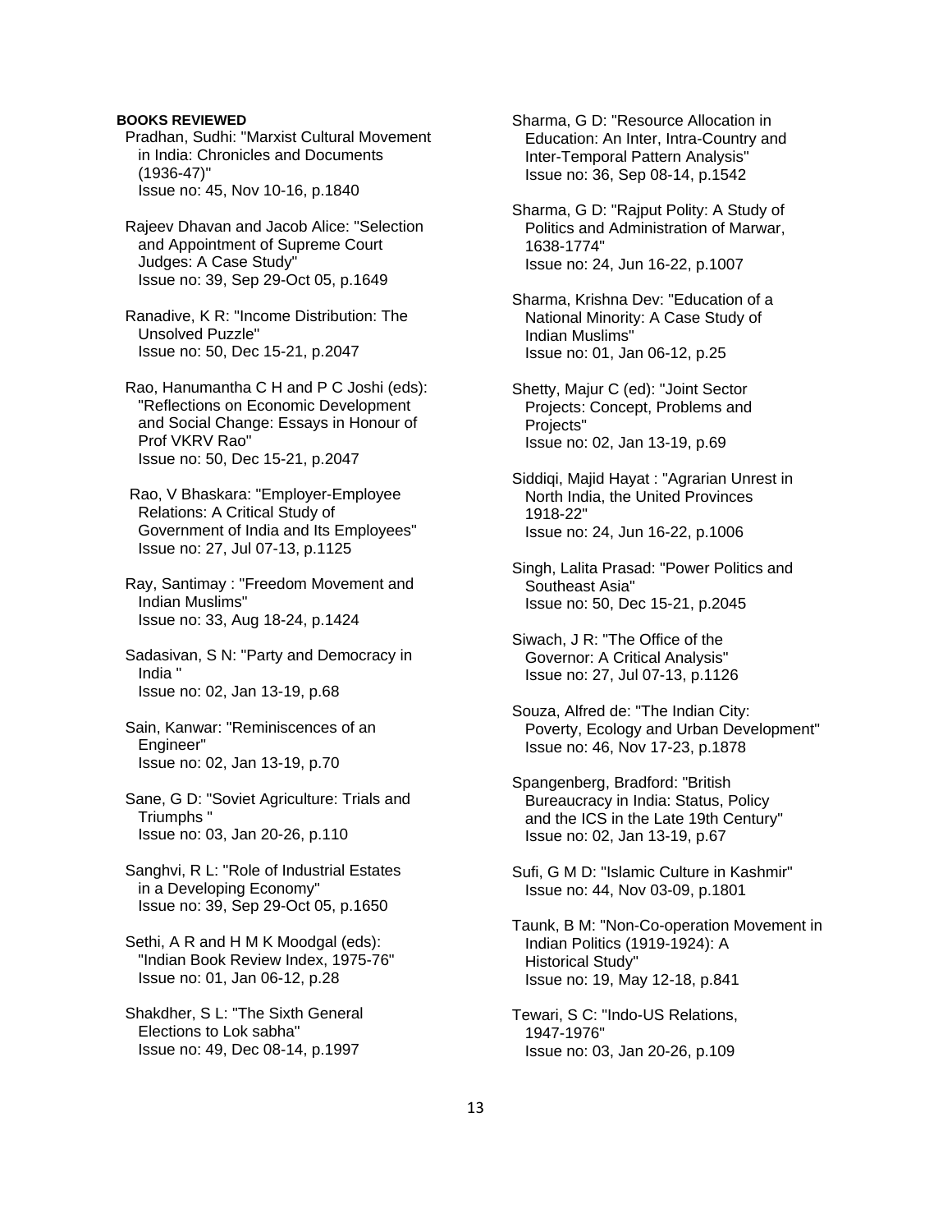**BOOKS REVIEWED**

Pradhan, Sudhi: "Marxist Cultural Movement in India: Chronicles and Documents (1936-47)"
Issue no: 45, Nov 10-16, p.1840

Rajeev Dhavan and Jacob Alice: "Selection and Appointment of Supreme Court Judges: A Case Study"
Issue no: 39, Sep 29-Oct 05, p.1649

Ranadive, K R: "Income Distribution: The Unsolved Puzzle"
Issue no: 50, Dec 15-21, p.2047

Rao, Hanumantha C H and P C Joshi (eds): "Reflections on Economic Development and Social Change: Essays in Honour of Prof VKRV Rao"
Issue no: 50, Dec 15-21, p.2047

Rao, V Bhaskara: "Employer-Employee Relations: A Critical Study of Government of India and Its Employees"
Issue no: 27, Jul 07-13, p.1125

Ray, Santimay : "Freedom Movement and Indian Muslims"
Issue no: 33, Aug 18-24, p.1424

Sadasivan, S N: "Party and Democracy in India "
Issue no: 02, Jan 13-19, p.68

Sain, Kanwar: "Reminiscences of an Engineer"
Issue no: 02, Jan 13-19, p.70

Sane, G D: "Soviet Agriculture: Trials and Triumphs "
Issue no: 03, Jan 20-26, p.110

Sanghvi, R L: "Role of Industrial Estates in a Developing Economy"
Issue no: 39, Sep 29-Oct 05, p.1650

Sethi, A R and H M K Moodgal (eds): "Indian Book Review Index, 1975-76"
Issue no: 01, Jan 06-12, p.28

Shakdher, S L: "The Sixth General Elections to Lok sabha"
Issue no: 49, Dec 08-14, p.1997

Sharma, G D: "Resource Allocation in Education: An Inter, Intra-Country and Inter-Temporal Pattern Analysis"
Issue no: 36, Sep 08-14, p.1542

Sharma, G D: "Rajput Polity: A Study of Politics and Administration of Marwar, 1638-1774"
Issue no: 24, Jun 16-22, p.1007

Sharma, Krishna Dev: "Education of a National Minority: A Case Study of Indian Muslims"
Issue no: 01, Jan 06-12, p.25

Shetty, Majur C (ed): "Joint Sector Projects: Concept, Problems and Projects"
Issue no: 02, Jan 13-19, p.69

Siddiqi, Majid Hayat : "Agrarian Unrest in North India, the United Provinces 1918-22"
Issue no: 24, Jun 16-22, p.1006

Singh, Lalita Prasad: "Power Politics and Southeast Asia"
Issue no: 50, Dec 15-21, p.2045

Siwach, J R: "The Office of the Governor: A Critical Analysis"
Issue no: 27, Jul 07-13, p.1126

Souza, Alfred de: "The Indian City: Poverty, Ecology and Urban Development"
Issue no: 46, Nov 17-23, p.1878

Spangenberg, Bradford: "British Bureaucracy in India: Status, Policy and the ICS in the Late 19th Century"
Issue no: 02, Jan 13-19, p.67

Sufi, G M D: "Islamic Culture in Kashmir"
Issue no: 44, Nov 03-09, p.1801

Taunk, B M: "Non-Co-operation Movement in Indian Politics (1919-1924): A Historical Study"
Issue no: 19, May 12-18, p.841

Tewari, S C: "Indo-US Relations, 1947-1976"
Issue no: 03, Jan 20-26, p.109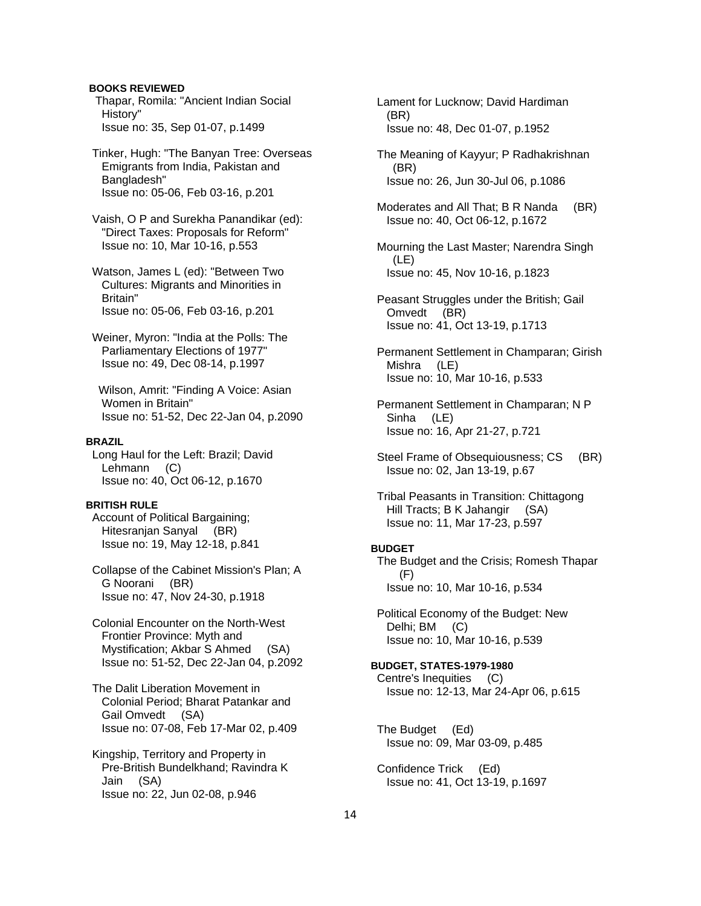**BOOKS REVIEWED**

Thapar, Romila: "Ancient Indian Social History"
Issue no: 35, Sep 01-07, p.1499

Tinker, Hugh: "The Banyan Tree: Overseas Emigrants from India, Pakistan and Bangladesh"
Issue no: 05-06, Feb 03-16, p.201

Vaish, O P and Surekha Panandikar (ed): "Direct Taxes: Proposals for Reform"
Issue no: 10, Mar 10-16, p.553

Watson, James L (ed): "Between Two Cultures: Migrants and Minorities in Britain"
Issue no: 05-06, Feb 03-16, p.201

Weiner, Myron: "India at the Polls: The Parliamentary Elections of 1977"
Issue no: 49, Dec 08-14, p.1997

Wilson, Amrit: "Finding A Voice: Asian Women in Britain"
Issue no: 51-52, Dec 22-Jan 04, p.2090

**BRAZIL**

Long Haul for the Left: Brazil; David Lehmann (C)
Issue no: 40, Oct 06-12, p.1670

**BRITISH RULE**

Account of Political Bargaining; Hitesranjan Sanyal (BR)
Issue no: 19, May 12-18, p.841

Collapse of the Cabinet Mission's Plan; A G Noorani (BR)
Issue no: 47, Nov 24-30, p.1918

Colonial Encounter on the North-West Frontier Province: Myth and Mystification; Akbar S Ahmed (SA)
Issue no: 51-52, Dec 22-Jan 04, p.2092

The Dalit Liberation Movement in Colonial Period; Bharat Patankar and Gail Omvedt (SA)
Issue no: 07-08, Feb 17-Mar 02, p.409

Kingship, Territory and Property in Pre-British Bundelkhand; Ravindra K Jain (SA)
Issue no: 22, Jun 02-08, p.946

Lament for Lucknow; David Hardiman (BR)
Issue no: 48, Dec 01-07, p.1952

The Meaning of Kayyur; P Radhakrishnan (BR)
Issue no: 26, Jun 30-Jul 06, p.1086

Moderates and All That; B R Nanda (BR)
Issue no: 40, Oct 06-12, p.1672

Mourning the Last Master; Narendra Singh (LE)
Issue no: 45, Nov 10-16, p.1823

Peasant Struggles under the British; Gail Omvedt (BR)
Issue no: 41, Oct 13-19, p.1713

Permanent Settlement in Champaran; Girish Mishra (LE)
Issue no: 10, Mar 10-16, p.533

Permanent Settlement in Champaran; N P Sinha (LE)
Issue no: 16, Apr 21-27, p.721

Steel Frame of Obsequiousness; CS (BR)
Issue no: 02, Jan 13-19, p.67

Tribal Peasants in Transition: Chittagong Hill Tracts; B K Jahangir (SA)
Issue no: 11, Mar 17-23, p.597

**BUDGET**

The Budget and the Crisis; Romesh Thapar (F)
Issue no: 10, Mar 10-16, p.534

Political Economy of the Budget: New Delhi; BM (C)
Issue no: 10, Mar 10-16, p.539

**BUDGET, STATES-1979-1980**

Centre's Inequities (C)
Issue no: 12-13, Mar 24-Apr 06, p.615

The Budget (Ed)
Issue no: 09, Mar 03-09, p.485

Confidence Trick (Ed)
Issue no: 41, Oct 13-19, p.1697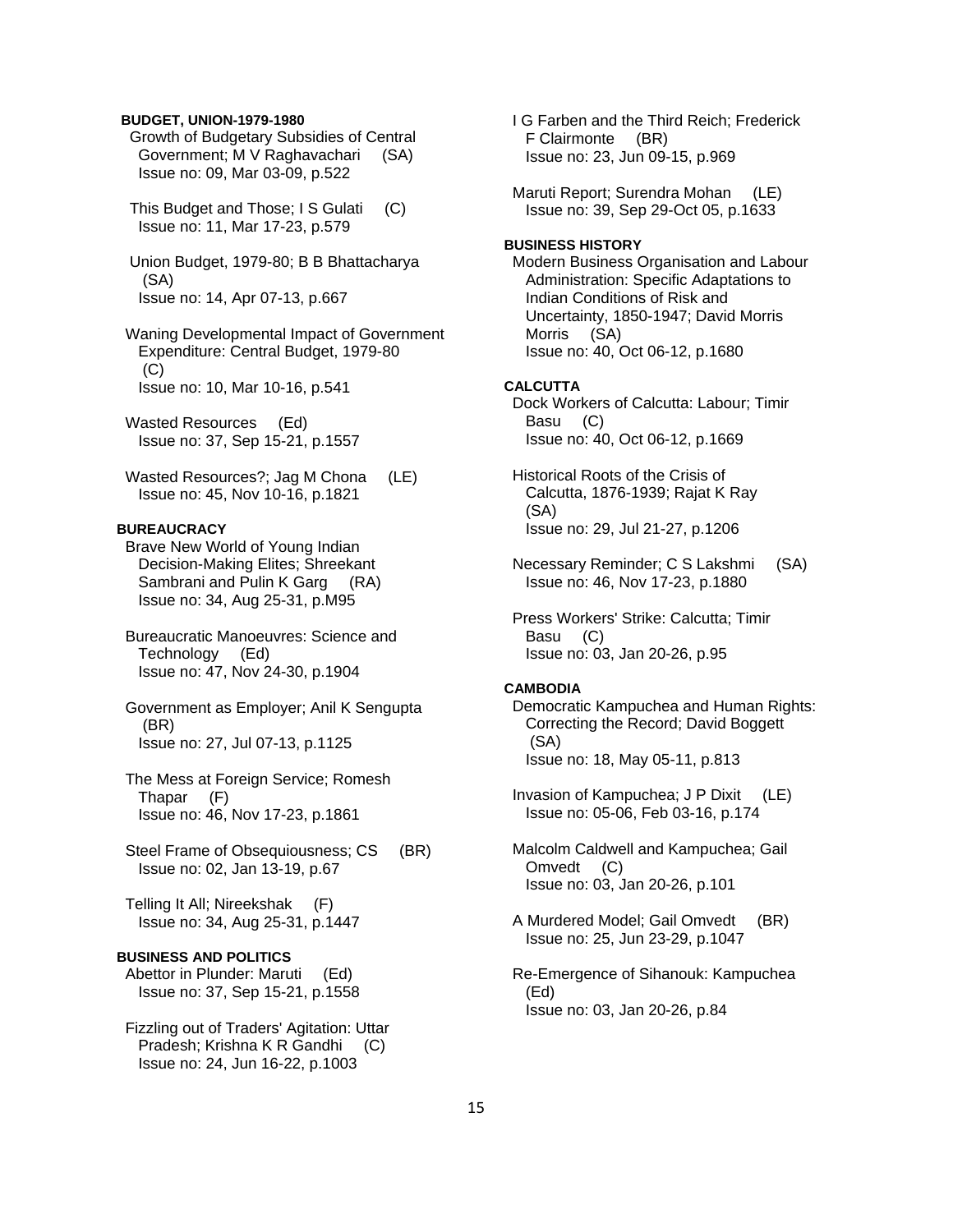**BUDGET, UNION-1979-1980**

Growth of Budgetary Subsidies of Central Government; M V Raghavachari (SA)
Issue no: 09, Mar 03-09, p.522

This Budget and Those; I S Gulati (C)
Issue no: 11, Mar 17-23, p.579

Union Budget, 1979-80; B B Bhattacharya (SA)
Issue no: 14, Apr 07-13, p.667

Waning Developmental Impact of Government Expenditure: Central Budget, 1979-80 (C)
Issue no: 10, Mar 10-16, p.541

Wasted Resources (Ed)
Issue no: 37, Sep 15-21, p.1557

Wasted Resources?; Jag M Chona (LE)
Issue no: 45, Nov 10-16, p.1821

**BUREAUCRACY**

Brave New World of Young Indian Decision-Making Elites; Shreekant Sambrani and Pulin K Garg (RA)
Issue no: 34, Aug 25-31, p.M95

Bureaucratic Manoeuvres: Science and Technology (Ed)
Issue no: 47, Nov 24-30, p.1904

Government as Employer; Anil K Sengupta (BR)
Issue no: 27, Jul 07-13, p.1125

The Mess at Foreign Service; Romesh Thapar (F)
Issue no: 46, Nov 17-23, p.1861

Steel Frame of Obsequiousness; CS (BR)
Issue no: 02, Jan 13-19, p.67

Telling It All; Nireekshak (F)
Issue no: 34, Aug 25-31, p.1447

**BUSINESS AND POLITICS**

Abettor in Plunder: Maruti (Ed)
Issue no: 37, Sep 15-21, p.1558

Fizzling out of Traders' Agitation: Uttar Pradesh; Krishna K R Gandhi (C)
Issue no: 24, Jun 16-22, p.1003

I G Farben and the Third Reich; Frederick F Clairmonte (BR)
Issue no: 23, Jun 09-15, p.969

Maruti Report; Surendra Mohan (LE)
Issue no: 39, Sep 29-Oct 05, p.1633

**BUSINESS HISTORY**

Modern Business Organisation and Labour Administration: Specific Adaptations to Indian Conditions of Risk and Uncertainty, 1850-1947; David Morris Morris (SA)
Issue no: 40, Oct 06-12, p.1680

**CALCUTTA**

Dock Workers of Calcutta: Labour; Timir Basu (C)
Issue no: 40, Oct 06-12, p.1669

Historical Roots of the Crisis of Calcutta, 1876-1939; Rajat K Ray (SA)
Issue no: 29, Jul 21-27, p.1206

Necessary Reminder; C S Lakshmi (SA)
Issue no: 46, Nov 17-23, p.1880

Press Workers' Strike: Calcutta; Timir Basu (C)
Issue no: 03, Jan 20-26, p.95

**CAMBODIA**

Democratic Kampuchea and Human Rights: Correcting the Record; David Boggett (SA)
Issue no: 18, May 05-11, p.813

Invasion of Kampuchea; J P Dixit (LE)
Issue no: 05-06, Feb 03-16, p.174

Malcolm Caldwell and Kampuchea; Gail Omvedt (C)
Issue no: 03, Jan 20-26, p.101

A Murdered Model; Gail Omvedt (BR)
Issue no: 25, Jun 23-29, p.1047

Re-Emergence of Sihanouk: Kampuchea (Ed)
Issue no: 03, Jan 20-26, p.84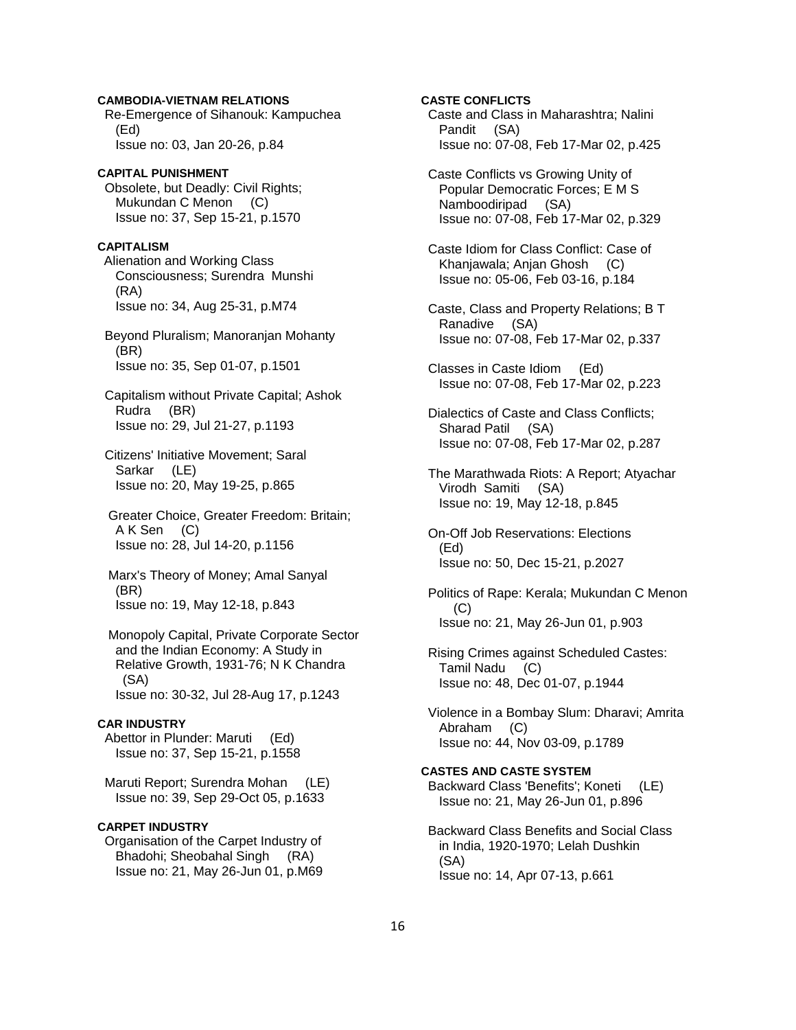**CAMBODIA-VIETNAM RELATIONS**

Re-Emergence of Sihanouk: Kampuchea (Ed)
Issue no: 03, Jan 20-26, p.84

**CAPITAL PUNISHMENT**

Obsolete, but Deadly: Civil Rights; Mukundan C Menon (C)
Issue no: 37, Sep 15-21, p.1570

**CAPITALISM**

Alienation and Working Class Consciousness; Surendra Munshi (RA)
Issue no: 34, Aug 25-31, p.M74

Beyond Pluralism; Manoranjan Mohanty (BR)
Issue no: 35, Sep 01-07, p.1501

Capitalism without Private Capital; Ashok Rudra (BR)
Issue no: 29, Jul 21-27, p.1193

Citizens' Initiative Movement; Saral Sarkar (LE)
Issue no: 20, May 19-25, p.865

Greater Choice, Greater Freedom: Britain; A K Sen (C)
Issue no: 28, Jul 14-20, p.1156

Marx's Theory of Money; Amal Sanyal (BR)
Issue no: 19, May 12-18, p.843

Monopoly Capital, Private Corporate Sector and the Indian Economy: A Study in Relative Growth, 1931-76; N K Chandra (SA)
Issue no: 30-32, Jul 28-Aug 17, p.1243

**CAR INDUSTRY**

Abettor in Plunder: Maruti (Ed)
Issue no: 37, Sep 15-21, p.1558

Maruti Report; Surendra Mohan (LE)
Issue no: 39, Sep 29-Oct 05, p.1633

**CARPET INDUSTRY**

Organisation of the Carpet Industry of Bhadohi; Sheobahal Singh (RA)
Issue no: 21, May 26-Jun 01, p.M69

**CASTE CONFLICTS**

Caste and Class in Maharashtra; Nalini Pandit (SA)
Issue no: 07-08, Feb 17-Mar 02, p.425

Caste Conflicts vs Growing Unity of Popular Democratic Forces; E M S Namboodiripad (SA)
Issue no: 07-08, Feb 17-Mar 02, p.329

Caste Idiom for Class Conflict: Case of Khanjawala; Anjan Ghosh (C)
Issue no: 05-06, Feb 03-16, p.184

Caste, Class and Property Relations; B T Ranadive (SA)
Issue no: 07-08, Feb 17-Mar 02, p.337

Classes in Caste Idiom (Ed)
Issue no: 07-08, Feb 17-Mar 02, p.223

Dialectics of Caste and Class Conflicts; Sharad Patil (SA)
Issue no: 07-08, Feb 17-Mar 02, p.287

The Marathwada Riots: A Report; Atyachar Virodh Samiti (SA)
Issue no: 19, May 12-18, p.845

On-Off Job Reservations: Elections (Ed)
Issue no: 50, Dec 15-21, p.2027

Politics of Rape: Kerala; Mukundan C Menon (C)
Issue no: 21, May 26-Jun 01, p.903

Rising Crimes against Scheduled Castes: Tamil Nadu (C)
Issue no: 48, Dec 01-07, p.1944

Violence in a Bombay Slum: Dharavi; Amrita Abraham (C)
Issue no: 44, Nov 03-09, p.1789

**CASTES AND CASTE SYSTEM**

Backward Class 'Benefits'; Koneti (LE)
Issue no: 21, May 26-Jun 01, p.896

Backward Class Benefits and Social Class in India, 1920-1970; Lelah Dushkin (SA)
Issue no: 14, Apr 07-13, p.661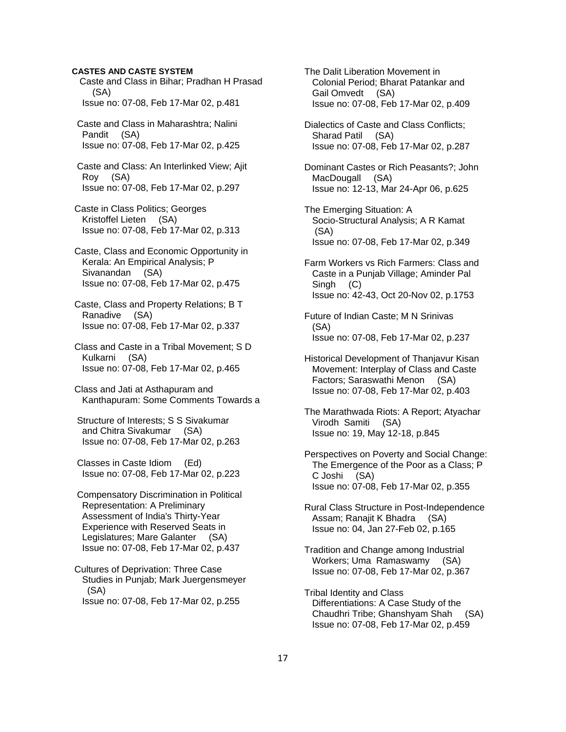**CASTES AND CASTE SYSTEM**

Caste and Class in Bihar; Pradhan H Prasad (SA)
Issue no: 07-08, Feb 17-Mar 02, p.481

Caste and Class in Maharashtra; Nalini Pandit (SA)
Issue no: 07-08, Feb 17-Mar 02, p.425

Caste and Class: An Interlinked View; Ajit Roy (SA)
Issue no: 07-08, Feb 17-Mar 02, p.297

Caste in Class Politics; Georges Kristoffel Lieten (SA)
Issue no: 07-08, Feb 17-Mar 02, p.313

Caste, Class and Economic Opportunity in Kerala: An Empirical Analysis; P Sivanandan (SA)
Issue no: 07-08, Feb 17-Mar 02, p.475

Caste, Class and Property Relations; B T Ranadive (SA)
Issue no: 07-08, Feb 17-Mar 02, p.337

Class and Caste in a Tribal Movement; S D Kulkarni (SA)
Issue no: 07-08, Feb 17-Mar 02, p.465

Class and Jati at Asthapuram and Kanthapuram: Some Comments Towards a Structure of Interests; S S Sivakumar and Chitra Sivakumar (SA)
Issue no: 07-08, Feb 17-Mar 02, p.263

Classes in Caste Idiom (Ed)
Issue no: 07-08, Feb 17-Mar 02, p.223

Compensatory Discrimination in Political Representation: A Preliminary Assessment of India's Thirty-Year Experience with Reserved Seats in Legislatures; Mare Galanter (SA)
Issue no: 07-08, Feb 17-Mar 02, p.437

Cultures of Deprivation: Three Case Studies in Punjab; Mark Juergensmeyer (SA)
Issue no: 07-08, Feb 17-Mar 02, p.255

The Dalit Liberation Movement in Colonial Period; Bharat Patankar and Gail Omvedt (SA)
Issue no: 07-08, Feb 17-Mar 02, p.409

Dialectics of Caste and Class Conflicts; Sharad Patil (SA)
Issue no: 07-08, Feb 17-Mar 02, p.287

Dominant Castes or Rich Peasants?; John MacDougall (SA)
Issue no: 12-13, Mar 24-Apr 06, p.625

The Emerging Situation: A Socio-Structural Analysis; A R Kamat (SA)
Issue no: 07-08, Feb 17-Mar 02, p.349

Farm Workers vs Rich Farmers: Class and Caste in a Punjab Village; Aminder Pal Singh (C)
Issue no: 42-43, Oct 20-Nov 02, p.1753

Future of Indian Caste; M N Srinivas (SA)
Issue no: 07-08, Feb 17-Mar 02, p.237

Historical Development of Thanjavur Kisan Movement: Interplay of Class and Caste Factors; Saraswathi Menon (SA)
Issue no: 07-08, Feb 17-Mar 02, p.403

The Marathwada Riots: A Report; Atyachar Virodh Samiti (SA)
Issue no: 19, May 12-18, p.845

Perspectives on Poverty and Social Change: The Emergence of the Poor as a Class; P C Joshi (SA)
Issue no: 07-08, Feb 17-Mar 02, p.355

Rural Class Structure in Post-Independence Assam; Ranajit K Bhadra (SA)
Issue no: 04, Jan 27-Feb 02, p.165

Tradition and Change among Industrial Workers; Uma Ramaswamy (SA)
Issue no: 07-08, Feb 17-Mar 02, p.367

Tribal Identity and Class Differentiations: A Case Study of the Chaudhri Tribe; Ghanshyam Shah (SA)
Issue no: 07-08, Feb 17-Mar 02, p.459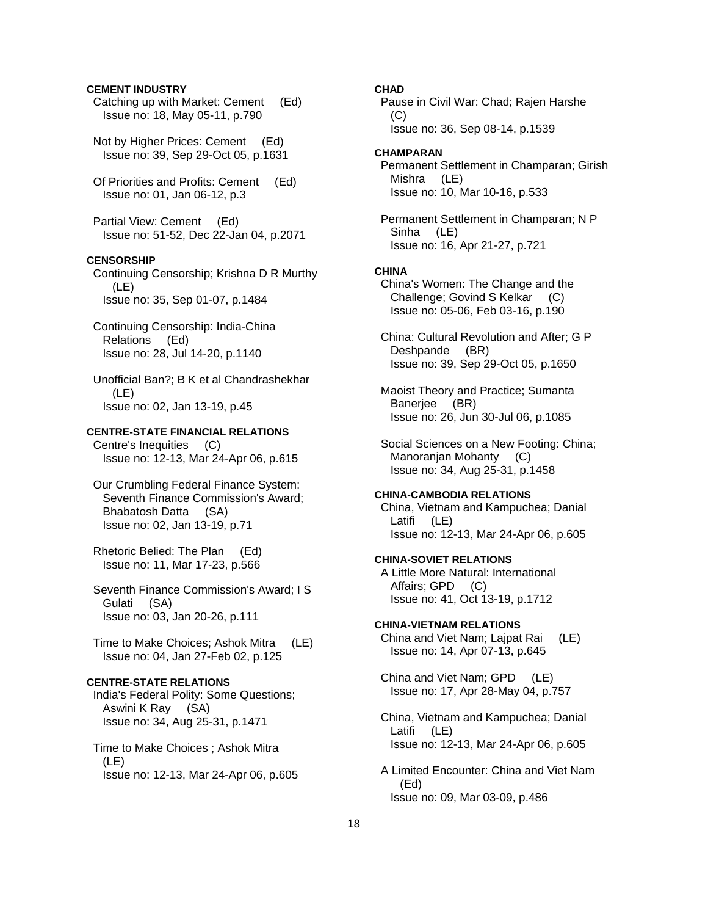**CEMENT INDUSTRY**

Catching up with Market: Cement (Ed)
Issue no: 18, May 05-11, p.790

Not by Higher Prices: Cement (Ed)
Issue no: 39, Sep 29-Oct 05, p.1631

Of Priorities and Profits: Cement (Ed)
Issue no: 01, Jan 06-12, p.3

Partial View: Cement (Ed)
Issue no: 51-52, Dec 22-Jan 04, p.2071

**CENSORSHIP**

Continuing Censorship; Krishna D R Murthy (LE)
Issue no: 35, Sep 01-07, p.1484

Continuing Censorship: India-China Relations (Ed)
Issue no: 28, Jul 14-20, p.1140

Unofficial Ban?; B K et al Chandrashekhar (LE)
Issue no: 02, Jan 13-19, p.45

**CENTRE-STATE FINANCIAL RELATIONS**

Centre's Inequities (C)
Issue no: 12-13, Mar 24-Apr 06, p.615

Our Crumbling Federal Finance System: Seventh Finance Commission's Award; Bhabatosh Datta (SA)
Issue no: 02, Jan 13-19, p.71

Rhetoric Belied: The Plan (Ed)
Issue no: 11, Mar 17-23, p.566

Seventh Finance Commission's Award; I S Gulati (SA)
Issue no: 03, Jan 20-26, p.111

Time to Make Choices; Ashok Mitra (LE)
Issue no: 04, Jan 27-Feb 02, p.125

**CENTRE-STATE RELATIONS**

India's Federal Polity: Some Questions; Aswini K Ray (SA)
Issue no: 34, Aug 25-31, p.1471

Time to Make Choices ; Ashok Mitra (LE)
Issue no: 12-13, Mar 24-Apr 06, p.605

**CHAD**

Pause in Civil War: Chad; Rajen Harshe (C)
Issue no: 36, Sep 08-14, p.1539

**CHAMPARAN**

Permanent Settlement in Champaran; Girish Mishra (LE)
Issue no: 10, Mar 10-16, p.533

Permanent Settlement in Champaran; N P Sinha (LE)
Issue no: 16, Apr 21-27, p.721

**CHINA**

China's Women: The Change and the Challenge; Govind S Kelkar (C)
Issue no: 05-06, Feb 03-16, p.190

China: Cultural Revolution and After; G P Deshpande (BR)
Issue no: 39, Sep 29-Oct 05, p.1650

Maoist Theory and Practice; Sumanta Banerjee (BR)
Issue no: 26, Jun 30-Jul 06, p.1085

Social Sciences on a New Footing: China; Manoranjan Mohanty (C)
Issue no: 34, Aug 25-31, p.1458

**CHINA-CAMBODIA RELATIONS**

China, Vietnam and Kampuchea; Danial Latifi (LE)
Issue no: 12-13, Mar 24-Apr 06, p.605

**CHINA-SOVIET RELATIONS**

A Little More Natural: International Affairs; GPD (C)
Issue no: 41, Oct 13-19, p.1712

**CHINA-VIETNAM RELATIONS**

China and Viet Nam; Lajpat Rai (LE)
Issue no: 14, Apr 07-13, p.645

China and Viet Nam; GPD (LE)
Issue no: 17, Apr 28-May 04, p.757

China, Vietnam and Kampuchea; Danial Latifi (LE)
Issue no: 12-13, Mar 24-Apr 06, p.605

A Limited Encounter: China and Viet Nam (Ed)
Issue no: 09, Mar 03-09, p.486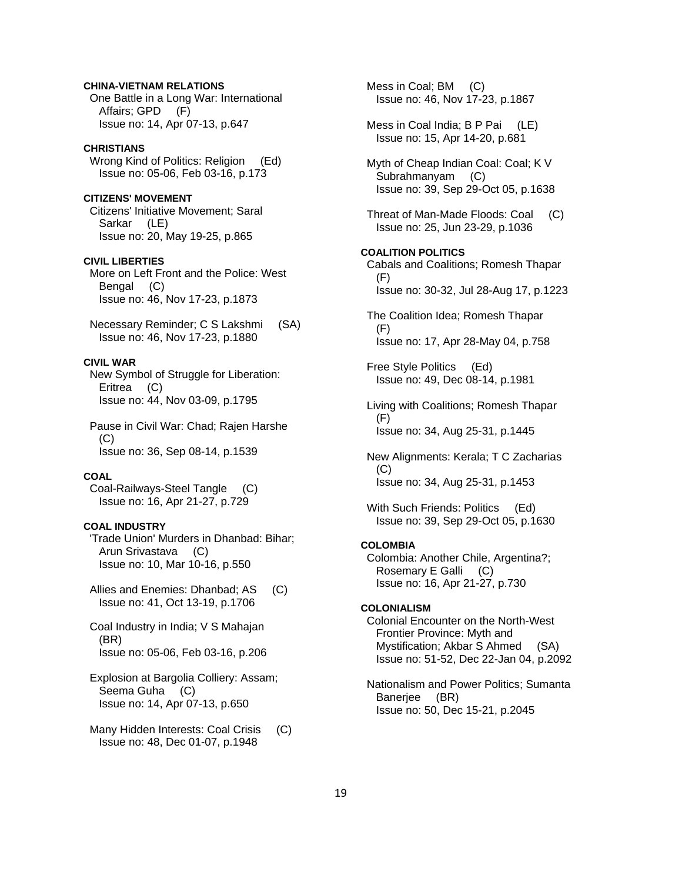**CHINA-VIETNAM RELATIONS**

One Battle in a Long War: International Affairs; GPD (F)
Issue no: 14, Apr 07-13, p.647

**CHRISTIANS**

Wrong Kind of Politics: Religion (Ed)
Issue no: 05-06, Feb 03-16, p.173

**CITIZENS' MOVEMENT**

Citizens' Initiative Movement; Saral Sarkar (LE)
Issue no: 20, May 19-25, p.865

**CIVIL LIBERTIES**

More on Left Front and the Police: West Bengal (C)
Issue no: 46, Nov 17-23, p.1873

Necessary Reminder; C S Lakshmi (SA)
Issue no: 46, Nov 17-23, p.1880

**CIVIL WAR**

New Symbol of Struggle for Liberation: Eritrea (C)
Issue no: 44, Nov 03-09, p.1795

Pause in Civil War: Chad; Rajen Harshe (C)
Issue no: 36, Sep 08-14, p.1539

**COAL**

Coal-Railways-Steel Tangle (C)
Issue no: 16, Apr 21-27, p.729

**COAL INDUSTRY**

'Trade Union' Murders in Dhanbad: Bihar; Arun Srivastava (C)
Issue no: 10, Mar 10-16, p.550

Allies and Enemies: Dhanbad; AS (C)
Issue no: 41, Oct 13-19, p.1706

Coal Industry in India; V S Mahajan (BR)
Issue no: 05-06, Feb 03-16, p.206

Explosion at Bargolia Colliery: Assam; Seema Guha (C)
Issue no: 14, Apr 07-13, p.650

Many Hidden Interests: Coal Crisis (C)
Issue no: 48, Dec 01-07, p.1948

Mess in Coal; BM (C)
Issue no: 46, Nov 17-23, p.1867

Mess in Coal India; B P Pai (LE)
Issue no: 15, Apr 14-20, p.681

Myth of Cheap Indian Coal: Coal; K V Subrahmanyam (C)
Issue no: 39, Sep 29-Oct 05, p.1638

Threat of Man-Made Floods: Coal (C)
Issue no: 25, Jun 23-29, p.1036

**COALITION POLITICS**

Cabals and Coalitions; Romesh Thapar (F)
Issue no: 30-32, Jul 28-Aug 17, p.1223

The Coalition Idea; Romesh Thapar (F)
Issue no: 17, Apr 28-May 04, p.758

Free Style Politics (Ed)
Issue no: 49, Dec 08-14, p.1981

Living with Coalitions; Romesh Thapar (F)
Issue no: 34, Aug 25-31, p.1445

New Alignments: Kerala; T C Zacharias (C)
Issue no: 34, Aug 25-31, p.1453

With Such Friends: Politics (Ed)
Issue no: 39, Sep 29-Oct 05, p.1630

**COLOMBIA**

Colombia: Another Chile, Argentina?; Rosemary E Galli (C)
Issue no: 16, Apr 21-27, p.730

**COLONIALISM**

Colonial Encounter on the North-West Frontier Province: Myth and Mystification; Akbar S Ahmed (SA)
Issue no: 51-52, Dec 22-Jan 04, p.2092

Nationalism and Power Politics; Sumanta Banerjee (BR)
Issue no: 50, Dec 15-21, p.2045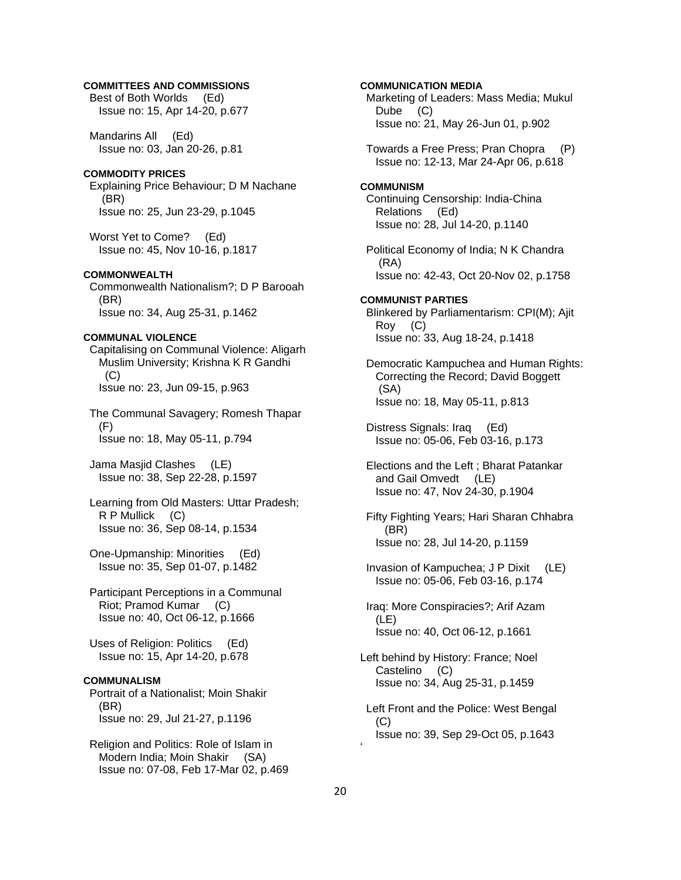**COMMITTEES AND COMMISSIONS**

Best of Both Worlds (Ed)
Issue no: 15, Apr 14-20, p.677

Mandarins All (Ed)
Issue no: 03, Jan 20-26, p.81

**COMMODITY PRICES**

Explaining Price Behaviour; D M Nachane (BR)
Issue no: 25, Jun 23-29, p.1045

Worst Yet to Come? (Ed)
Issue no: 45, Nov 10-16, p.1817

**COMMONWEALTH**

Commonwealth Nationalism?; D P Barooah (BR)
Issue no: 34, Aug 25-31, p.1462

**COMMUNAL VIOLENCE**

Capitalising on Communal Violence: Aligarh Muslim University; Krishna K R Gandhi (C)
Issue no: 23, Jun 09-15, p.963

The Communal Savagery; Romesh Thapar (F)
Issue no: 18, May 05-11, p.794

Jama Masjid Clashes (LE)
Issue no: 38, Sep 22-28, p.1597

Learning from Old Masters: Uttar Pradesh; R P Mullick (C)
Issue no: 36, Sep 08-14, p.1534

One-Upmanship: Minorities (Ed)
Issue no: 35, Sep 01-07, p.1482

Participant Perceptions in a Communal Riot; Pramod Kumar (C)
Issue no: 40, Oct 06-12, p.1666

Uses of Religion: Politics (Ed)
Issue no: 15, Apr 14-20, p.678

**COMMUNALISM**

Portrait of a Nationalist; Moin Shakir (BR)
Issue no: 29, Jul 21-27, p.1196

Religion and Politics: Role of Islam in Modern India; Moin Shakir (SA)
Issue no: 07-08, Feb 17-Mar 02, p.469

**COMMUNICATION MEDIA**

Marketing of Leaders: Mass Media; Mukul Dube (C)
Issue no: 21, May 26-Jun 01, p.902

Towards a Free Press; Pran Chopra (P)
Issue no: 12-13, Mar 24-Apr 06, p.618

**COMMUNISM**

Continuing Censorship: India-China Relations (Ed)
Issue no: 28, Jul 14-20, p.1140

Political Economy of India; N K Chandra (RA)
Issue no: 42-43, Oct 20-Nov 02, p.1758

**COMMUNIST PARTIES**

Blinkered by Parliamentarism: CPI(M); Ajit Roy (C)
Issue no: 33, Aug 18-24, p.1418

Democratic Kampuchea and Human Rights: Correcting the Record; David Boggett (SA)
Issue no: 18, May 05-11, p.813

Distress Signals: Iraq (Ed)
Issue no: 05-06, Feb 03-16, p.173

Elections and the Left ; Bharat Patankar and Gail Omvedt (LE)
Issue no: 47, Nov 24-30, p.1904

Fifty Fighting Years; Hari Sharan Chhabra (BR)
Issue no: 28, Jul 14-20, p.1159

Invasion of Kampuchea; J P Dixit (LE)
Issue no: 05-06, Feb 03-16, p.174

Iraq: More Conspiracies?; Arif Azam (LE)
Issue no: 40, Oct 06-12, p.1661

Left behind by History: France; Noel Castelino (C)
Issue no: 34, Aug 25-31, p.1459

Left Front and the Police: West Bengal (C)
Issue no: 39, Sep 29-Oct 05, p.1643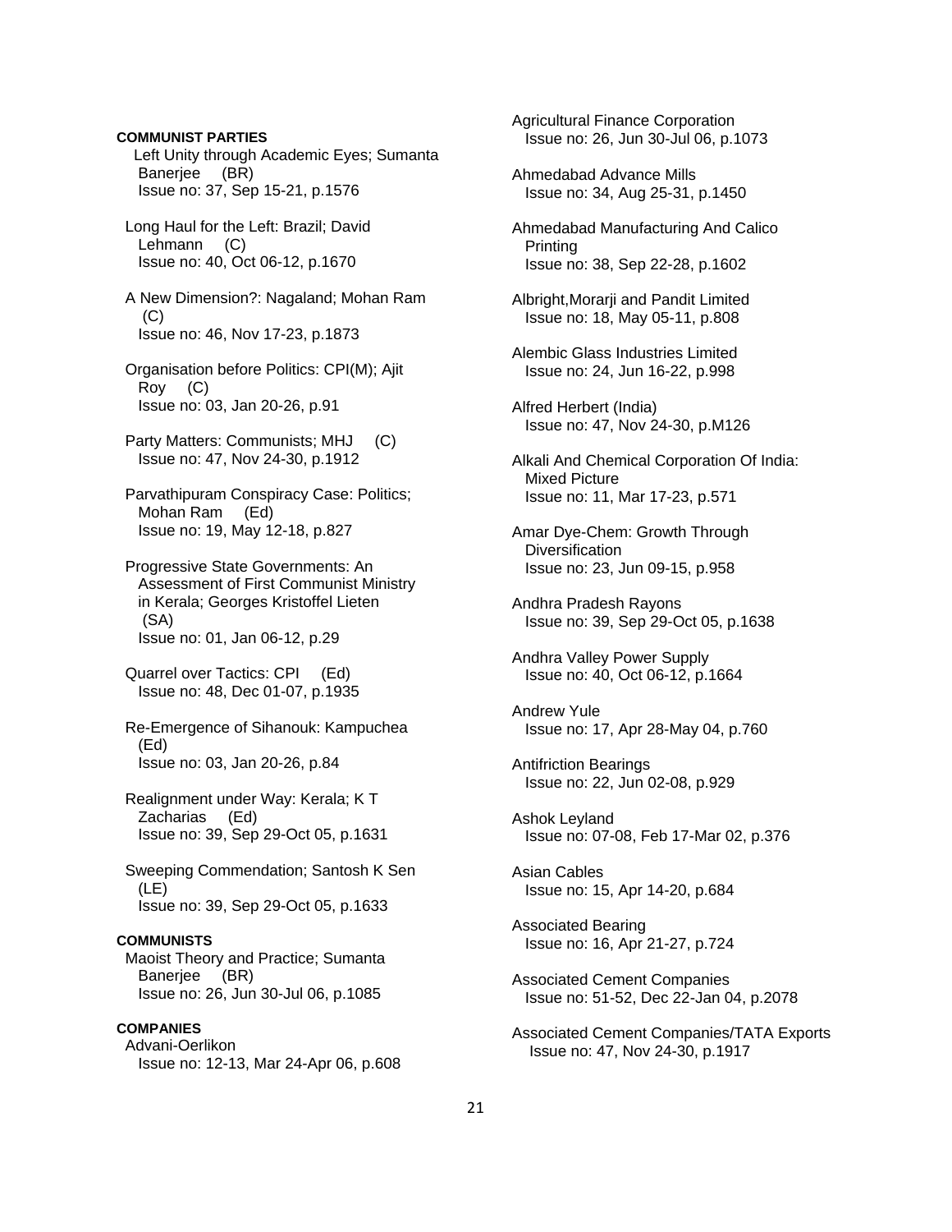**COMMUNIST PARTIES**

Left Unity through Academic Eyes; Sumanta Banerjee (BR)
Issue no: 37, Sep 15-21, p.1576

Long Haul for the Left: Brazil; David Lehmann (C)
Issue no: 40, Oct 06-12, p.1670

A New Dimension?: Nagaland; Mohan Ram (C)
Issue no: 46, Nov 17-23, p.1873

Organisation before Politics: CPI(M); Ajit Roy (C)
Issue no: 03, Jan 20-26, p.91

Party Matters: Communists; MHJ (C)
Issue no: 47, Nov 24-30, p.1912

Parvathipuram Conspiracy Case: Politics; Mohan Ram (Ed)
Issue no: 19, May 12-18, p.827

Progressive State Governments: An Assessment of First Communist Ministry in Kerala; Georges Kristoffel Lieten (SA)
Issue no: 01, Jan 06-12, p.29

Quarrel over Tactics: CPI (Ed)
Issue no: 48, Dec 01-07, p.1935

Re-Emergence of Sihanouk: Kampuchea (Ed)
Issue no: 03, Jan 20-26, p.84

Realignment under Way: Kerala; K T Zacharias (Ed)
Issue no: 39, Sep 29-Oct 05, p.1631

Sweeping Commendation; Santosh K Sen (LE)
Issue no: 39, Sep 29-Oct 05, p.1633

**COMMUNISTS**

Maoist Theory and Practice; Sumanta Banerjee (BR)
Issue no: 26, Jun 30-Jul 06, p.1085

**COMPANIES**

Advani-Oerlikon
Issue no: 12-13, Mar 24-Apr 06, p.608

Agricultural Finance Corporation
Issue no: 26, Jun 30-Jul 06, p.1073

Ahmedabad Advance Mills
Issue no: 34, Aug 25-31, p.1450

Ahmedabad Manufacturing And Calico Printing
Issue no: 38, Sep 22-28, p.1602

Albright,Morarji and Pandit Limited
Issue no: 18, May 05-11, p.808

Alembic Glass Industries Limited
Issue no: 24, Jun 16-22, p.998

Alfred Herbert (India)
Issue no: 47, Nov 24-30, p.M126

Alkali And Chemical Corporation Of India: Mixed Picture
Issue no: 11, Mar 17-23, p.571

Amar Dye-Chem: Growth Through Diversification
Issue no: 23, Jun 09-15, p.958

Andhra Pradesh Rayons
Issue no: 39, Sep 29-Oct 05, p.1638

Andhra Valley Power Supply
Issue no: 40, Oct 06-12, p.1664

Andrew Yule
Issue no: 17, Apr 28-May 04, p.760

Antifriction Bearings
Issue no: 22, Jun 02-08, p.929

Ashok Leyland
Issue no: 07-08, Feb 17-Mar 02, p.376

Asian Cables
Issue no: 15, Apr 14-20, p.684

Associated Bearing
Issue no: 16, Apr 21-27, p.724

Associated Cement Companies
Issue no: 51-52, Dec 22-Jan 04, p.2078

Associated Cement Companies/TATA Exports
Issue no: 47, Nov 24-30, p.1917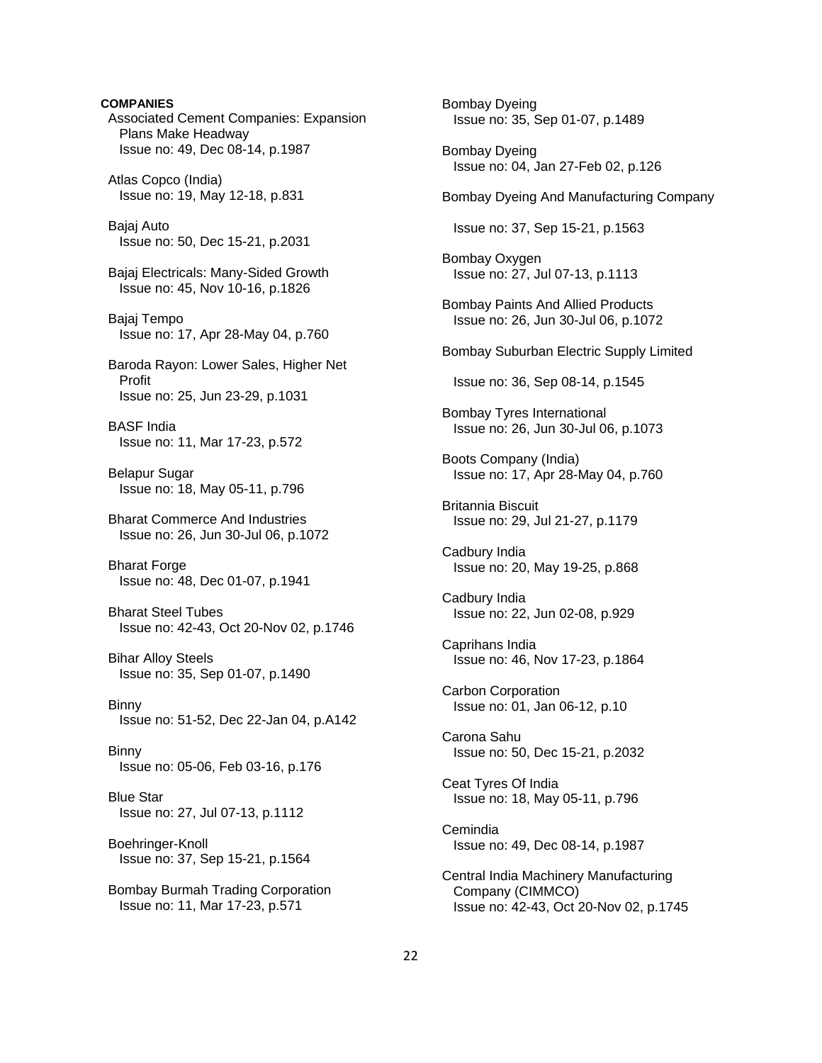**COMPANIES**

Associated Cement Companies: Expansion Plans Make Headway
Issue no: 49, Dec 08-14, p.1987

Atlas Copco (India)
Issue no: 19, May 12-18, p.831

Bajaj Auto
Issue no: 50, Dec 15-21, p.2031

Bajaj Electricals: Many-Sided Growth
Issue no: 45, Nov 10-16, p.1826

Bajaj Tempo
Issue no: 17, Apr 28-May 04, p.760

Baroda Rayon: Lower Sales, Higher Net Profit
Issue no: 25, Jun 23-29, p.1031

BASF India
Issue no: 11, Mar 17-23, p.572

Belapur Sugar
Issue no: 18, May 05-11, p.796

Bharat Commerce And Industries
Issue no: 26, Jun 30-Jul 06, p.1072

Bharat Forge
Issue no: 48, Dec 01-07, p.1941

Bharat Steel Tubes
Issue no: 42-43, Oct 20-Nov 02, p.1746

Bihar Alloy Steels
Issue no: 35, Sep 01-07, p.1490

Binny
Issue no: 51-52, Dec 22-Jan 04, p.A142

Binny
Issue no: 05-06, Feb 03-16, p.176

Blue Star
Issue no: 27, Jul 07-13, p.1112

Boehringer-Knoll
Issue no: 37, Sep 15-21, p.1564

Bombay Burmah Trading Corporation
Issue no: 11, Mar 17-23, p.571

Bombay Dyeing
Issue no: 35, Sep 01-07, p.1489

Bombay Dyeing
Issue no: 04, Jan 27-Feb 02, p.126

Bombay Dyeing And Manufacturing Company
Issue no: 37, Sep 15-21, p.1563

Bombay Oxygen
Issue no: 27, Jul 07-13, p.1113

Bombay Paints And Allied Products
Issue no: 26, Jun 30-Jul 06, p.1072

Bombay Suburban Electric Supply Limited
Issue no: 36, Sep 08-14, p.1545

Bombay Tyres International
Issue no: 26, Jun 30-Jul 06, p.1073

Boots Company (India)
Issue no: 17, Apr 28-May 04, p.760

Britannia Biscuit
Issue no: 29, Jul 21-27, p.1179

Cadbury India
Issue no: 20, May 19-25, p.868

Cadbury India
Issue no: 22, Jun 02-08, p.929

Caprihans India
Issue no: 46, Nov 17-23, p.1864

Carbon Corporation
Issue no: 01, Jan 06-12, p.10

Carona Sahu
Issue no: 50, Dec 15-21, p.2032

Ceat Tyres Of India
Issue no: 18, May 05-11, p.796

Cemindia
Issue no: 49, Dec 08-14, p.1987

Central India Machinery Manufacturing Company (CIMMCO)
Issue no: 42-43, Oct 20-Nov 02, p.1745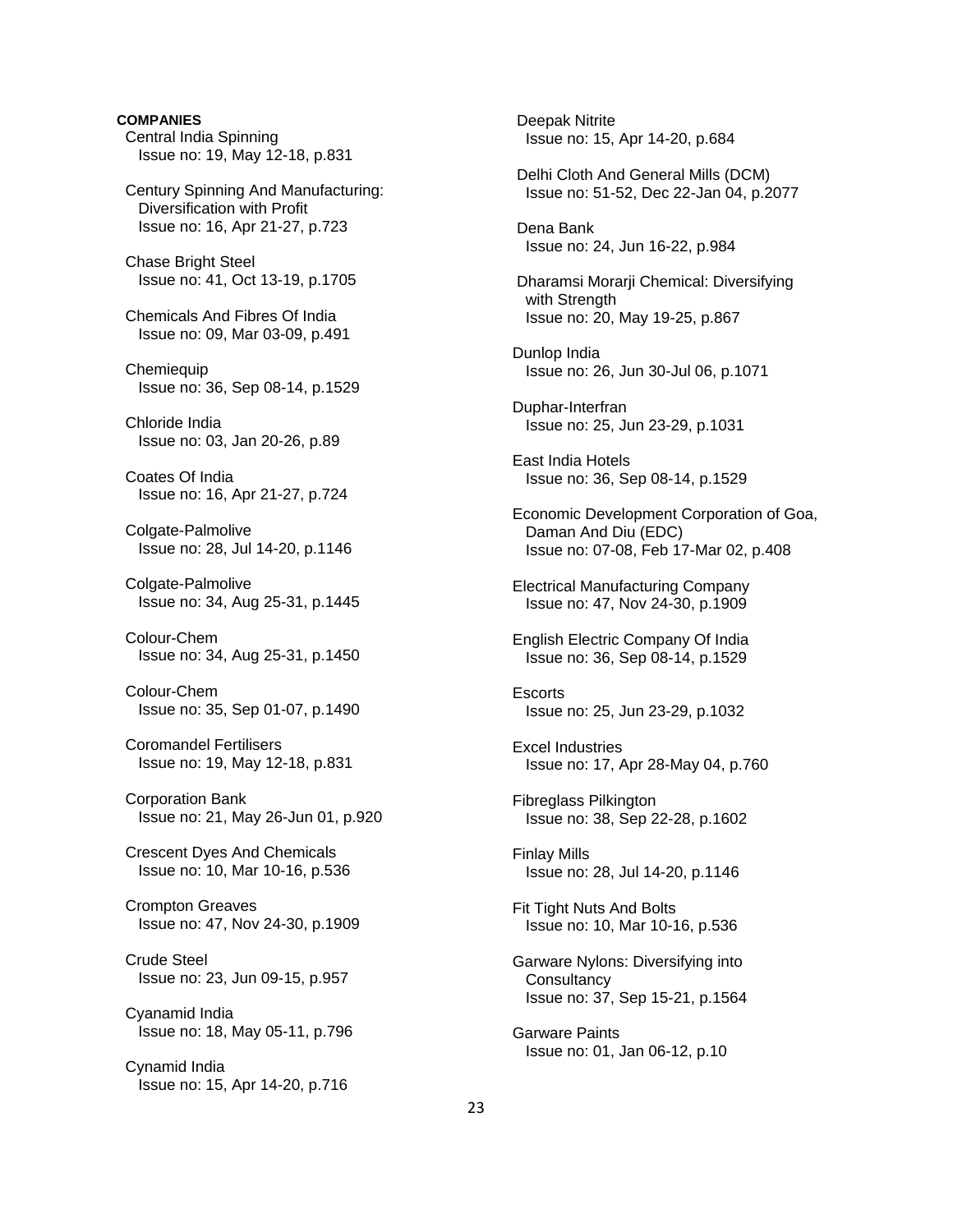**COMPANIES**

Central India Spinning
Issue no: 19, May 12-18, p.831

Century Spinning And Manufacturing: Diversification with Profit
Issue no: 16, Apr 21-27, p.723

Chase Bright Steel
Issue no: 41, Oct 13-19, p.1705

Chemicals And Fibres Of India
Issue no: 09, Mar 03-09, p.491

Chemiequip
Issue no: 36, Sep 08-14, p.1529

Chloride India
Issue no: 03, Jan 20-26, p.89

Coates Of India
Issue no: 16, Apr 21-27, p.724

Colgate-Palmolive
Issue no: 28, Jul 14-20, p.1146

Colgate-Palmolive
Issue no: 34, Aug 25-31, p.1445

Colour-Chem
Issue no: 34, Aug 25-31, p.1450

Colour-Chem
Issue no: 35, Sep 01-07, p.1490

Coromandel Fertilisers
Issue no: 19, May 12-18, p.831

Corporation Bank
Issue no: 21, May 26-Jun 01, p.920

Crescent Dyes And Chemicals
Issue no: 10, Mar 10-16, p.536

Crompton Greaves
Issue no: 47, Nov 24-30, p.1909

Crude Steel
Issue no: 23, Jun 09-15, p.957

Cyanamid India
Issue no: 18, May 05-11, p.796

Cynamid India
Issue no: 15, Apr 14-20, p.716

Deepak Nitrite
Issue no: 15, Apr 14-20, p.684

Delhi Cloth And General Mills (DCM)
Issue no: 51-52, Dec 22-Jan 04, p.2077

Dena Bank
Issue no: 24, Jun 16-22, p.984

Dharamsi Morarji Chemical: Diversifying with Strength
Issue no: 20, May 19-25, p.867

Dunlop India
Issue no: 26, Jun 30-Jul 06, p.1071

Duphar-Interfran
Issue no: 25, Jun 23-29, p.1031

East India Hotels
Issue no: 36, Sep 08-14, p.1529

Economic Development Corporation of Goa, Daman And Diu (EDC)
Issue no: 07-08, Feb 17-Mar 02, p.408

Electrical Manufacturing Company
Issue no: 47, Nov 24-30, p.1909

English Electric Company Of India
Issue no: 36, Sep 08-14, p.1529

Escorts
Issue no: 25, Jun 23-29, p.1032

Excel Industries
Issue no: 17, Apr 28-May 04, p.760

Fibreglass Pilkington
Issue no: 38, Sep 22-28, p.1602

Finlay Mills
Issue no: 28, Jul 14-20, p.1146

Fit Tight Nuts And Bolts
Issue no: 10, Mar 10-16, p.536

Garware Nylons: Diversifying into Consultancy
Issue no: 37, Sep 15-21, p.1564

Garware Paints
Issue no: 01, Jan 06-12, p.10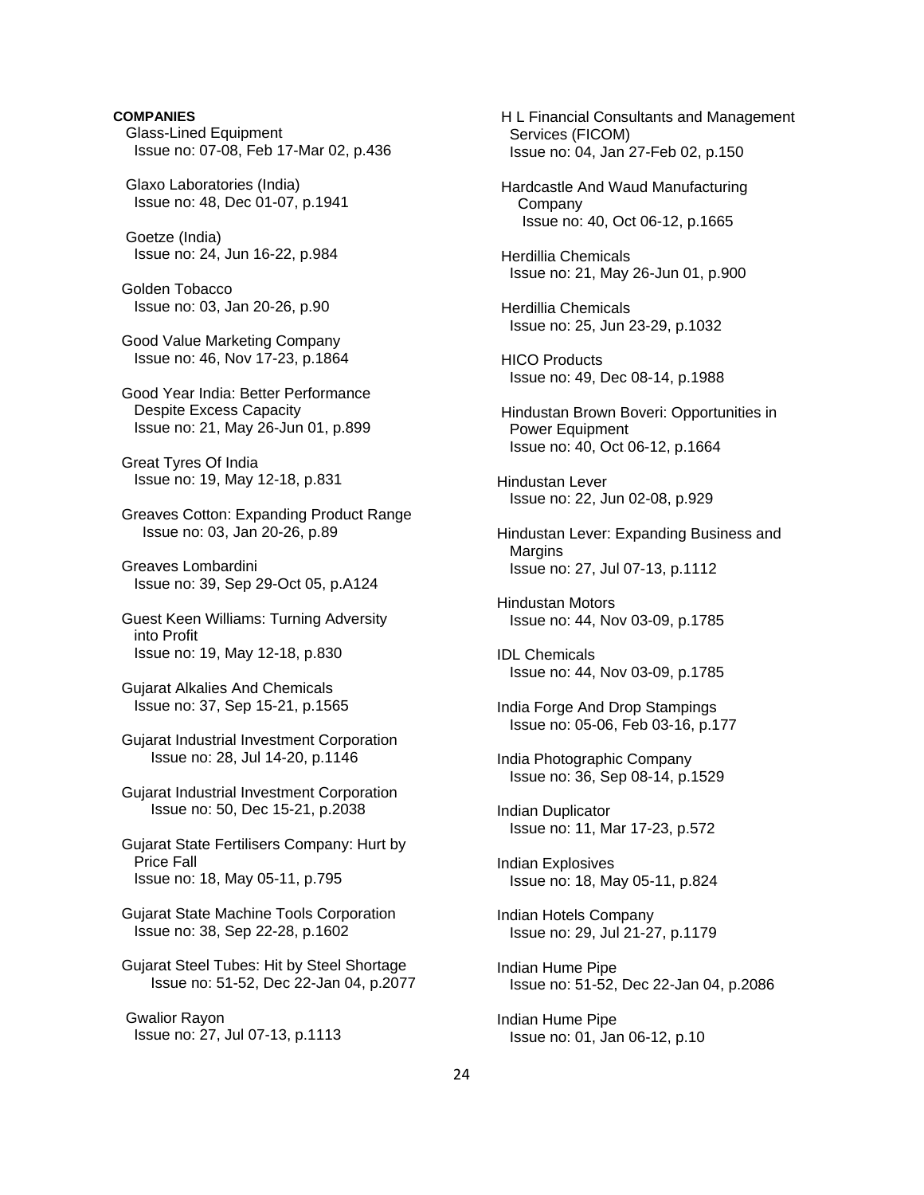**COMPANIES**

Glass-Lined Equipment
Issue no: 07-08, Feb 17-Mar 02, p.436

Glaxo Laboratories (India)
Issue no: 48, Dec 01-07, p.1941

Goetze (India)
Issue no: 24, Jun 16-22, p.984

Golden Tobacco
Issue no: 03, Jan 20-26, p.90

Good Value Marketing Company
Issue no: 46, Nov 17-23, p.1864

Good Year India: Better Performance Despite Excess Capacity
Issue no: 21, May 26-Jun 01, p.899

Great Tyres Of India
Issue no: 19, May 12-18, p.831

Greaves Cotton: Expanding Product Range
Issue no: 03, Jan 20-26, p.89

Greaves Lombardini
Issue no: 39, Sep 29-Oct 05, p.A124

Guest Keen Williams: Turning Adversity into Profit
Issue no: 19, May 12-18, p.830

Gujarat Alkalies And Chemicals
Issue no: 37, Sep 15-21, p.1565

Gujarat Industrial Investment Corporation
Issue no: 28, Jul 14-20, p.1146

Gujarat Industrial Investment Corporation
Issue no: 50, Dec 15-21, p.2038

Gujarat State Fertilisers Company: Hurt by Price Fall
Issue no: 18, May 05-11, p.795

Gujarat State Machine Tools Corporation
Issue no: 38, Sep 22-28, p.1602

Gujarat Steel Tubes: Hit by Steel Shortage
Issue no: 51-52, Dec 22-Jan 04, p.2077

Gwalior Rayon
Issue no: 27, Jul 07-13, p.1113

H L Financial Consultants and Management Services (FICOM)
Issue no: 04, Jan 27-Feb 02, p.150

Hardcastle And Waud Manufacturing Company
Issue no: 40, Oct 06-12, p.1665

Herdillia Chemicals
Issue no: 21, May 26-Jun 01, p.900

Herdillia Chemicals
Issue no: 25, Jun 23-29, p.1032

HICO Products
Issue no: 49, Dec 08-14, p.1988

Hindustan Brown Boveri: Opportunities in Power Equipment
Issue no: 40, Oct 06-12, p.1664

Hindustan Lever
Issue no: 22, Jun 02-08, p.929

Hindustan Lever: Expanding Business and Margins
Issue no: 27, Jul 07-13, p.1112

Hindustan Motors
Issue no: 44, Nov 03-09, p.1785

IDL Chemicals
Issue no: 44, Nov 03-09, p.1785

India Forge And Drop Stampings
Issue no: 05-06, Feb 03-16, p.177

India Photographic Company
Issue no: 36, Sep 08-14, p.1529

Indian Duplicator
Issue no: 11, Mar 17-23, p.572

Indian Explosives
Issue no: 18, May 05-11, p.824

Indian Hotels Company
Issue no: 29, Jul 21-27, p.1179

Indian Hume Pipe
Issue no: 51-52, Dec 22-Jan 04, p.2086

Indian Hume Pipe
Issue no: 01, Jan 06-12, p.10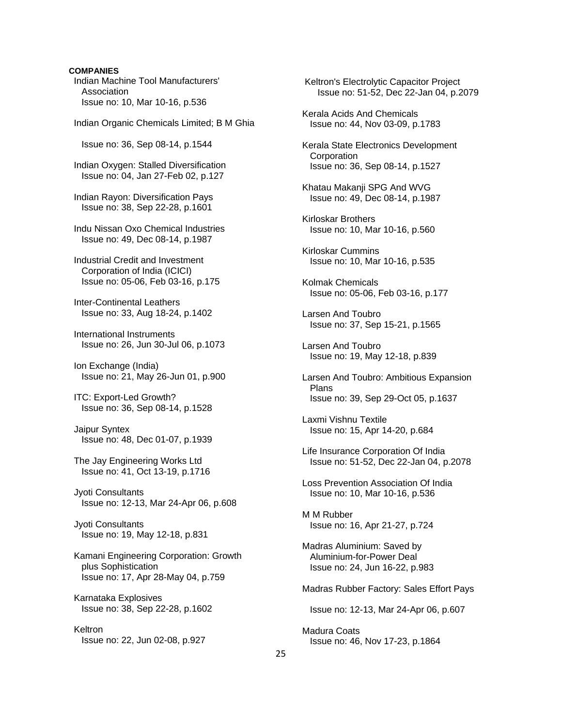**COMPANIES**

Indian Machine Tool Manufacturers' Association
Issue no: 10, Mar 10-16, p.536

Indian Organic Chemicals Limited; B M Ghia
Issue no: 36, Sep 08-14, p.1544

Indian Oxygen: Stalled Diversification
Issue no: 04, Jan 27-Feb 02, p.127

Indian Rayon: Diversification Pays
Issue no: 38, Sep 22-28, p.1601

Indu Nissan Oxo Chemical Industries
Issue no: 49, Dec 08-14, p.1987

Industrial Credit and Investment Corporation of India (ICICI)
Issue no: 05-06, Feb 03-16, p.175

Inter-Continental Leathers
Issue no: 33, Aug 18-24, p.1402

International Instruments
Issue no: 26, Jun 30-Jul 06, p.1073

Ion Exchange (India)
Issue no: 21, May 26-Jun 01, p.900

ITC: Export-Led Growth?
Issue no: 36, Sep 08-14, p.1528

Jaipur Syntex
Issue no: 48, Dec 01-07, p.1939

The Jay Engineering Works Ltd
Issue no: 41, Oct 13-19, p.1716

Jyoti Consultants
Issue no: 12-13, Mar 24-Apr 06, p.608

Jyoti Consultants
Issue no: 19, May 12-18, p.831

Kamani Engineering Corporation: Growth plus Sophistication
Issue no: 17, Apr 28-May 04, p.759

Karnataka Explosives
Issue no: 38, Sep 22-28, p.1602

Keltron
Issue no: 22, Jun 02-08, p.927

Keltron's Electrolytic Capacitor Project
Issue no: 51-52, Dec 22-Jan 04, p.2079

Kerala Acids And Chemicals
Issue no: 44, Nov 03-09, p.1783

Kerala State Electronics Development Corporation
Issue no: 36, Sep 08-14, p.1527

Khatau Makanji SPG And WVG
Issue no: 49, Dec 08-14, p.1987

Kirloskar Brothers
Issue no: 10, Mar 10-16, p.560

Kirloskar Cummins
Issue no: 10, Mar 10-16, p.535

Kolmak Chemicals
Issue no: 05-06, Feb 03-16, p.177

Larsen And Toubro
Issue no: 37, Sep 15-21, p.1565

Larsen And Toubro
Issue no: 19, May 12-18, p.839

Larsen And Toubro: Ambitious Expansion Plans
Issue no: 39, Sep 29-Oct 05, p.1637

Laxmi Vishnu Textile
Issue no: 15, Apr 14-20, p.684

Life Insurance Corporation Of India
Issue no: 51-52, Dec 22-Jan 04, p.2078

Loss Prevention Association Of India
Issue no: 10, Mar 10-16, p.536

M M Rubber
Issue no: 16, Apr 21-27, p.724

Madras Aluminium: Saved by Aluminium-for-Power Deal
Issue no: 24, Jun 16-22, p.983

Madras Rubber Factory: Sales Effort Pays
Issue no: 12-13, Mar 24-Apr 06, p.607

Madura Coats
Issue no: 46, Nov 17-23, p.1864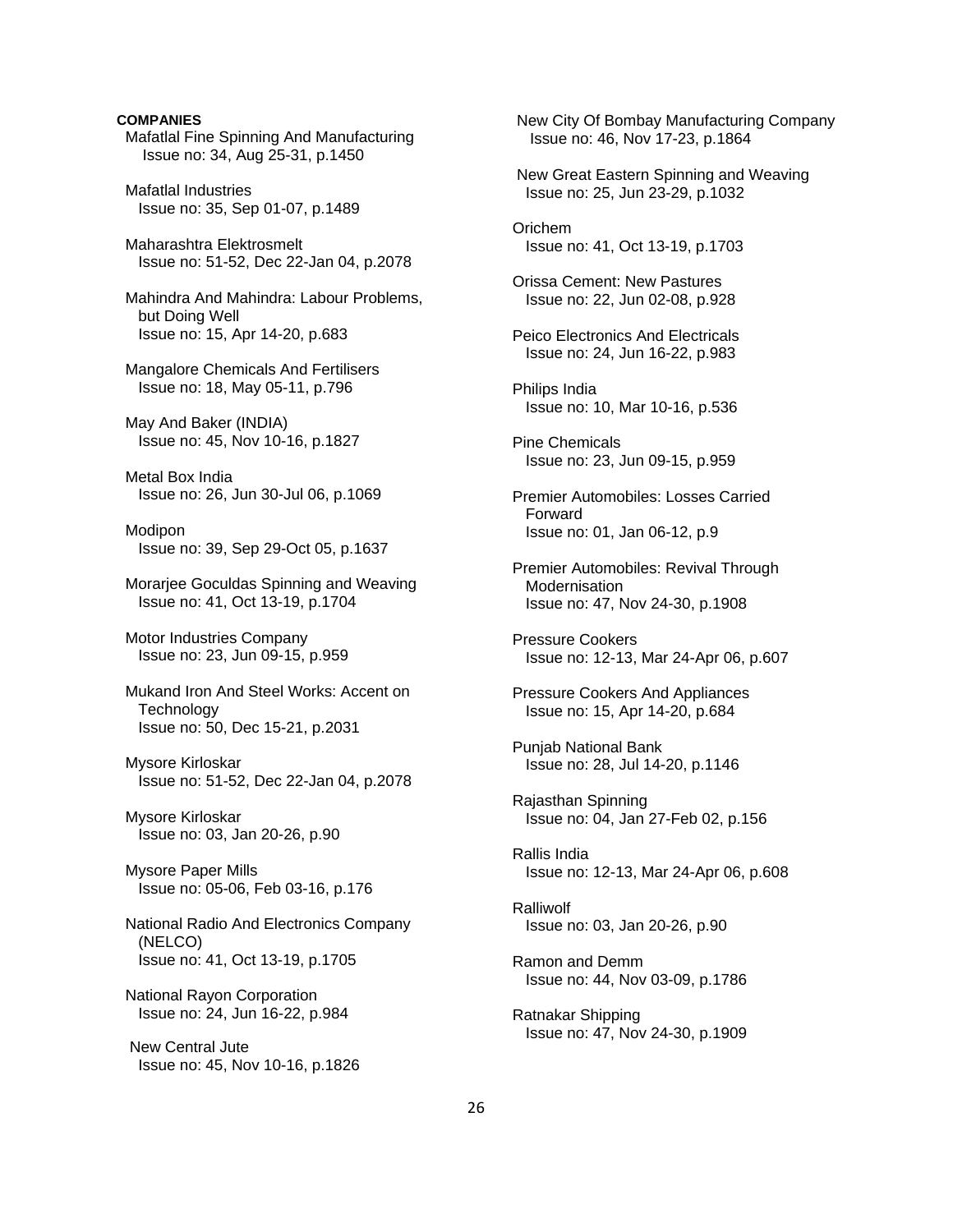**COMPANIES**

Mafatlal Fine Spinning And Manufacturing
Issue no: 34, Aug 25-31, p.1450

Mafatlal Industries
Issue no: 35, Sep 01-07, p.1489

Maharashtra Elektrosmelt
Issue no: 51-52, Dec 22-Jan 04, p.2078

Mahindra And Mahindra: Labour Problems, but Doing Well
Issue no: 15, Apr 14-20, p.683

Mangalore Chemicals And Fertilisers
Issue no: 18, May 05-11, p.796

May And Baker (INDIA)
Issue no: 45, Nov 10-16, p.1827

Metal Box India
Issue no: 26, Jun 30-Jul 06, p.1069

Modipon
Issue no: 39, Sep 29-Oct 05, p.1637

Morarjee Goculdas Spinning and Weaving
Issue no: 41, Oct 13-19, p.1704

Motor Industries Company
Issue no: 23, Jun 09-15, p.959

Mukand Iron And Steel Works: Accent on Technology
Issue no: 50, Dec 15-21, p.2031

Mysore Kirloskar
Issue no: 51-52, Dec 22-Jan 04, p.2078

Mysore Kirloskar
Issue no: 03, Jan 20-26, p.90

Mysore Paper Mills
Issue no: 05-06, Feb 03-16, p.176

National Radio And Electronics Company (NELCO)
Issue no: 41, Oct 13-19, p.1705

National Rayon Corporation
Issue no: 24, Jun 16-22, p.984

New Central Jute
Issue no: 45, Nov 10-16, p.1826

New City Of Bombay Manufacturing Company
Issue no: 46, Nov 17-23, p.1864

New Great Eastern Spinning and Weaving
Issue no: 25, Jun 23-29, p.1032

Orichem
Issue no: 41, Oct 13-19, p.1703

Orissa Cement: New Pastures
Issue no: 22, Jun 02-08, p.928

Peico Electronics And Electricals
Issue no: 24, Jun 16-22, p.983

Philips India
Issue no: 10, Mar 10-16, p.536

Pine Chemicals
Issue no: 23, Jun 09-15, p.959

Premier Automobiles: Losses Carried Forward
Issue no: 01, Jan 06-12, p.9

Premier Automobiles: Revival Through Modernisation
Issue no: 47, Nov 24-30, p.1908

Pressure Cookers
Issue no: 12-13, Mar 24-Apr 06, p.607

Pressure Cookers And Appliances
Issue no: 15, Apr 14-20, p.684

Punjab National Bank
Issue no: 28, Jul 14-20, p.1146

Rajasthan Spinning
Issue no: 04, Jan 27-Feb 02, p.156

Rallis India
Issue no: 12-13, Mar 24-Apr 06, p.608

Ralliwolf
Issue no: 03, Jan 20-26, p.90

Ramon and Demm
Issue no: 44, Nov 03-09, p.1786

Ratnakar Shipping
Issue no: 47, Nov 24-30, p.1909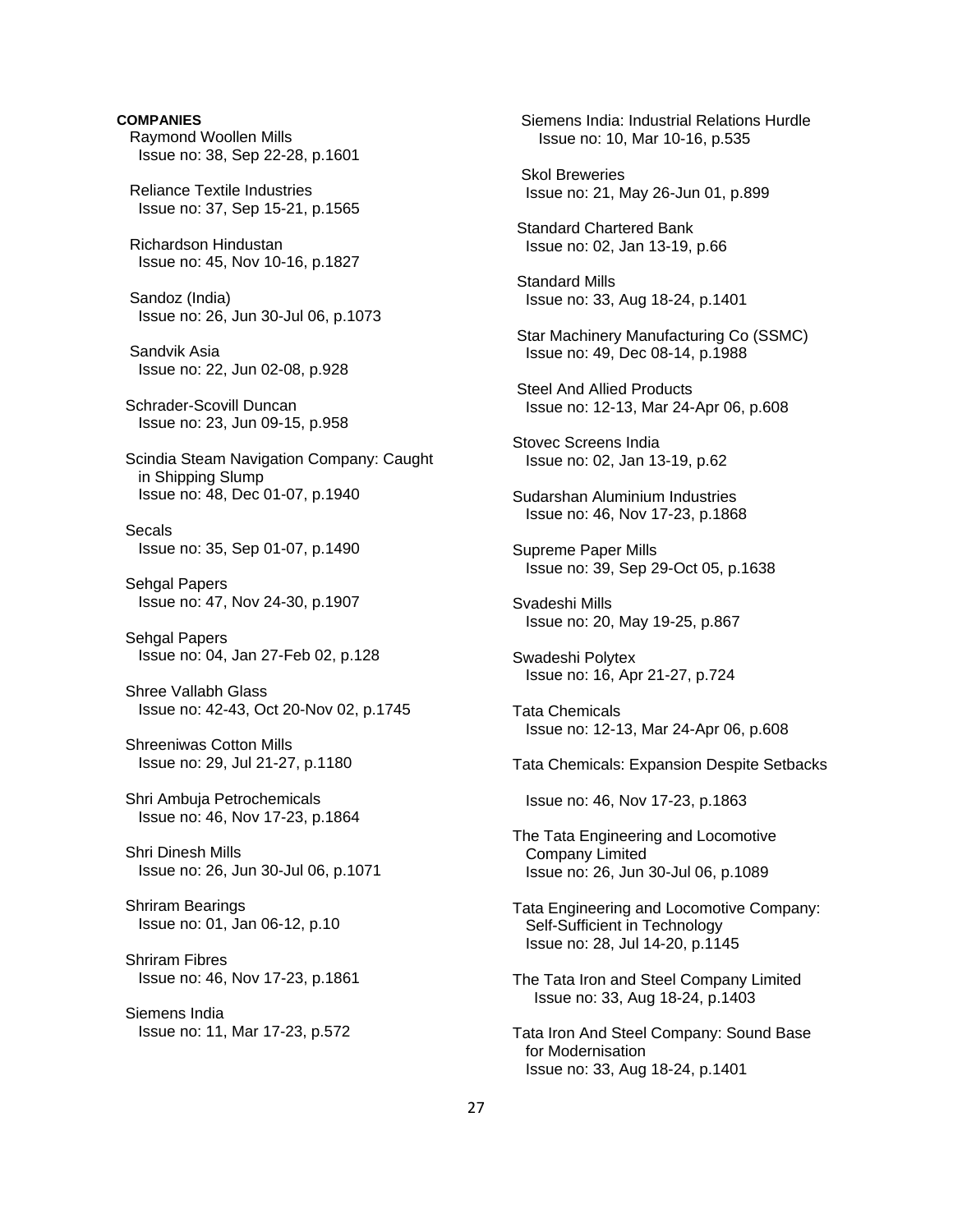**COMPANIES**

Raymond Woollen Mills
Issue no: 38, Sep 22-28, p.1601

Reliance Textile Industries
Issue no: 37, Sep 15-21, p.1565

Richardson Hindustan
Issue no: 45, Nov 10-16, p.1827

Sandoz (India)
Issue no: 26, Jun 30-Jul 06, p.1073

Sandvik Asia
Issue no: 22, Jun 02-08, p.928

Schrader-Scovill Duncan
Issue no: 23, Jun 09-15, p.958

Scindia Steam Navigation Company: Caught in Shipping Slump
Issue no: 48, Dec 01-07, p.1940

Secals
Issue no: 35, Sep 01-07, p.1490

Sehgal Papers
Issue no: 47, Nov 24-30, p.1907

Sehgal Papers
Issue no: 04, Jan 27-Feb 02, p.128

Shree Vallabh Glass
Issue no: 42-43, Oct 20-Nov 02, p.1745

Shreeniwas Cotton Mills
Issue no: 29, Jul 21-27, p.1180

Shri Ambuja Petrochemicals
Issue no: 46, Nov 17-23, p.1864

Shri Dinesh Mills
Issue no: 26, Jun 30-Jul 06, p.1071

Shriram Bearings
Issue no: 01, Jan 06-12, p.10

Shriram Fibres
Issue no: 46, Nov 17-23, p.1861

Siemens India
Issue no: 11, Mar 17-23, p.572

Siemens India: Industrial Relations Hurdle
Issue no: 10, Mar 10-16, p.535

Skol Breweries
Issue no: 21, May 26-Jun 01, p.899

Standard Chartered Bank
Issue no: 02, Jan 13-19, p.66

Standard Mills
Issue no: 33, Aug 18-24, p.1401

Star Machinery Manufacturing Co (SSMC)
Issue no: 49, Dec 08-14, p.1988

Steel And Allied Products
Issue no: 12-13, Mar 24-Apr 06, p.608

Stovec Screens India
Issue no: 02, Jan 13-19, p.62

Sudarshan Aluminium Industries
Issue no: 46, Nov 17-23, p.1868

Supreme Paper Mills
Issue no: 39, Sep 29-Oct 05, p.1638

Svadeshi Mills
Issue no: 20, May 19-25, p.867

Swadeshi Polytex
Issue no: 16, Apr 21-27, p.724

Tata Chemicals
Issue no: 12-13, Mar 24-Apr 06, p.608

Tata Chemicals: Expansion Despite Setbacks
Issue no: 46, Nov 17-23, p.1863

The Tata Engineering and Locomotive Company Limited
Issue no: 26, Jun 30-Jul 06, p.1089

Tata Engineering and Locomotive Company: Self-Sufficient in Technology
Issue no: 28, Jul 14-20, p.1145

The Tata Iron and Steel Company Limited
Issue no: 33, Aug 18-24, p.1403

Tata Iron And Steel Company: Sound Base for Modernisation
Issue no: 33, Aug 18-24, p.1401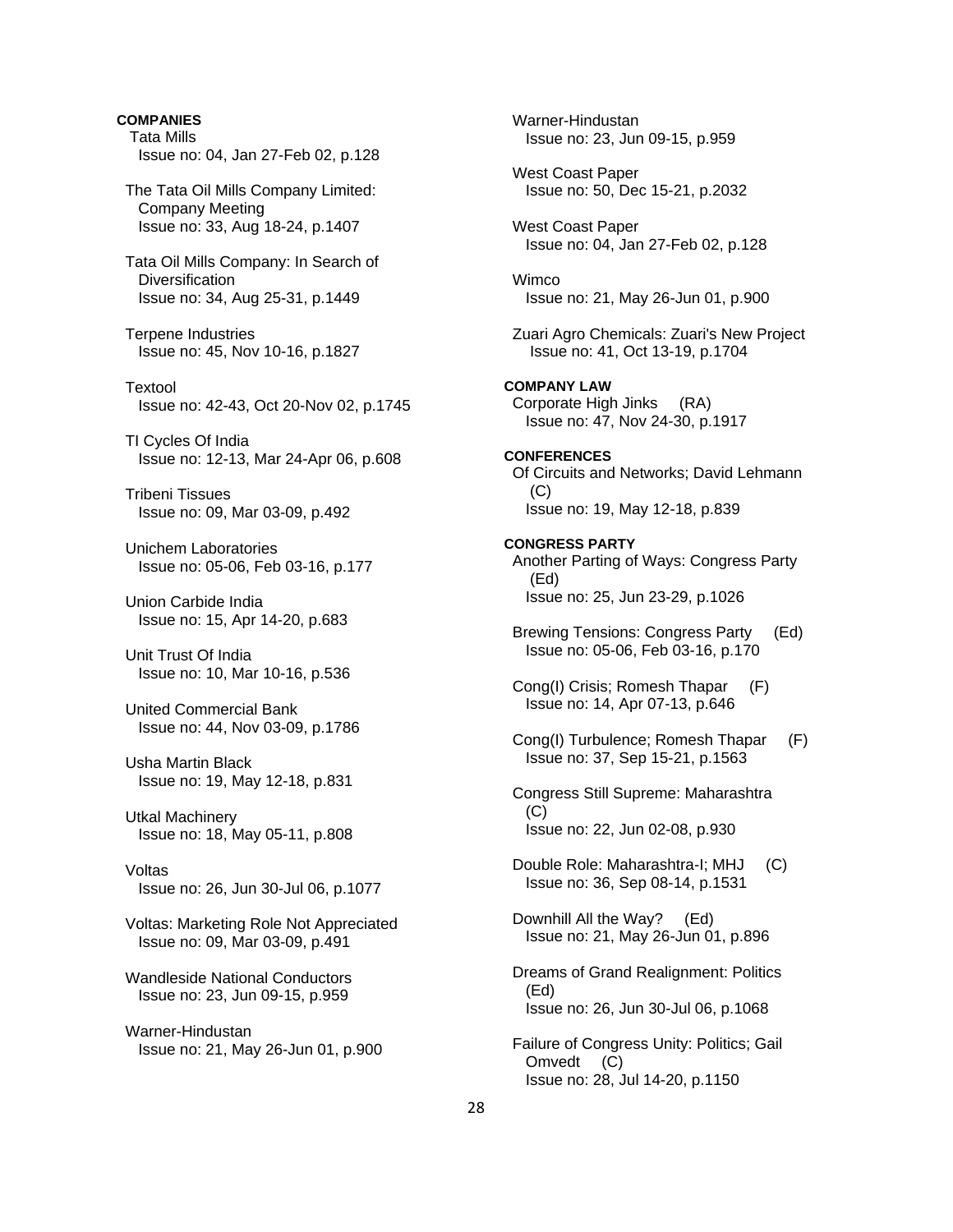**COMPANIES**

Tata Mills
Issue no: 04, Jan 27-Feb 02, p.128

The Tata Oil Mills Company Limited: Company Meeting
Issue no: 33, Aug 18-24, p.1407

Tata Oil Mills Company: In Search of Diversification
Issue no: 34, Aug 25-31, p.1449

Terpene Industries
Issue no: 45, Nov 10-16, p.1827

Textool
Issue no: 42-43, Oct 20-Nov 02, p.1745

TI Cycles Of India
Issue no: 12-13, Mar 24-Apr 06, p.608

Tribeni Tissues
Issue no: 09, Mar 03-09, p.492

Unichem Laboratories
Issue no: 05-06, Feb 03-16, p.177

Union Carbide India
Issue no: 15, Apr 14-20, p.683

Unit Trust Of India
Issue no: 10, Mar 10-16, p.536

United Commercial Bank
Issue no: 44, Nov 03-09, p.1786

Usha Martin Black
Issue no: 19, May 12-18, p.831

Utkal Machinery
Issue no: 18, May 05-11, p.808

Voltas
Issue no: 26, Jun 30-Jul 06, p.1077

Voltas: Marketing Role Not Appreciated
Issue no: 09, Mar 03-09, p.491

Wandleside National Conductors
Issue no: 23, Jun 09-15, p.959

Warner-Hindustan
Issue no: 21, May 26-Jun 01, p.900

Warner-Hindustan
Issue no: 23, Jun 09-15, p.959

West Coast Paper
Issue no: 50, Dec 15-21, p.2032

West Coast Paper
Issue no: 04, Jan 27-Feb 02, p.128

Wimco
Issue no: 21, May 26-Jun 01, p.900

Zuari Agro Chemicals: Zuari's New Project
Issue no: 41, Oct 13-19, p.1704

**COMPANY LAW**

Corporate High Jinks (RA)
Issue no: 47, Nov 24-30, p.1917

**CONFERENCES**

Of Circuits and Networks; David Lehmann (C)
Issue no: 19, May 12-18, p.839

**CONGRESS PARTY**

Another Parting of Ways: Congress Party (Ed)
Issue no: 25, Jun 23-29, p.1026

Brewing Tensions: Congress Party (Ed)
Issue no: 05-06, Feb 03-16, p.170

Cong(I) Crisis; Romesh Thapar (F)
Issue no: 14, Apr 07-13, p.646

Cong(I) Turbulence; Romesh Thapar (F)
Issue no: 37, Sep 15-21, p.1563

Congress Still Supreme: Maharashtra (C)
Issue no: 22, Jun 02-08, p.930

Double Role: Maharashtra-I; MHJ (C)
Issue no: 36, Sep 08-14, p.1531

Downhill All the Way? (Ed)
Issue no: 21, May 26-Jun 01, p.896

Dreams of Grand Realignment: Politics (Ed)
Issue no: 26, Jun 30-Jul 06, p.1068

Failure of Congress Unity: Politics; Gail Omvedt (C)
Issue no: 28, Jul 14-20, p.1150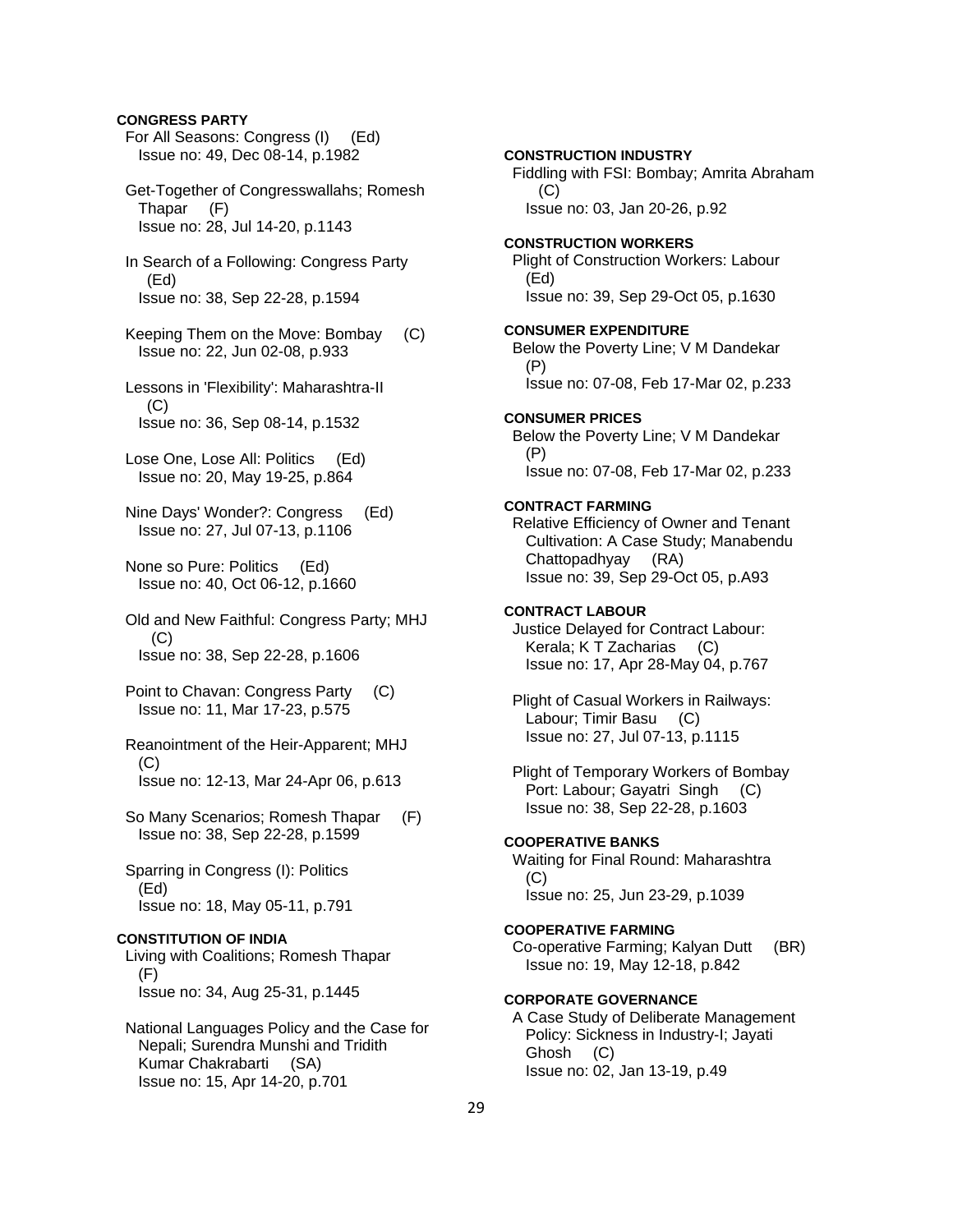**CONGRESS PARTY**

For All Seasons: Congress (I) (Ed)
Issue no: 49, Dec 08-14, p.1982

Get-Together of Congresswallahs; Romesh Thapar (F)
Issue no: 28, Jul 14-20, p.1143

In Search of a Following: Congress Party (Ed)
Issue no: 38, Sep 22-28, p.1594

Keeping Them on the Move: Bombay (C)
Issue no: 22, Jun 02-08, p.933

Lessons in 'Flexibility': Maharashtra-II (C)
Issue no: 36, Sep 08-14, p.1532

Lose One, Lose All: Politics (Ed)
Issue no: 20, May 19-25, p.864

Nine Days' Wonder?: Congress (Ed)
Issue no: 27, Jul 07-13, p.1106

None so Pure: Politics (Ed)
Issue no: 40, Oct 06-12, p.1660

Old and New Faithful: Congress Party; MHJ (C)
Issue no: 38, Sep 22-28, p.1606

Point to Chavan: Congress Party (C)
Issue no: 11, Mar 17-23, p.575

Reanointment of the Heir-Apparent; MHJ (C)
Issue no: 12-13, Mar 24-Apr 06, p.613

So Many Scenarios; Romesh Thapar (F)
Issue no: 38, Sep 22-28, p.1599

Sparring in Congress (I): Politics (Ed)
Issue no: 18, May 05-11, p.791

**CONSTITUTION OF INDIA**

Living with Coalitions; Romesh Thapar (F)
Issue no: 34, Aug 25-31, p.1445

National Languages Policy and the Case for Nepali; Surendra Munshi and Tridith Kumar Chakrabarti (SA)
Issue no: 15, Apr 14-20, p.701

**CONSTRUCTION INDUSTRY**

Fiddling with FSI: Bombay; Amrita Abraham (C)
Issue no: 03, Jan 20-26, p.92

**CONSTRUCTION WORKERS**

Plight of Construction Workers: Labour (Ed)
Issue no: 39, Sep 29-Oct 05, p.1630

**CONSUMER EXPENDITURE**

Below the Poverty Line; V M Dandekar (P)
Issue no: 07-08, Feb 17-Mar 02, p.233

**CONSUMER PRICES**

Below the Poverty Line; V M Dandekar (P)
Issue no: 07-08, Feb 17-Mar 02, p.233

**CONTRACT FARMING**

Relative Efficiency of Owner and Tenant Cultivation: A Case Study; Manabendu Chattopadhyay (RA)
Issue no: 39, Sep 29-Oct 05, p.A93

**CONTRACT LABOUR**

Justice Delayed for Contract Labour: Kerala; K T Zacharias (C)
Issue no: 17, Apr 28-May 04, p.767

Plight of Casual Workers in Railways: Labour; Timir Basu (C)
Issue no: 27, Jul 07-13, p.1115

Plight of Temporary Workers of Bombay Port: Labour; Gayatri Singh (C)
Issue no: 38, Sep 22-28, p.1603

**COOPERATIVE BANKS**

Waiting for Final Round: Maharashtra (C)
Issue no: 25, Jun 23-29, p.1039

**COOPERATIVE FARMING**

Co-operative Farming; Kalyan Dutt (BR)
Issue no: 19, May 12-18, p.842

**CORPORATE GOVERNANCE**

A Case Study of Deliberate Management Policy: Sickness in Industry-I; Jayati Ghosh (C)
Issue no: 02, Jan 13-19, p.49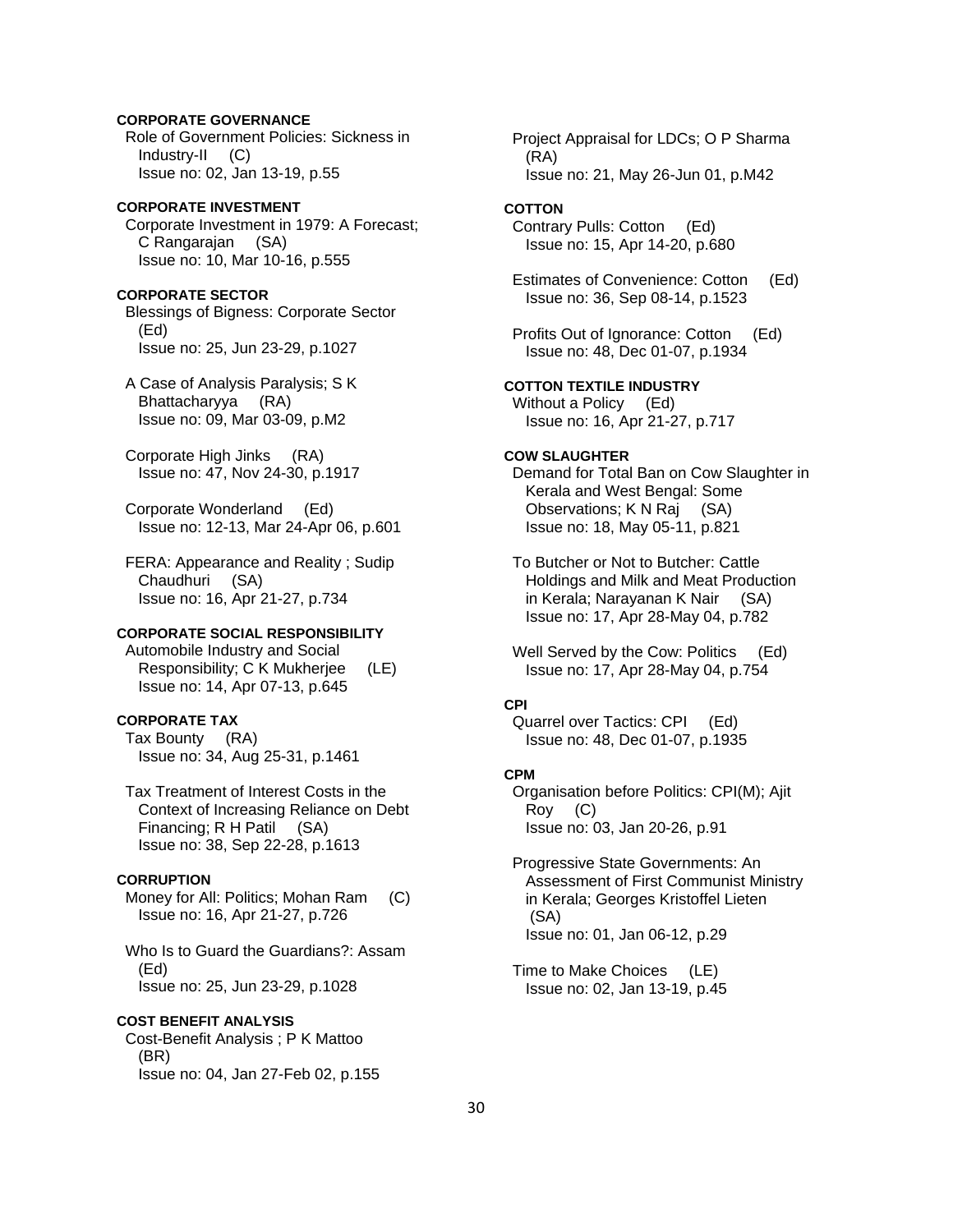**CORPORATE GOVERNANCE**

Role of Government Policies: Sickness in Industry-II (C)
Issue no: 02, Jan 13-19, p.55

**CORPORATE INVESTMENT**

Corporate Investment in 1979: A Forecast; C Rangarajan (SA)
Issue no: 10, Mar 10-16, p.555

**CORPORATE SECTOR**

Blessings of Bigness: Corporate Sector (Ed)
Issue no: 25, Jun 23-29, p.1027

A Case of Analysis Paralysis; S K Bhattacharyya (RA)
Issue no: 09, Mar 03-09, p.M2

Corporate High Jinks (RA)
Issue no: 47, Nov 24-30, p.1917

Corporate Wonderland (Ed)
Issue no: 12-13, Mar 24-Apr 06, p.601

FERA: Appearance and Reality ; Sudip Chaudhuri (SA)
Issue no: 16, Apr 21-27, p.734

**CORPORATE SOCIAL RESPONSIBILITY**

Automobile Industry and Social Responsibility; C K Mukherjee (LE)
Issue no: 14, Apr 07-13, p.645

**CORPORATE TAX**

Tax Bounty (RA)
Issue no: 34, Aug 25-31, p.1461

Tax Treatment of Interest Costs in the Context of Increasing Reliance on Debt Financing; R H Patil (SA)
Issue no: 38, Sep 22-28, p.1613

**CORRUPTION**

Money for All: Politics; Mohan Ram (C)
Issue no: 16, Apr 21-27, p.726

Who Is to Guard the Guardians?: Assam (Ed)
Issue no: 25, Jun 23-29, p.1028

**COST BENEFIT ANALYSIS**

Cost-Benefit Analysis ; P K Mattoo (BR)
Issue no: 04, Jan 27-Feb 02, p.155

Project Appraisal for LDCs; O P Sharma (RA)
Issue no: 21, May 26-Jun 01, p.M42

**COTTON**

Contrary Pulls: Cotton (Ed)
Issue no: 15, Apr 14-20, p.680

Estimates of Convenience: Cotton (Ed)
Issue no: 36, Sep 08-14, p.1523

Profits Out of Ignorance: Cotton (Ed)
Issue no: 48, Dec 01-07, p.1934

**COTTON TEXTILE INDUSTRY**

Without a Policy (Ed)
Issue no: 16, Apr 21-27, p.717

**COW SLAUGHTER**

Demand for Total Ban on Cow Slaughter in Kerala and West Bengal: Some Observations; K N Raj (SA)
Issue no: 18, May 05-11, p.821

To Butcher or Not to Butcher: Cattle Holdings and Milk and Meat Production in Kerala; Narayanan K Nair (SA)
Issue no: 17, Apr 28-May 04, p.782

Well Served by the Cow: Politics (Ed)
Issue no: 17, Apr 28-May 04, p.754

**CPI**

Quarrel over Tactics: CPI (Ed)
Issue no: 48, Dec 01-07, p.1935

**CPM**

Organisation before Politics: CPI(M); Ajit Roy (C)
Issue no: 03, Jan 20-26, p.91

Progressive State Governments: An Assessment of First Communist Ministry in Kerala; Georges Kristoffel Lieten (SA)
Issue no: 01, Jan 06-12, p.29

Time to Make Choices (LE)
Issue no: 02, Jan 13-19, p.45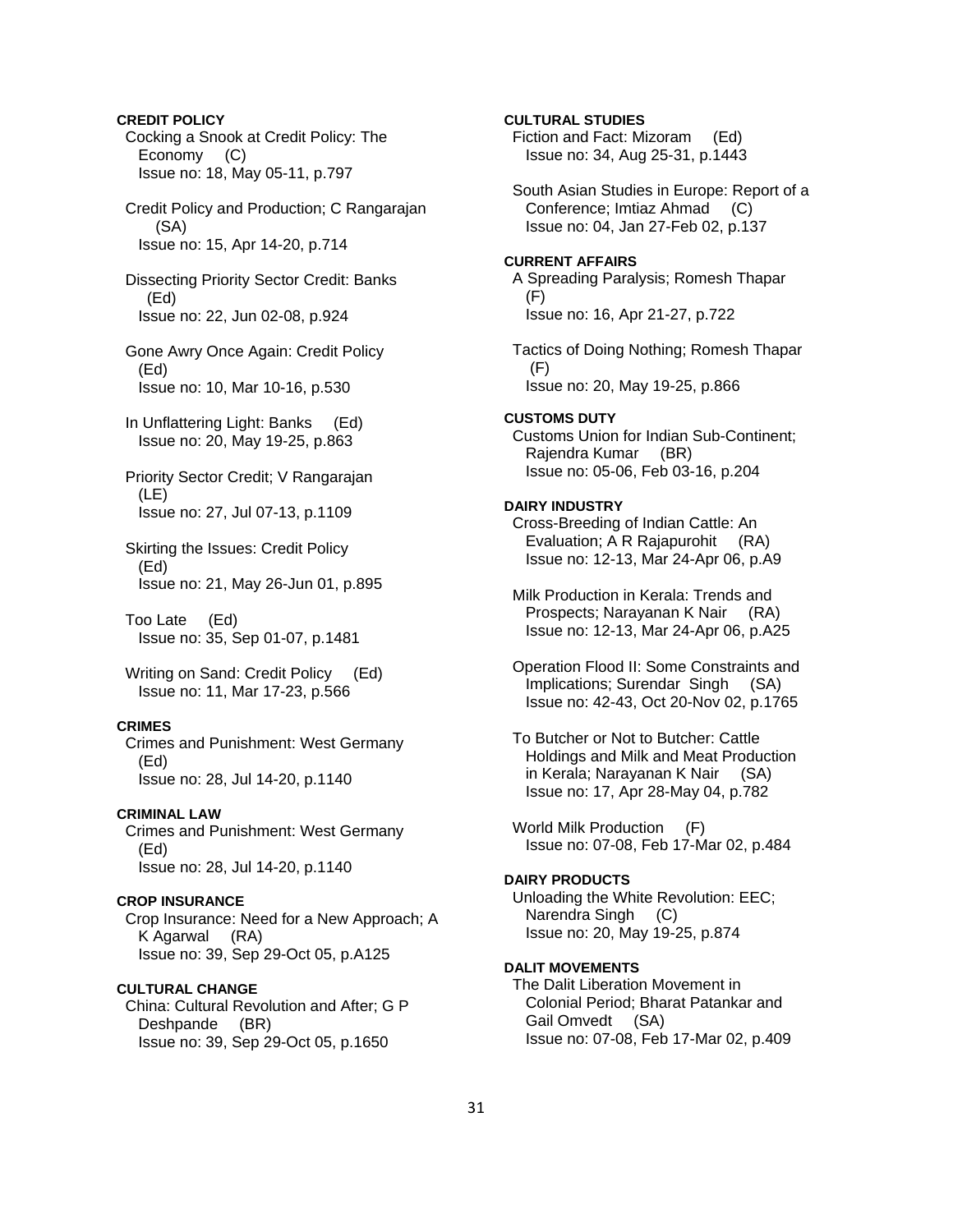**CREDIT POLICY**

Cocking a Snook at Credit Policy: The Economy (C)
Issue no: 18, May 05-11, p.797

Credit Policy and Production; C Rangarajan (SA)
Issue no: 15, Apr 14-20, p.714

Dissecting Priority Sector Credit: Banks (Ed)
Issue no: 22, Jun 02-08, p.924

Gone Awry Once Again: Credit Policy (Ed)
Issue no: 10, Mar 10-16, p.530

In Unflattering Light: Banks (Ed)
Issue no: 20, May 19-25, p.863

Priority Sector Credit; V Rangarajan (LE)
Issue no: 27, Jul 07-13, p.1109

Skirting the Issues: Credit Policy (Ed)
Issue no: 21, May 26-Jun 01, p.895

Too Late (Ed)
Issue no: 35, Sep 01-07, p.1481

Writing on Sand: Credit Policy (Ed)
Issue no: 11, Mar 17-23, p.566

**CRIMES**

Crimes and Punishment: West Germany (Ed)
Issue no: 28, Jul 14-20, p.1140

**CRIMINAL LAW**

Crimes and Punishment: West Germany (Ed)
Issue no: 28, Jul 14-20, p.1140

**CROP INSURANCE**

Crop Insurance: Need for a New Approach; A K Agarwal (RA)
Issue no: 39, Sep 29-Oct 05, p.A125

**CULTURAL CHANGE**

China: Cultural Revolution and After; G P Deshpande (BR)
Issue no: 39, Sep 29-Oct 05, p.1650

**CULTURAL STUDIES**

Fiction and Fact: Mizoram (Ed)
Issue no: 34, Aug 25-31, p.1443

South Asian Studies in Europe: Report of a Conference; Imtiaz Ahmad (C)
Issue no: 04, Jan 27-Feb 02, p.137

**CURRENT AFFAIRS**

A Spreading Paralysis; Romesh Thapar (F)
Issue no: 16, Apr 21-27, p.722

Tactics of Doing Nothing; Romesh Thapar (F)
Issue no: 20, May 19-25, p.866

**CUSTOMS DUTY**

Customs Union for Indian Sub-Continent; Rajendra Kumar (BR)
Issue no: 05-06, Feb 03-16, p.204

**DAIRY INDUSTRY**

Cross-Breeding of Indian Cattle: An Evaluation; A R Rajapurohit (RA)
Issue no: 12-13, Mar 24-Apr 06, p.A9

Milk Production in Kerala: Trends and Prospects; Narayanan K Nair (RA)
Issue no: 12-13, Mar 24-Apr 06, p.A25

Operation Flood II: Some Constraints and Implications; Surendar Singh (SA)
Issue no: 42-43, Oct 20-Nov 02, p.1765

To Butcher or Not to Butcher: Cattle Holdings and Milk and Meat Production in Kerala; Narayanan K Nair (SA)
Issue no: 17, Apr 28-May 04, p.782

World Milk Production (F)
Issue no: 07-08, Feb 17-Mar 02, p.484

**DAIRY PRODUCTS**

Unloading the White Revolution: EEC; Narendra Singh (C)
Issue no: 20, May 19-25, p.874

**DALIT MOVEMENTS**

The Dalit Liberation Movement in Colonial Period; Bharat Patankar and Gail Omvedt (SA)
Issue no: 07-08, Feb 17-Mar 02, p.409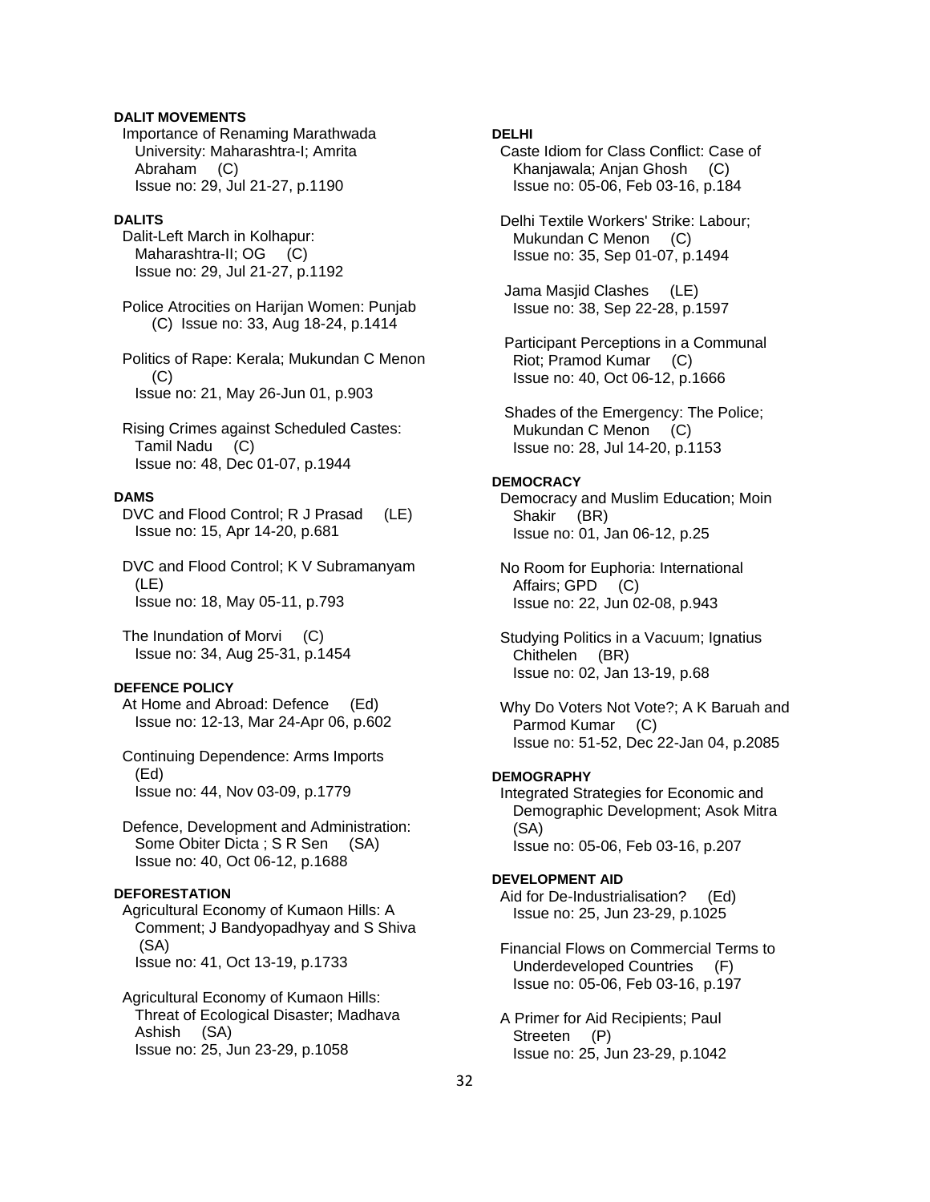**DALIT MOVEMENTS**

Importance of Renaming Marathwada University: Maharashtra-I; Amrita Abraham (C)
Issue no: 29, Jul 21-27, p.1190

**DALITS**

Dalit-Left March in Kolhapur: Maharashtra-II; OG (C)
Issue no: 29, Jul 21-27, p.1192

Police Atrocities on Harijan Women: Punjab (C) Issue no: 33, Aug 18-24, p.1414

Politics of Rape: Kerala; Mukundan C Menon (C)
Issue no: 21, May 26-Jun 01, p.903

Rising Crimes against Scheduled Castes: Tamil Nadu (C)
Issue no: 48, Dec 01-07, p.1944

**DAMS**

DVC and Flood Control; R J Prasad (LE)
Issue no: 15, Apr 14-20, p.681

DVC and Flood Control; K V Subramanyam (LE)
Issue no: 18, May 05-11, p.793

The Inundation of Morvi (C)
Issue no: 34, Aug 25-31, p.1454

**DEFENCE POLICY**

At Home and Abroad: Defence (Ed)
Issue no: 12-13, Mar 24-Apr 06, p.602

Continuing Dependence: Arms Imports (Ed)
Issue no: 44, Nov 03-09, p.1779

Defence, Development and Administration: Some Obiter Dicta ; S R Sen (SA)
Issue no: 40, Oct 06-12, p.1688

**DEFORESTATION**

Agricultural Economy of Kumaon Hills: A Comment; J Bandyopadhyay and S Shiva (SA)
Issue no: 41, Oct 13-19, p.1733

Agricultural Economy of Kumaon Hills: Threat of Ecological Disaster; Madhava Ashish (SA)
Issue no: 25, Jun 23-29, p.1058

**DELHI**

Caste Idiom for Class Conflict: Case of Khanjawala; Anjan Ghosh (C)
Issue no: 05-06, Feb 03-16, p.184

Delhi Textile Workers' Strike: Labour; Mukundan C Menon (C)
Issue no: 35, Sep 01-07, p.1494

Jama Masjid Clashes (LE)
Issue no: 38, Sep 22-28, p.1597

Participant Perceptions in a Communal Riot; Pramod Kumar (C)
Issue no: 40, Oct 06-12, p.1666

Shades of the Emergency: The Police; Mukundan C Menon (C)
Issue no: 28, Jul 14-20, p.1153

**DEMOCRACY**

Democracy and Muslim Education; Moin Shakir (BR)
Issue no: 01, Jan 06-12, p.25

No Room for Euphoria: International Affairs; GPD (C)
Issue no: 22, Jun 02-08, p.943

Studying Politics in a Vacuum; Ignatius Chithelen (BR)
Issue no: 02, Jan 13-19, p.68

Why Do Voters Not Vote?; A K Baruah and Parmod Kumar (C)
Issue no: 51-52, Dec 22-Jan 04, p.2085

**DEMOGRAPHY**

Integrated Strategies for Economic and Demographic Development; Asok Mitra (SA)
Issue no: 05-06, Feb 03-16, p.207

**DEVELOPMENT AID**

Aid for De-Industrialisation? (Ed)
Issue no: 25, Jun 23-29, p.1025

Financial Flows on Commercial Terms to Underdeveloped Countries (F)
Issue no: 05-06, Feb 03-16, p.197

A Primer for Aid Recipients; Paul Streeten (P)
Issue no: 25, Jun 23-29, p.1042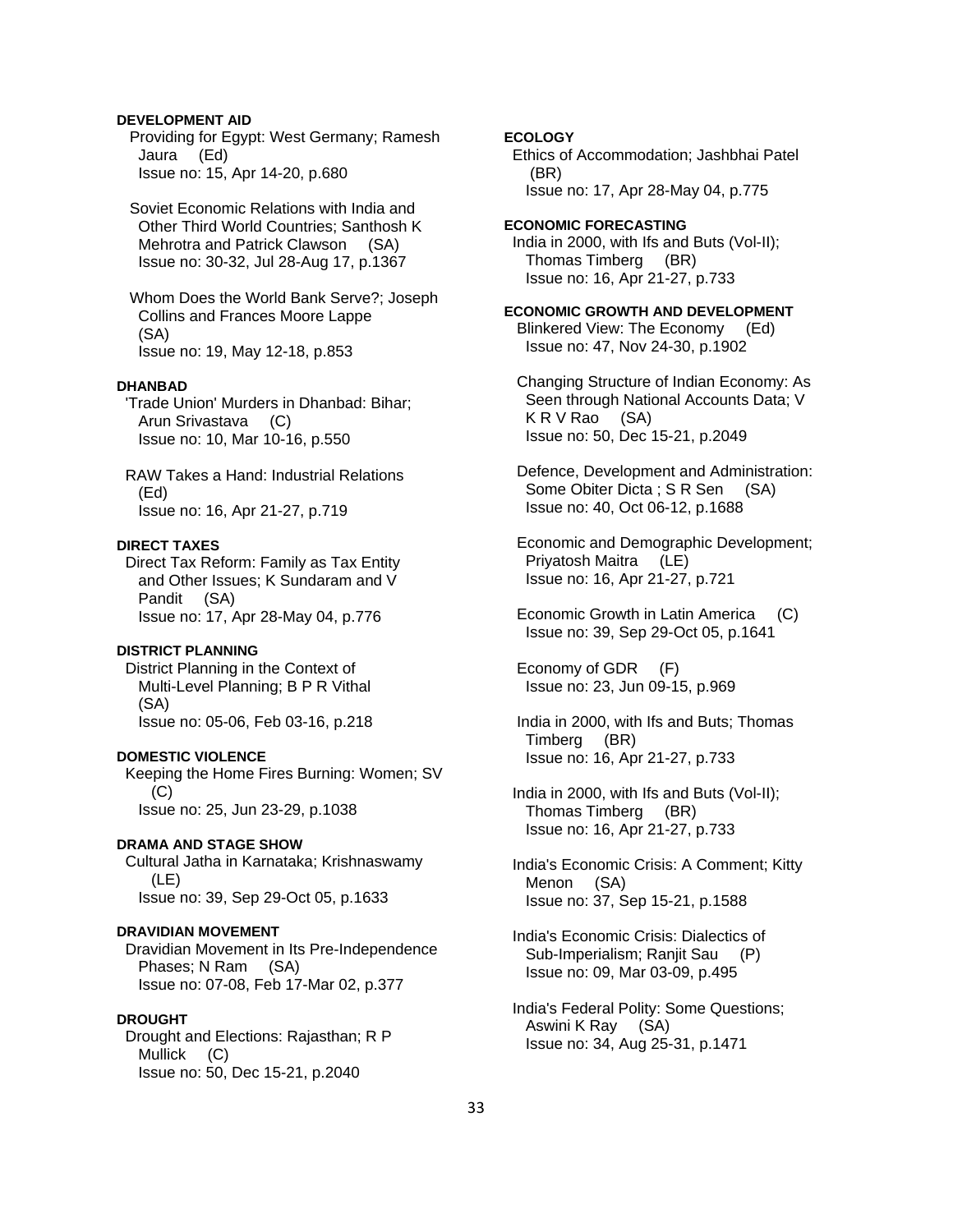**DEVELOPMENT AID**

Providing for Egypt: West Germany; Ramesh Jaura (Ed)
Issue no: 15, Apr 14-20, p.680

Soviet Economic Relations with India and Other Third World Countries; Santhosh K Mehrotra and Patrick Clawson (SA)
Issue no: 30-32, Jul 28-Aug 17, p.1367

Whom Does the World Bank Serve?; Joseph Collins and Frances Moore Lappe (SA)
Issue no: 19, May 12-18, p.853

**DHANBAD**

'Trade Union' Murders in Dhanbad: Bihar; Arun Srivastava (C)
Issue no: 10, Mar 10-16, p.550

RAW Takes a Hand: Industrial Relations (Ed)
Issue no: 16, Apr 21-27, p.719

**DIRECT TAXES**

Direct Tax Reform: Family as Tax Entity and Other Issues; K Sundaram and V Pandit (SA)
Issue no: 17, Apr 28-May 04, p.776

**DISTRICT PLANNING**

District Planning in the Context of Multi-Level Planning; B P R Vithal (SA)
Issue no: 05-06, Feb 03-16, p.218

**DOMESTIC VIOLENCE**

Keeping the Home Fires Burning: Women; SV (C)
Issue no: 25, Jun 23-29, p.1038

**DRAMA AND STAGE SHOW**

Cultural Jatha in Karnataka; Krishnaswamy (LE)
Issue no: 39, Sep 29-Oct 05, p.1633

**DRAVIDIAN MOVEMENT**

Dravidian Movement in Its Pre-Independence Phases; N Ram (SA)
Issue no: 07-08, Feb 17-Mar 02, p.377

**DROUGHT**

Drought and Elections: Rajasthan; R P Mullick (C)
Issue no: 50, Dec 15-21, p.2040

**ECOLOGY**

Ethics of Accommodation; Jashbhai Patel (BR)
Issue no: 17, Apr 28-May 04, p.775

**ECONOMIC FORECASTING**

India in 2000, with Ifs and Buts (Vol-II); Thomas Timberg (BR)
Issue no: 16, Apr 21-27, p.733

**ECONOMIC GROWTH AND DEVELOPMENT**

Blinkered View: The Economy (Ed)
Issue no: 47, Nov 24-30, p.1902

Changing Structure of Indian Economy: As Seen through National Accounts Data; V K R V Rao (SA)
Issue no: 50, Dec 15-21, p.2049

Defence, Development and Administration: Some Obiter Dicta ; S R Sen (SA)
Issue no: 40, Oct 06-12, p.1688

Economic and Demographic Development; Priyatosh Maitra (LE)
Issue no: 16, Apr 21-27, p.721

Economic Growth in Latin America (C)
Issue no: 39, Sep 29-Oct 05, p.1641

Economy of GDR (F)
Issue no: 23, Jun 09-15, p.969

India in 2000, with Ifs and Buts; Thomas Timberg (BR)
Issue no: 16, Apr 21-27, p.733

India in 2000, with Ifs and Buts (Vol-II); Thomas Timberg (BR)
Issue no: 16, Apr 21-27, p.733

India's Economic Crisis: A Comment; Kitty Menon (SA)
Issue no: 37, Sep 15-21, p.1588

India's Economic Crisis: Dialectics of Sub-Imperialism; Ranjit Sau (P)
Issue no: 09, Mar 03-09, p.495

India's Federal Polity: Some Questions; Aswini K Ray (SA)
Issue no: 34, Aug 25-31, p.1471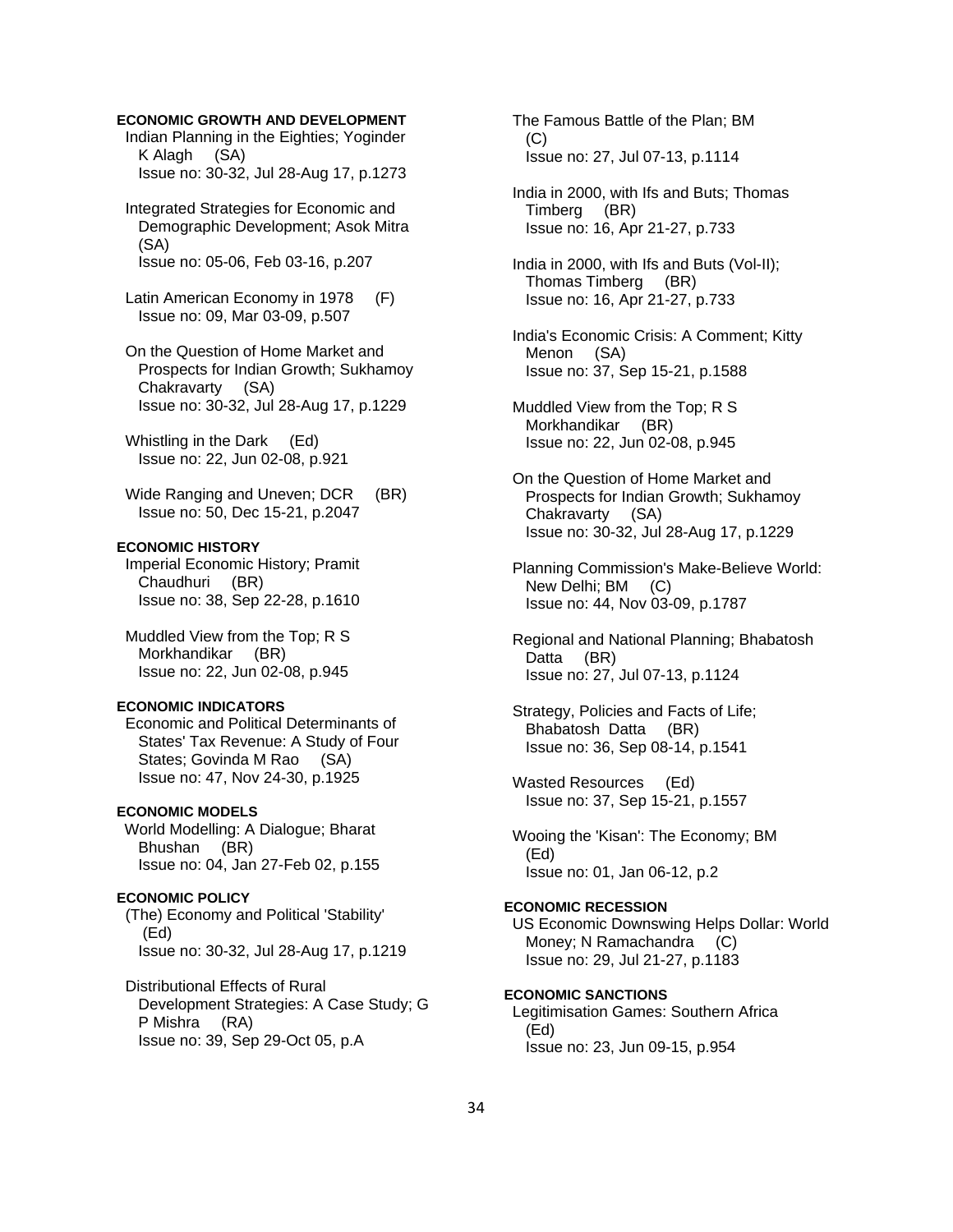**ECONOMIC GROWTH AND DEVELOPMENT**

Indian Planning in the Eighties; Yoginder K Alagh (SA)
Issue no: 30-32, Jul 28-Aug 17, p.1273

Integrated Strategies for Economic and Demographic Development; Asok Mitra (SA)
Issue no: 05-06, Feb 03-16, p.207

Latin American Economy in 1978 (F)
Issue no: 09, Mar 03-09, p.507

On the Question of Home Market and Prospects for Indian Growth; Sukhamoy Chakravarty (SA)
Issue no: 30-32, Jul 28-Aug 17, p.1229

Whistling in the Dark (Ed)
Issue no: 22, Jun 02-08, p.921

Wide Ranging and Uneven; DCR (BR)
Issue no: 50, Dec 15-21, p.2047

**ECONOMIC HISTORY**

Imperial Economic History; Pramit Chaudhuri (BR)
Issue no: 38, Sep 22-28, p.1610

Muddled View from the Top; R S Morkhandikar (BR)
Issue no: 22, Jun 02-08, p.945

**ECONOMIC INDICATORS**

Economic and Political Determinants of States' Tax Revenue: A Study of Four States; Govinda M Rao (SA)
Issue no: 47, Nov 24-30, p.1925

**ECONOMIC MODELS**

World Modelling: A Dialogue; Bharat Bhushan (BR)
Issue no: 04, Jan 27-Feb 02, p.155

**ECONOMIC POLICY**

(The) Economy and Political 'Stability' (Ed)
Issue no: 30-32, Jul 28-Aug 17, p.1219

Distributional Effects of Rural Development Strategies: A Case Study; G P Mishra (RA)
Issue no: 39, Sep 29-Oct 05, p.A

The Famous Battle of the Plan; BM (C)
Issue no: 27, Jul 07-13, p.1114

India in 2000, with Ifs and Buts; Thomas Timberg (BR)
Issue no: 16, Apr 21-27, p.733

India in 2000, with Ifs and Buts (Vol-II); Thomas Timberg (BR)
Issue no: 16, Apr 21-27, p.733

India's Economic Crisis: A Comment; Kitty Menon (SA)
Issue no: 37, Sep 15-21, p.1588

Muddled View from the Top; R S Morkhandikar (BR)
Issue no: 22, Jun 02-08, p.945

On the Question of Home Market and Prospects for Indian Growth; Sukhamoy Chakravarty (SA)
Issue no: 30-32, Jul 28-Aug 17, p.1229

Planning Commission's Make-Believe World: New Delhi; BM (C)
Issue no: 44, Nov 03-09, p.1787

Regional and National Planning; Bhabatosh Datta (BR)
Issue no: 27, Jul 07-13, p.1124

Strategy, Policies and Facts of Life; Bhabatosh Datta (BR)
Issue no: 36, Sep 08-14, p.1541

Wasted Resources (Ed)
Issue no: 37, Sep 15-21, p.1557

Wooing the 'Kisan': The Economy; BM (Ed)
Issue no: 01, Jan 06-12, p.2

**ECONOMIC RECESSION**

US Economic Downswing Helps Dollar: World Money; N Ramachandra (C)
Issue no: 29, Jul 21-27, p.1183

**ECONOMIC SANCTIONS**

Legitimisation Games: Southern Africa (Ed)
Issue no: 23, Jun 09-15, p.954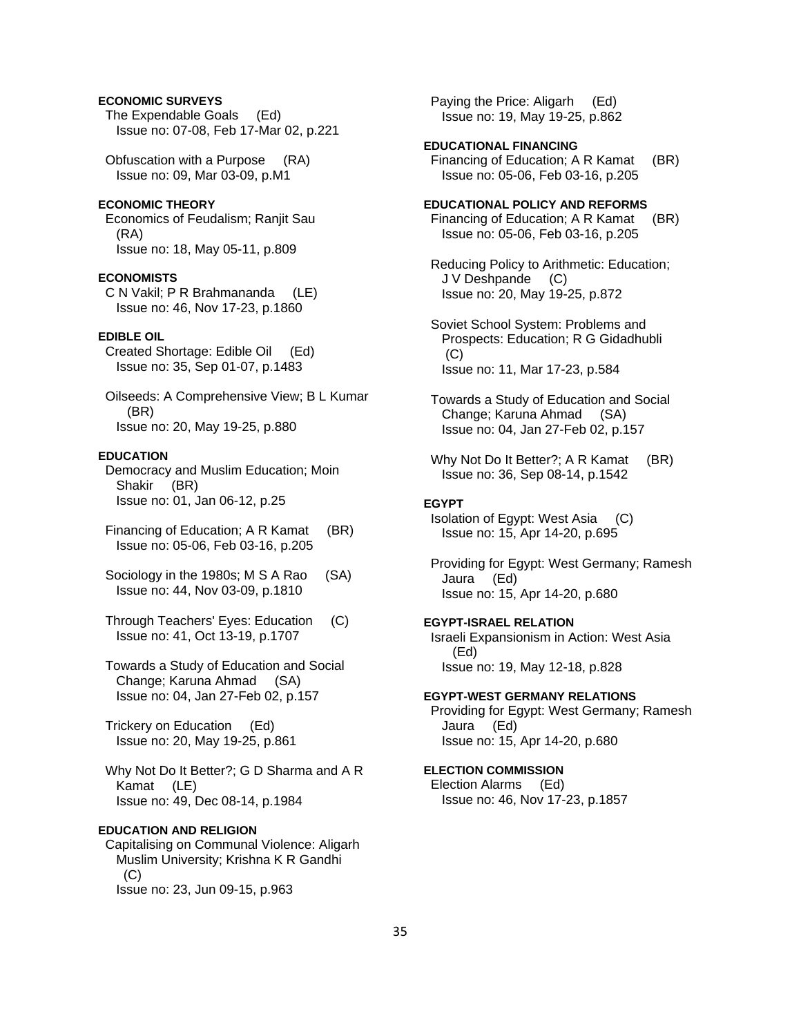**ECONOMIC SURVEYS**

The Expendable Goals (Ed)
Issue no: 07-08, Feb 17-Mar 02, p.221

Obfuscation with a Purpose (RA)
Issue no: 09, Mar 03-09, p.M1

**ECONOMIC THEORY**

Economics of Feudalism; Ranjit Sau (RA)
Issue no: 18, May 05-11, p.809

**ECONOMISTS**

C N Vakil; P R Brahmananda (LE)
Issue no: 46, Nov 17-23, p.1860

**EDIBLE OIL**

Created Shortage: Edible Oil (Ed)
Issue no: 35, Sep 01-07, p.1483

Oilseeds: A Comprehensive View; B L Kumar (BR)
Issue no: 20, May 19-25, p.880

**EDUCATION**

Democracy and Muslim Education; Moin Shakir (BR)
Issue no: 01, Jan 06-12, p.25

Financing of Education; A R Kamat (BR)
Issue no: 05-06, Feb 03-16, p.205

Sociology in the 1980s; M S A Rao (SA)
Issue no: 44, Nov 03-09, p.1810

Through Teachers' Eyes: Education (C)
Issue no: 41, Oct 13-19, p.1707

Towards a Study of Education and Social Change; Karuna Ahmad (SA)
Issue no: 04, Jan 27-Feb 02, p.157

Trickery on Education (Ed)
Issue no: 20, May 19-25, p.861

Why Not Do It Better?; G D Sharma and A R Kamat (LE)
Issue no: 49, Dec 08-14, p.1984

**EDUCATION AND RELIGION**

Capitalising on Communal Violence: Aligarh Muslim University; Krishna K R Gandhi (C)
Issue no: 23, Jun 09-15, p.963

Paying the Price: Aligarh (Ed)
Issue no: 19, May 19-25, p.862

**EDUCATIONAL FINANCING**

Financing of Education; A R Kamat (BR)
Issue no: 05-06, Feb 03-16, p.205

**EDUCATIONAL POLICY AND REFORMS**

Financing of Education; A R Kamat (BR)
Issue no: 05-06, Feb 03-16, p.205

Reducing Policy to Arithmetic: Education; J V Deshpande (C)
Issue no: 20, May 19-25, p.872

Soviet School System: Problems and Prospects: Education; R G Gidadhubli (C)
Issue no: 11, Mar 17-23, p.584

Towards a Study of Education and Social Change; Karuna Ahmad (SA)
Issue no: 04, Jan 27-Feb 02, p.157

Why Not Do It Better?; A R Kamat (BR)
Issue no: 36, Sep 08-14, p.1542

**EGYPT**

Isolation of Egypt: West Asia (C)
Issue no: 15, Apr 14-20, p.695

Providing for Egypt: West Germany; Ramesh Jaura (Ed)
Issue no: 15, Apr 14-20, p.680

**EGYPT-ISRAEL RELATION**

Israeli Expansionism in Action: West Asia (Ed)
Issue no: 19, May 12-18, p.828

**EGYPT-WEST GERMANY RELATIONS**

Providing for Egypt: West Germany; Ramesh Jaura (Ed)
Issue no: 15, Apr 14-20, p.680

**ELECTION COMMISSION**

Election Alarms (Ed)
Issue no: 46, Nov 17-23, p.1857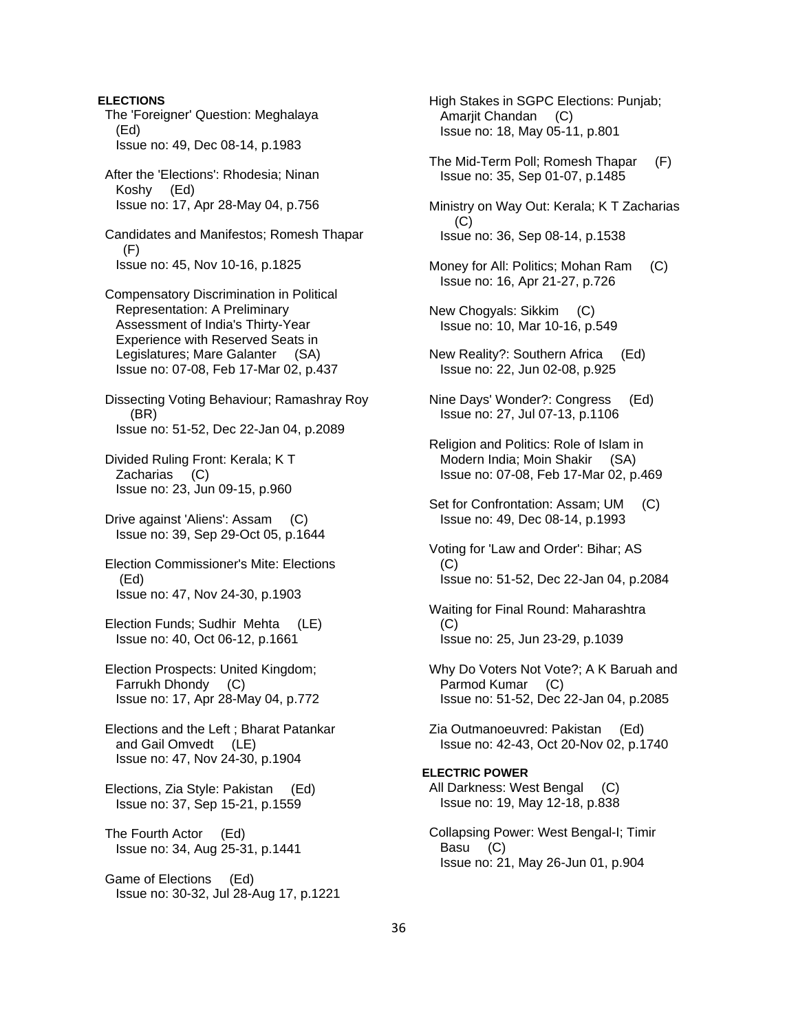**ELECTIONS**

The 'Foreigner' Question: Meghalaya (Ed)
Issue no: 49, Dec 08-14, p.1983

After the 'Elections': Rhodesia; Ninan Koshy (Ed)
Issue no: 17, Apr 28-May 04, p.756

Candidates and Manifestos; Romesh Thapar (F)
Issue no: 45, Nov 10-16, p.1825

Compensatory Discrimination in Political Representation: A Preliminary Assessment of India's Thirty-Year Experience with Reserved Seats in Legislatures; Mare Galanter (SA)
Issue no: 07-08, Feb 17-Mar 02, p.437

Dissecting Voting Behaviour; Ramashray Roy (BR)
Issue no: 51-52, Dec 22-Jan 04, p.2089

Divided Ruling Front: Kerala; K T Zacharias (C)
Issue no: 23, Jun 09-15, p.960

Drive against 'Aliens': Assam (C)
Issue no: 39, Sep 29-Oct 05, p.1644

Election Commissioner's Mite: Elections (Ed)
Issue no: 47, Nov 24-30, p.1903

Election Funds; Sudhir Mehta (LE)
Issue no: 40, Oct 06-12, p.1661

Election Prospects: United Kingdom; Farrukh Dhondy (C)
Issue no: 17, Apr 28-May 04, p.772

Elections and the Left ; Bharat Patankar and Gail Omvedt (LE)
Issue no: 47, Nov 24-30, p.1904

Elections, Zia Style: Pakistan (Ed)
Issue no: 37, Sep 15-21, p.1559

The Fourth Actor (Ed)
Issue no: 34, Aug 25-31, p.1441

Game of Elections (Ed)
Issue no: 30-32, Jul 28-Aug 17, p.1221

High Stakes in SGPC Elections: Punjab; Amarjit Chandan (C)
Issue no: 18, May 05-11, p.801

The Mid-Term Poll; Romesh Thapar (F)
Issue no: 35, Sep 01-07, p.1485

Ministry on Way Out: Kerala; K T Zacharias (C)
Issue no: 36, Sep 08-14, p.1538

Money for All: Politics; Mohan Ram (C)
Issue no: 16, Apr 21-27, p.726

New Chogyals: Sikkim (C)
Issue no: 10, Mar 10-16, p.549

New Reality?: Southern Africa (Ed)
Issue no: 22, Jun 02-08, p.925

Nine Days' Wonder?: Congress (Ed)
Issue no: 27, Jul 07-13, p.1106

Religion and Politics: Role of Islam in Modern India; Moin Shakir (SA)
Issue no: 07-08, Feb 17-Mar 02, p.469

Set for Confrontation: Assam; UM (C)
Issue no: 49, Dec 08-14, p.1993

Voting for 'Law and Order': Bihar; AS (C)
Issue no: 51-52, Dec 22-Jan 04, p.2084

Waiting for Final Round: Maharashtra (C)
Issue no: 25, Jun 23-29, p.1039

Why Do Voters Not Vote?; A K Baruah and Parmod Kumar (C)
Issue no: 51-52, Dec 22-Jan 04, p.2085

Zia Outmanoeuvred: Pakistan (Ed)
Issue no: 42-43, Oct 20-Nov 02, p.1740

**ELECTRIC POWER**

All Darkness: West Bengal (C)
Issue no: 19, May 12-18, p.838

Collapsing Power: West Bengal-I; Timir Basu (C)
Issue no: 21, May 26-Jun 01, p.904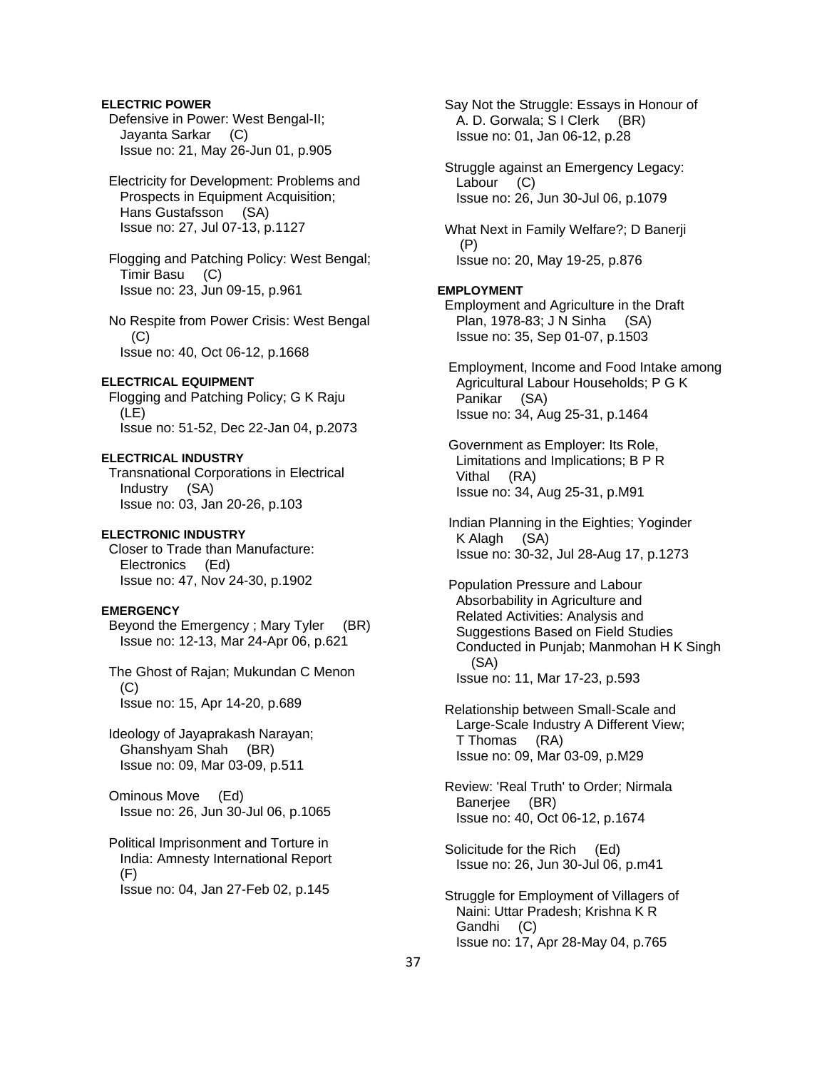**ELECTRIC POWER**

Defensive in Power: West Bengal-II; Jayanta Sarkar (C)
Issue no: 21, May 26-Jun 01, p.905

Electricity for Development: Problems and Prospects in Equipment Acquisition; Hans Gustafsson (SA)
Issue no: 27, Jul 07-13, p.1127

Flogging and Patching Policy: West Bengal; Timir Basu (C)
Issue no: 23, Jun 09-15, p.961

No Respite from Power Crisis: West Bengal (C)
Issue no: 40, Oct 06-12, p.1668

**ELECTRICAL EQUIPMENT**

Flogging and Patching Policy; G K Raju (LE)
Issue no: 51-52, Dec 22-Jan 04, p.2073

**ELECTRICAL INDUSTRY**

Transnational Corporations in Electrical Industry (SA)
Issue no: 03, Jan 20-26, p.103

**ELECTRONIC INDUSTRY**

Closer to Trade than Manufacture: Electronics (Ed)
Issue no: 47, Nov 24-30, p.1902

**EMERGENCY**

Beyond the Emergency ; Mary Tyler (BR)
Issue no: 12-13, Mar 24-Apr 06, p.621

The Ghost of Rajan; Mukundan C Menon (C)
Issue no: 15, Apr 14-20, p.689

Ideology of Jayaprakash Narayan; Ghanshyam Shah (BR)
Issue no: 09, Mar 03-09, p.511

Ominous Move (Ed)
Issue no: 26, Jun 30-Jul 06, p.1065

Political Imprisonment and Torture in India: Amnesty International Report (F)
Issue no: 04, Jan 27-Feb 02, p.145

Say Not the Struggle: Essays in Honour of A. D. Gorwala; S I Clerk (BR)
Issue no: 01, Jan 06-12, p.28

Struggle against an Emergency Legacy: Labour (C)
Issue no: 26, Jun 30-Jul 06, p.1079

What Next in Family Welfare?; D Banerji (P)
Issue no: 20, May 19-25, p.876

**EMPLOYMENT**

Employment and Agriculture in the Draft Plan, 1978-83; J N Sinha (SA)
Issue no: 35, Sep 01-07, p.1503

Employment, Income and Food Intake among Agricultural Labour Households; P G K Panikar (SA)
Issue no: 34, Aug 25-31, p.1464

Government as Employer: Its Role, Limitations and Implications; B P R Vithal (RA)
Issue no: 34, Aug 25-31, p.M91

Indian Planning in the Eighties; Yoginder K Alagh (SA)
Issue no: 30-32, Jul 28-Aug 17, p.1273

Population Pressure and Labour Absorbability in Agriculture and Related Activities: Analysis and Suggestions Based on Field Studies Conducted in Punjab; Manmohan H K Singh (SA)
Issue no: 11, Mar 17-23, p.593

Relationship between Small-Scale and Large-Scale Industry A Different View; T Thomas (RA)
Issue no: 09, Mar 03-09, p.M29

Review: 'Real Truth' to Order; Nirmala Banerjee (BR)
Issue no: 40, Oct 06-12, p.1674

Solicitude for the Rich (Ed)
Issue no: 26, Jun 30-Jul 06, p.m41

Struggle for Employment of Villagers of Naini: Uttar Pradesh; Krishna K R Gandhi (C)
Issue no: 17, Apr 28-May 04, p.765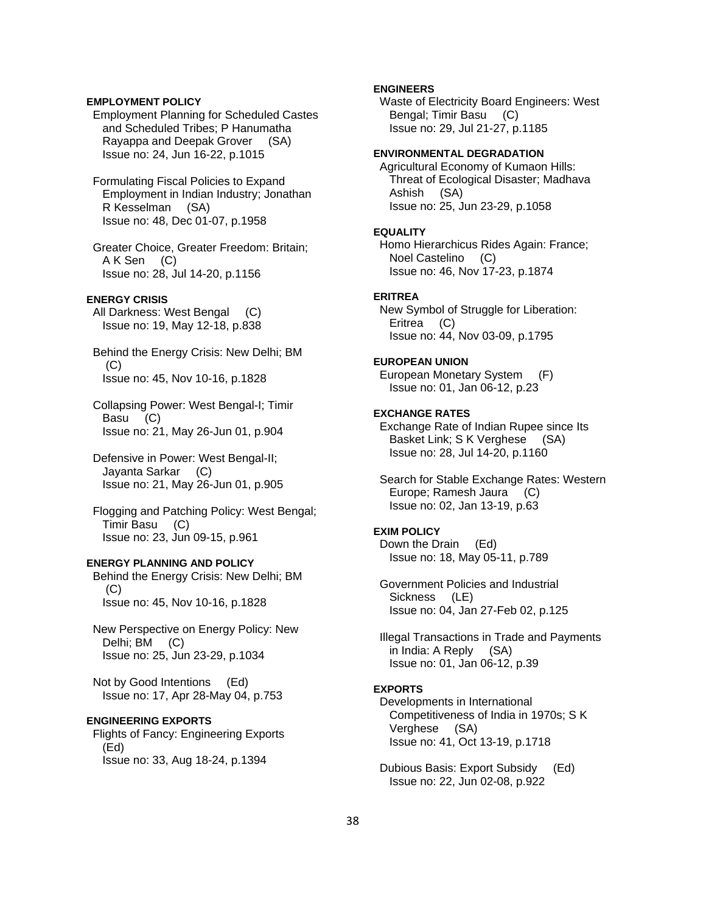**EMPLOYMENT POLICY**

Employment Planning for Scheduled Castes and Scheduled Tribes; P Hanumatha Rayappa and Deepak Grover (SA)
Issue no: 24, Jun 16-22, p.1015

Formulating Fiscal Policies to Expand Employment in Indian Industry; Jonathan R Kesselman (SA)
Issue no: 48, Dec 01-07, p.1958

Greater Choice, Greater Freedom: Britain; A K Sen (C)
Issue no: 28, Jul 14-20, p.1156

**ENERGY CRISIS**

All Darkness: West Bengal (C)
Issue no: 19, May 12-18, p.838

Behind the Energy Crisis: New Delhi; BM (C)
Issue no: 45, Nov 10-16, p.1828

Collapsing Power: West Bengal-I; Timir Basu (C)
Issue no: 21, May 26-Jun 01, p.904

Defensive in Power: West Bengal-II; Jayanta Sarkar (C)
Issue no: 21, May 26-Jun 01, p.905

Flogging and Patching Policy: West Bengal; Timir Basu (C)
Issue no: 23, Jun 09-15, p.961

**ENERGY PLANNING AND POLICY**

Behind the Energy Crisis: New Delhi; BM (C)
Issue no: 45, Nov 10-16, p.1828

New Perspective on Energy Policy: New Delhi; BM (C)
Issue no: 25, Jun 23-29, p.1034

Not by Good Intentions (Ed)
Issue no: 17, Apr 28-May 04, p.753

**ENGINEERING EXPORTS**

Flights of Fancy: Engineering Exports (Ed)
Issue no: 33, Aug 18-24, p.1394

**ENGINEERS**

Waste of Electricity Board Engineers: West Bengal; Timir Basu (C)
Issue no: 29, Jul 21-27, p.1185

**ENVIRONMENTAL DEGRADATION**

Agricultural Economy of Kumaon Hills: Threat of Ecological Disaster; Madhava Ashish (SA)
Issue no: 25, Jun 23-29, p.1058

**EQUALITY**

Homo Hierarchicus Rides Again: France; Noel Castelino (C)
Issue no: 46, Nov 17-23, p.1874

**ERITREA**

New Symbol of Struggle for Liberation: Eritrea (C)
Issue no: 44, Nov 03-09, p.1795

**EUROPEAN UNION**

European Monetary System (F)
Issue no: 01, Jan 06-12, p.23

**EXCHANGE RATES**

Exchange Rate of Indian Rupee since Its Basket Link; S K Verghese (SA)
Issue no: 28, Jul 14-20, p.1160

Search for Stable Exchange Rates: Western Europe; Ramesh Jaura (C)
Issue no: 02, Jan 13-19, p.63

**EXIM POLICY**

Down the Drain (Ed)
Issue no: 18, May 05-11, p.789

Government Policies and Industrial Sickness (LE)
Issue no: 04, Jan 27-Feb 02, p.125

Illegal Transactions in Trade and Payments in India: A Reply (SA)
Issue no: 01, Jan 06-12, p.39

**EXPORTS**

Developments in International Competitiveness of India in 1970s; S K Verghese (SA)
Issue no: 41, Oct 13-19, p.1718

Dubious Basis: Export Subsidy (Ed)
Issue no: 22, Jun 02-08, p.922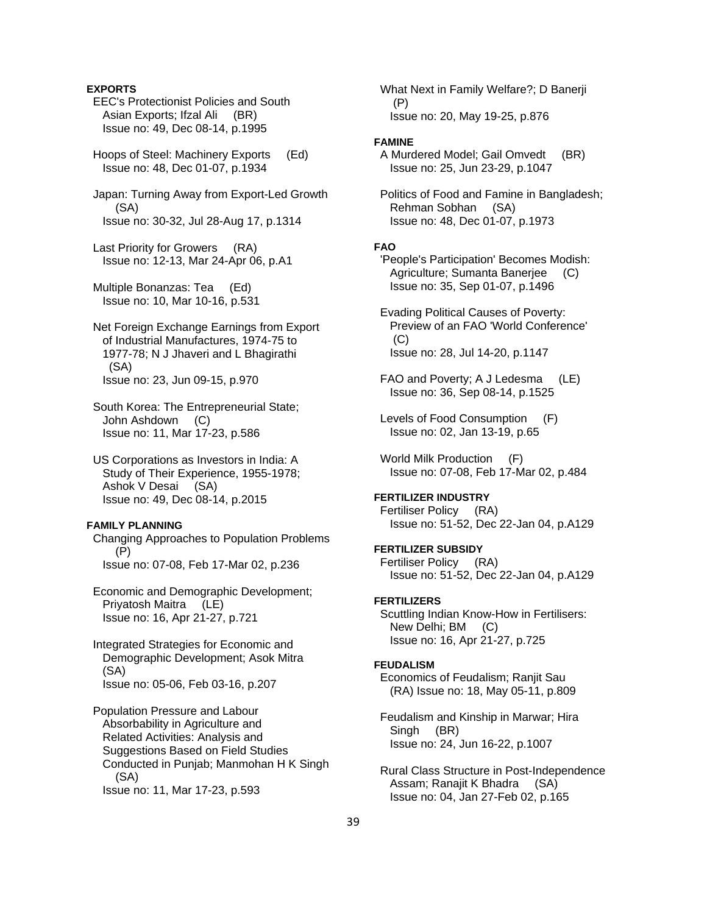**EXPORTS**

EEC's Protectionist Policies and South Asian Exports; Ifzal Ali (BR)
Issue no: 49, Dec 08-14, p.1995

Hoops of Steel: Machinery Exports (Ed)
Issue no: 48, Dec 01-07, p.1934

Japan: Turning Away from Export-Led Growth (SA)
Issue no: 30-32, Jul 28-Aug 17, p.1314

Last Priority for Growers (RA)
Issue no: 12-13, Mar 24-Apr 06, p.A1

Multiple Bonanzas: Tea (Ed)
Issue no: 10, Mar 10-16, p.531

Net Foreign Exchange Earnings from Export of Industrial Manufactures, 1974-75 to 1977-78; N J Jhaveri and L Bhagirathi (SA)
Issue no: 23, Jun 09-15, p.970

South Korea: The Entrepreneurial State; John Ashdown (C)
Issue no: 11, Mar 17-23, p.586

US Corporations as Investors in India: A Study of Their Experience, 1955-1978; Ashok V Desai (SA)
Issue no: 49, Dec 08-14, p.2015

**FAMILY PLANNING**

Changing Approaches to Population Problems (P)
Issue no: 07-08, Feb 17-Mar 02, p.236

Economic and Demographic Development; Priyatosh Maitra (LE)
Issue no: 16, Apr 21-27, p.721

Integrated Strategies for Economic and Demographic Development; Asok Mitra (SA)
Issue no: 05-06, Feb 03-16, p.207

Population Pressure and Labour Absorbability in Agriculture and Related Activities: Analysis and Suggestions Based on Field Studies Conducted in Punjab; Manmohan H K Singh (SA)
Issue no: 11, Mar 17-23, p.593

What Next in Family Welfare?; D Banerji (P)
Issue no: 20, May 19-25, p.876

**FAMINE**

A Murdered Model; Gail Omvedt (BR)
Issue no: 25, Jun 23-29, p.1047

Politics of Food and Famine in Bangladesh; Rehman Sobhan (SA)
Issue no: 48, Dec 01-07, p.1973

**FAO**

'People's Participation' Becomes Modish: Agriculture; Sumanta Banerjee (C)
Issue no: 35, Sep 01-07, p.1496

Evading Political Causes of Poverty: Preview of an FAO 'World Conference' (C)
Issue no: 28, Jul 14-20, p.1147

FAO and Poverty; A J Ledesma (LE)
Issue no: 36, Sep 08-14, p.1525

Levels of Food Consumption (F)
Issue no: 02, Jan 13-19, p.65

World Milk Production (F)
Issue no: 07-08, Feb 17-Mar 02, p.484

**FERTILIZER INDUSTRY**

Fertiliser Policy (RA)
Issue no: 51-52, Dec 22-Jan 04, p.A129

**FERTILIZER SUBSIDY**

Fertiliser Policy (RA)
Issue no: 51-52, Dec 22-Jan 04, p.A129

**FERTILIZERS**

Scuttling Indian Know-How in Fertilisers: New Delhi; BM (C)
Issue no: 16, Apr 21-27, p.725

**FEUDALISM**

Economics of Feudalism; Ranjit Sau (RA) Issue no: 18, May 05-11, p.809

Feudalism and Kinship in Marwar; Hira Singh (BR)
Issue no: 24, Jun 16-22, p.1007

Rural Class Structure in Post-Independence Assam; Ranajit K Bhadra (SA)
Issue no: 04, Jan 27-Feb 02, p.165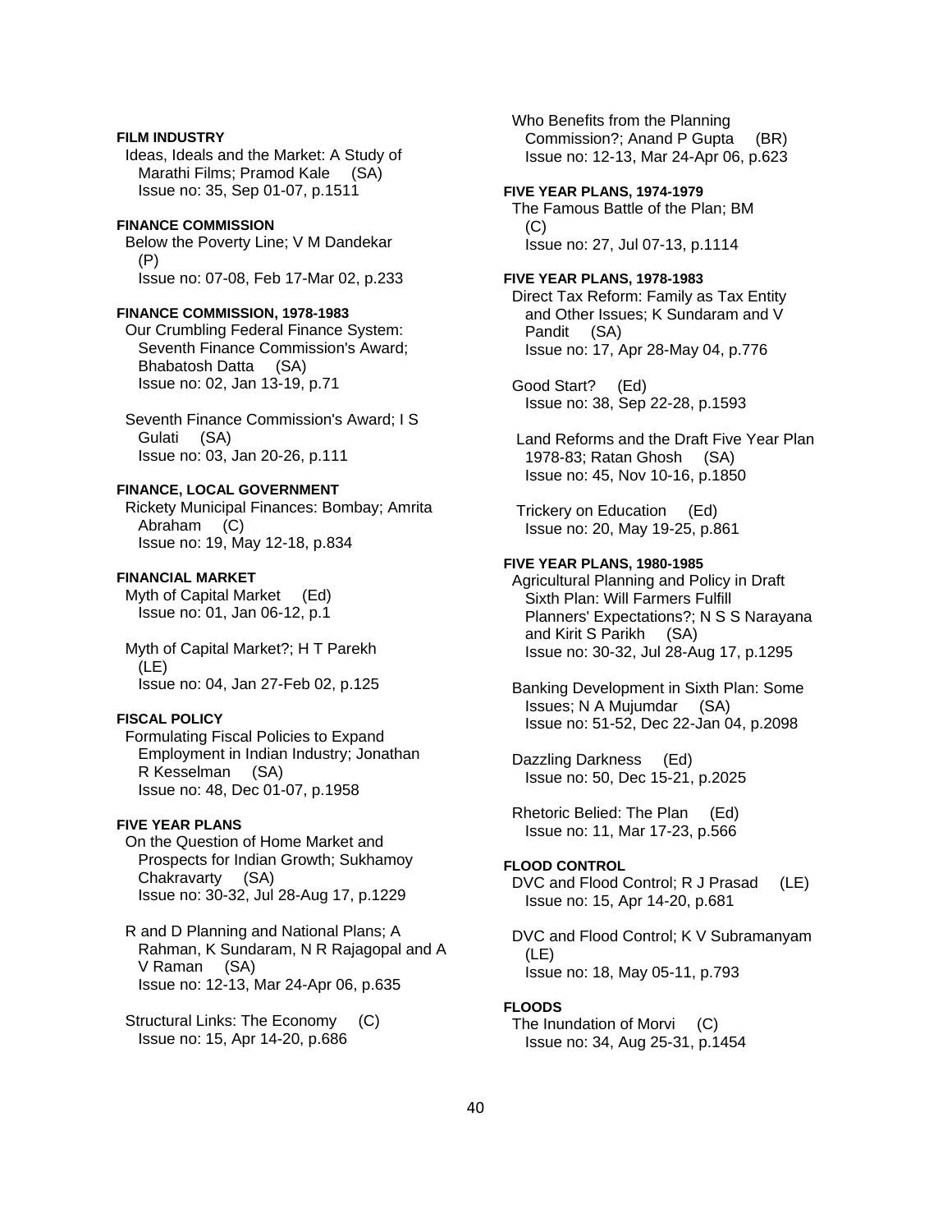**FILM INDUSTRY**

Ideas, Ideals and the Market: A Study of Marathi Films; Pramod Kale (SA)
Issue no: 35, Sep 01-07, p.1511

**FINANCE COMMISSION**

Below the Poverty Line; V M Dandekar (P)
Issue no: 07-08, Feb 17-Mar 02, p.233

**FINANCE COMMISSION, 1978-1983**

Our Crumbling Federal Finance System: Seventh Finance Commission's Award; Bhabatosh Datta (SA)
Issue no: 02, Jan 13-19, p.71

Seventh Finance Commission's Award; I S Gulati (SA)
Issue no: 03, Jan 20-26, p.111

**FINANCE, LOCAL GOVERNMENT**

Rickety Municipal Finances: Bombay; Amrita Abraham (C)
Issue no: 19, May 12-18, p.834

**FINANCIAL MARKET**

Myth of Capital Market (Ed)
Issue no: 01, Jan 06-12, p.1

Myth of Capital Market?; H T Parekh (LE)
Issue no: 04, Jan 27-Feb 02, p.125

**FISCAL POLICY**

Formulating Fiscal Policies to Expand Employment in Indian Industry; Jonathan R Kesselman (SA)
Issue no: 48, Dec 01-07, p.1958

**FIVE YEAR PLANS**

On the Question of Home Market and Prospects for Indian Growth; Sukhamoy Chakravarty (SA)
Issue no: 30-32, Jul 28-Aug 17, p.1229

R and D Planning and National Plans; A Rahman, K Sundaram, N R Rajagopal and A V Raman (SA)
Issue no: 12-13, Mar 24-Apr 06, p.635

Structural Links: The Economy (C)
Issue no: 15, Apr 14-20, p.686

Who Benefits from the Planning Commission?; Anand P Gupta (BR)
Issue no: 12-13, Mar 24-Apr 06, p.623

**FIVE YEAR PLANS, 1974-1979**

The Famous Battle of the Plan; BM (C)
Issue no: 27, Jul 07-13, p.1114

**FIVE YEAR PLANS, 1978-1983**

Direct Tax Reform: Family as Tax Entity and Other Issues; K Sundaram and V Pandit (SA)
Issue no: 17, Apr 28-May 04, p.776

Good Start? (Ed)
Issue no: 38, Sep 22-28, p.1593

Land Reforms and the Draft Five Year Plan 1978-83; Ratan Ghosh (SA)
Issue no: 45, Nov 10-16, p.1850

Trickery on Education (Ed)
Issue no: 20, May 19-25, p.861

**FIVE YEAR PLANS, 1980-1985**

Agricultural Planning and Policy in Draft Sixth Plan: Will Farmers Fulfill Planners' Expectations?; N S S Narayana and Kirit S Parikh (SA)
Issue no: 30-32, Jul 28-Aug 17, p.1295

Banking Development in Sixth Plan: Some Issues; N A Mujumdar (SA)
Issue no: 51-52, Dec 22-Jan 04, p.2098

Dazzling Darkness (Ed)
Issue no: 50, Dec 15-21, p.2025

Rhetoric Belied: The Plan (Ed)
Issue no: 11, Mar 17-23, p.566

**FLOOD CONTROL**

DVC and Flood Control; R J Prasad (LE)
Issue no: 15, Apr 14-20, p.681

DVC and Flood Control; K V Subramanyam (LE)
Issue no: 18, May 05-11, p.793

**FLOODS**

The Inundation of Morvi (C)
Issue no: 34, Aug 25-31, p.1454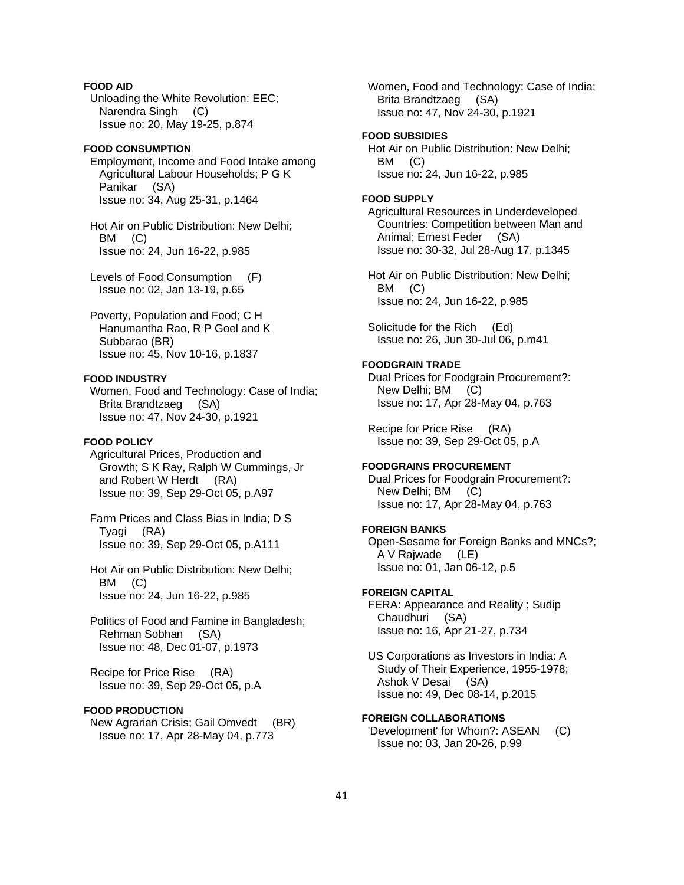**FOOD AID**

Unloading the White Revolution: EEC; Narendra Singh (C)
Issue no: 20, May 19-25, p.874

**FOOD CONSUMPTION**

Employment, Income and Food Intake among Agricultural Labour Households; P G K Panikar (SA)
Issue no: 34, Aug 25-31, p.1464

Hot Air on Public Distribution: New Delhi; BM (C)
Issue no: 24, Jun 16-22, p.985

Levels of Food Consumption (F)
Issue no: 02, Jan 13-19, p.65

Poverty, Population and Food; C H Hanumantha Rao, R P Goel and K Subbarao (BR)
Issue no: 45, Nov 10-16, p.1837

**FOOD INDUSTRY**

Women, Food and Technology: Case of India; Brita Brandtzaeg (SA)
Issue no: 47, Nov 24-30, p.1921

**FOOD POLICY**

Agricultural Prices, Production and Growth; S K Ray, Ralph W Cummings, Jr and Robert W Herdt (RA)
Issue no: 39, Sep 29-Oct 05, p.A97

Farm Prices and Class Bias in India; D S Tyagi (RA)
Issue no: 39, Sep 29-Oct 05, p.A111

Hot Air on Public Distribution: New Delhi; BM (C)
Issue no: 24, Jun 16-22, p.985

Politics of Food and Famine in Bangladesh; Rehman Sobhan (SA)
Issue no: 48, Dec 01-07, p.1973

Recipe for Price Rise (RA)
Issue no: 39, Sep 29-Oct 05, p.A

**FOOD PRODUCTION**

New Agrarian Crisis; Gail Omvedt (BR)
Issue no: 17, Apr 28-May 04, p.773

Women, Food and Technology: Case of India; Brita Brandtzaeg (SA)
Issue no: 47, Nov 24-30, p.1921

**FOOD SUBSIDIES**

Hot Air on Public Distribution: New Delhi; BM (C)
Issue no: 24, Jun 16-22, p.985

**FOOD SUPPLY**

Agricultural Resources in Underdeveloped Countries: Competition between Man and Animal; Ernest Feder (SA)
Issue no: 30-32, Jul 28-Aug 17, p.1345

Hot Air on Public Distribution: New Delhi; BM (C)
Issue no: 24, Jun 16-22, p.985

Solicitude for the Rich (Ed)
Issue no: 26, Jun 30-Jul 06, p.m41

**FOODGRAIN TRADE**

Dual Prices for Foodgrain Procurement?: New Delhi; BM (C)
Issue no: 17, Apr 28-May 04, p.763

Recipe for Price Rise (RA)
Issue no: 39, Sep 29-Oct 05, p.A

**FOODGRAINS PROCUREMENT**

Dual Prices for Foodgrain Procurement?: New Delhi; BM (C)
Issue no: 17, Apr 28-May 04, p.763

**FOREIGN BANKS**

Open-Sesame for Foreign Banks and MNCs?; A V Rajwade (LE)
Issue no: 01, Jan 06-12, p.5

**FOREIGN CAPITAL**

FERA: Appearance and Reality ; Sudip Chaudhuri (SA)
Issue no: 16, Apr 21-27, p.734

US Corporations as Investors in India: A Study of Their Experience, 1955-1978; Ashok V Desai (SA)
Issue no: 49, Dec 08-14, p.2015

**FOREIGN COLLABORATIONS**

'Development' for Whom?: ASEAN (C)
Issue no: 03, Jan 20-26, p.99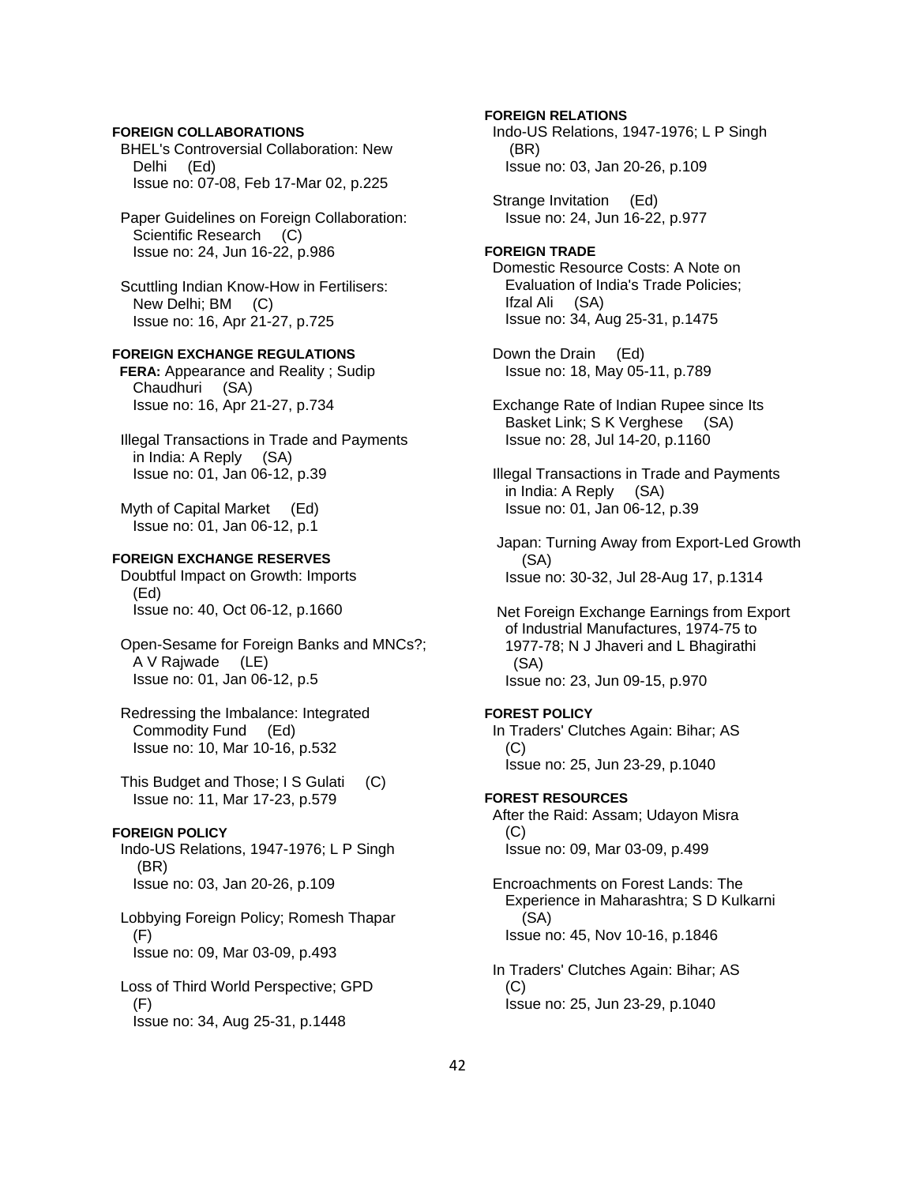**FOREIGN COLLABORATIONS**

BHEL's Controversial Collaboration: New Delhi (Ed)
Issue no: 07-08, Feb 17-Mar 02, p.225

Paper Guidelines on Foreign Collaboration: Scientific Research (C)
Issue no: 24, Jun 16-22, p.986

Scuttling Indian Know-How in Fertilisers: New Delhi; BM (C)
Issue no: 16, Apr 21-27, p.725

**FOREIGN EXCHANGE REGULATIONS**

**FERA:** Appearance and Reality ; Sudip Chaudhuri (SA)
Issue no: 16, Apr 21-27, p.734

Illegal Transactions in Trade and Payments in India: A Reply (SA)
Issue no: 01, Jan 06-12, p.39

Myth of Capital Market (Ed)
Issue no: 01, Jan 06-12, p.1

**FOREIGN EXCHANGE RESERVES**

Doubtful Impact on Growth: Imports (Ed)
Issue no: 40, Oct 06-12, p.1660

Open-Sesame for Foreign Banks and MNCs?; A V Rajwade (LE)
Issue no: 01, Jan 06-12, p.5

Redressing the Imbalance: Integrated Commodity Fund (Ed)
Issue no: 10, Mar 10-16, p.532

This Budget and Those; I S Gulati (C)
Issue no: 11, Mar 17-23, p.579

**FOREIGN POLICY**

Indo-US Relations, 1947-1976; L P Singh (BR)
Issue no: 03, Jan 20-26, p.109

Lobbying Foreign Policy; Romesh Thapar (F)
Issue no: 09, Mar 03-09, p.493

Loss of Third World Perspective; GPD (F)
Issue no: 34, Aug 25-31, p.1448

**FOREIGN RELATIONS**

Indo-US Relations, 1947-1976; L P Singh (BR)
Issue no: 03, Jan 20-26, p.109

Strange Invitation (Ed)
Issue no: 24, Jun 16-22, p.977

**FOREIGN TRADE**

Domestic Resource Costs: A Note on Evaluation of India's Trade Policies; Ifzal Ali (SA)
Issue no: 34, Aug 25-31, p.1475

Down the Drain (Ed)
Issue no: 18, May 05-11, p.789

Exchange Rate of Indian Rupee since Its Basket Link; S K Verghese (SA)
Issue no: 28, Jul 14-20, p.1160

Illegal Transactions in Trade and Payments in India: A Reply (SA)
Issue no: 01, Jan 06-12, p.39

Japan: Turning Away from Export-Led Growth (SA)
Issue no: 30-32, Jul 28-Aug 17, p.1314

Net Foreign Exchange Earnings from Export of Industrial Manufactures, 1974-75 to 1977-78; N J Jhaveri and L Bhagirathi (SA)
Issue no: 23, Jun 09-15, p.970

**FOREST POLICY**

In Traders' Clutches Again: Bihar; AS (C)
Issue no: 25, Jun 23-29, p.1040

**FOREST RESOURCES**

After the Raid: Assam; Udayon Misra (C)
Issue no: 09, Mar 03-09, p.499

Encroachments on Forest Lands: The Experience in Maharashtra; S D Kulkarni (SA)
Issue no: 45, Nov 10-16, p.1846

In Traders' Clutches Again: Bihar; AS (C)
Issue no: 25, Jun 23-29, p.1040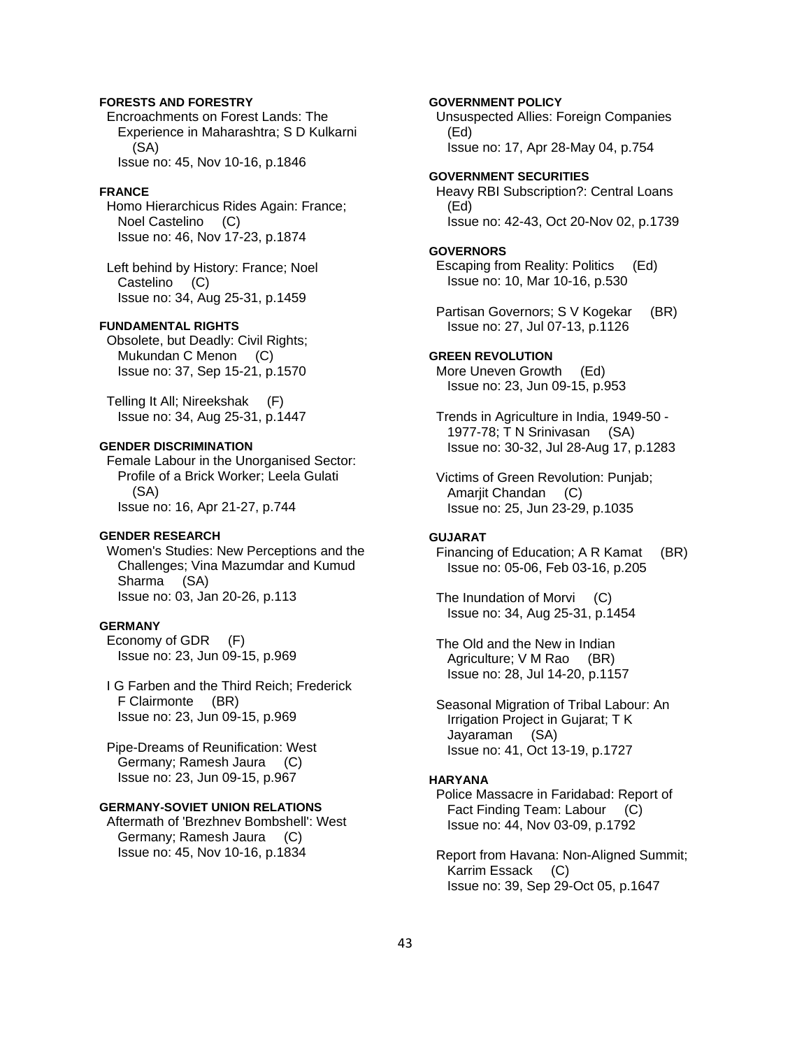**FORESTS AND FORESTRY**

Encroachments on Forest Lands: The Experience in Maharashtra; S D Kulkarni (SA)
Issue no: 45, Nov 10-16, p.1846

**FRANCE**

Homo Hierarchicus Rides Again: France; Noel Castelino (C)
Issue no: 46, Nov 17-23, p.1874

Left behind by History: France; Noel Castelino (C)
Issue no: 34, Aug 25-31, p.1459

**FUNDAMENTAL RIGHTS**

Obsolete, but Deadly: Civil Rights; Mukundan C Menon (C)
Issue no: 37, Sep 15-21, p.1570

Telling It All; Nireekshak (F)
Issue no: 34, Aug 25-31, p.1447

**GENDER DISCRIMINATION**

Female Labour in the Unorganised Sector: Profile of a Brick Worker; Leela Gulati (SA)
Issue no: 16, Apr 21-27, p.744

**GENDER RESEARCH**

Women's Studies: New Perceptions and the Challenges; Vina Mazumdar and Kumud Sharma (SA)
Issue no: 03, Jan 20-26, p.113

**GERMANY**

Economy of GDR (F)
Issue no: 23, Jun 09-15, p.969

I G Farben and the Third Reich; Frederick F Clairmonte (BR)
Issue no: 23, Jun 09-15, p.969

Pipe-Dreams of Reunification: West Germany; Ramesh Jaura (C)
Issue no: 23, Jun 09-15, p.967

**GERMANY-SOVIET UNION RELATIONS**

Aftermath of 'Brezhnev Bombshell': West Germany; Ramesh Jaura (C)
Issue no: 45, Nov 10-16, p.1834

**GOVERNMENT POLICY**

Unsuspected Allies: Foreign Companies (Ed)
Issue no: 17, Apr 28-May 04, p.754

**GOVERNMENT SECURITIES**

Heavy RBI Subscription?: Central Loans (Ed)
Issue no: 42-43, Oct 20-Nov 02, p.1739

**GOVERNORS**

Escaping from Reality: Politics (Ed)
Issue no: 10, Mar 10-16, p.530

Partisan Governors; S V Kogekar (BR)
Issue no: 27, Jul 07-13, p.1126

**GREEN REVOLUTION**

More Uneven Growth (Ed)
Issue no: 23, Jun 09-15, p.953

Trends in Agriculture in India, 1949-50 - 1977-78; T N Srinivasan (SA)
Issue no: 30-32, Jul 28-Aug 17, p.1283

Victims of Green Revolution: Punjab; Amarjit Chandan (C)
Issue no: 25, Jun 23-29, p.1035

**GUJARAT**

Financing of Education; A R Kamat (BR)
Issue no: 05-06, Feb 03-16, p.205

The Inundation of Morvi (C)
Issue no: 34, Aug 25-31, p.1454

The Old and the New in Indian Agriculture; V M Rao (BR)
Issue no: 28, Jul 14-20, p.1157

Seasonal Migration of Tribal Labour: An Irrigation Project in Gujarat; T K Jayaraman (SA)
Issue no: 41, Oct 13-19, p.1727

**HARYANA**

Police Massacre in Faridabad: Report of Fact Finding Team: Labour (C)
Issue no: 44, Nov 03-09, p.1792

Report from Havana: Non-Aligned Summit; Karrim Essack (C)
Issue no: 39, Sep 29-Oct 05, p.1647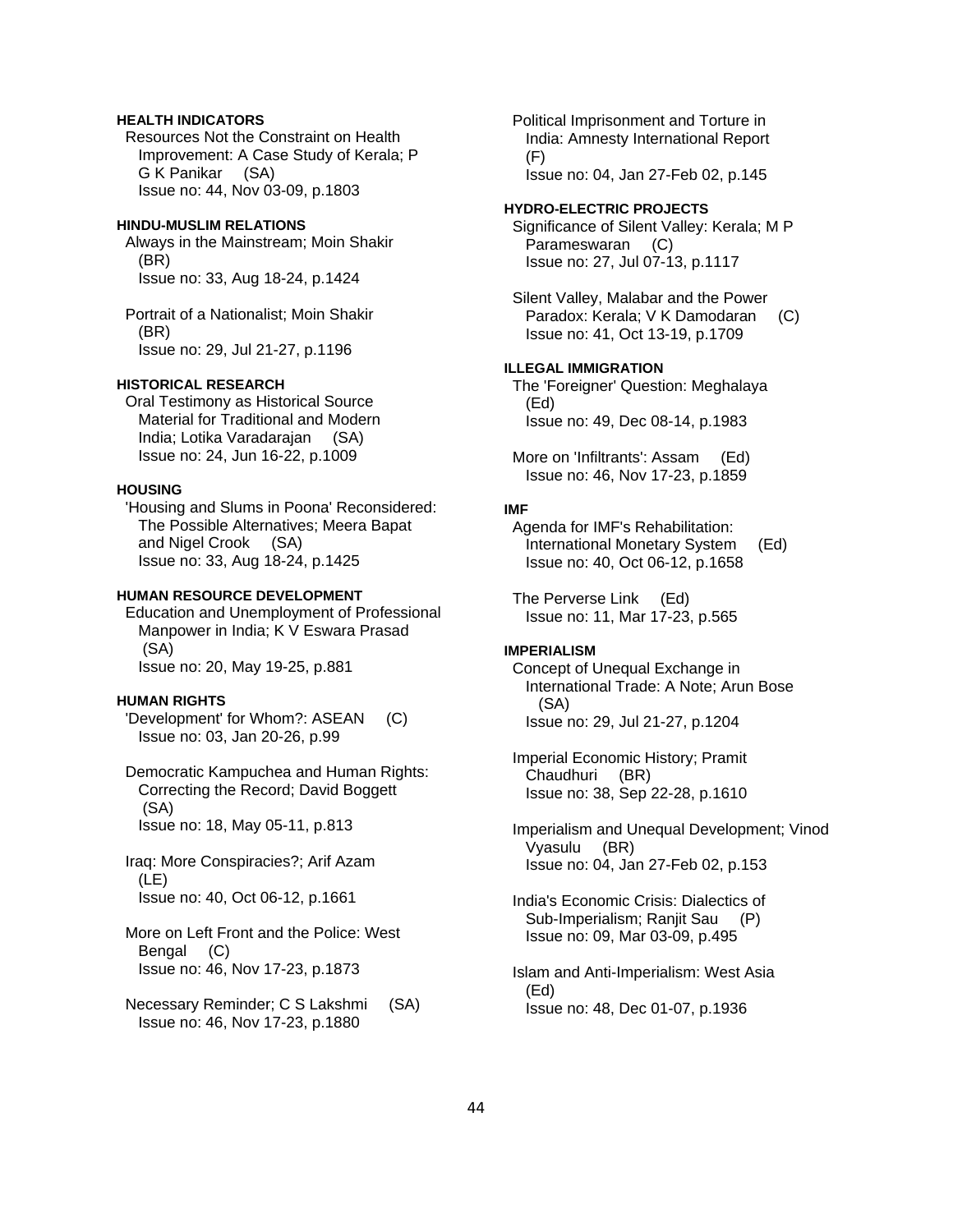**HEALTH INDICATORS**

Resources Not the Constraint on Health Improvement: A Case Study of Kerala; P G K Panikar (SA)
Issue no: 44, Nov 03-09, p.1803

**HINDU-MUSLIM RELATIONS**

Always in the Mainstream; Moin Shakir (BR)
Issue no: 33, Aug 18-24, p.1424

Portrait of a Nationalist; Moin Shakir (BR)
Issue no: 29, Jul 21-27, p.1196

**HISTORICAL RESEARCH**

Oral Testimony as Historical Source Material for Traditional and Modern India; Lotika Varadarajan (SA)
Issue no: 24, Jun 16-22, p.1009

**HOUSING**

'Housing and Slums in Poona' Reconsidered: The Possible Alternatives; Meera Bapat and Nigel Crook (SA)
Issue no: 33, Aug 18-24, p.1425

**HUMAN RESOURCE DEVELOPMENT**

Education and Unemployment of Professional Manpower in India; K V Eswara Prasad (SA)
Issue no: 20, May 19-25, p.881

**HUMAN RIGHTS**

'Development' for Whom?: ASEAN (C)
Issue no: 03, Jan 20-26, p.99

Democratic Kampuchea and Human Rights: Correcting the Record; David Boggett (SA)
Issue no: 18, May 05-11, p.813

Iraq: More Conspiracies?; Arif Azam (LE)
Issue no: 40, Oct 06-12, p.1661

More on Left Front and the Police: West Bengal (C)
Issue no: 46, Nov 17-23, p.1873

Necessary Reminder; C S Lakshmi (SA)
Issue no: 46, Nov 17-23, p.1880

Political Imprisonment and Torture in India: Amnesty International Report (F)
Issue no: 04, Jan 27-Feb 02, p.145

**HYDRO-ELECTRIC PROJECTS**

Significance of Silent Valley: Kerala; M P Parameswaran (C)
Issue no: 27, Jul 07-13, p.1117

Silent Valley, Malabar and the Power Paradox: Kerala; V K Damodaran (C)
Issue no: 41, Oct 13-19, p.1709

**ILLEGAL IMMIGRATION**

The 'Foreigner' Question: Meghalaya (Ed)
Issue no: 49, Dec 08-14, p.1983

More on 'Infiltrants': Assam (Ed)
Issue no: 46, Nov 17-23, p.1859

**IMF**

Agenda for IMF's Rehabilitation: International Monetary System (Ed)
Issue no: 40, Oct 06-12, p.1658

The Perverse Link (Ed)
Issue no: 11, Mar 17-23, p.565

**IMPERIALISM**

Concept of Unequal Exchange in International Trade: A Note; Arun Bose (SA)
Issue no: 29, Jul 21-27, p.1204

Imperial Economic History; Pramit Chaudhuri (BR)
Issue no: 38, Sep 22-28, p.1610

Imperialism and Unequal Development; Vinod Vyasulu (BR)
Issue no: 04, Jan 27-Feb 02, p.153

India's Economic Crisis: Dialectics of Sub-Imperialism; Ranjit Sau (P)
Issue no: 09, Mar 03-09, p.495

Islam and Anti-Imperialism: West Asia (Ed)
Issue no: 48, Dec 01-07, p.1936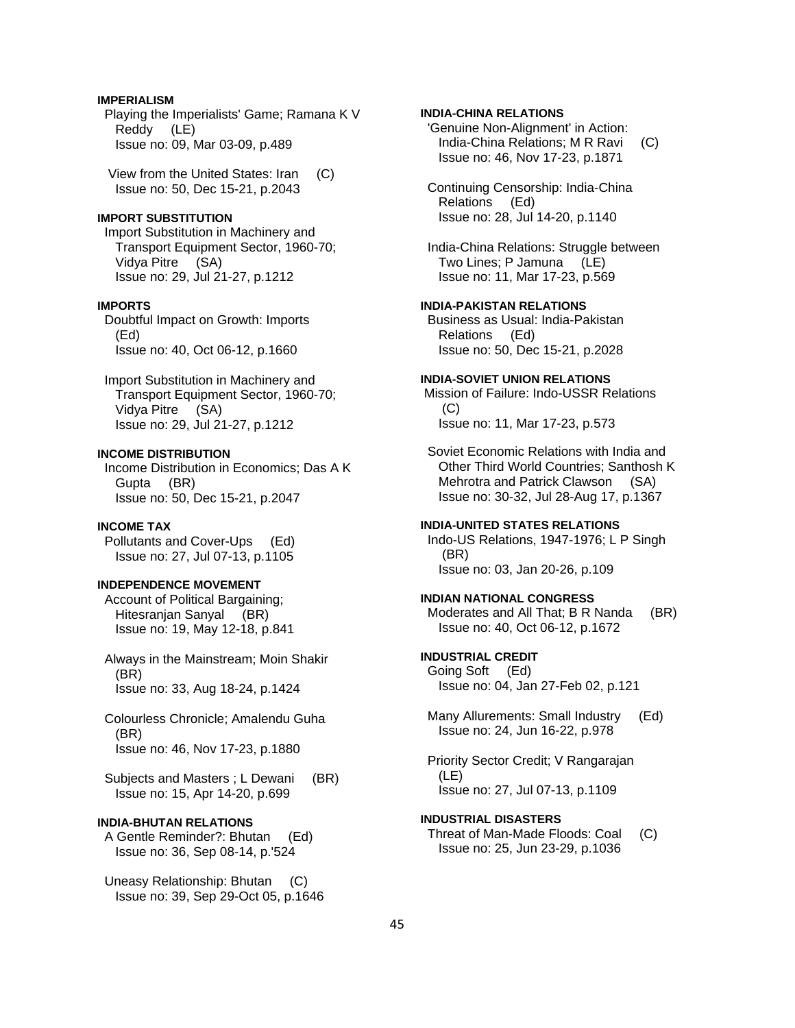**IMPERIALISM**

Playing the Imperialists' Game; Ramana K V Reddy (LE)
Issue no: 09, Mar 03-09, p.489

View from the United States: Iran (C)
Issue no: 50, Dec 15-21, p.2043

**IMPORT SUBSTITUTION**

Import Substitution in Machinery and Transport Equipment Sector, 1960-70; Vidya Pitre (SA)
Issue no: 29, Jul 21-27, p.1212

**IMPORTS**

Doubtful Impact on Growth: Imports (Ed)
Issue no: 40, Oct 06-12, p.1660

Import Substitution in Machinery and Transport Equipment Sector, 1960-70; Vidya Pitre (SA)
Issue no: 29, Jul 21-27, p.1212

**INCOME DISTRIBUTION**

Income Distribution in Economics; Das A K Gupta (BR)
Issue no: 50, Dec 15-21, p.2047

**INCOME TAX**

Pollutants and Cover-Ups (Ed)
Issue no: 27, Jul 07-13, p.1105

**INDEPENDENCE MOVEMENT**

Account of Political Bargaining; Hitesranjan Sanyal (BR)
Issue no: 19, May 12-18, p.841

Always in the Mainstream; Moin Shakir (BR)
Issue no: 33, Aug 18-24, p.1424

Colourless Chronicle; Amalendu Guha (BR)
Issue no: 46, Nov 17-23, p.1880

Subjects and Masters ; L Dewani (BR)
Issue no: 15, Apr 14-20, p.699

**INDIA-BHUTAN RELATIONS**

A Gentle Reminder?: Bhutan (Ed)
Issue no: 36, Sep 08-14, p.'524

Uneasy Relationship: Bhutan (C)
Issue no: 39, Sep 29-Oct 05, p.1646

**INDIA-CHINA RELATIONS**

'Genuine Non-Alignment' in Action: India-China Relations; M R Ravi (C)
Issue no: 46, Nov 17-23, p.1871

Continuing Censorship: India-China Relations (Ed)
Issue no: 28, Jul 14-20, p.1140

India-China Relations: Struggle between Two Lines; P Jamuna (LE)
Issue no: 11, Mar 17-23, p.569

**INDIA-PAKISTAN RELATIONS**

Business as Usual: India-Pakistan Relations (Ed)
Issue no: 50, Dec 15-21, p.2028

**INDIA-SOVIET UNION RELATIONS**

Mission of Failure: Indo-USSR Relations (C)
Issue no: 11, Mar 17-23, p.573

Soviet Economic Relations with India and Other Third World Countries; Santhosh K Mehrotra and Patrick Clawson (SA)
Issue no: 30-32, Jul 28-Aug 17, p.1367

**INDIA-UNITED STATES RELATIONS**

Indo-US Relations, 1947-1976; L P Singh (BR)
Issue no: 03, Jan 20-26, p.109

**INDIAN NATIONAL CONGRESS**

Moderates and All That; B R Nanda (BR)
Issue no: 40, Oct 06-12, p.1672

**INDUSTRIAL CREDIT**

Going Soft (Ed)
Issue no: 04, Jan 27-Feb 02, p.121

Many Allurements: Small Industry (Ed)
Issue no: 24, Jun 16-22, p.978

Priority Sector Credit; V Rangarajan (LE)
Issue no: 27, Jul 07-13, p.1109

**INDUSTRIAL DISASTERS**

Threat of Man-Made Floods: Coal (C)
Issue no: 25, Jun 23-29, p.1036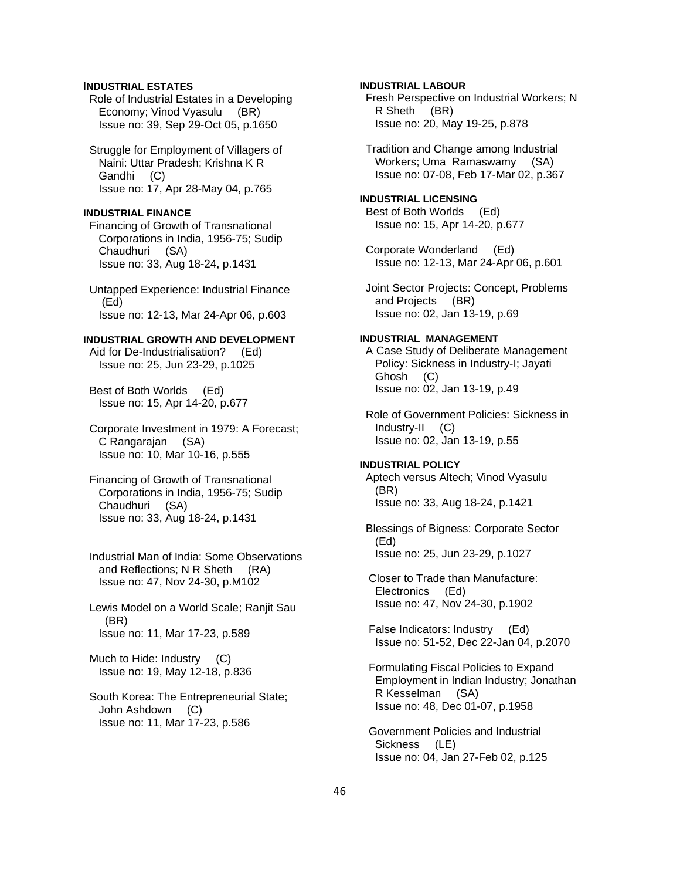### INDUSTRIAL ESTATES

Role of Industrial Estates in a Developing Economy; Vinod Vyasulu (BR)
Issue no: 39, Sep 29-Oct 05, p.1650

Struggle for Employment of Villagers of Naini: Uttar Pradesh; Krishna K R Gandhi (C)
Issue no: 17, Apr 28-May 04, p.765

### INDUSTRIAL FINANCE

Financing of Growth of Transnational Corporations in India, 1956-75; Sudip Chaudhuri (SA)
Issue no: 33, Aug 18-24, p.1431

Untapped Experience: Industrial Finance (Ed)
Issue no: 12-13, Mar 24-Apr 06, p.603

### INDUSTRIAL GROWTH AND DEVELOPMENT

Aid for De-Industrialisation? (Ed)
Issue no: 25, Jun 23-29, p.1025

Best of Both Worlds (Ed)
Issue no: 15, Apr 14-20, p.677

Corporate Investment in 1979: A Forecast; C Rangarajan (SA)
Issue no: 10, Mar 10-16, p.555

Financing of Growth of Transnational Corporations in India, 1956-75; Sudip Chaudhuri (SA)
Issue no: 33, Aug 18-24, p.1431

Industrial Man of India: Some Observations and Reflections; N R Sheth (RA)
Issue no: 47, Nov 24-30, p.M102

Lewis Model on a World Scale; Ranjit Sau (BR)
Issue no: 11, Mar 17-23, p.589

Much to Hide: Industry (C)
Issue no: 19, May 12-18, p.836

South Korea: The Entrepreneurial State; John Ashdown (C)
Issue no: 11, Mar 17-23, p.586

### INDUSTRIAL LABOUR

Fresh Perspective on Industrial Workers; N R Sheth (BR)
Issue no: 20, May 19-25, p.878

Tradition and Change among Industrial Workers; Uma Ramaswamy (SA)
Issue no: 07-08, Feb 17-Mar 02, p.367

### INDUSTRIAL LICENSING

Best of Both Worlds (Ed)
Issue no: 15, Apr 14-20, p.677

Corporate Wonderland (Ed)
Issue no: 12-13, Mar 24-Apr 06, p.601

Joint Sector Projects: Concept, Problems and Projects (BR)
Issue no: 02, Jan 13-19, p.69

### INDUSTRIAL MANAGEMENT

A Case Study of Deliberate Management Policy: Sickness in Industry-I; Jayati Ghosh (C)
Issue no: 02, Jan 13-19, p.49

Role of Government Policies: Sickness in Industry-II (C)
Issue no: 02, Jan 13-19, p.55

### INDUSTRIAL POLICY

Aptech versus Altech; Vinod Vyasulu (BR)
Issue no: 33, Aug 18-24, p.1421

Blessings of Bigness: Corporate Sector (Ed)
Issue no: 25, Jun 23-29, p.1027

Closer to Trade than Manufacture: Electronics (Ed)
Issue no: 47, Nov 24-30, p.1902

False Indicators: Industry (Ed)
Issue no: 51-52, Dec 22-Jan 04, p.2070

Formulating Fiscal Policies to Expand Employment in Indian Industry; Jonathan R Kesselman (SA)
Issue no: 48, Dec 01-07, p.1958

Government Policies and Industrial Sickness (LE)
Issue no: 04, Jan 27-Feb 02, p.125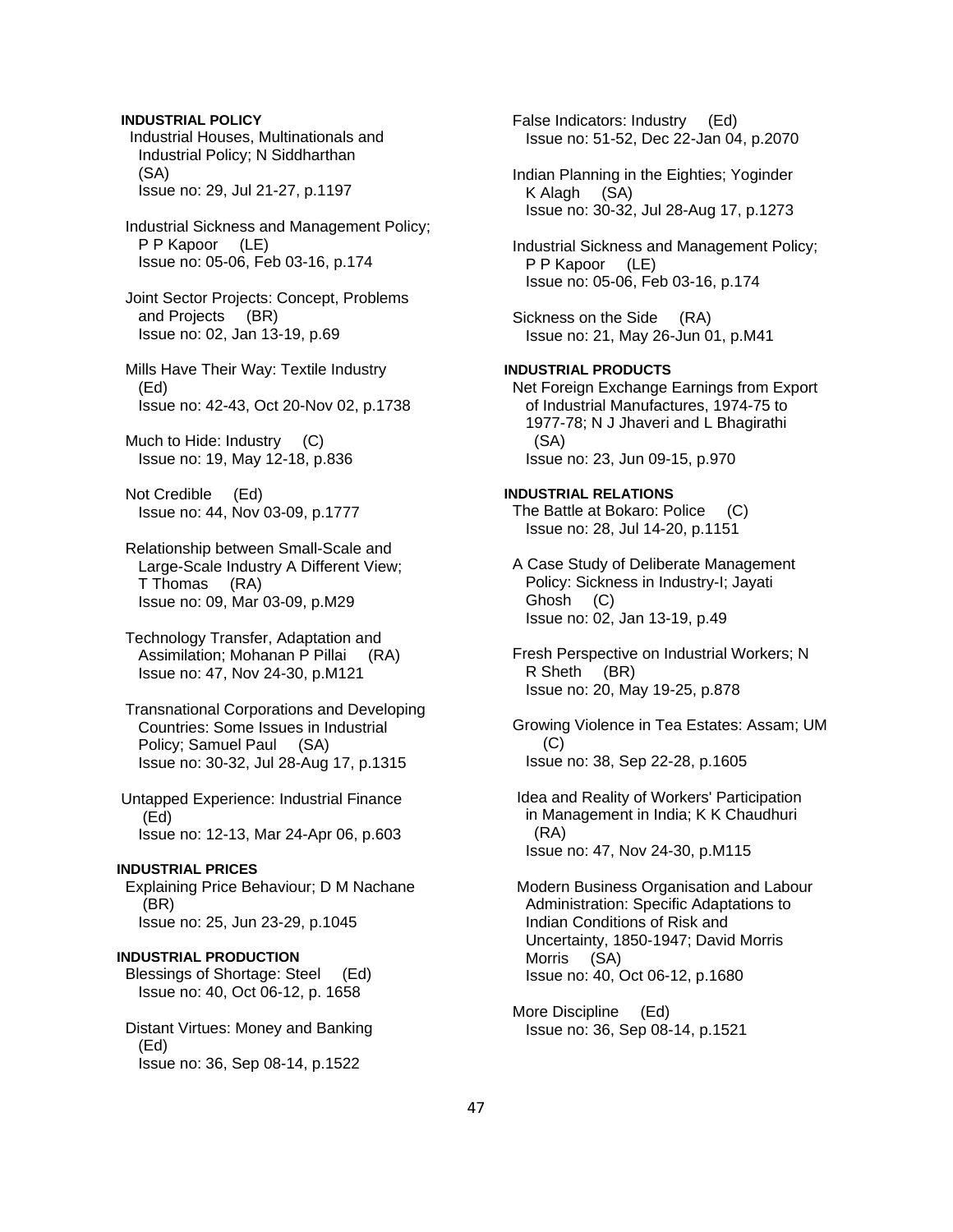**INDUSTRIAL POLICY**

Industrial Houses, Multinationals and Industrial Policy; N Siddharthan (SA)
Issue no: 29, Jul 21-27, p.1197

Industrial Sickness and Management Policy; P P Kapoor (LE)
Issue no: 05-06, Feb 03-16, p.174

Joint Sector Projects: Concept, Problems and Projects (BR)
Issue no: 02, Jan 13-19, p.69

Mills Have Their Way: Textile Industry (Ed)
Issue no: 42-43, Oct 20-Nov 02, p.1738

Much to Hide: Industry (C)
Issue no: 19, May 12-18, p.836

Not Credible (Ed)
Issue no: 44, Nov 03-09, p.1777

Relationship between Small-Scale and Large-Scale Industry A Different View; T Thomas (RA)
Issue no: 09, Mar 03-09, p.M29

Technology Transfer, Adaptation and Assimilation; Mohanan P Pillai (RA)
Issue no: 47, Nov 24-30, p.M121

Transnational Corporations and Developing Countries: Some Issues in Industrial Policy; Samuel Paul (SA)
Issue no: 30-32, Jul 28-Aug 17, p.1315

Untapped Experience: Industrial Finance (Ed)
Issue no: 12-13, Mar 24-Apr 06, p.603

**INDUSTRIAL PRICES**

Explaining Price Behaviour; D M Nachane (BR)
Issue no: 25, Jun 23-29, p.1045

**INDUSTRIAL PRODUCTION**

Blessings of Shortage: Steel (Ed)
Issue no: 40, Oct 06-12, p. 1658

Distant Virtues: Money and Banking (Ed)
Issue no: 36, Sep 08-14, p.1522

False Indicators: Industry (Ed)
Issue no: 51-52, Dec 22-Jan 04, p.2070

Indian Planning in the Eighties; Yoginder K Alagh (SA)
Issue no: 30-32, Jul 28-Aug 17, p.1273

Industrial Sickness and Management Policy; P P Kapoor (LE)
Issue no: 05-06, Feb 03-16, p.174

Sickness on the Side (RA)
Issue no: 21, May 26-Jun 01, p.M41

**INDUSTRIAL PRODUCTS**

Net Foreign Exchange Earnings from Export of Industrial Manufactures, 1974-75 to 1977-78; N J Jhaveri and L Bhagirathi (SA)
Issue no: 23, Jun 09-15, p.970

**INDUSTRIAL RELATIONS**

The Battle at Bokaro: Police (C)
Issue no: 28, Jul 14-20, p.1151

A Case Study of Deliberate Management Policy: Sickness in Industry-I; Jayati Ghosh (C)
Issue no: 02, Jan 13-19, p.49

Fresh Perspective on Industrial Workers; N R Sheth (BR)
Issue no: 20, May 19-25, p.878

Growing Violence in Tea Estates: Assam; UM (C)
Issue no: 38, Sep 22-28, p.1605

Idea and Reality of Workers' Participation in Management in India; K K Chaudhuri (RA)
Issue no: 47, Nov 24-30, p.M115

Modern Business Organisation and Labour Administration: Specific Adaptations to Indian Conditions of Risk and Uncertainty, 1850-1947; David Morris Morris (SA)
Issue no: 40, Oct 06-12, p.1680

More Discipline (Ed)
Issue no: 36, Sep 08-14, p.1521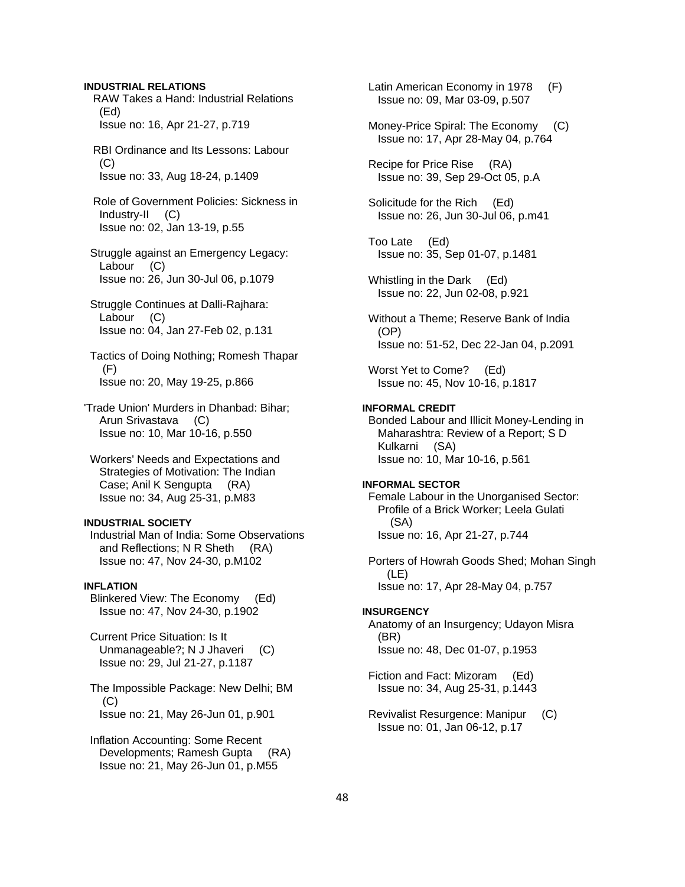**INDUSTRIAL RELATIONS**

RAW Takes a Hand: Industrial Relations (Ed)
Issue no: 16, Apr 21-27, p.719

RBI Ordinance and Its Lessons: Labour (C)
Issue no: 33, Aug 18-24, p.1409

Role of Government Policies: Sickness in Industry-II (C)
Issue no: 02, Jan 13-19, p.55

Struggle against an Emergency Legacy: Labour (C)
Issue no: 26, Jun 30-Jul 06, p.1079

Struggle Continues at Dalli-Rajhara: Labour (C)
Issue no: 04, Jan 27-Feb 02, p.131

Tactics of Doing Nothing; Romesh Thapar (F)
Issue no: 20, May 19-25, p.866

'Trade Union' Murders in Dhanbad: Bihar; Arun Srivastava (C)
Issue no: 10, Mar 10-16, p.550

Workers' Needs and Expectations and Strategies of Motivation: The Indian Case; Anil K Sengupta (RA)
Issue no: 34, Aug 25-31, p.M83

**INDUSTRIAL SOCIETY**

Industrial Man of India: Some Observations and Reflections; N R Sheth (RA)
Issue no: 47, Nov 24-30, p.M102

**INFLATION**

Blinkered View: The Economy (Ed)
Issue no: 47, Nov 24-30, p.1902

Current Price Situation: Is It Unmanageable?; N J Jhaveri (C)
Issue no: 29, Jul 21-27, p.1187

The Impossible Package: New Delhi; BM (C)
Issue no: 21, May 26-Jun 01, p.901

Inflation Accounting: Some Recent Developments; Ramesh Gupta (RA)
Issue no: 21, May 26-Jun 01, p.M55

Latin American Economy in 1978 (F)
Issue no: 09, Mar 03-09, p.507

Money-Price Spiral: The Economy (C)
Issue no: 17, Apr 28-May 04, p.764

Recipe for Price Rise (RA)
Issue no: 39, Sep 29-Oct 05, p.A

Solicitude for the Rich (Ed)
Issue no: 26, Jun 30-Jul 06, p.m41

Too Late (Ed)
Issue no: 35, Sep 01-07, p.1481

Whistling in the Dark (Ed)
Issue no: 22, Jun 02-08, p.921

Without a Theme; Reserve Bank of India (OP)
Issue no: 51-52, Dec 22-Jan 04, p.2091

Worst Yet to Come? (Ed)
Issue no: 45, Nov 10-16, p.1817

**INFORMAL CREDIT**

Bonded Labour and Illicit Money-Lending in Maharashtra: Review of a Report; S D Kulkarni (SA)
Issue no: 10, Mar 10-16, p.561

**INFORMAL SECTOR**

Female Labour in the Unorganised Sector: Profile of a Brick Worker; Leela Gulati (SA)
Issue no: 16, Apr 21-27, p.744

Porters of Howrah Goods Shed; Mohan Singh (LE)
Issue no: 17, Apr 28-May 04, p.757

**INSURGENCY**

Anatomy of an Insurgency; Udayon Misra (BR)
Issue no: 48, Dec 01-07, p.1953

Fiction and Fact: Mizoram (Ed)
Issue no: 34, Aug 25-31, p.1443

Revivalist Resurgence: Manipur (C)
Issue no: 01, Jan 06-12, p.17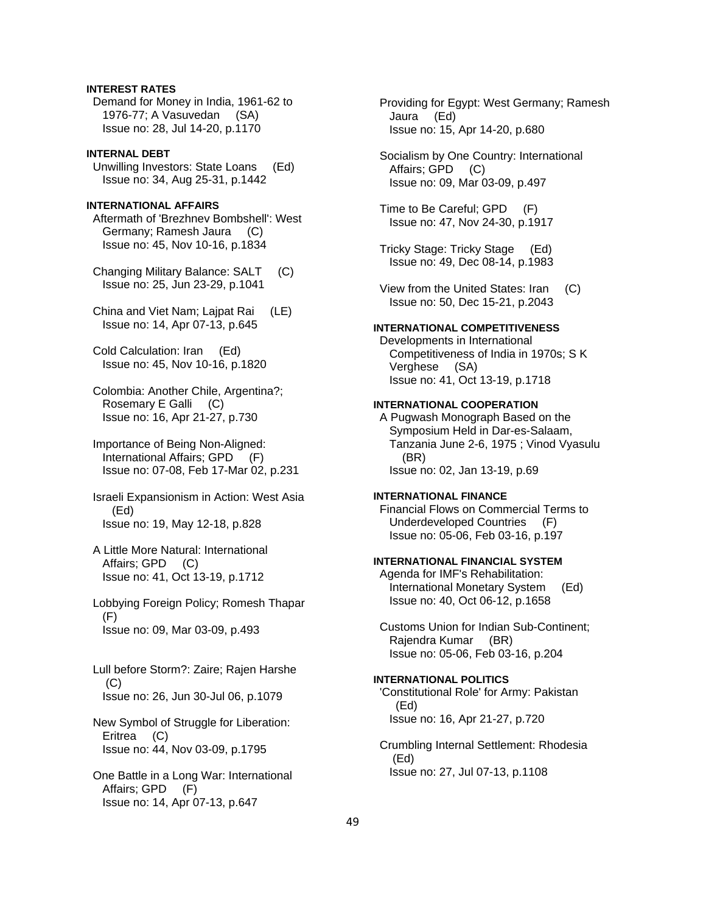**INTEREST RATES**

Demand for Money in India, 1961-62 to 1976-77; A Vasuvedan (SA)
Issue no: 28, Jul 14-20, p.1170

**INTERNAL DEBT**

Unwilling Investors: State Loans (Ed)
Issue no: 34, Aug 25-31, p.1442

**INTERNATIONAL AFFAIRS**

Aftermath of 'Brezhnev Bombshell': West Germany; Ramesh Jaura (C)
Issue no: 45, Nov 10-16, p.1834

Changing Military Balance: SALT (C)
Issue no: 25, Jun 23-29, p.1041

China and Viet Nam; Lajpat Rai (LE)
Issue no: 14, Apr 07-13, p.645

Cold Calculation: Iran (Ed)
Issue no: 45, Nov 10-16, p.1820

Colombia: Another Chile, Argentina?; Rosemary E Galli (C)
Issue no: 16, Apr 21-27, p.730

Importance of Being Non-Aligned: International Affairs; GPD (F)
Issue no: 07-08, Feb 17-Mar 02, p.231

Israeli Expansionism in Action: West Asia (Ed)
Issue no: 19, May 12-18, p.828

A Little More Natural: International Affairs; GPD (C)
Issue no: 41, Oct 13-19, p.1712

Lobbying Foreign Policy; Romesh Thapar (F)
Issue no: 09, Mar 03-09, p.493

Lull before Storm?: Zaire; Rajen Harshe (C)
Issue no: 26, Jun 30-Jul 06, p.1079

New Symbol of Struggle for Liberation: Eritrea (C)
Issue no: 44, Nov 03-09, p.1795

One Battle in a Long War: International Affairs; GPD (F)
Issue no: 14, Apr 07-13, p.647

Providing for Egypt: West Germany; Ramesh Jaura (Ed)
Issue no: 15, Apr 14-20, p.680

Socialism by One Country: International Affairs; GPD (C)
Issue no: 09, Mar 03-09, p.497

Time to Be Careful; GPD (F)
Issue no: 47, Nov 24-30, p.1917

Tricky Stage: Tricky Stage (Ed)
Issue no: 49, Dec 08-14, p.1983

View from the United States: Iran (C)
Issue no: 50, Dec 15-21, p.2043

**INTERNATIONAL COMPETITIVENESS**

Developments in International Competitiveness of India in 1970s; S K Verghese (SA)
Issue no: 41, Oct 13-19, p.1718

**INTERNATIONAL COOPERATION**

A Pugwash Monograph Based on the Symposium Held in Dar-es-Salaam, Tanzania June 2-6, 1975 ; Vinod Vyasulu (BR)
Issue no: 02, Jan 13-19, p.69

**INTERNATIONAL FINANCE**

Financial Flows on Commercial Terms to Underdeveloped Countries (F)
Issue no: 05-06, Feb 03-16, p.197

**INTERNATIONAL FINANCIAL SYSTEM**

Agenda for IMF's Rehabilitation: International Monetary System (Ed)
Issue no: 40, Oct 06-12, p.1658

Customs Union for Indian Sub-Continent; Rajendra Kumar (BR)
Issue no: 05-06, Feb 03-16, p.204

**INTERNATIONAL POLITICS**

'Constitutional Role' for Army: Pakistan (Ed)
Issue no: 16, Apr 21-27, p.720

Crumbling Internal Settlement: Rhodesia (Ed)
Issue no: 27, Jul 07-13, p.1108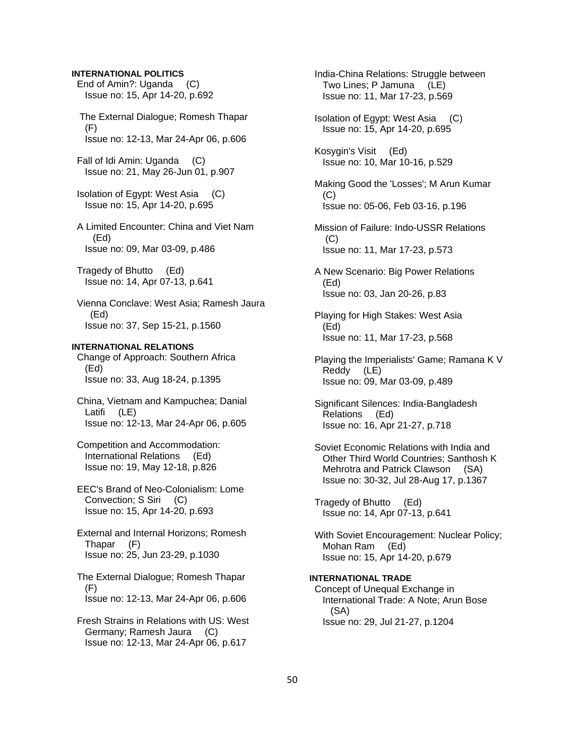**INTERNATIONAL POLITICS**

End of Amin?: Uganda (C)
Issue no: 15, Apr 14-20, p.692

The External Dialogue; Romesh Thapar (F)
Issue no: 12-13, Mar 24-Apr 06, p.606

Fall of Idi Amin: Uganda (C)
Issue no: 21, May 26-Jun 01, p.907

Isolation of Egypt: West Asia (C)
Issue no: 15, Apr 14-20, p.695

A Limited Encounter: China and Viet Nam (Ed)
Issue no: 09, Mar 03-09, p.486

Tragedy of Bhutto (Ed)
Issue no: 14, Apr 07-13, p.641

Vienna Conclave: West Asia; Ramesh Jaura (Ed)
Issue no: 37, Sep 15-21, p.1560

**INTERNATIONAL RELATIONS**

Change of Approach: Southern Africa (Ed)
Issue no: 33, Aug 18-24, p.1395

China, Vietnam and Kampuchea; Danial Latifi (LE)
Issue no: 12-13, Mar 24-Apr 06, p.605

Competition and Accommodation: International Relations (Ed)
Issue no: 19, May 12-18, p.826

EEC's Brand of Neo-Colonialism: Lome Convection; S Siri (C)
Issue no: 15, Apr 14-20, p.693

External and Internal Horizons; Romesh Thapar (F)
Issue no: 25, Jun 23-29, p.1030

The External Dialogue; Romesh Thapar (F)
Issue no: 12-13, Mar 24-Apr 06, p.606

Fresh Strains in Relations with US: West Germany; Ramesh Jaura (C)
Issue no: 12-13, Mar 24-Apr 06, p.617

India-China Relations: Struggle between Two Lines; P Jamuna (LE)
Issue no: 11, Mar 17-23, p.569

Isolation of Egypt: West Asia (C)
Issue no: 15, Apr 14-20, p.695

Kosygin's Visit (Ed)
Issue no: 10, Mar 10-16, p.529

Making Good the 'Losses'; M Arun Kumar (C)
Issue no: 05-06, Feb 03-16, p.196

Mission of Failure: Indo-USSR Relations (C)
Issue no: 11, Mar 17-23, p.573

A New Scenario: Big Power Relations (Ed)
Issue no: 03, Jan 20-26, p.83

Playing for High Stakes: West Asia (Ed)
Issue no: 11, Mar 17-23, p.568

Playing the Imperialists' Game; Ramana K V Reddy (LE)
Issue no: 09, Mar 03-09, p.489

Significant Silences: India-Bangladesh Relations (Ed)
Issue no: 16, Apr 21-27, p.718

Soviet Economic Relations with India and Other Third World Countries; Santhosh K Mehrotra and Patrick Clawson (SA)
Issue no: 30-32, Jul 28-Aug 17, p.1367

Tragedy of Bhutto (Ed)
Issue no: 14, Apr 07-13, p.641

With Soviet Encouragement: Nuclear Policy; Mohan Ram (Ed)
Issue no: 15, Apr 14-20, p.679

**INTERNATIONAL TRADE**

Concept of Unequal Exchange in International Trade: A Note; Arun Bose (SA)
Issue no: 29, Jul 21-27, p.1204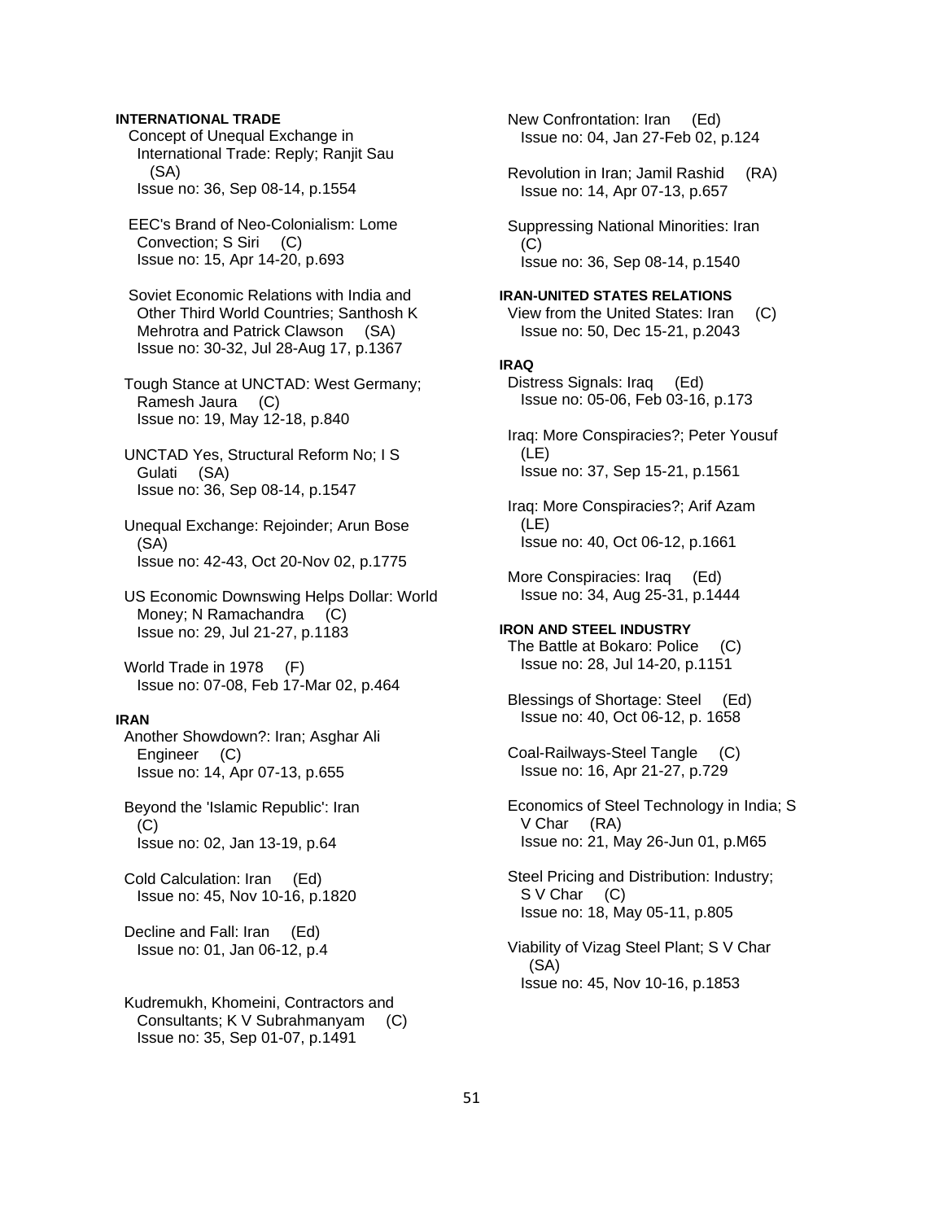**INTERNATIONAL TRADE**

Concept of Unequal Exchange in International Trade: Reply; Ranjit Sau (SA)
Issue no: 36, Sep 08-14, p.1554

EEC's Brand of Neo-Colonialism: Lome Convection; S Siri (C)
Issue no: 15, Apr 14-20, p.693

Soviet Economic Relations with India and Other Third World Countries; Santhosh K Mehrotra and Patrick Clawson (SA)
Issue no: 30-32, Jul 28-Aug 17, p.1367

Tough Stance at UNCTAD: West Germany; Ramesh Jaura (C)
Issue no: 19, May 12-18, p.840

UNCTAD Yes, Structural Reform No; I S Gulati (SA)
Issue no: 36, Sep 08-14, p.1547

Unequal Exchange: Rejoinder; Arun Bose (SA)
Issue no: 42-43, Oct 20-Nov 02, p.1775

US Economic Downswing Helps Dollar: World Money; N Ramachandra (C)
Issue no: 29, Jul 21-27, p.1183

World Trade in 1978 (F)
Issue no: 07-08, Feb 17-Mar 02, p.464

**IRAN**

Another Showdown?: Iran; Asghar Ali Engineer (C)
Issue no: 14, Apr 07-13, p.655

Beyond the 'Islamic Republic': Iran (C)
Issue no: 02, Jan 13-19, p.64

Cold Calculation: Iran (Ed)
Issue no: 45, Nov 10-16, p.1820

Decline and Fall: Iran (Ed)
Issue no: 01, Jan 06-12, p.4

Kudremukh, Khomeini, Contractors and Consultants; K V Subrahmanyam (C)
Issue no: 35, Sep 01-07, p.1491

New Confrontation: Iran (Ed)
Issue no: 04, Jan 27-Feb 02, p.124

Revolution in Iran; Jamil Rashid (RA)
Issue no: 14, Apr 07-13, p.657

Suppressing National Minorities: Iran (C)
Issue no: 36, Sep 08-14, p.1540

**IRAN-UNITED STATES RELATIONS**

View from the United States: Iran (C)
Issue no: 50, Dec 15-21, p.2043

**IRAQ**

Distress Signals: Iraq (Ed)
Issue no: 05-06, Feb 03-16, p.173

Iraq: More Conspiracies?; Peter Yousuf (LE)
Issue no: 37, Sep 15-21, p.1561

Iraq: More Conspiracies?; Arif Azam (LE)
Issue no: 40, Oct 06-12, p.1661

More Conspiracies: Iraq (Ed)
Issue no: 34, Aug 25-31, p.1444

**IRON AND STEEL INDUSTRY**

The Battle at Bokaro: Police (C)
Issue no: 28, Jul 14-20, p.1151

Blessings of Shortage: Steel (Ed)
Issue no: 40, Oct 06-12, p. 1658

Coal-Railways-Steel Tangle (C)
Issue no: 16, Apr 21-27, p.729

Economics of Steel Technology in India; S V Char (RA)
Issue no: 21, May 26-Jun 01, p.M65

Steel Pricing and Distribution: Industry; S V Char (C)
Issue no: 18, May 05-11, p.805

Viability of Vizag Steel Plant; S V Char (SA)
Issue no: 45, Nov 10-16, p.1853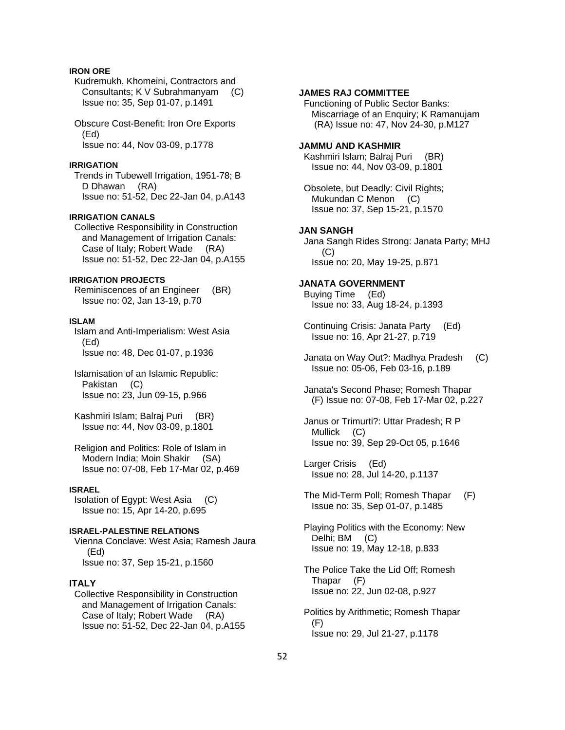**IRON ORE**

Kudremukh, Khomeini, Contractors and Consultants; K V Subrahmanyam (C)
Issue no: 35, Sep 01-07, p.1491

Obscure Cost-Benefit: Iron Ore Exports (Ed)
Issue no: 44, Nov 03-09, p.1778

**IRRIGATION**

Trends in Tubewell Irrigation, 1951-78; B D Dhawan (RA)
Issue no: 51-52, Dec 22-Jan 04, p.A143

**IRRIGATION CANALS**

Collective Responsibility in Construction and Management of Irrigation Canals: Case of Italy; Robert Wade (RA)
Issue no: 51-52, Dec 22-Jan 04, p.A155

**IRRIGATION PROJECTS**

Reminiscences of an Engineer (BR)
Issue no: 02, Jan 13-19, p.70

**ISLAM**

Islam and Anti-Imperialism: West Asia (Ed)
Issue no: 48, Dec 01-07, p.1936

Islamisation of an Islamic Republic: Pakistan (C)
Issue no: 23, Jun 09-15, p.966

Kashmiri Islam; Balraj Puri (BR)
Issue no: 44, Nov 03-09, p.1801

Religion and Politics: Role of Islam in Modern India; Moin Shakir (SA)
Issue no: 07-08, Feb 17-Mar 02, p.469

**ISRAEL**

Isolation of Egypt: West Asia (C)
Issue no: 15, Apr 14-20, p.695

**ISRAEL-PALESTINE RELATIONS**

Vienna Conclave: West Asia; Ramesh Jaura (Ed)
Issue no: 37, Sep 15-21, p.1560

**ITALY**

Collective Responsibility in Construction and Management of Irrigation Canals: Case of Italy; Robert Wade (RA)
Issue no: 51-52, Dec 22-Jan 04, p.A155

**JAMES RAJ COMMITTEE**

Functioning of Public Sector Banks: Miscarriage of an Enquiry; K Ramanujam (RA) Issue no: 47, Nov 24-30, p.M127

**JAMMU AND KASHMIR**

Kashmiri Islam; Balraj Puri (BR)
Issue no: 44, Nov 03-09, p.1801

Obsolete, but Deadly: Civil Rights; Mukundan C Menon (C)
Issue no: 37, Sep 15-21, p.1570

**JAN SANGH**

Jana Sangh Rides Strong: Janata Party; MHJ (C)
Issue no: 20, May 19-25, p.871

**JANATA GOVERNMENT**

Buying Time (Ed)
Issue no: 33, Aug 18-24, p.1393

Continuing Crisis: Janata Party (Ed)
Issue no: 16, Apr 21-27, p.719

Janata on Way Out?: Madhya Pradesh (C)
Issue no: 05-06, Feb 03-16, p.189

Janata's Second Phase; Romesh Thapar (F) Issue no: 07-08, Feb 17-Mar 02, p.227

Janus or Trimurti?: Uttar Pradesh; R P Mullick (C)
Issue no: 39, Sep 29-Oct 05, p.1646

Larger Crisis (Ed)
Issue no: 28, Jul 14-20, p.1137

The Mid-Term Poll; Romesh Thapar (F)
Issue no: 35, Sep 01-07, p.1485

Playing Politics with the Economy: New Delhi; BM (C)
Issue no: 19, May 12-18, p.833

The Police Take the Lid Off; Romesh Thapar (F)
Issue no: 22, Jun 02-08, p.927

Politics by Arithmetic; Romesh Thapar (F)
Issue no: 29, Jul 21-27, p.1178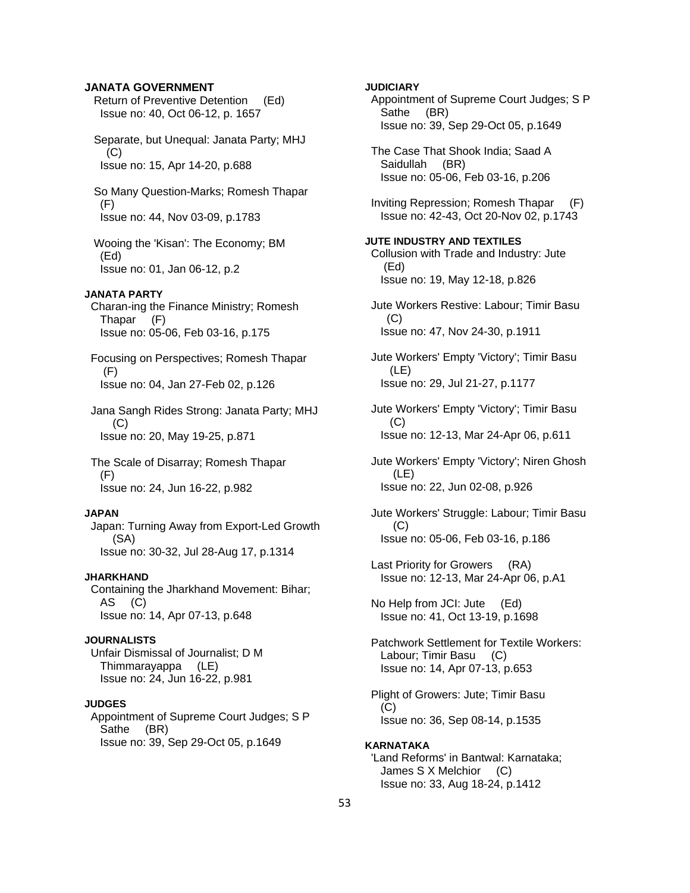**JANATA GOVERNMENT**

Return of Preventive Detention (Ed)
Issue no: 40, Oct 06-12, p. 1657

Separate, but Unequal: Janata Party; MHJ (C)
Issue no: 15, Apr 14-20, p.688

So Many Question-Marks; Romesh Thapar (F)
Issue no: 44, Nov 03-09, p.1783

Wooing the 'Kisan': The Economy; BM (Ed)
Issue no: 01, Jan 06-12, p.2

**JANATA PARTY**

Charan-ing the Finance Ministry; Romesh Thapar (F)
Issue no: 05-06, Feb 03-16, p.175

Focusing on Perspectives; Romesh Thapar (F)
Issue no: 04, Jan 27-Feb 02, p.126

Jana Sangh Rides Strong: Janata Party; MHJ (C)
Issue no: 20, May 19-25, p.871

The Scale of Disarray; Romesh Thapar (F)
Issue no: 24, Jun 16-22, p.982

**JAPAN**

Japan: Turning Away from Export-Led Growth (SA)
Issue no: 30-32, Jul 28-Aug 17, p.1314

**JHARKHAND**

Containing the Jharkhand Movement: Bihar; AS (C)
Issue no: 14, Apr 07-13, p.648

**JOURNALISTS**

Unfair Dismissal of Journalist; D M Thimmarayappa (LE)
Issue no: 24, Jun 16-22, p.981

**JUDGES**

Appointment of Supreme Court Judges; S P Sathe (BR)
Issue no: 39, Sep 29-Oct 05, p.1649

**JUDICIARY**

Appointment of Supreme Court Judges; S P Sathe (BR)
Issue no: 39, Sep 29-Oct 05, p.1649

The Case That Shook India; Saad A Saidullah (BR)
Issue no: 05-06, Feb 03-16, p.206

Inviting Repression; Romesh Thapar (F)
Issue no: 42-43, Oct 20-Nov 02, p.1743

**JUTE INDUSTRY AND TEXTILES**

Collusion with Trade and Industry: Jute (Ed)
Issue no: 19, May 12-18, p.826

Jute Workers Restive: Labour; Timir Basu (C)
Issue no: 47, Nov 24-30, p.1911

Jute Workers' Empty 'Victory'; Timir Basu (LE)
Issue no: 29, Jul 21-27, p.1177

Jute Workers' Empty 'Victory'; Timir Basu (C)
Issue no: 12-13, Mar 24-Apr 06, p.611

Jute Workers' Empty 'Victory'; Niren Ghosh (LE)
Issue no: 22, Jun 02-08, p.926

Jute Workers' Struggle: Labour; Timir Basu (C)
Issue no: 05-06, Feb 03-16, p.186

Last Priority for Growers (RA)
Issue no: 12-13, Mar 24-Apr 06, p.A1

No Help from JCI: Jute (Ed)
Issue no: 41, Oct 13-19, p.1698

Patchwork Settlement for Textile Workers: Labour; Timir Basu (C)
Issue no: 14, Apr 07-13, p.653

Plight of Growers: Jute; Timir Basu (C)
Issue no: 36, Sep 08-14, p.1535

**KARNATAKA**

'Land Reforms' in Bantwal: Karnataka; James S X Melchior (C)
Issue no: 33, Aug 18-24, p.1412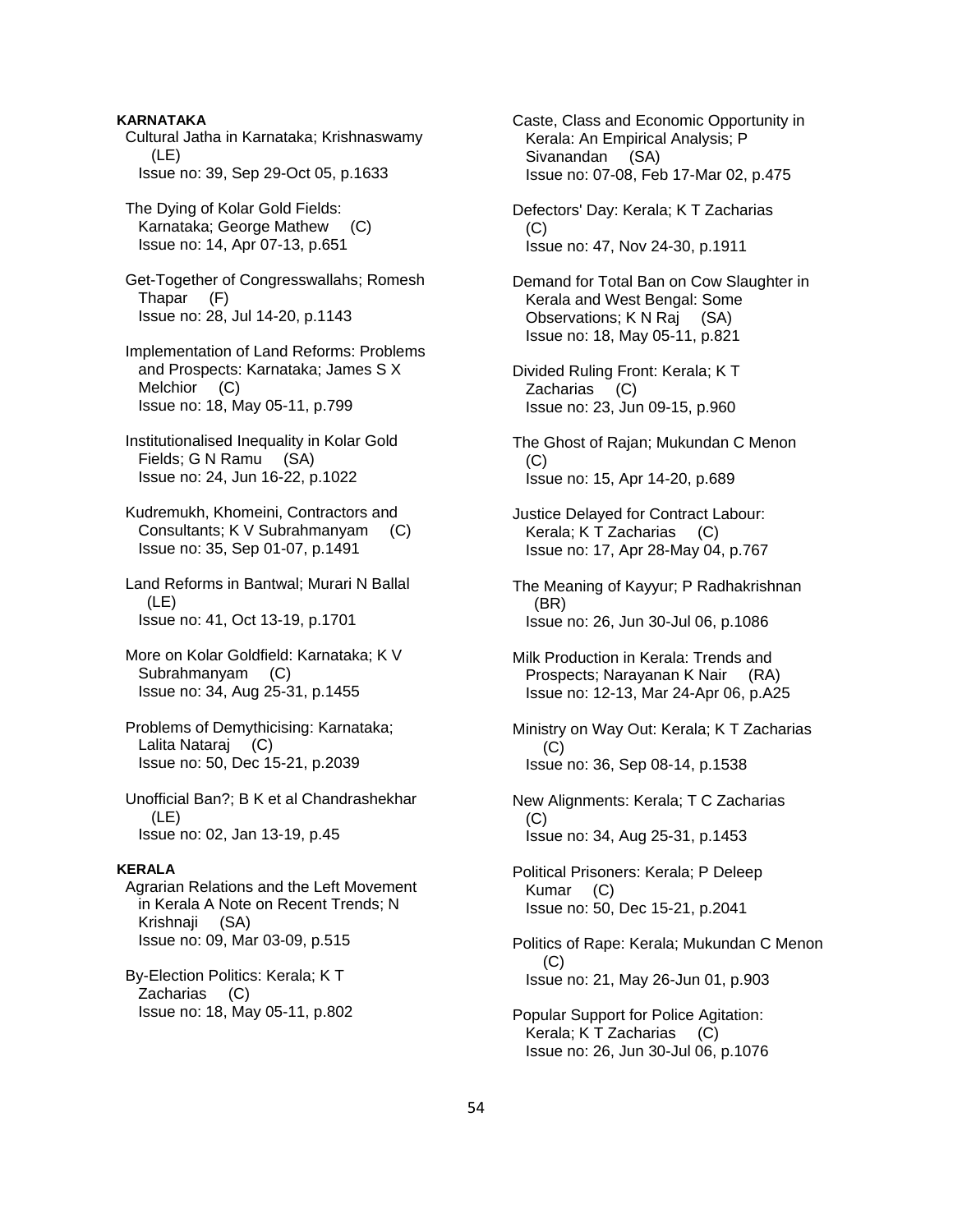### KARNATAKA

Cultural Jatha in Karnataka; Krishnaswamy (LE)
Issue no: 39, Sep 29-Oct 05, p.1633

The Dying of Kolar Gold Fields: Karnataka; George Mathew (C)
Issue no: 14, Apr 07-13, p.651

Get-Together of Congresswallahs; Romesh Thapar (F)
Issue no: 28, Jul 14-20, p.1143

Implementation of Land Reforms: Problems and Prospects: Karnataka; James S X Melchior (C)
Issue no: 18, May 05-11, p.799

Institutionalised Inequality in Kolar Gold Fields; G N Ramu (SA)
Issue no: 24, Jun 16-22, p.1022

Kudremukh, Khomeini, Contractors and Consultants; K V Subrahmanyam (C)
Issue no: 35, Sep 01-07, p.1491

Land Reforms in Bantwal; Murari N Ballal (LE)
Issue no: 41, Oct 13-19, p.1701

More on Kolar Goldfield: Karnataka; K V Subrahmanyam (C)
Issue no: 34, Aug 25-31, p.1455

Problems of Demythicising: Karnataka; Lalita Nataraj (C)
Issue no: 50, Dec 15-21, p.2039

Unofficial Ban?; B K et al Chandrashekhar (LE)
Issue no: 02, Jan 13-19, p.45

### KERALA

Agrarian Relations and the Left Movement in Kerala A Note on Recent Trends; N Krishnaji (SA)
Issue no: 09, Mar 03-09, p.515

By-Election Politics: Kerala; K T Zacharias (C)
Issue no: 18, May 05-11, p.802

Caste, Class and Economic Opportunity in Kerala: An Empirical Analysis; P Sivanandan (SA)
Issue no: 07-08, Feb 17-Mar 02, p.475

Defectors' Day: Kerala; K T Zacharias (C)
Issue no: 47, Nov 24-30, p.1911

Demand for Total Ban on Cow Slaughter in Kerala and West Bengal: Some Observations; K N Raj (SA)
Issue no: 18, May 05-11, p.821

Divided Ruling Front: Kerala; K T Zacharias (C)
Issue no: 23, Jun 09-15, p.960

The Ghost of Rajan; Mukundan C Menon (C)
Issue no: 15, Apr 14-20, p.689

Justice Delayed for Contract Labour: Kerala; K T Zacharias (C)
Issue no: 17, Apr 28-May 04, p.767

The Meaning of Kayyur; P Radhakrishnan (BR)
Issue no: 26, Jun 30-Jul 06, p.1086

Milk Production in Kerala: Trends and Prospects; Narayanan K Nair (RA)
Issue no: 12-13, Mar 24-Apr 06, p.A25

Ministry on Way Out: Kerala; K T Zacharias (C)
Issue no: 36, Sep 08-14, p.1538

New Alignments: Kerala; T C Zacharias (C)
Issue no: 34, Aug 25-31, p.1453

Political Prisoners: Kerala; P Deleep Kumar (C)
Issue no: 50, Dec 15-21, p.2041

Politics of Rape: Kerala; Mukundan C Menon (C)
Issue no: 21, May 26-Jun 01, p.903

Popular Support for Police Agitation: Kerala; K T Zacharias (C)
Issue no: 26, Jun 30-Jul 06, p.1076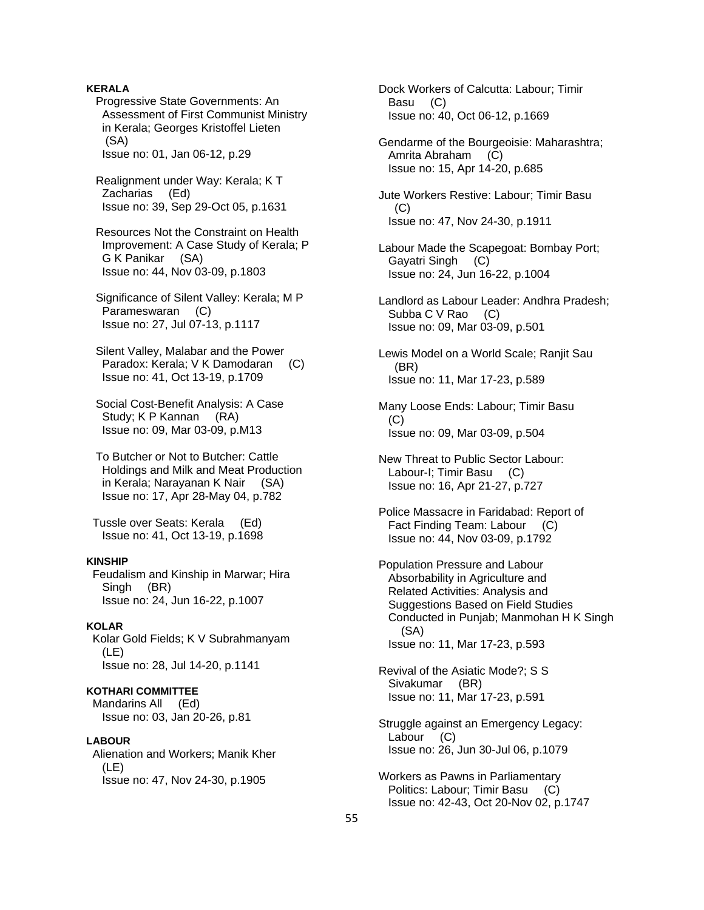**KERALA**

Progressive State Governments: An Assessment of First Communist Ministry in Kerala; Georges Kristoffel Lieten (SA)
Issue no: 01, Jan 06-12, p.29

Realignment under Way: Kerala; K T Zacharias (Ed)
Issue no: 39, Sep 29-Oct 05, p.1631

Resources Not the Constraint on Health Improvement: A Case Study of Kerala; P G K Panikar (SA)
Issue no: 44, Nov 03-09, p.1803

Significance of Silent Valley: Kerala; M P Parameswaran (C)
Issue no: 27, Jul 07-13, p.1117

Silent Valley, Malabar and the Power Paradox: Kerala; V K Damodaran (C)
Issue no: 41, Oct 13-19, p.1709

Social Cost-Benefit Analysis: A Case Study; K P Kannan (RA)
Issue no: 09, Mar 03-09, p.M13

To Butcher or Not to Butcher: Cattle Holdings and Milk and Meat Production in Kerala; Narayanan K Nair (SA)
Issue no: 17, Apr 28-May 04, p.782

Tussle over Seats: Kerala (Ed)
Issue no: 41, Oct 13-19, p.1698

**KINSHIP**

Feudalism and Kinship in Marwar; Hira Singh (BR)
Issue no: 24, Jun 16-22, p.1007

**KOLAR**

Kolar Gold Fields; K V Subrahmanyam (LE)
Issue no: 28, Jul 14-20, p.1141

**KOTHARI COMMITTEE**

Mandarins All (Ed)
Issue no: 03, Jan 20-26, p.81

**LABOUR**

Alienation and Workers; Manik Kher (LE)
Issue no: 47, Nov 24-30, p.1905

Dock Workers of Calcutta: Labour; Timir Basu (C)
Issue no: 40, Oct 06-12, p.1669

Gendarme of the Bourgeoisie: Maharashtra; Amrita Abraham (C)
Issue no: 15, Apr 14-20, p.685

Jute Workers Restive: Labour; Timir Basu (C)
Issue no: 47, Nov 24-30, p.1911

Labour Made the Scapegoat: Bombay Port; Gayatri Singh (C)
Issue no: 24, Jun 16-22, p.1004

Landlord as Labour Leader: Andhra Pradesh; Subba C V Rao (C)
Issue no: 09, Mar 03-09, p.501

Lewis Model on a World Scale; Ranjit Sau (BR)
Issue no: 11, Mar 17-23, p.589

Many Loose Ends: Labour; Timir Basu (C)
Issue no: 09, Mar 03-09, p.504

New Threat to Public Sector Labour: Labour-I; Timir Basu (C)
Issue no: 16, Apr 21-27, p.727

Police Massacre in Faridabad: Report of Fact Finding Team: Labour (C)
Issue no: 44, Nov 03-09, p.1792

Population Pressure and Labour Absorbability in Agriculture and Related Activities: Analysis and Suggestions Based on Field Studies Conducted in Punjab; Manmohan H K Singh (SA)
Issue no: 11, Mar 17-23, p.593

Revival of the Asiatic Mode?; S S Sivakumar (BR)
Issue no: 11, Mar 17-23, p.591

Struggle against an Emergency Legacy: Labour (C)
Issue no: 26, Jun 30-Jul 06, p.1079

Workers as Pawns in Parliamentary Politics: Labour; Timir Basu (C)
Issue no: 42-43, Oct 20-Nov 02, p.1747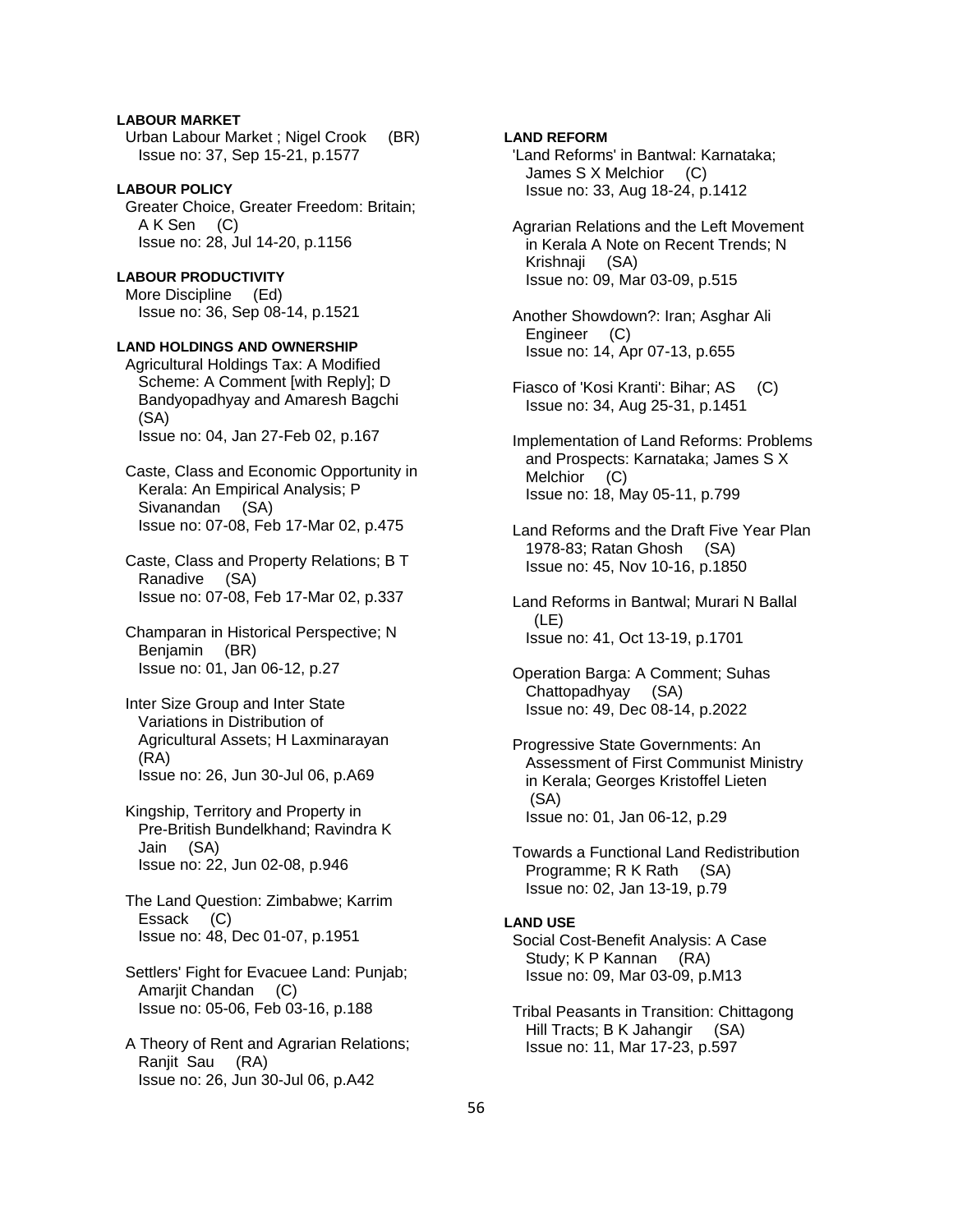**LABOUR MARKET**

Urban Labour Market ; Nigel Crook (BR)
Issue no: 37, Sep 15-21, p.1577

**LABOUR POLICY**

Greater Choice, Greater Freedom: Britain; A K Sen (C)
Issue no: 28, Jul 14-20, p.1156

**LABOUR PRODUCTIVITY**

More Discipline (Ed)
Issue no: 36, Sep 08-14, p.1521

**LAND HOLDINGS AND OWNERSHIP**

Agricultural Holdings Tax: A Modified Scheme: A Comment [with Reply]; D Bandyopadhyay and Amaresh Bagchi (SA)
Issue no: 04, Jan 27-Feb 02, p.167

Caste, Class and Economic Opportunity in Kerala: An Empirical Analysis; P Sivanandan (SA)
Issue no: 07-08, Feb 17-Mar 02, p.475

Caste, Class and Property Relations; B T Ranadive (SA)
Issue no: 07-08, Feb 17-Mar 02, p.337

Champaran in Historical Perspective; N Benjamin (BR)
Issue no: 01, Jan 06-12, p.27

Inter Size Group and Inter State Variations in Distribution of Agricultural Assets; H Laxminarayan (RA)
Issue no: 26, Jun 30-Jul 06, p.A69

Kingship, Territory and Property in Pre-British Bundelkhand; Ravindra K Jain (SA)
Issue no: 22, Jun 02-08, p.946

The Land Question: Zimbabwe; Karrim Essack (C)
Issue no: 48, Dec 01-07, p.1951

Settlers' Fight for Evacuee Land: Punjab; Amarjit Chandan (C)
Issue no: 05-06, Feb 03-16, p.188

A Theory of Rent and Agrarian Relations; Ranjit Sau (RA)
Issue no: 26, Jun 30-Jul 06, p.A42

**LAND REFORM**

'Land Reforms' in Bantwal: Karnataka; James S X Melchior (C)
Issue no: 33, Aug 18-24, p.1412

Agrarian Relations and the Left Movement in Kerala A Note on Recent Trends; N Krishnaji (SA)
Issue no: 09, Mar 03-09, p.515

Another Showdown?: Iran; Asghar Ali Engineer (C)
Issue no: 14, Apr 07-13, p.655

Fiasco of 'Kosi Kranti': Bihar; AS (C)
Issue no: 34, Aug 25-31, p.1451

Implementation of Land Reforms: Problems and Prospects: Karnataka; James S X Melchior (C)
Issue no: 18, May 05-11, p.799

Land Reforms and the Draft Five Year Plan 1978-83; Ratan Ghosh (SA)
Issue no: 45, Nov 10-16, p.1850

Land Reforms in Bantwal; Murari N Ballal (LE)
Issue no: 41, Oct 13-19, p.1701

Operation Barga: A Comment; Suhas Chattopadhyay (SA)
Issue no: 49, Dec 08-14, p.2022

Progressive State Governments: An Assessment of First Communist Ministry in Kerala; Georges Kristoffel Lieten (SA)
Issue no: 01, Jan 06-12, p.29

Towards a Functional Land Redistribution Programme; R K Rath (SA)
Issue no: 02, Jan 13-19, p.79

**LAND USE**

Social Cost-Benefit Analysis: A Case Study; K P Kannan (RA)
Issue no: 09, Mar 03-09, p.M13

Tribal Peasants in Transition: Chittagong Hill Tracts; B K Jahangir (SA)
Issue no: 11, Mar 17-23, p.597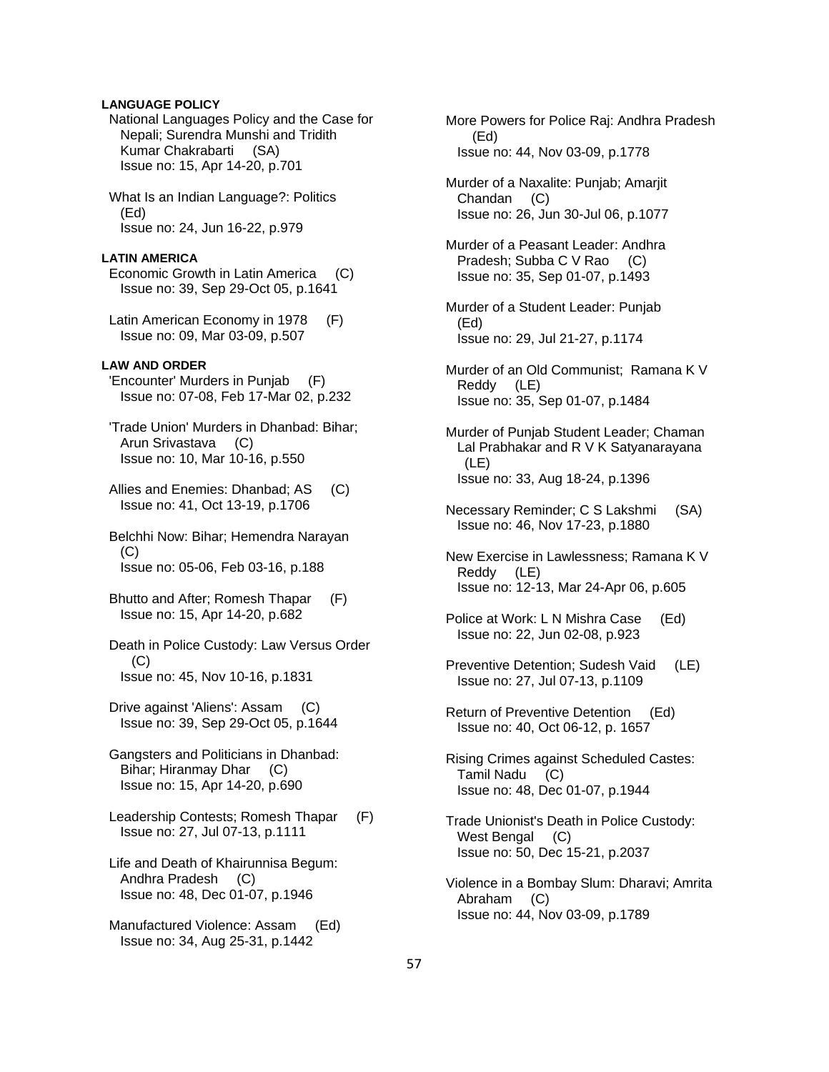**LANGUAGE POLICY**

National Languages Policy and the Case for Nepali; Surendra Munshi and Tridith Kumar Chakrabarti (SA)
Issue no: 15, Apr 14-20, p.701

What Is an Indian Language?: Politics (Ed)
Issue no: 24, Jun 16-22, p.979

**LATIN AMERICA**

Economic Growth in Latin America (C)
Issue no: 39, Sep 29-Oct 05, p.1641

Latin American Economy in 1978 (F)
Issue no: 09, Mar 03-09, p.507

**LAW AND ORDER**

'Encounter' Murders in Punjab (F)
Issue no: 07-08, Feb 17-Mar 02, p.232

'Trade Union' Murders in Dhanbad: Bihar; Arun Srivastava (C)
Issue no: 10, Mar 10-16, p.550

Allies and Enemies: Dhanbad; AS (C)
Issue no: 41, Oct 13-19, p.1706

Belchhi Now: Bihar; Hemendra Narayan (C)
Issue no: 05-06, Feb 03-16, p.188

Bhutto and After; Romesh Thapar (F)
Issue no: 15, Apr 14-20, p.682

Death in Police Custody: Law Versus Order (C)
Issue no: 45, Nov 10-16, p.1831

Drive against 'Aliens': Assam (C)
Issue no: 39, Sep 29-Oct 05, p.1644

Gangsters and Politicians in Dhanbad: Bihar; Hiranmay Dhar (C)
Issue no: 15, Apr 14-20, p.690

Leadership Contests; Romesh Thapar (F)
Issue no: 27, Jul 07-13, p.1111

Life and Death of Khairunnisa Begum: Andhra Pradesh (C)
Issue no: 48, Dec 01-07, p.1946

Manufactured Violence: Assam (Ed)
Issue no: 34, Aug 25-31, p.1442

More Powers for Police Raj: Andhra Pradesh (Ed)
Issue no: 44, Nov 03-09, p.1778

Murder of a Naxalite: Punjab; Amarjit Chandan (C)
Issue no: 26, Jun 30-Jul 06, p.1077

Murder of a Peasant Leader: Andhra Pradesh; Subba C V Rao (C)
Issue no: 35, Sep 01-07, p.1493

Murder of a Student Leader: Punjab (Ed)
Issue no: 29, Jul 21-27, p.1174

Murder of an Old Communist; Ramana K V Reddy (LE)
Issue no: 35, Sep 01-07, p.1484

Murder of Punjab Student Leader; Chaman Lal Prabhakar and R V K Satyanarayana (LE)
Issue no: 33, Aug 18-24, p.1396

Necessary Reminder; C S Lakshmi (SA)
Issue no: 46, Nov 17-23, p.1880

New Exercise in Lawlessness; Ramana K V Reddy (LE)
Issue no: 12-13, Mar 24-Apr 06, p.605

Police at Work: L N Mishra Case (Ed)
Issue no: 22, Jun 02-08, p.923

Preventive Detention; Sudesh Vaid (LE)
Issue no: 27, Jul 07-13, p.1109

Return of Preventive Detention (Ed)
Issue no: 40, Oct 06-12, p. 1657

Rising Crimes against Scheduled Castes: Tamil Nadu (C)
Issue no: 48, Dec 01-07, p.1944

Trade Unionist's Death in Police Custody: West Bengal (C)
Issue no: 50, Dec 15-21, p.2037

Violence in a Bombay Slum: Dharavi; Amrita Abraham (C)
Issue no: 44, Nov 03-09, p.1789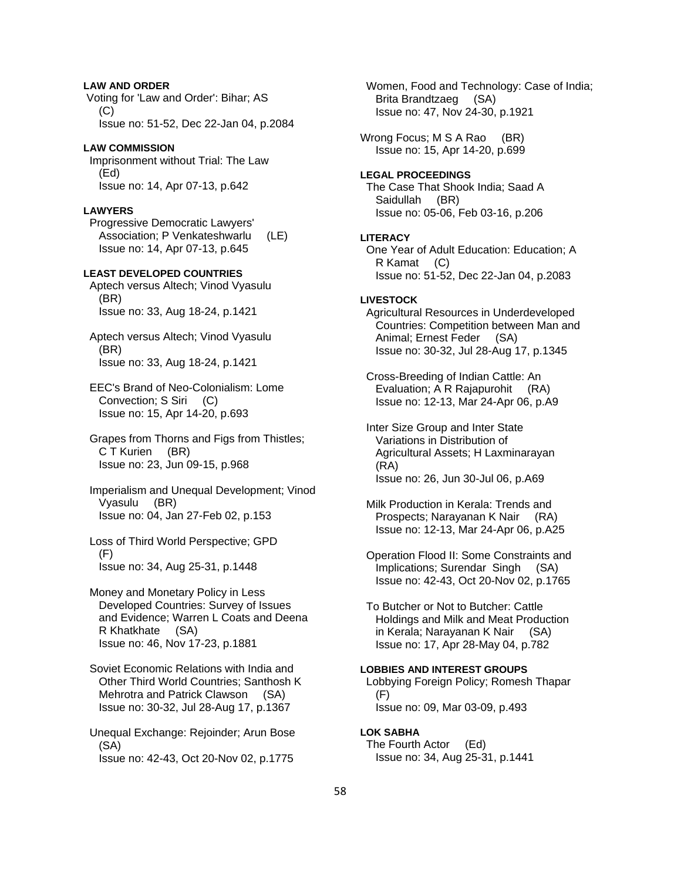**LAW AND ORDER**

Voting for 'Law and Order': Bihar; AS (C)
Issue no: 51-52, Dec 22-Jan 04, p.2084

**LAW COMMISSION**

Imprisonment without Trial: The Law (Ed)
Issue no: 14, Apr 07-13, p.642

**LAWYERS**

Progressive Democratic Lawyers' Association; P Venkateshwarlu (LE)
Issue no: 14, Apr 07-13, p.645

**LEAST DEVELOPED COUNTRIES**

Aptech versus Altech; Vinod Vyasulu (BR)
Issue no: 33, Aug 18-24, p.1421

Aptech versus Altech; Vinod Vyasulu (BR)
Issue no: 33, Aug 18-24, p.1421

EEC's Brand of Neo-Colonialism: Lome Convection; S Siri (C)
Issue no: 15, Apr 14-20, p.693

Grapes from Thorns and Figs from Thistles; C T Kurien (BR)
Issue no: 23, Jun 09-15, p.968

Imperialism and Unequal Development; Vinod Vyasulu (BR)
Issue no: 04, Jan 27-Feb 02, p.153

Loss of Third World Perspective; GPD (F)
Issue no: 34, Aug 25-31, p.1448

Money and Monetary Policy in Less Developed Countries: Survey of Issues and Evidence; Warren L Coats and Deena R Khatkhate (SA)
Issue no: 46, Nov 17-23, p.1881

Soviet Economic Relations with India and Other Third World Countries; Santhosh K Mehrotra and Patrick Clawson (SA)
Issue no: 30-32, Jul 28-Aug 17, p.1367

Unequal Exchange: Rejoinder; Arun Bose (SA)
Issue no: 42-43, Oct 20-Nov 02, p.1775

Women, Food and Technology: Case of India; Brita Brandtzaeg (SA)
Issue no: 47, Nov 24-30, p.1921

Wrong Focus; M S A Rao (BR)
Issue no: 15, Apr 14-20, p.699

**LEGAL PROCEEDINGS**

The Case That Shook India; Saad A Saidullah (BR)
Issue no: 05-06, Feb 03-16, p.206

**LITERACY**

One Year of Adult Education: Education; A R Kamat (C)
Issue no: 51-52, Dec 22-Jan 04, p.2083

**LIVESTOCK**

Agricultural Resources in Underdeveloped Countries: Competition between Man and Animal; Ernest Feder (SA)
Issue no: 30-32, Jul 28-Aug 17, p.1345

Cross-Breeding of Indian Cattle: An Evaluation; A R Rajapurohit (RA)
Issue no: 12-13, Mar 24-Apr 06, p.A9

Inter Size Group and Inter State Variations in Distribution of Agricultural Assets; H Laxminarayan (RA)
Issue no: 26, Jun 30-Jul 06, p.A69

Milk Production in Kerala: Trends and Prospects; Narayanan K Nair (RA)
Issue no: 12-13, Mar 24-Apr 06, p.A25

Operation Flood II: Some Constraints and Implications; Surendar Singh (SA)
Issue no: 42-43, Oct 20-Nov 02, p.1765

To Butcher or Not to Butcher: Cattle Holdings and Milk and Meat Production in Kerala; Narayanan K Nair (SA)
Issue no: 17, Apr 28-May 04, p.782

**LOBBIES AND INTEREST GROUPS**

Lobbying Foreign Policy; Romesh Thapar (F)
Issue no: 09, Mar 03-09, p.493

**LOK SABHA**

The Fourth Actor (Ed)
Issue no: 34, Aug 25-31, p.1441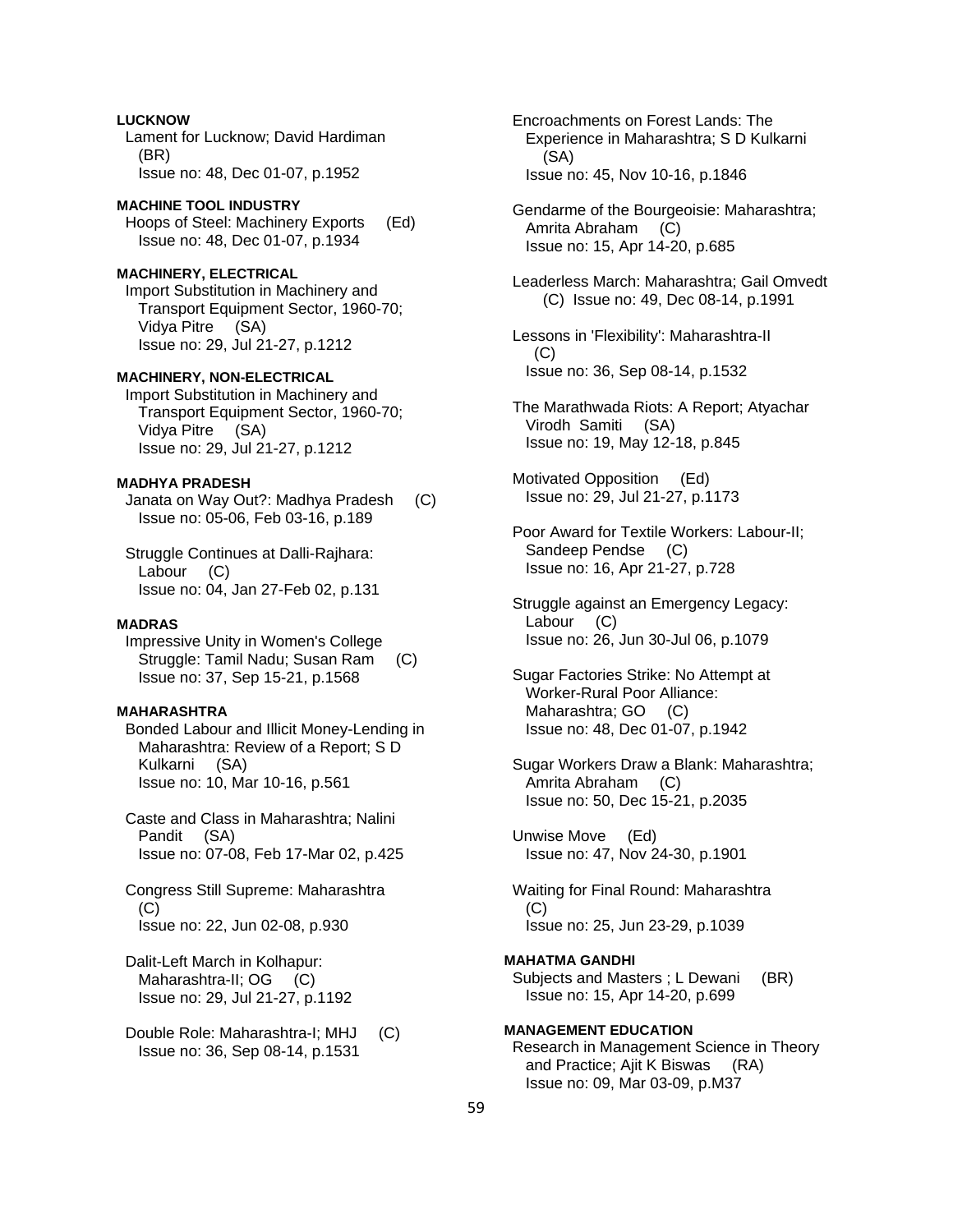**LUCKNOW**

Lament for Lucknow; David Hardiman (BR)
Issue no: 48, Dec 01-07, p.1952

**MACHINE TOOL INDUSTRY**

Hoops of Steel: Machinery Exports (Ed)
Issue no: 48, Dec 01-07, p.1934

**MACHINERY, ELECTRICAL**

Import Substitution in Machinery and Transport Equipment Sector, 1960-70; Vidya Pitre (SA)
Issue no: 29, Jul 21-27, p.1212

**MACHINERY, NON-ELECTRICAL**

Import Substitution in Machinery and Transport Equipment Sector, 1960-70; Vidya Pitre (SA)
Issue no: 29, Jul 21-27, p.1212

**MADHYA PRADESH**

Janata on Way Out?: Madhya Pradesh (C)
Issue no: 05-06, Feb 03-16, p.189

Struggle Continues at Dalli-Rajhara: Labour (C)
Issue no: 04, Jan 27-Feb 02, p.131

**MADRAS**

Impressive Unity in Women's College Struggle: Tamil Nadu; Susan Ram (C)
Issue no: 37, Sep 15-21, p.1568

**MAHARASHTRA**

Bonded Labour and Illicit Money-Lending in Maharashtra: Review of a Report; S D Kulkarni (SA)
Issue no: 10, Mar 10-16, p.561

Caste and Class in Maharashtra; Nalini Pandit (SA)
Issue no: 07-08, Feb 17-Mar 02, p.425

Congress Still Supreme: Maharashtra (C)
Issue no: 22, Jun 02-08, p.930

Dalit-Left March in Kolhapur: Maharashtra-II; OG (C)
Issue no: 29, Jul 21-27, p.1192

Double Role: Maharashtra-I; MHJ (C)
Issue no: 36, Sep 08-14, p.1531

Encroachments on Forest Lands: The Experience in Maharashtra; S D Kulkarni (SA)
Issue no: 45, Nov 10-16, p.1846

Gendarme of the Bourgeoisie: Maharashtra; Amrita Abraham (C)
Issue no: 15, Apr 14-20, p.685

Leaderless March: Maharashtra; Gail Omvedt (C) Issue no: 49, Dec 08-14, p.1991

Lessons in 'Flexibility': Maharashtra-II (C)
Issue no: 36, Sep 08-14, p.1532

The Marathwada Riots: A Report; Atyachar Virodh Samiti (SA)
Issue no: 19, May 12-18, p.845

Motivated Opposition (Ed)
Issue no: 29, Jul 21-27, p.1173

Poor Award for Textile Workers: Labour-II; Sandeep Pendse (C)
Issue no: 16, Apr 21-27, p.728

Struggle against an Emergency Legacy: Labour (C)
Issue no: 26, Jun 30-Jul 06, p.1079

Sugar Factories Strike: No Attempt at Worker-Rural Poor Alliance: Maharashtra; GO (C)
Issue no: 48, Dec 01-07, p.1942

Sugar Workers Draw a Blank: Maharashtra; Amrita Abraham (C)
Issue no: 50, Dec 15-21, p.2035

Unwise Move (Ed)
Issue no: 47, Nov 24-30, p.1901

Waiting for Final Round: Maharashtra (C)
Issue no: 25, Jun 23-29, p.1039

**MAHATMA GANDHI**

Subjects and Masters ; L Dewani (BR)
Issue no: 15, Apr 14-20, p.699

**MANAGEMENT EDUCATION**

Research in Management Science in Theory and Practice; Ajit K Biswas (RA)
Issue no: 09, Mar 03-09, p.M37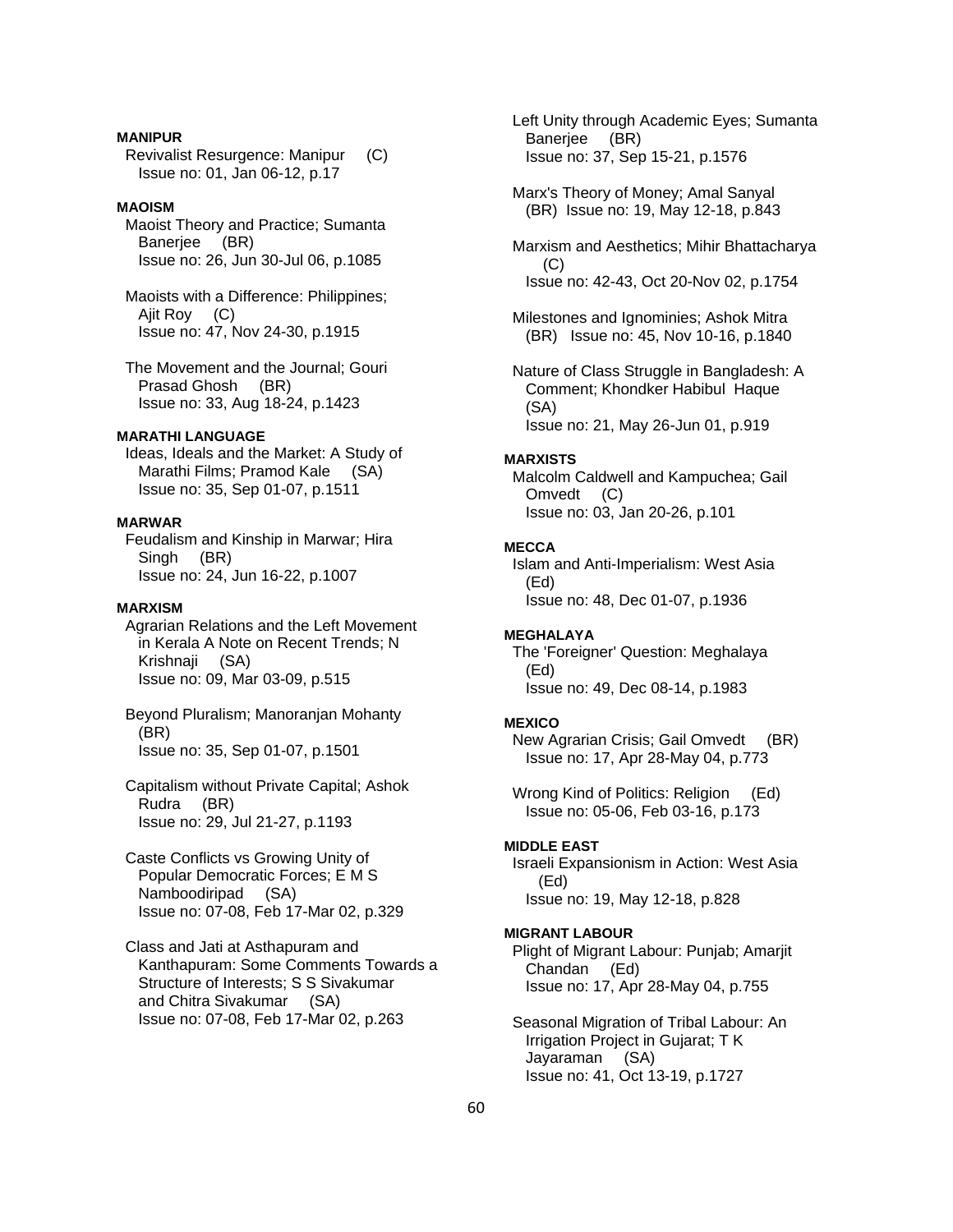**MANIPUR**

Revivalist Resurgence: Manipur (C)
Issue no: 01, Jan 06-12, p.17

**MAOISM**

Maoist Theory and Practice; Sumanta Banerjee (BR)
Issue no: 26, Jun 30-Jul 06, p.1085

Maoists with a Difference: Philippines; Ajit Roy (C)
Issue no: 47, Nov 24-30, p.1915

The Movement and the Journal; Gouri Prasad Ghosh (BR)
Issue no: 33, Aug 18-24, p.1423

**MARATHI LANGUAGE**

Ideas, Ideals and the Market: A Study of Marathi Films; Pramod Kale (SA)
Issue no: 35, Sep 01-07, p.1511

**MARWAR**

Feudalism and Kinship in Marwar; Hira Singh (BR)
Issue no: 24, Jun 16-22, p.1007

**MARXISM**

Agrarian Relations and the Left Movement in Kerala A Note on Recent Trends; N Krishnaji (SA)
Issue no: 09, Mar 03-09, p.515

Beyond Pluralism; Manoranjan Mohanty (BR)
Issue no: 35, Sep 01-07, p.1501

Capitalism without Private Capital; Ashok Rudra (BR)
Issue no: 29, Jul 21-27, p.1193

Caste Conflicts vs Growing Unity of Popular Democratic Forces; E M S Namboodiripad (SA)
Issue no: 07-08, Feb 17-Mar 02, p.329

Class and Jati at Asthapuram and Kanthapuram: Some Comments Towards a Structure of Interests; S S Sivakumar and Chitra Sivakumar (SA)
Issue no: 07-08, Feb 17-Mar 02, p.263

Left Unity through Academic Eyes; Sumanta Banerjee (BR)
Issue no: 37, Sep 15-21, p.1576

Marx's Theory of Money; Amal Sanyal (BR) Issue no: 19, May 12-18, p.843

Marxism and Aesthetics; Mihir Bhattacharya (C)
Issue no: 42-43, Oct 20-Nov 02, p.1754

Milestones and Ignominies; Ashok Mitra (BR) Issue no: 45, Nov 10-16, p.1840

Nature of Class Struggle in Bangladesh: A Comment; Khondker Habibul Haque (SA)
Issue no: 21, May 26-Jun 01, p.919

**MARXISTS**

Malcolm Caldwell and Kampuchea; Gail Omvedt (C)
Issue no: 03, Jan 20-26, p.101

**MECCA**

Islam and Anti-Imperialism: West Asia (Ed)
Issue no: 48, Dec 01-07, p.1936

**MEGHALAYA**

The 'Foreigner' Question: Meghalaya (Ed)
Issue no: 49, Dec 08-14, p.1983

**MEXICO**

New Agrarian Crisis; Gail Omvedt (BR)
Issue no: 17, Apr 28-May 04, p.773

Wrong Kind of Politics: Religion (Ed)
Issue no: 05-06, Feb 03-16, p.173

**MIDDLE EAST**

Israeli Expansionism in Action: West Asia (Ed)
Issue no: 19, May 12-18, p.828

**MIGRANT LABOUR**

Plight of Migrant Labour: Punjab; Amarjit Chandan (Ed)
Issue no: 17, Apr 28-May 04, p.755

Seasonal Migration of Tribal Labour: An Irrigation Project in Gujarat; T K Jayaraman (SA)
Issue no: 41, Oct 13-19, p.1727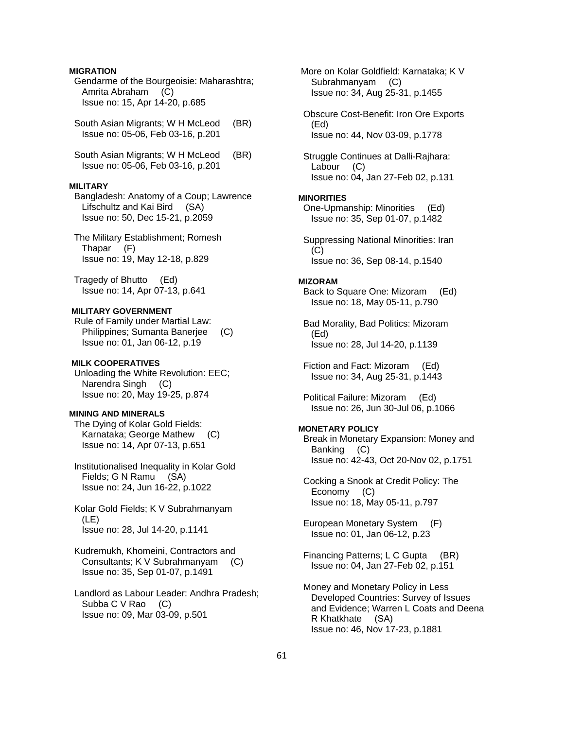**MIGRATION**

Gendarme of the Bourgeoisie: Maharashtra; Amrita Abraham (C)
Issue no: 15, Apr 14-20, p.685

South Asian Migrants; W H McLeod (BR)
Issue no: 05-06, Feb 03-16, p.201

South Asian Migrants; W H McLeod (BR)
Issue no: 05-06, Feb 03-16, p.201

**MILITARY**

Bangladesh: Anatomy of a Coup; Lawrence Lifschultz and Kai Bird (SA)
Issue no: 50, Dec 15-21, p.2059

The Military Establishment; Romesh Thapar (F)
Issue no: 19, May 12-18, p.829

Tragedy of Bhutto (Ed)
Issue no: 14, Apr 07-13, p.641

**MILITARY GOVERNMENT**

Rule of Family under Martial Law: Philippines; Sumanta Banerjee (C)
Issue no: 01, Jan 06-12, p.19

**MILK COOPERATIVES**

Unloading the White Revolution: EEC; Narendra Singh (C)
Issue no: 20, May 19-25, p.874

**MINING AND MINERALS**

The Dying of Kolar Gold Fields: Karnataka; George Mathew (C)
Issue no: 14, Apr 07-13, p.651

Institutionalised Inequality in Kolar Gold Fields; G N Ramu (SA)
Issue no: 24, Jun 16-22, p.1022

Kolar Gold Fields; K V Subrahmanyam (LE)
Issue no: 28, Jul 14-20, p.1141

Kudremukh, Khomeini, Contractors and Consultants; K V Subrahmanyam (C)
Issue no: 35, Sep 01-07, p.1491

Landlord as Labour Leader: Andhra Pradesh; Subba C V Rao (C)
Issue no: 09, Mar 03-09, p.501

More on Kolar Goldfield: Karnataka; K V Subrahmanyam (C)
Issue no: 34, Aug 25-31, p.1455

Obscure Cost-Benefit: Iron Ore Exports (Ed)
Issue no: 44, Nov 03-09, p.1778

Struggle Continues at Dalli-Rajhara: Labour (C)
Issue no: 04, Jan 27-Feb 02, p.131

**MINORITIES**

One-Upmanship: Minorities (Ed)
Issue no: 35, Sep 01-07, p.1482

Suppressing National Minorities: Iran (C)
Issue no: 36, Sep 08-14, p.1540

**MIZORAM**

Back to Square One: Mizoram (Ed)
Issue no: 18, May 05-11, p.790

Bad Morality, Bad Politics: Mizoram (Ed)
Issue no: 28, Jul 14-20, p.1139

Fiction and Fact: Mizoram (Ed)
Issue no: 34, Aug 25-31, p.1443

Political Failure: Mizoram (Ed)
Issue no: 26, Jun 30-Jul 06, p.1066

**MONETARY POLICY**

Break in Monetary Expansion: Money and Banking (C)
Issue no: 42-43, Oct 20-Nov 02, p.1751

Cocking a Snook at Credit Policy: The Economy (C)
Issue no: 18, May 05-11, p.797

European Monetary System (F)
Issue no: 01, Jan 06-12, p.23

Financing Patterns; L C Gupta (BR)
Issue no: 04, Jan 27-Feb 02, p.151

Money and Monetary Policy in Less Developed Countries: Survey of Issues and Evidence; Warren L Coats and Deena R Khatkhate (SA)
Issue no: 46, Nov 17-23, p.1881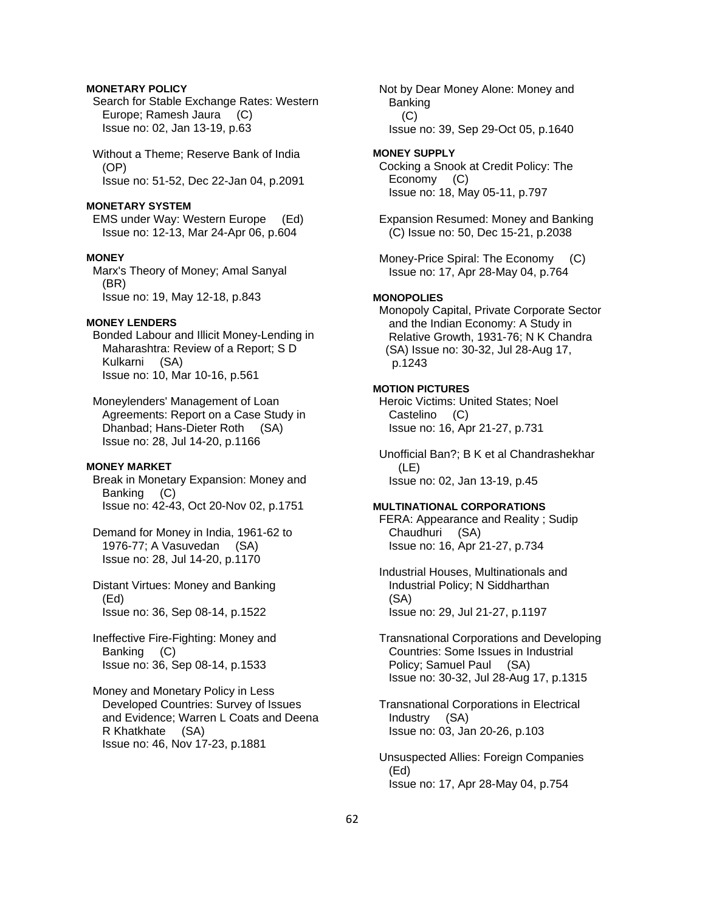**MONETARY POLICY**

Search for Stable Exchange Rates: Western Europe; Ramesh Jaura (C)
Issue no: 02, Jan 13-19, p.63

Without a Theme; Reserve Bank of India (OP)
Issue no: 51-52, Dec 22-Jan 04, p.2091

**MONETARY SYSTEM**

EMS under Way: Western Europe (Ed)
Issue no: 12-13, Mar 24-Apr 06, p.604

**MONEY**

Marx's Theory of Money; Amal Sanyal (BR)
Issue no: 19, May 12-18, p.843

**MONEY LENDERS**

Bonded Labour and Illicit Money-Lending in Maharashtra: Review of a Report; S D Kulkarni (SA)
Issue no: 10, Mar 10-16, p.561

Moneylenders' Management of Loan Agreements: Report on a Case Study in Dhanbad; Hans-Dieter Roth (SA)
Issue no: 28, Jul 14-20, p.1166

**MONEY MARKET**

Break in Monetary Expansion: Money and Banking (C)
Issue no: 42-43, Oct 20-Nov 02, p.1751

Demand for Money in India, 1961-62 to 1976-77; A Vasuvedan (SA)
Issue no: 28, Jul 14-20, p.1170

Distant Virtues: Money and Banking (Ed)
Issue no: 36, Sep 08-14, p.1522

Ineffective Fire-Fighting: Money and Banking (C)
Issue no: 36, Sep 08-14, p.1533

Money and Monetary Policy in Less Developed Countries: Survey of Issues and Evidence; Warren L Coats and Deena R Khatkhate (SA)
Issue no: 46, Nov 17-23, p.1881

Not by Dear Money Alone: Money and Banking (C)
Issue no: 39, Sep 29-Oct 05, p.1640

**MONEY SUPPLY**

Cocking a Snook at Credit Policy: The Economy (C)
Issue no: 18, May 05-11, p.797

Expansion Resumed: Money and Banking (C) Issue no: 50, Dec 15-21, p.2038

Money-Price Spiral: The Economy (C)
Issue no: 17, Apr 28-May 04, p.764

**MONOPOLIES**

Monopoly Capital, Private Corporate Sector and the Indian Economy: A Study in Relative Growth, 1931-76; N K Chandra (SA) Issue no: 30-32, Jul 28-Aug 17, p.1243

**MOTION PICTURES**

Heroic Victims: United States; Noel Castelino (C)
Issue no: 16, Apr 21-27, p.731

Unofficial Ban?; B K et al Chandrashekhar (LE)
Issue no: 02, Jan 13-19, p.45

**MULTINATIONAL CORPORATIONS**

FERA: Appearance and Reality ; Sudip Chaudhuri (SA)
Issue no: 16, Apr 21-27, p.734

Industrial Houses, Multinationals and Industrial Policy; N Siddharthan (SA)
Issue no: 29, Jul 21-27, p.1197

Transnational Corporations and Developing Countries: Some Issues in Industrial Policy; Samuel Paul (SA)
Issue no: 30-32, Jul 28-Aug 17, p.1315

Transnational Corporations in Electrical Industry (SA)
Issue no: 03, Jan 20-26, p.103

Unsuspected Allies: Foreign Companies (Ed)
Issue no: 17, Apr 28-May 04, p.754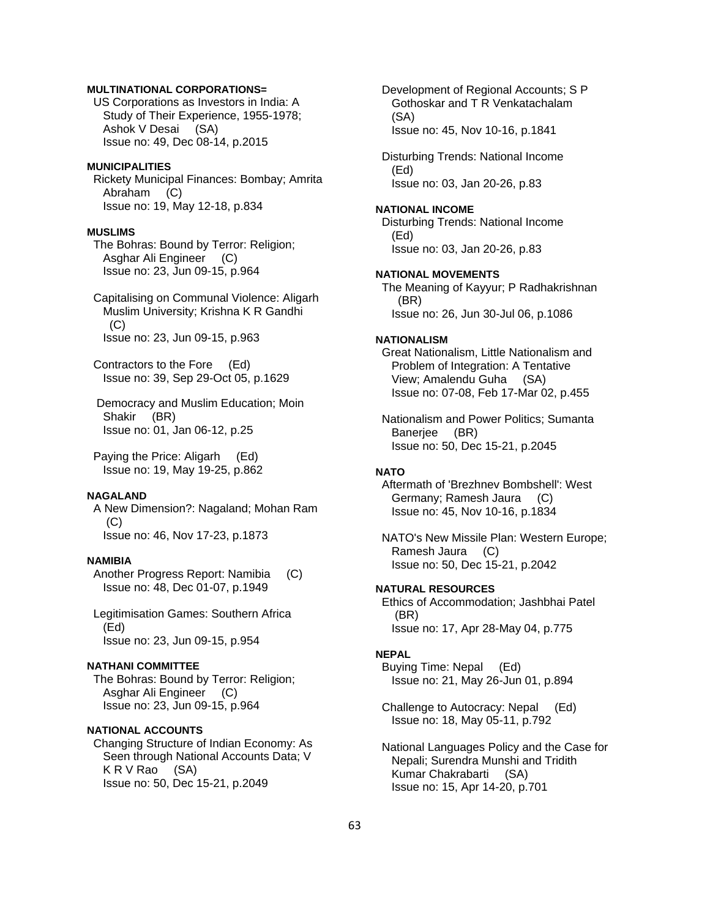**MULTINATIONAL CORPORATIONS=**

US Corporations as Investors in India: A Study of Their Experience, 1955-1978; Ashok V Desai (SA)
Issue no: 49, Dec 08-14, p.2015

**MUNICIPALITIES**

Rickety Municipal Finances: Bombay; Amrita Abraham (C)
Issue no: 19, May 12-18, p.834

**MUSLIMS**

The Bohras: Bound by Terror: Religion; Asghar Ali Engineer (C)
Issue no: 23, Jun 09-15, p.964

Capitalising on Communal Violence: Aligarh Muslim University; Krishna K R Gandhi (C)
Issue no: 23, Jun 09-15, p.963

Contractors to the Fore (Ed)
Issue no: 39, Sep 29-Oct 05, p.1629

Democracy and Muslim Education; Moin Shakir (BR)
Issue no: 01, Jan 06-12, p.25

Paying the Price: Aligarh (Ed)
Issue no: 19, May 19-25, p.862

**NAGALAND**

A New Dimension?: Nagaland; Mohan Ram (C)
Issue no: 46, Nov 17-23, p.1873

**NAMIBIA**

Another Progress Report: Namibia (C)
Issue no: 48, Dec 01-07, p.1949

Legitimisation Games: Southern Africa (Ed)
Issue no: 23, Jun 09-15, p.954

**NATHANI COMMITTEE**

The Bohras: Bound by Terror: Religion; Asghar Ali Engineer (C)
Issue no: 23, Jun 09-15, p.964

**NATIONAL ACCOUNTS**

Changing Structure of Indian Economy: As Seen through National Accounts Data; V K R V Rao (SA)
Issue no: 50, Dec 15-21, p.2049

Development of Regional Accounts; S P Gothoskar and T R Venkatachalam (SA)
Issue no: 45, Nov 10-16, p.1841

Disturbing Trends: National Income (Ed)
Issue no: 03, Jan 20-26, p.83

**NATIONAL INCOME**

Disturbing Trends: National Income (Ed)
Issue no: 03, Jan 20-26, p.83

**NATIONAL MOVEMENTS**

The Meaning of Kayyur; P Radhakrishnan (BR)
Issue no: 26, Jun 30-Jul 06, p.1086

**NATIONALISM**

Great Nationalism, Little Nationalism and Problem of Integration: A Tentative View; Amalendu Guha (SA)
Issue no: 07-08, Feb 17-Mar 02, p.455

Nationalism and Power Politics; Sumanta Banerjee (BR)
Issue no: 50, Dec 15-21, p.2045

**NATO**

Aftermath of 'Brezhnev Bombshell': West Germany; Ramesh Jaura (C)
Issue no: 45, Nov 10-16, p.1834

NATO's New Missile Plan: Western Europe; Ramesh Jaura (C)
Issue no: 50, Dec 15-21, p.2042

**NATURAL RESOURCES**

Ethics of Accommodation; Jashbhai Patel (BR)
Issue no: 17, Apr 28-May 04, p.775

**NEPAL**

Buying Time: Nepal (Ed)
Issue no: 21, May 26-Jun 01, p.894

Challenge to Autocracy: Nepal (Ed)
Issue no: 18, May 05-11, p.792

National Languages Policy and the Case for Nepali; Surendra Munshi and Tridith Kumar Chakrabarti (SA)
Issue no: 15, Apr 14-20, p.701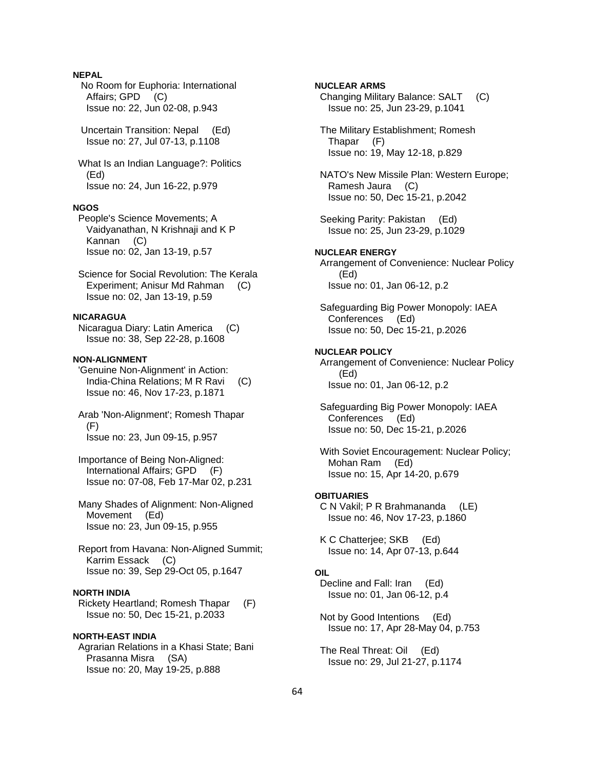**NEPAL**

No Room for Euphoria: International Affairs; GPD (C)
Issue no: 22, Jun 02-08, p.943

Uncertain Transition: Nepal (Ed)
Issue no: 27, Jul 07-13, p.1108

What Is an Indian Language?: Politics (Ed)
Issue no: 24, Jun 16-22, p.979

**NGOS**

People's Science Movements; A Vaidyanathan, N Krishnaji and K P Kannan (C)
Issue no: 02, Jan 13-19, p.57

Science for Social Revolution: The Kerala Experiment; Anisur Md Rahman (C)
Issue no: 02, Jan 13-19, p.59

**NICARAGUA**

Nicaragua Diary: Latin America (C)
Issue no: 38, Sep 22-28, p.1608

**NON-ALIGNMENT**

'Genuine Non-Alignment' in Action: India-China Relations; M R Ravi (C)
Issue no: 46, Nov 17-23, p.1871

Arab 'Non-Alignment'; Romesh Thapar (F)
Issue no: 23, Jun 09-15, p.957

Importance of Being Non-Aligned: International Affairs; GPD (F)
Issue no: 07-08, Feb 17-Mar 02, p.231

Many Shades of Alignment: Non-Aligned Movement (Ed)
Issue no: 23, Jun 09-15, p.955

Report from Havana: Non-Aligned Summit; Karrim Essack (C)
Issue no: 39, Sep 29-Oct 05, p.1647

**NORTH INDIA**

Rickety Heartland; Romesh Thapar (F)
Issue no: 50, Dec 15-21, p.2033

**NORTH-EAST INDIA**

Agrarian Relations in a Khasi State; Bani Prasanna Misra (SA)
Issue no: 20, May 19-25, p.888

**NUCLEAR ARMS**

Changing Military Balance: SALT (C)
Issue no: 25, Jun 23-29, p.1041

The Military Establishment; Romesh Thapar (F)
Issue no: 19, May 12-18, p.829

NATO's New Missile Plan: Western Europe; Ramesh Jaura (C)
Issue no: 50, Dec 15-21, p.2042

Seeking Parity: Pakistan (Ed)
Issue no: 25, Jun 23-29, p.1029

**NUCLEAR ENERGY**

Arrangement of Convenience: Nuclear Policy (Ed)
Issue no: 01, Jan 06-12, p.2

Safeguarding Big Power Monopoly: IAEA Conferences (Ed)
Issue no: 50, Dec 15-21, p.2026

**NUCLEAR POLICY**

Arrangement of Convenience: Nuclear Policy (Ed)
Issue no: 01, Jan 06-12, p.2

Safeguarding Big Power Monopoly: IAEA Conferences (Ed)
Issue no: 50, Dec 15-21, p.2026

With Soviet Encouragement: Nuclear Policy; Mohan Ram (Ed)
Issue no: 15, Apr 14-20, p.679

**OBITUARIES**

C N Vakil; P R Brahmananda (LE)
Issue no: 46, Nov 17-23, p.1860

K C Chatterjee; SKB (Ed)
Issue no: 14, Apr 07-13, p.644

**OIL**

Decline and Fall: Iran (Ed)
Issue no: 01, Jan 06-12, p.4

Not by Good Intentions (Ed)
Issue no: 17, Apr 28-May 04, p.753

The Real Threat: Oil (Ed)
Issue no: 29, Jul 21-27, p.1174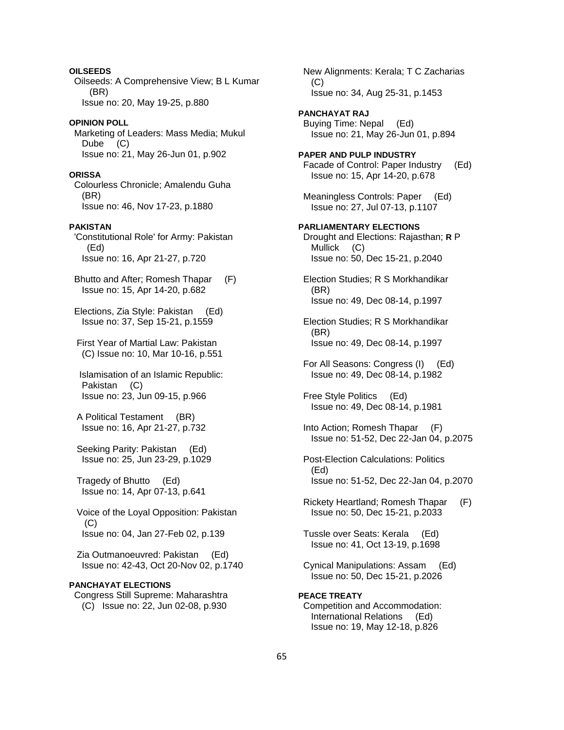**OILSEEDS**

Oilseeds: A Comprehensive View; B L Kumar (BR)
Issue no: 20, May 19-25, p.880

**OPINION POLL**

Marketing of Leaders: Mass Media; Mukul Dube (C)
Issue no: 21, May 26-Jun 01, p.902

**ORISSA**

Colourless Chronicle; Amalendu Guha (BR)
Issue no: 46, Nov 17-23, p.1880

**PAKISTAN**

'Constitutional Role' for Army: Pakistan (Ed)
Issue no: 16, Apr 21-27, p.720

Bhutto and After; Romesh Thapar (F)
Issue no: 15, Apr 14-20, p.682

Elections, Zia Style: Pakistan (Ed)
Issue no: 37, Sep 15-21, p.1559

First Year of Martial Law: Pakistan (C) Issue no: 10, Mar 10-16, p.551

Islamisation of an Islamic Republic: Pakistan (C)
Issue no: 23, Jun 09-15, p.966

A Political Testament (BR)
Issue no: 16, Apr 21-27, p.732

Seeking Parity: Pakistan (Ed)
Issue no: 25, Jun 23-29, p.1029

Tragedy of Bhutto (Ed)
Issue no: 14, Apr 07-13, p.641

Voice of the Loyal Opposition: Pakistan (C)
Issue no: 04, Jan 27-Feb 02, p.139

Zia Outmanoeuvred: Pakistan (Ed)
Issue no: 42-43, Oct 20-Nov 02, p.1740

**PANCHAYAT ELECTIONS**

Congress Still Supreme: Maharashtra (C) Issue no: 22, Jun 02-08, p.930

New Alignments: Kerala; T C Zacharias (C)
Issue no: 34, Aug 25-31, p.1453

**PANCHAYAT RAJ**

Buying Time: Nepal (Ed)
Issue no: 21, May 26-Jun 01, p.894

**PAPER AND PULP INDUSTRY**

Facade of Control: Paper Industry (Ed)
Issue no: 15, Apr 14-20, p.678

Meaningless Controls: Paper (Ed)
Issue no: 27, Jul 07-13, p.1107

**PARLIAMENTARY ELECTIONS**

Drought and Elections: Rajasthan; R P Mullick (C)
Issue no: 50, Dec 15-21, p.2040

Election Studies; R S Morkhandikar (BR)
Issue no: 49, Dec 08-14, p.1997

Election Studies; R S Morkhandikar (BR)
Issue no: 49, Dec 08-14, p.1997

For All Seasons: Congress (I) (Ed)
Issue no: 49, Dec 08-14, p.1982

Free Style Politics (Ed)
Issue no: 49, Dec 08-14, p.1981

Into Action; Romesh Thapar (F)
Issue no: 51-52, Dec 22-Jan 04, p.2075

Post-Election Calculations: Politics (Ed)
Issue no: 51-52, Dec 22-Jan 04, p.2070

Rickety Heartland; Romesh Thapar (F)
Issue no: 50, Dec 15-21, p.2033

Tussle over Seats: Kerala (Ed)
Issue no: 41, Oct 13-19, p.1698

Cynical Manipulations: Assam (Ed)
Issue no: 50, Dec 15-21, p.2026

**PEACE TREATY**

Competition and Accommodation: International Relations (Ed)
Issue no: 19, May 12-18, p.826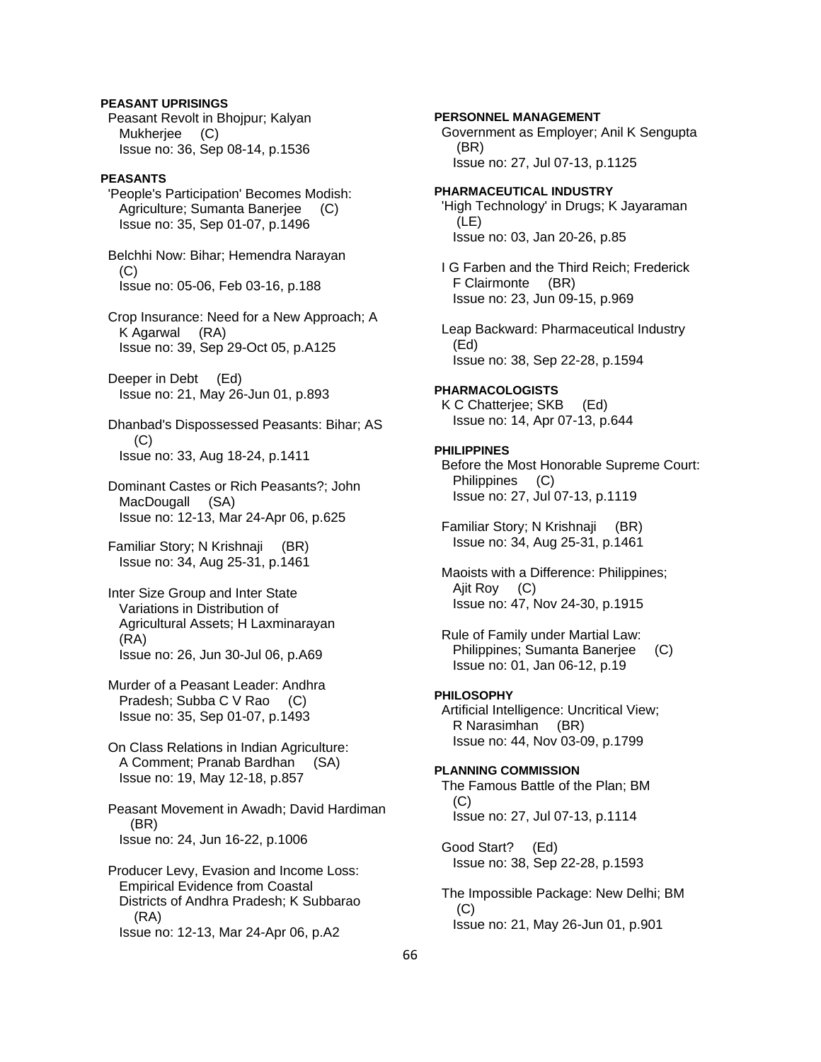**PEASANT UPRISINGS**

Peasant Revolt in Bhojpur; Kalyan Mukherjee (C)
Issue no: 36, Sep 08-14, p.1536

**PEASANTS**

'People's Participation' Becomes Modish: Agriculture; Sumanta Banerjee (C)
Issue no: 35, Sep 01-07, p.1496

Belchhi Now: Bihar; Hemendra Narayan (C)
Issue no: 05-06, Feb 03-16, p.188

Crop Insurance: Need for a New Approach; A K Agarwal (RA)
Issue no: 39, Sep 29-Oct 05, p.A125

Deeper in Debt (Ed)
Issue no: 21, May 26-Jun 01, p.893

Dhanbad's Dispossessed Peasants: Bihar; AS (C)
Issue no: 33, Aug 18-24, p.1411

Dominant Castes or Rich Peasants?; John MacDougall (SA)
Issue no: 12-13, Mar 24-Apr 06, p.625

Familiar Story; N Krishnaji (BR)
Issue no: 34, Aug 25-31, p.1461

Inter Size Group and Inter State Variations in Distribution of Agricultural Assets; H Laxminarayan (RA)
Issue no: 26, Jun 30-Jul 06, p.A69

Murder of a Peasant Leader: Andhra Pradesh; Subba C V Rao (C)
Issue no: 35, Sep 01-07, p.1493

On Class Relations in Indian Agriculture: A Comment; Pranab Bardhan (SA)
Issue no: 19, May 12-18, p.857

Peasant Movement in Awadh; David Hardiman (BR)
Issue no: 24, Jun 16-22, p.1006

Producer Levy, Evasion and Income Loss: Empirical Evidence from Coastal Districts of Andhra Pradesh; K Subbarao (RA)
Issue no: 12-13, Mar 24-Apr 06, p.A2

**PERSONNEL MANAGEMENT**

Government as Employer; Anil K Sengupta (BR)
Issue no: 27, Jul 07-13, p.1125

**PHARMACEUTICAL INDUSTRY**

'High Technology' in Drugs; K Jayaraman (LE)
Issue no: 03, Jan 20-26, p.85

I G Farben and the Third Reich; Frederick F Clairmonte (BR)
Issue no: 23, Jun 09-15, p.969

Leap Backward: Pharmaceutical Industry (Ed)
Issue no: 38, Sep 22-28, p.1594

**PHARMACOLOGISTS**

K C Chatterjee; SKB (Ed)
Issue no: 14, Apr 07-13, p.644

**PHILIPPINES**

Before the Most Honorable Supreme Court: Philippines (C)
Issue no: 27, Jul 07-13, p.1119

Familiar Story; N Krishnaji (BR)
Issue no: 34, Aug 25-31, p.1461

Maoists with a Difference: Philippines; Ajit Roy (C)
Issue no: 47, Nov 24-30, p.1915

Rule of Family under Martial Law: Philippines; Sumanta Banerjee (C)
Issue no: 01, Jan 06-12, p.19

**PHILOSOPHY**

Artificial Intelligence: Uncritical View; R Narasimhan (BR)
Issue no: 44, Nov 03-09, p.1799

**PLANNING COMMISSION**

The Famous Battle of the Plan; BM (C)
Issue no: 27, Jul 07-13, p.1114

Good Start? (Ed)
Issue no: 38, Sep 22-28, p.1593

The Impossible Package: New Delhi; BM (C)
Issue no: 21, May 26-Jun 01, p.901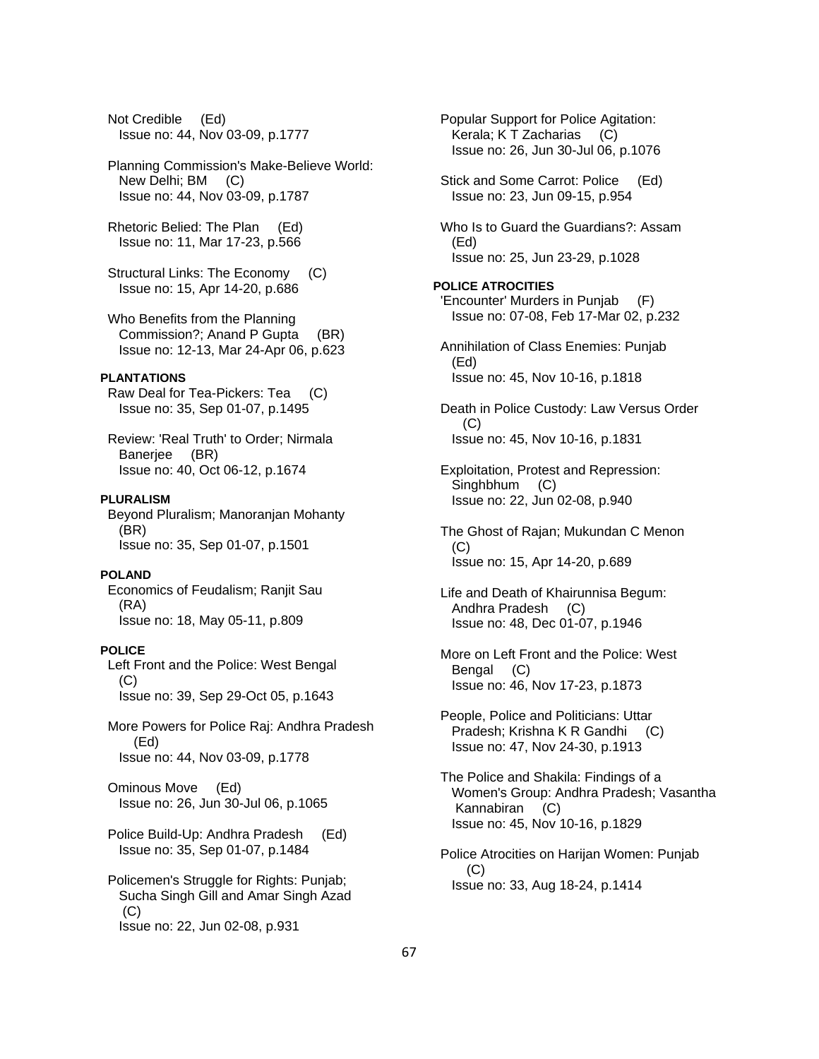Not Credible (Ed)
Issue no: 44, Nov 03-09, p.1777

Planning Commission's Make-Believe World: New Delhi; BM (C)
Issue no: 44, Nov 03-09, p.1787

Rhetoric Belied: The Plan (Ed)
Issue no: 11, Mar 17-23, p.566

Structural Links: The Economy (C)
Issue no: 15, Apr 14-20, p.686

Who Benefits from the Planning Commission?; Anand P Gupta (BR)
Issue no: 12-13, Mar 24-Apr 06, p.623

**PLANTATIONS**

Raw Deal for Tea-Pickers: Tea (C)
Issue no: 35, Sep 01-07, p.1495

Review: 'Real Truth' to Order; Nirmala Banerjee (BR)
Issue no: 40, Oct 06-12, p.1674

**PLURALISM**

Beyond Pluralism; Manoranjan Mohanty (BR)
Issue no: 35, Sep 01-07, p.1501

**POLAND**

Economics of Feudalism; Ranjit Sau (RA)
Issue no: 18, May 05-11, p.809

**POLICE**

Left Front and the Police: West Bengal (C)
Issue no: 39, Sep 29-Oct 05, p.1643

More Powers for Police Raj: Andhra Pradesh (Ed)
Issue no: 44, Nov 03-09, p.1778

Ominous Move (Ed)
Issue no: 26, Jun 30-Jul 06, p.1065

Police Build-Up: Andhra Pradesh (Ed)
Issue no: 35, Sep 01-07, p.1484

Policemen's Struggle for Rights: Punjab; Sucha Singh Gill and Amar Singh Azad (C)
Issue no: 22, Jun 02-08, p.931

Popular Support for Police Agitation: Kerala; K T Zacharias (C)
Issue no: 26, Jun 30-Jul 06, p.1076

Stick and Some Carrot: Police (Ed)
Issue no: 23, Jun 09-15, p.954

Who Is to Guard the Guardians?: Assam (Ed)
Issue no: 25, Jun 23-29, p.1028

**POLICE ATROCITIES**

'Encounter' Murders in Punjab (F)
Issue no: 07-08, Feb 17-Mar 02, p.232

Annihilation of Class Enemies: Punjab (Ed)
Issue no: 45, Nov 10-16, p.1818

Death in Police Custody: Law Versus Order (C)
Issue no: 45, Nov 10-16, p.1831

Exploitation, Protest and Repression: Singhbhum (C)
Issue no: 22, Jun 02-08, p.940

The Ghost of Rajan; Mukundan C Menon (C)
Issue no: 15, Apr 14-20, p.689

Life and Death of Khairunnisa Begum: Andhra Pradesh (C)
Issue no: 48, Dec 01-07, p.1946

More on Left Front and the Police: West Bengal (C)
Issue no: 46, Nov 17-23, p.1873

People, Police and Politicians: Uttar Pradesh; Krishna K R Gandhi (C)
Issue no: 47, Nov 24-30, p.1913

The Police and Shakila: Findings of a Women's Group: Andhra Pradesh; Vasantha Kannabiran (C)
Issue no: 45, Nov 10-16, p.1829

Police Atrocities on Harijan Women: Punjab (C)
Issue no: 33, Aug 18-24, p.1414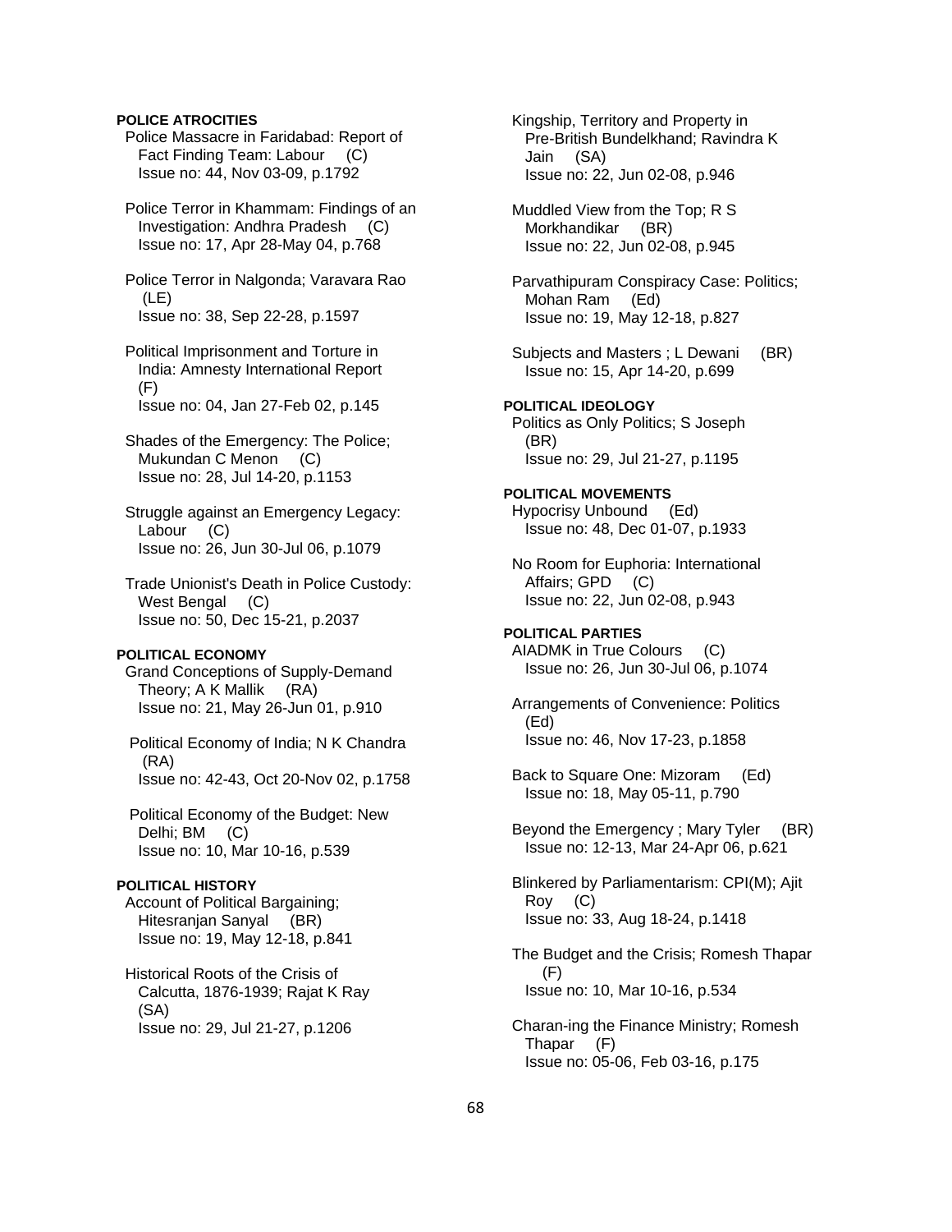**POLICE ATROCITIES**

Police Massacre in Faridabad: Report of Fact Finding Team: Labour (C)
Issue no: 44, Nov 03-09, p.1792

Police Terror in Khammam: Findings of an Investigation: Andhra Pradesh (C)
Issue no: 17, Apr 28-May 04, p.768

Police Terror in Nalgonda; Varavara Rao (LE)
Issue no: 38, Sep 22-28, p.1597

Political Imprisonment and Torture in India: Amnesty International Report (F)
Issue no: 04, Jan 27-Feb 02, p.145

Shades of the Emergency: The Police; Mukundan C Menon (C)
Issue no: 28, Jul 14-20, p.1153

Struggle against an Emergency Legacy: Labour (C)
Issue no: 26, Jun 30-Jul 06, p.1079

Trade Unionist's Death in Police Custody: West Bengal (C)
Issue no: 50, Dec 15-21, p.2037

**POLITICAL ECONOMY**

Grand Conceptions of Supply-Demand Theory; A K Mallik (RA)
Issue no: 21, May 26-Jun 01, p.910

Political Economy of India; N K Chandra (RA)
Issue no: 42-43, Oct 20-Nov 02, p.1758

Political Economy of the Budget: New Delhi; BM (C)
Issue no: 10, Mar 10-16, p.539

**POLITICAL HISTORY**

Account of Political Bargaining; Hitesranjan Sanyal (BR)
Issue no: 19, May 12-18, p.841

Historical Roots of the Crisis of Calcutta, 1876-1939; Rajat K Ray (SA)
Issue no: 29, Jul 21-27, p.1206

Kingship, Territory and Property in Pre-British Bundelkhand; Ravindra K Jain (SA)
Issue no: 22, Jun 02-08, p.946

Muddled View from the Top; R S Morkhandikar (BR)
Issue no: 22, Jun 02-08, p.945

Parvathipuram Conspiracy Case: Politics; Mohan Ram (Ed)
Issue no: 19, May 12-18, p.827

Subjects and Masters ; L Dewani (BR)
Issue no: 15, Apr 14-20, p.699

**POLITICAL IDEOLOGY**

Politics as Only Politics; S Joseph (BR)
Issue no: 29, Jul 21-27, p.1195

**POLITICAL MOVEMENTS**

Hypocrisy Unbound (Ed)
Issue no: 48, Dec 01-07, p.1933

No Room for Euphoria: International Affairs; GPD (C)
Issue no: 22, Jun 02-08, p.943

**POLITICAL PARTIES**

AIADMK in True Colours (C)
Issue no: 26, Jun 30-Jul 06, p.1074

Arrangements of Convenience: Politics (Ed)
Issue no: 46, Nov 17-23, p.1858

Back to Square One: Mizoram (Ed)
Issue no: 18, May 05-11, p.790

Beyond the Emergency ; Mary Tyler (BR)
Issue no: 12-13, Mar 24-Apr 06, p.621

Blinkered by Parliamentarism: CPI(M); Ajit Roy (C)
Issue no: 33, Aug 18-24, p.1418

The Budget and the Crisis; Romesh Thapar (F)
Issue no: 10, Mar 10-16, p.534

Charan-ing the Finance Ministry; Romesh Thapar (F)
Issue no: 05-06, Feb 03-16, p.175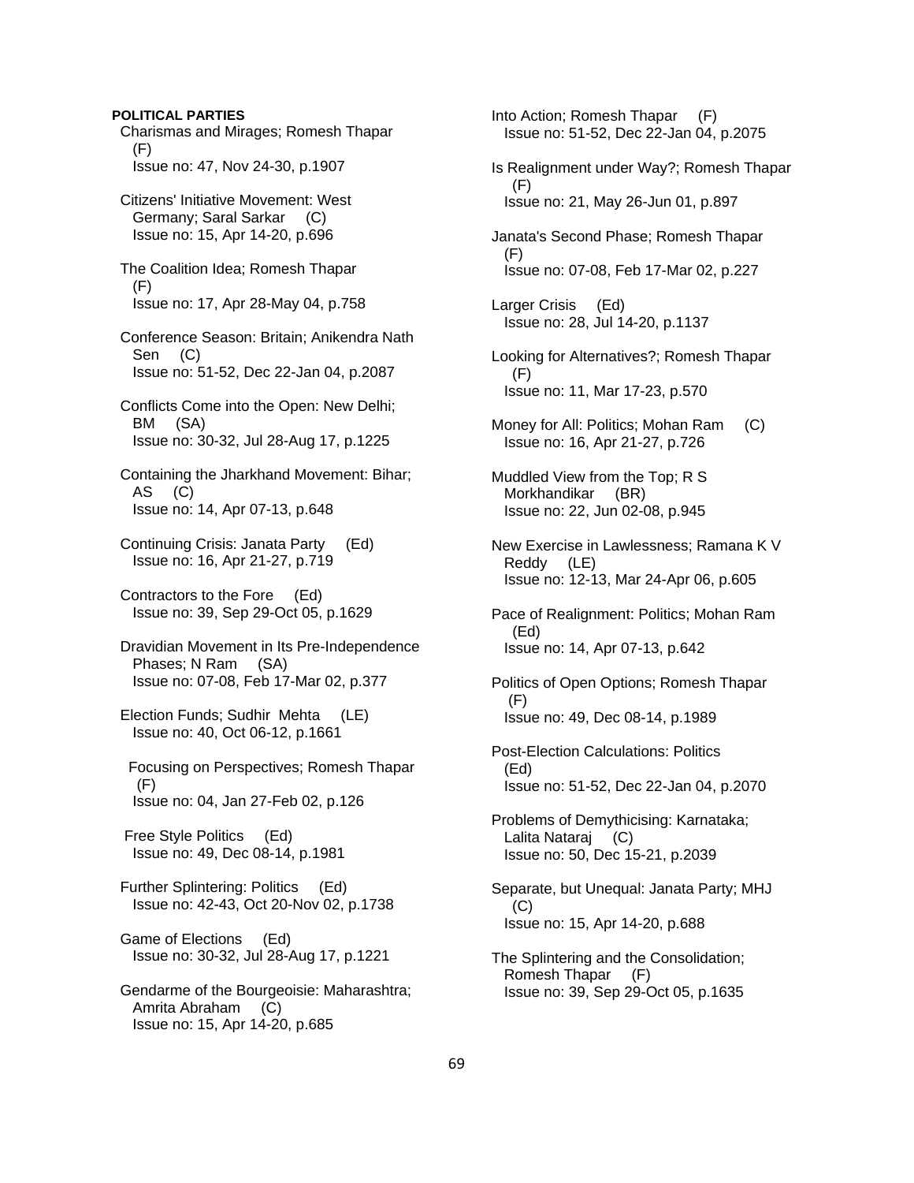**POLITICAL PARTIES**

Charismas and Mirages; Romesh Thapar (F)
Issue no: 47, Nov 24-30, p.1907

Citizens' Initiative Movement: West Germany; Saral Sarkar (C)
Issue no: 15, Apr 14-20, p.696

The Coalition Idea; Romesh Thapar (F)
Issue no: 17, Apr 28-May 04, p.758

Conference Season: Britain; Anikendra Nath Sen (C)
Issue no: 51-52, Dec 22-Jan 04, p.2087

Conflicts Come into the Open: New Delhi; BM (SA)
Issue no: 30-32, Jul 28-Aug 17, p.1225

Containing the Jharkhand Movement: Bihar; AS (C)
Issue no: 14, Apr 07-13, p.648

Continuing Crisis: Janata Party (Ed)
Issue no: 16, Apr 21-27, p.719

Contractors to the Fore (Ed)
Issue no: 39, Sep 29-Oct 05, p.1629

Dravidian Movement in Its Pre-Independence Phases; N Ram (SA)
Issue no: 07-08, Feb 17-Mar 02, p.377

Election Funds; Sudhir Mehta (LE)
Issue no: 40, Oct 06-12, p.1661

Focusing on Perspectives; Romesh Thapar (F)
Issue no: 04, Jan 27-Feb 02, p.126

Free Style Politics (Ed)
Issue no: 49, Dec 08-14, p.1981

Further Splintering: Politics (Ed)
Issue no: 42-43, Oct 20-Nov 02, p.1738

Game of Elections (Ed)
Issue no: 30-32, Jul 28-Aug 17, p.1221

Gendarme of the Bourgeoisie: Maharashtra; Amrita Abraham (C)
Issue no: 15, Apr 14-20, p.685

Into Action; Romesh Thapar (F)
Issue no: 51-52, Dec 22-Jan 04, p.2075

Is Realignment under Way?; Romesh Thapar (F)
Issue no: 21, May 26-Jun 01, p.897

Janata's Second Phase; Romesh Thapar (F)
Issue no: 07-08, Feb 17-Mar 02, p.227

Larger Crisis (Ed)
Issue no: 28, Jul 14-20, p.1137

Looking for Alternatives?; Romesh Thapar (F)
Issue no: 11, Mar 17-23, p.570

Money for All: Politics; Mohan Ram (C)
Issue no: 16, Apr 21-27, p.726

Muddled View from the Top; R S Morkhandikar (BR)
Issue no: 22, Jun 02-08, p.945

New Exercise in Lawlessness; Ramana K V Reddy (LE)
Issue no: 12-13, Mar 24-Apr 06, p.605

Pace of Realignment: Politics; Mohan Ram (Ed)
Issue no: 14, Apr 07-13, p.642

Politics of Open Options; Romesh Thapar (F)
Issue no: 49, Dec 08-14, p.1989

Post-Election Calculations: Politics (Ed)
Issue no: 51-52, Dec 22-Jan 04, p.2070

Problems of Demythicising: Karnataka; Lalita Nataraj (C)
Issue no: 50, Dec 15-21, p.2039

Separate, but Unequal: Janata Party; MHJ (C)
Issue no: 15, Apr 14-20, p.688

The Splintering and the Consolidation; Romesh Thapar (F)
Issue no: 39, Sep 29-Oct 05, p.1635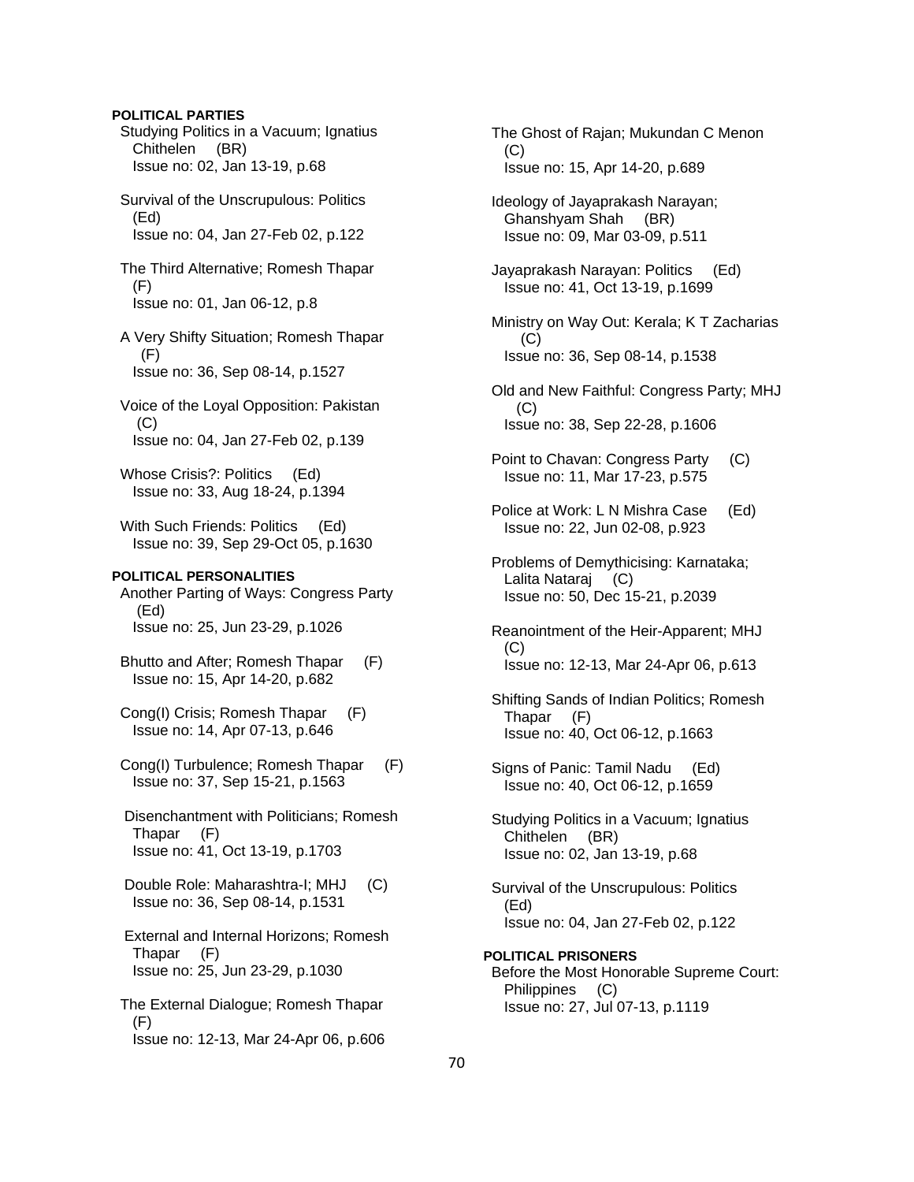**POLITICAL PARTIES**

Studying Politics in a Vacuum; Ignatius Chithelen (BR)
Issue no: 02, Jan 13-19, p.68

Survival of the Unscrupulous: Politics (Ed)
Issue no: 04, Jan 27-Feb 02, p.122

The Third Alternative; Romesh Thapar (F)
Issue no: 01, Jan 06-12, p.8

A Very Shifty Situation; Romesh Thapar (F)
Issue no: 36, Sep 08-14, p.1527

Voice of the Loyal Opposition: Pakistan (C)
Issue no: 04, Jan 27-Feb 02, p.139

Whose Crisis?: Politics (Ed)
Issue no: 33, Aug 18-24, p.1394

With Such Friends: Politics (Ed)
Issue no: 39, Sep 29-Oct 05, p.1630

**POLITICAL PERSONALITIES**

Another Parting of Ways: Congress Party (Ed)
Issue no: 25, Jun 23-29, p.1026

Bhutto and After; Romesh Thapar (F)
Issue no: 15, Apr 14-20, p.682

Cong(I) Crisis; Romesh Thapar (F)
Issue no: 14, Apr 07-13, p.646

Cong(I) Turbulence; Romesh Thapar (F)
Issue no: 37, Sep 15-21, p.1563

Disenchantment with Politicians; Romesh Thapar (F)
Issue no: 41, Oct 13-19, p.1703

Double Role: Maharashtra-I; MHJ (C)
Issue no: 36, Sep 08-14, p.1531

External and Internal Horizons; Romesh Thapar (F)
Issue no: 25, Jun 23-29, p.1030

The External Dialogue; Romesh Thapar (F)
Issue no: 12-13, Mar 24-Apr 06, p.606

The Ghost of Rajan; Mukundan C Menon (C)
Issue no: 15, Apr 14-20, p.689

Ideology of Jayaprakash Narayan; Ghanshyam Shah (BR)
Issue no: 09, Mar 03-09, p.511

Jayaprakash Narayan: Politics (Ed)
Issue no: 41, Oct 13-19, p.1699

Ministry on Way Out: Kerala; K T Zacharias (C)
Issue no: 36, Sep 08-14, p.1538

Old and New Faithful: Congress Party; MHJ (C)
Issue no: 38, Sep 22-28, p.1606

Point to Chavan: Congress Party (C)
Issue no: 11, Mar 17-23, p.575

Police at Work: L N Mishra Case (Ed)
Issue no: 22, Jun 02-08, p.923

Problems of Demythicising: Karnataka; Lalita Nataraj (C)
Issue no: 50, Dec 15-21, p.2039

Reanointment of the Heir-Apparent; MHJ (C)
Issue no: 12-13, Mar 24-Apr 06, p.613

Shifting Sands of Indian Politics; Romesh Thapar (F)
Issue no: 40, Oct 06-12, p.1663

Signs of Panic: Tamil Nadu (Ed)
Issue no: 40, Oct 06-12, p.1659

Studying Politics in a Vacuum; Ignatius Chithelen (BR)
Issue no: 02, Jan 13-19, p.68

Survival of the Unscrupulous: Politics (Ed)
Issue no: 04, Jan 27-Feb 02, p.122

**POLITICAL PRISONERS**

Before the Most Honorable Supreme Court: Philippines (C)
Issue no: 27, Jul 07-13, p.1119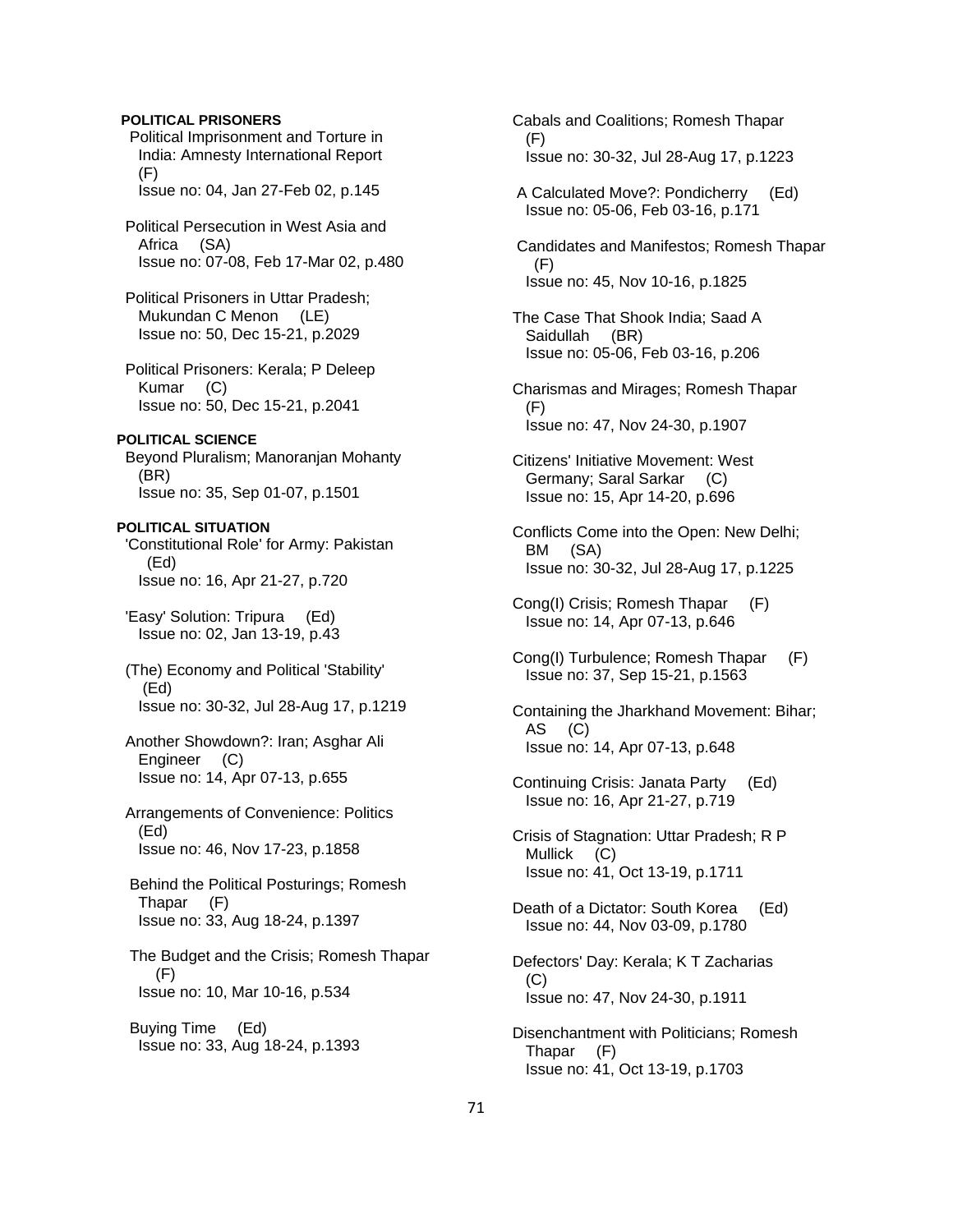**POLITICAL PRISONERS**

Political Imprisonment and Torture in India: Amnesty International Report (F)
Issue no: 04, Jan 27-Feb 02, p.145

Political Persecution in West Asia and Africa (SA)
Issue no: 07-08, Feb 17-Mar 02, p.480

Political Prisoners in Uttar Pradesh; Mukundan C Menon (LE)
Issue no: 50, Dec 15-21, p.2029

Political Prisoners: Kerala; P Deleep Kumar (C)
Issue no: 50, Dec 15-21, p.2041

**POLITICAL SCIENCE**

Beyond Pluralism; Manoranjan Mohanty (BR)
Issue no: 35, Sep 01-07, p.1501

**POLITICAL SITUATION**

'Constitutional Role' for Army: Pakistan (Ed)
Issue no: 16, Apr 21-27, p.720

'Easy' Solution: Tripura (Ed)
Issue no: 02, Jan 13-19, p.43

(The) Economy and Political 'Stability' (Ed)
Issue no: 30-32, Jul 28-Aug 17, p.1219

Another Showdown?: Iran; Asghar Ali Engineer (C)
Issue no: 14, Apr 07-13, p.655

Arrangements of Convenience: Politics (Ed)
Issue no: 46, Nov 17-23, p.1858

Behind the Political Posturings; Romesh Thapar (F)
Issue no: 33, Aug 18-24, p.1397

The Budget and the Crisis; Romesh Thapar (F)
Issue no: 10, Mar 10-16, p.534

Buying Time (Ed)
Issue no: 33, Aug 18-24, p.1393

Cabals and Coalitions; Romesh Thapar (F)
Issue no: 30-32, Jul 28-Aug 17, p.1223

A Calculated Move?: Pondicherry (Ed)
Issue no: 05-06, Feb 03-16, p.171

Candidates and Manifestos; Romesh Thapar (F)
Issue no: 45, Nov 10-16, p.1825

The Case That Shook India; Saad A Saidullah (BR)
Issue no: 05-06, Feb 03-16, p.206

Charismas and Mirages; Romesh Thapar (F)
Issue no: 47, Nov 24-30, p.1907

Citizens' Initiative Movement: West Germany; Saral Sarkar (C)
Issue no: 15, Apr 14-20, p.696

Conflicts Come into the Open: New Delhi; BM (SA)
Issue no: 30-32, Jul 28-Aug 17, p.1225

Cong(I) Crisis; Romesh Thapar (F)
Issue no: 14, Apr 07-13, p.646

Cong(I) Turbulence; Romesh Thapar (F)
Issue no: 37, Sep 15-21, p.1563

Containing the Jharkhand Movement: Bihar; AS (C)
Issue no: 14, Apr 07-13, p.648

Continuing Crisis: Janata Party (Ed)
Issue no: 16, Apr 21-27, p.719

Crisis of Stagnation: Uttar Pradesh; R P Mullick (C)
Issue no: 41, Oct 13-19, p.1711

Death of a Dictator: South Korea (Ed)
Issue no: 44, Nov 03-09, p.1780

Defectors' Day: Kerala; K T Zacharias (C)
Issue no: 47, Nov 24-30, p.1911

Disenchantment with Politicians; Romesh Thapar (F)
Issue no: 41, Oct 13-19, p.1703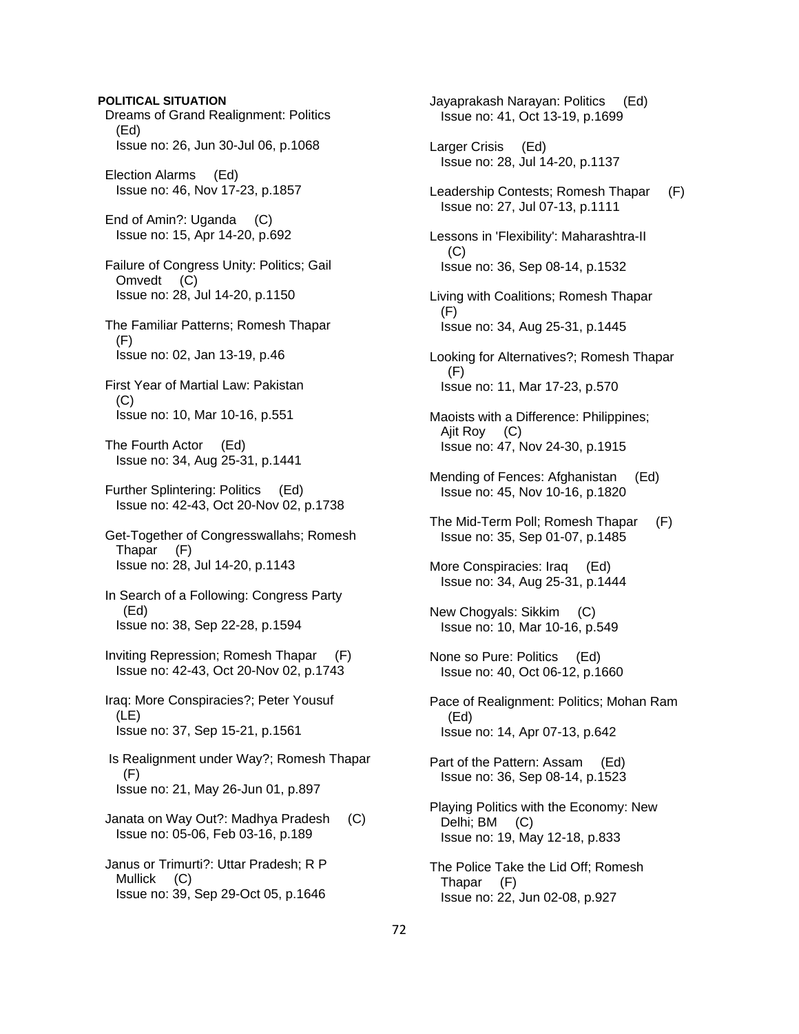**POLITICAL SITUATION**

Dreams of Grand Realignment: Politics (Ed)
Issue no: 26, Jun 30-Jul 06, p.1068

Election Alarms (Ed)
Issue no: 46, Nov 17-23, p.1857

End of Amin?: Uganda (C)
Issue no: 15, Apr 14-20, p.692

Failure of Congress Unity: Politics; Gail Omvedt (C)
Issue no: 28, Jul 14-20, p.1150

The Familiar Patterns; Romesh Thapar (F)
Issue no: 02, Jan 13-19, p.46

First Year of Martial Law: Pakistan (C)
Issue no: 10, Mar 10-16, p.551

The Fourth Actor (Ed)
Issue no: 34, Aug 25-31, p.1441

Further Splintering: Politics (Ed)
Issue no: 42-43, Oct 20-Nov 02, p.1738

Get-Together of Congresswallahs; Romesh Thapar (F)
Issue no: 28, Jul 14-20, p.1143

In Search of a Following: Congress Party (Ed)
Issue no: 38, Sep 22-28, p.1594

Inviting Repression; Romesh Thapar (F)
Issue no: 42-43, Oct 20-Nov 02, p.1743

Iraq: More Conspiracies?; Peter Yousuf (LE)
Issue no: 37, Sep 15-21, p.1561

Is Realignment under Way?; Romesh Thapar (F)
Issue no: 21, May 26-Jun 01, p.897

Janata on Way Out?: Madhya Pradesh (C)
Issue no: 05-06, Feb 03-16, p.189

Janus or Trimurti?: Uttar Pradesh; R P Mullick (C)
Issue no: 39, Sep 29-Oct 05, p.1646

Jayaprakash Narayan: Politics (Ed)
Issue no: 41, Oct 13-19, p.1699

Larger Crisis (Ed)
Issue no: 28, Jul 14-20, p.1137

Leadership Contests; Romesh Thapar (F)
Issue no: 27, Jul 07-13, p.1111

Lessons in 'Flexibility': Maharashtra-II (C)
Issue no: 36, Sep 08-14, p.1532

Living with Coalitions; Romesh Thapar (F)
Issue no: 34, Aug 25-31, p.1445

Looking for Alternatives?; Romesh Thapar (F)
Issue no: 11, Mar 17-23, p.570

Maoists with a Difference: Philippines; Ajit Roy (C)
Issue no: 47, Nov 24-30, p.1915

Mending of Fences: Afghanistan (Ed)
Issue no: 45, Nov 10-16, p.1820

The Mid-Term Poll; Romesh Thapar (F)
Issue no: 35, Sep 01-07, p.1485

More Conspiracies: Iraq (Ed)
Issue no: 34, Aug 25-31, p.1444

New Chogyals: Sikkim (C)
Issue no: 10, Mar 10-16, p.549

None so Pure: Politics (Ed)
Issue no: 40, Oct 06-12, p.1660

Pace of Realignment: Politics; Mohan Ram (Ed)
Issue no: 14, Apr 07-13, p.642

Part of the Pattern: Assam (Ed)
Issue no: 36, Sep 08-14, p.1523

Playing Politics with the Economy: New Delhi; BM (C)
Issue no: 19, May 12-18, p.833

The Police Take the Lid Off; Romesh Thapar (F)
Issue no: 22, Jun 02-08, p.927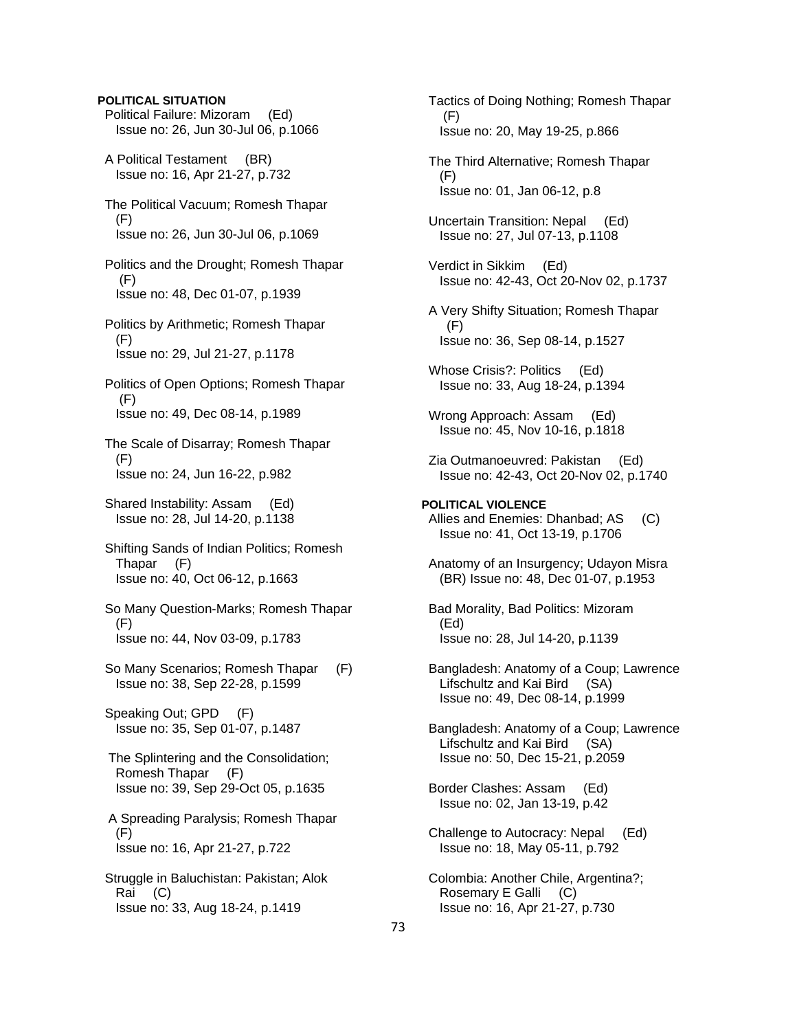**POLITICAL SITUATION**

Political Failure: Mizoram (Ed)
Issue no: 26, Jun 30-Jul 06, p.1066

A Political Testament (BR)
Issue no: 16, Apr 21-27, p.732

The Political Vacuum; Romesh Thapar (F)
Issue no: 26, Jun 30-Jul 06, p.1069

Politics and the Drought; Romesh Thapar (F)
Issue no: 48, Dec 01-07, p.1939

Politics by Arithmetic; Romesh Thapar (F)
Issue no: 29, Jul 21-27, p.1178

Politics of Open Options; Romesh Thapar (F)
Issue no: 49, Dec 08-14, p.1989

The Scale of Disarray; Romesh Thapar (F)
Issue no: 24, Jun 16-22, p.982

Shared Instability: Assam (Ed)
Issue no: 28, Jul 14-20, p.1138

Shifting Sands of Indian Politics; Romesh Thapar (F)
Issue no: 40, Oct 06-12, p.1663

So Many Question-Marks; Romesh Thapar (F)
Issue no: 44, Nov 03-09, p.1783

So Many Scenarios; Romesh Thapar (F)
Issue no: 38, Sep 22-28, p.1599

Speaking Out; GPD (F)
Issue no: 35, Sep 01-07, p.1487

The Splintering and the Consolidation; Romesh Thapar (F)
Issue no: 39, Sep 29-Oct 05, p.1635

A Spreading Paralysis; Romesh Thapar (F)
Issue no: 16, Apr 21-27, p.722

Struggle in Baluchistan: Pakistan; Alok Rai (C)
Issue no: 33, Aug 18-24, p.1419

Tactics of Doing Nothing; Romesh Thapar (F)
Issue no: 20, May 19-25, p.866

The Third Alternative; Romesh Thapar (F)
Issue no: 01, Jan 06-12, p.8

Uncertain Transition: Nepal (Ed)
Issue no: 27, Jul 07-13, p.1108

Verdict in Sikkim (Ed)
Issue no: 42-43, Oct 20-Nov 02, p.1737

A Very Shifty Situation; Romesh Thapar (F)
Issue no: 36, Sep 08-14, p.1527

Whose Crisis?: Politics (Ed)
Issue no: 33, Aug 18-24, p.1394

Wrong Approach: Assam (Ed)
Issue no: 45, Nov 10-16, p.1818

Zia Outmanoeuvred: Pakistan (Ed)
Issue no: 42-43, Oct 20-Nov 02, p.1740

**POLITICAL VIOLENCE**

Allies and Enemies: Dhanbad; AS (C)
Issue no: 41, Oct 13-19, p.1706

Anatomy of an Insurgency; Udayon Misra (BR) Issue no: 48, Dec 01-07, p.1953

Bad Morality, Bad Politics: Mizoram (Ed)
Issue no: 28, Jul 14-20, p.1139

Bangladesh: Anatomy of a Coup; Lawrence Lifschultz and Kai Bird (SA)
Issue no: 49, Dec 08-14, p.1999

Bangladesh: Anatomy of a Coup; Lawrence Lifschultz and Kai Bird (SA)
Issue no: 50, Dec 15-21, p.2059

Border Clashes: Assam (Ed)
Issue no: 02, Jan 13-19, p.42

Challenge to Autocracy: Nepal (Ed)
Issue no: 18, May 05-11, p.792

Colombia: Another Chile, Argentina?; Rosemary E Galli (C)
Issue no: 16, Apr 21-27, p.730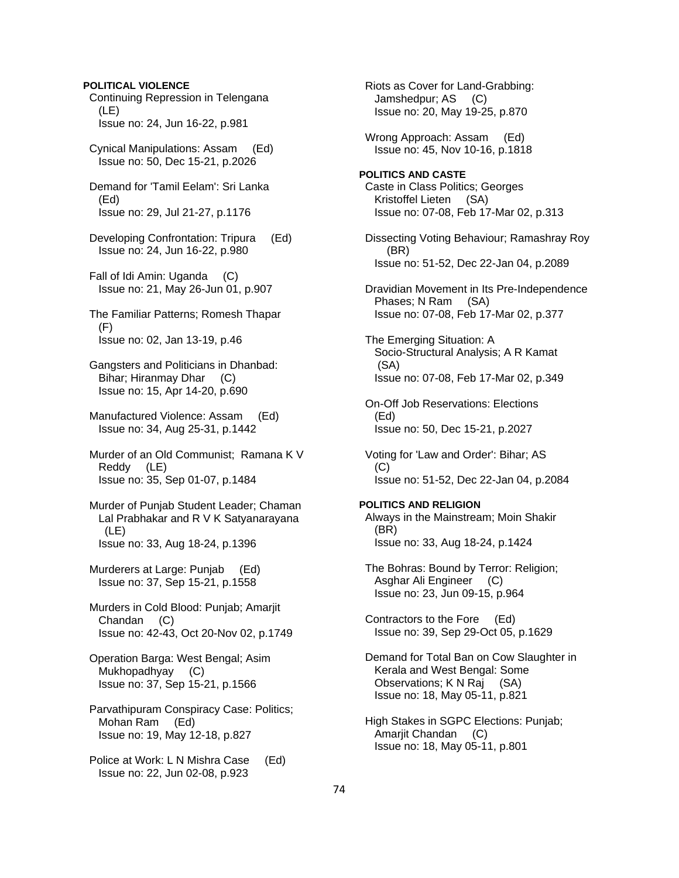**POLITICAL VIOLENCE**

Continuing Repression in Telengana (LE)
Issue no: 24, Jun 16-22, p.981

Cynical Manipulations: Assam (Ed)
Issue no: 50, Dec 15-21, p.2026

Demand for 'Tamil Eelam': Sri Lanka (Ed)
Issue no: 29, Jul 21-27, p.1176

Developing Confrontation: Tripura (Ed)
Issue no: 24, Jun 16-22, p.980

Fall of Idi Amin: Uganda (C)
Issue no: 21, May 26-Jun 01, p.907

The Familiar Patterns; Romesh Thapar (F)
Issue no: 02, Jan 13-19, p.46

Gangsters and Politicians in Dhanbad: Bihar; Hiranmay Dhar (C)
Issue no: 15, Apr 14-20, p.690

Manufactured Violence: Assam (Ed)
Issue no: 34, Aug 25-31, p.1442

Murder of an Old Communist; Ramana K V Reddy (LE)
Issue no: 35, Sep 01-07, p.1484

Murder of Punjab Student Leader; Chaman Lal Prabhakar and R V K Satyanarayana (LE)
Issue no: 33, Aug 18-24, p.1396

Murderers at Large: Punjab (Ed)
Issue no: 37, Sep 15-21, p.1558

Murders in Cold Blood: Punjab; Amarjit Chandan (C)
Issue no: 42-43, Oct 20-Nov 02, p.1749

Operation Barga: West Bengal; Asim Mukhopadhyay (C)
Issue no: 37, Sep 15-21, p.1566

Parvathipuram Conspiracy Case: Politics; Mohan Ram (Ed)
Issue no: 19, May 12-18, p.827

Police at Work: L N Mishra Case (Ed)
Issue no: 22, Jun 02-08, p.923

Riots as Cover for Land-Grabbing: Jamshedpur; AS (C)
Issue no: 20, May 19-25, p.870

Wrong Approach: Assam (Ed)
Issue no: 45, Nov 10-16, p.1818

**POLITICS AND CASTE**

Caste in Class Politics; Georges Kristoffel Lieten (SA)
Issue no: 07-08, Feb 17-Mar 02, p.313

Dissecting Voting Behaviour; Ramashray Roy (BR)
Issue no: 51-52, Dec 22-Jan 04, p.2089

Dravidian Movement in Its Pre-Independence Phases; N Ram (SA)
Issue no: 07-08, Feb 17-Mar 02, p.377

The Emerging Situation: A Socio-Structural Analysis; A R Kamat (SA)
Issue no: 07-08, Feb 17-Mar 02, p.349

On-Off Job Reservations: Elections (Ed)
Issue no: 50, Dec 15-21, p.2027

Voting for 'Law and Order': Bihar; AS (C)
Issue no: 51-52, Dec 22-Jan 04, p.2084

**POLITICS AND RELIGION**

Always in the Mainstream; Moin Shakir (BR)
Issue no: 33, Aug 18-24, p.1424

The Bohras: Bound by Terror: Religion; Asghar Ali Engineer (C)
Issue no: 23, Jun 09-15, p.964

Contractors to the Fore (Ed)
Issue no: 39, Sep 29-Oct 05, p.1629

Demand for Total Ban on Cow Slaughter in Kerala and West Bengal: Some Observations; K N Raj (SA)
Issue no: 18, May 05-11, p.821

High Stakes in SGPC Elections: Punjab; Amarjit Chandan (C)
Issue no: 18, May 05-11, p.801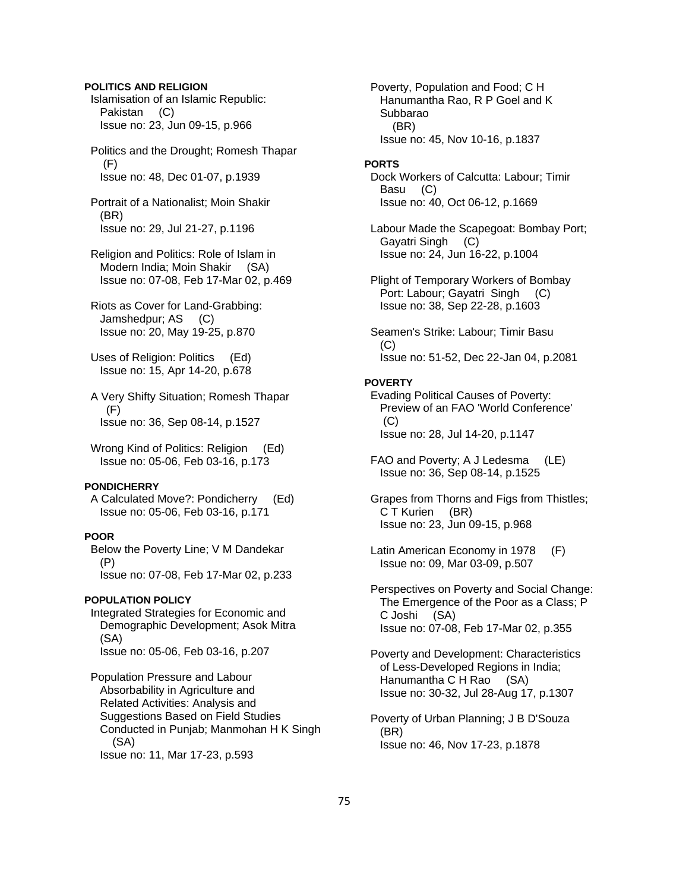**POLITICS AND RELIGION**

Islamisation of an Islamic Republic: Pakistan (C)
Issue no: 23, Jun 09-15, p.966

Politics and the Drought; Romesh Thapar (F)
Issue no: 48, Dec 01-07, p.1939

Portrait of a Nationalist; Moin Shakir (BR)
Issue no: 29, Jul 21-27, p.1196

Religion and Politics: Role of Islam in Modern India; Moin Shakir (SA)
Issue no: 07-08, Feb 17-Mar 02, p.469

Riots as Cover for Land-Grabbing: Jamshedpur; AS (C)
Issue no: 20, May 19-25, p.870

Uses of Religion: Politics (Ed)
Issue no: 15, Apr 14-20, p.678

A Very Shifty Situation; Romesh Thapar (F)
Issue no: 36, Sep 08-14, p.1527

Wrong Kind of Politics: Religion (Ed)
Issue no: 05-06, Feb 03-16, p.173

**PONDICHERRY**

A Calculated Move?: Pondicherry (Ed)
Issue no: 05-06, Feb 03-16, p.171

**POOR**

Below the Poverty Line; V M Dandekar (P)
Issue no: 07-08, Feb 17-Mar 02, p.233

**POPULATION POLICY**

Integrated Strategies for Economic and Demographic Development; Asok Mitra (SA)
Issue no: 05-06, Feb 03-16, p.207

Population Pressure and Labour Absorbability in Agriculture and Related Activities: Analysis and Suggestions Based on Field Studies Conducted in Punjab; Manmohan H K Singh (SA)
Issue no: 11, Mar 17-23, p.593

Poverty, Population and Food; C H Hanumantha Rao, R P Goel and K Subbarao (BR)
Issue no: 45, Nov 10-16, p.1837

**PORTS**

Dock Workers of Calcutta: Labour; Timir Basu (C)
Issue no: 40, Oct 06-12, p.1669

Labour Made the Scapegoat: Bombay Port; Gayatri Singh (C)
Issue no: 24, Jun 16-22, p.1004

Plight of Temporary Workers of Bombay Port: Labour; Gayatri Singh (C)
Issue no: 38, Sep 22-28, p.1603

Seamen's Strike: Labour; Timir Basu (C)
Issue no: 51-52, Dec 22-Jan 04, p.2081

**POVERTY**

Evading Political Causes of Poverty: Preview of an FAO 'World Conference' (C)
Issue no: 28, Jul 14-20, p.1147

FAO and Poverty; A J Ledesma (LE)
Issue no: 36, Sep 08-14, p.1525

Grapes from Thorns and Figs from Thistles; C T Kurien (BR)
Issue no: 23, Jun 09-15, p.968

Latin American Economy in 1978 (F)
Issue no: 09, Mar 03-09, p.507

Perspectives on Poverty and Social Change: The Emergence of the Poor as a Class; P C Joshi (SA)
Issue no: 07-08, Feb 17-Mar 02, p.355

Poverty and Development: Characteristics of Less-Developed Regions in India; Hanumantha C H Rao (SA)
Issue no: 30-32, Jul 28-Aug 17, p.1307

Poverty of Urban Planning; J B D'Souza (BR)
Issue no: 46, Nov 17-23, p.1878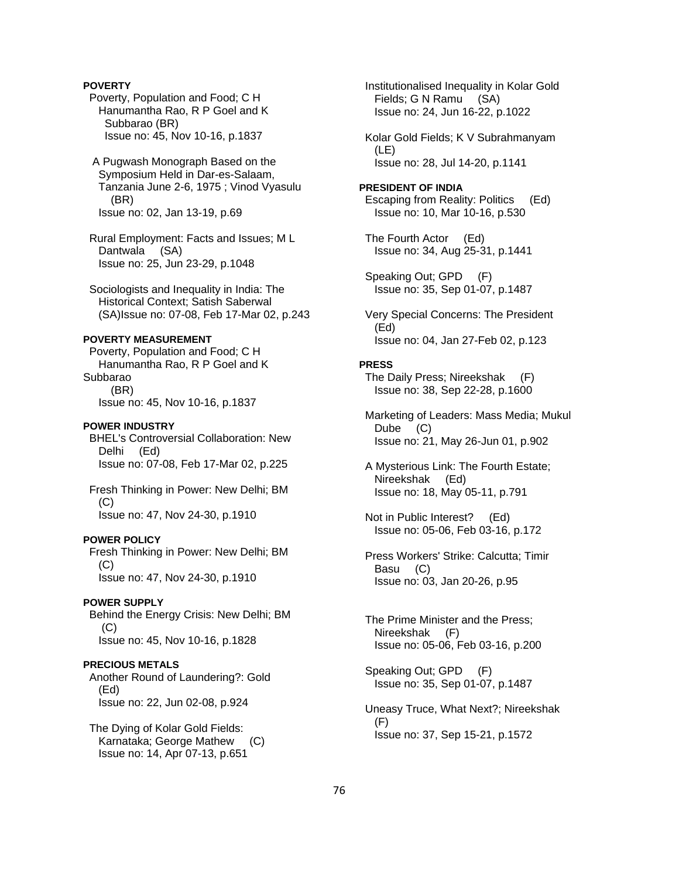**POVERTY**

Poverty, Population and Food; C H Hanumantha Rao, R P Goel and K Subbarao (BR)
Issue no: 45, Nov 10-16, p.1837

A Pugwash Monograph Based on the Symposium Held in Dar-es-Salaam, Tanzania June 2-6, 1975 ; Vinod Vyasulu (BR)
Issue no: 02, Jan 13-19, p.69

Rural Employment: Facts and Issues; M L Dantwala (SA)
Issue no: 25, Jun 23-29, p.1048

Sociologists and Inequality in India: The Historical Context; Satish Saberwal (SA)Issue no: 07-08, Feb 17-Mar 02, p.243

**POVERTY MEASUREMENT**

Poverty, Population and Food; C H Hanumantha Rao, R P Goel and K Subbarao (BR)
Issue no: 45, Nov 10-16, p.1837

**POWER INDUSTRY**

BHEL's Controversial Collaboration: New Delhi (Ed)
Issue no: 07-08, Feb 17-Mar 02, p.225

Fresh Thinking in Power: New Delhi; BM (C)
Issue no: 47, Nov 24-30, p.1910

**POWER POLICY**

Fresh Thinking in Power: New Delhi; BM (C)
Issue no: 47, Nov 24-30, p.1910

**POWER SUPPLY**

Behind the Energy Crisis: New Delhi; BM (C)
Issue no: 45, Nov 10-16, p.1828

**PRECIOUS METALS**

Another Round of Laundering?: Gold (Ed)
Issue no: 22, Jun 02-08, p.924

The Dying of Kolar Gold Fields: Karnataka; George Mathew (C)
Issue no: 14, Apr 07-13, p.651

Institutionalised Inequality in Kolar Gold Fields; G N Ramu (SA)
Issue no: 24, Jun 16-22, p.1022

Kolar Gold Fields; K V Subrahmanyam (LE)
Issue no: 28, Jul 14-20, p.1141

**PRESIDENT OF INDIA**

Escaping from Reality: Politics (Ed)
Issue no: 10, Mar 10-16, p.530

The Fourth Actor (Ed)
Issue no: 34, Aug 25-31, p.1441

Speaking Out; GPD (F)
Issue no: 35, Sep 01-07, p.1487

Very Special Concerns: The President (Ed)
Issue no: 04, Jan 27-Feb 02, p.123

**PRESS**

The Daily Press; Nireekshak (F)
Issue no: 38, Sep 22-28, p.1600

Marketing of Leaders: Mass Media; Mukul Dube (C)
Issue no: 21, May 26-Jun 01, p.902

A Mysterious Link: The Fourth Estate; Nireekshak (Ed)
Issue no: 18, May 05-11, p.791

Not in Public Interest? (Ed)
Issue no: 05-06, Feb 03-16, p.172

Press Workers' Strike: Calcutta; Timir Basu (C)
Issue no: 03, Jan 20-26, p.95

The Prime Minister and the Press; Nireekshak (F)
Issue no: 05-06, Feb 03-16, p.200

Speaking Out; GPD (F)
Issue no: 35, Sep 01-07, p.1487

Uneasy Truce, What Next?; Nireekshak (F)
Issue no: 37, Sep 15-21, p.1572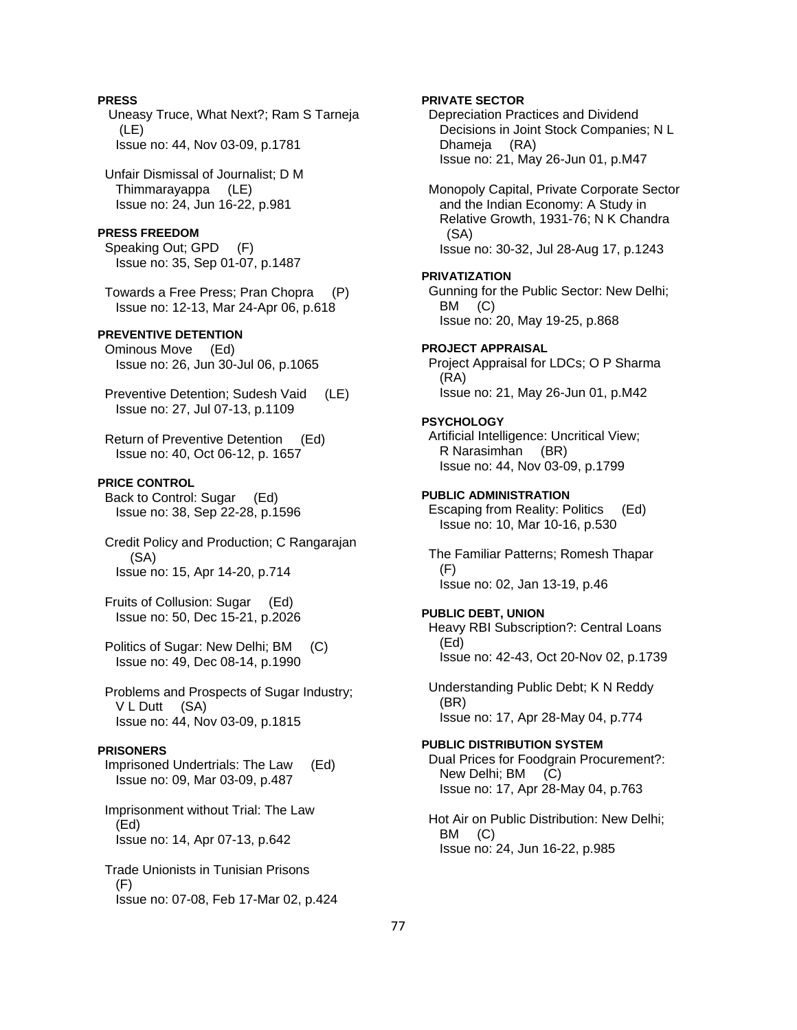**PRESS**

Uneasy Truce, What Next?; Ram S Tarneja (LE)
Issue no: 44, Nov 03-09, p.1781

Unfair Dismissal of Journalist; D M Thimmarayappa (LE)
Issue no: 24, Jun 16-22, p.981

**PRESS FREEDOM**

Speaking Out; GPD (F)
Issue no: 35, Sep 01-07, p.1487

Towards a Free Press; Pran Chopra (P)
Issue no: 12-13, Mar 24-Apr 06, p.618

**PREVENTIVE DETENTION**

Ominous Move (Ed)
Issue no: 26, Jun 30-Jul 06, p.1065

Preventive Detention; Sudesh Vaid (LE)
Issue no: 27, Jul 07-13, p.1109

Return of Preventive Detention (Ed)
Issue no: 40, Oct 06-12, p. 1657

**PRICE CONTROL**

Back to Control: Sugar (Ed)
Issue no: 38, Sep 22-28, p.1596

Credit Policy and Production; C Rangarajan (SA)
Issue no: 15, Apr 14-20, p.714

Fruits of Collusion: Sugar (Ed)
Issue no: 50, Dec 15-21, p.2026

Politics of Sugar: New Delhi; BM (C)
Issue no: 49, Dec 08-14, p.1990

Problems and Prospects of Sugar Industry; V L Dutt (SA)
Issue no: 44, Nov 03-09, p.1815

**PRISONERS**

Imprisoned Undertrials: The Law (Ed)
Issue no: 09, Mar 03-09, p.487

Imprisonment without Trial: The Law (Ed)
Issue no: 14, Apr 07-13, p.642

Trade Unionists in Tunisian Prisons (F)
Issue no: 07-08, Feb 17-Mar 02, p.424

**PRIVATE SECTOR**

Depreciation Practices and Dividend Decisions in Joint Stock Companies; N L Dhameja (RA)
Issue no: 21, May 26-Jun 01, p.M47

Monopoly Capital, Private Corporate Sector and the Indian Economy: A Study in Relative Growth, 1931-76; N K Chandra (SA)
Issue no: 30-32, Jul 28-Aug 17, p.1243

**PRIVATIZATION**

Gunning for the Public Sector: New Delhi; BM (C)
Issue no: 20, May 19-25, p.868

**PROJECT APPRAISAL**

Project Appraisal for LDCs; O P Sharma (RA)
Issue no: 21, May 26-Jun 01, p.M42

**PSYCHOLOGY**

Artificial Intelligence: Uncritical View; R Narasimhan (BR)
Issue no: 44, Nov 03-09, p.1799

**PUBLIC ADMINISTRATION**

Escaping from Reality: Politics (Ed)
Issue no: 10, Mar 10-16, p.530

The Familiar Patterns; Romesh Thapar (F)
Issue no: 02, Jan 13-19, p.46

**PUBLIC DEBT, UNION**

Heavy RBI Subscription?: Central Loans (Ed)
Issue no: 42-43, Oct 20-Nov 02, p.1739

Understanding Public Debt; K N Reddy (BR)
Issue no: 17, Apr 28-May 04, p.774

**PUBLIC DISTRIBUTION SYSTEM**

Dual Prices for Foodgrain Procurement?: New Delhi; BM (C)
Issue no: 17, Apr 28-May 04, p.763

Hot Air on Public Distribution: New Delhi; BM (C)
Issue no: 24, Jun 16-22, p.985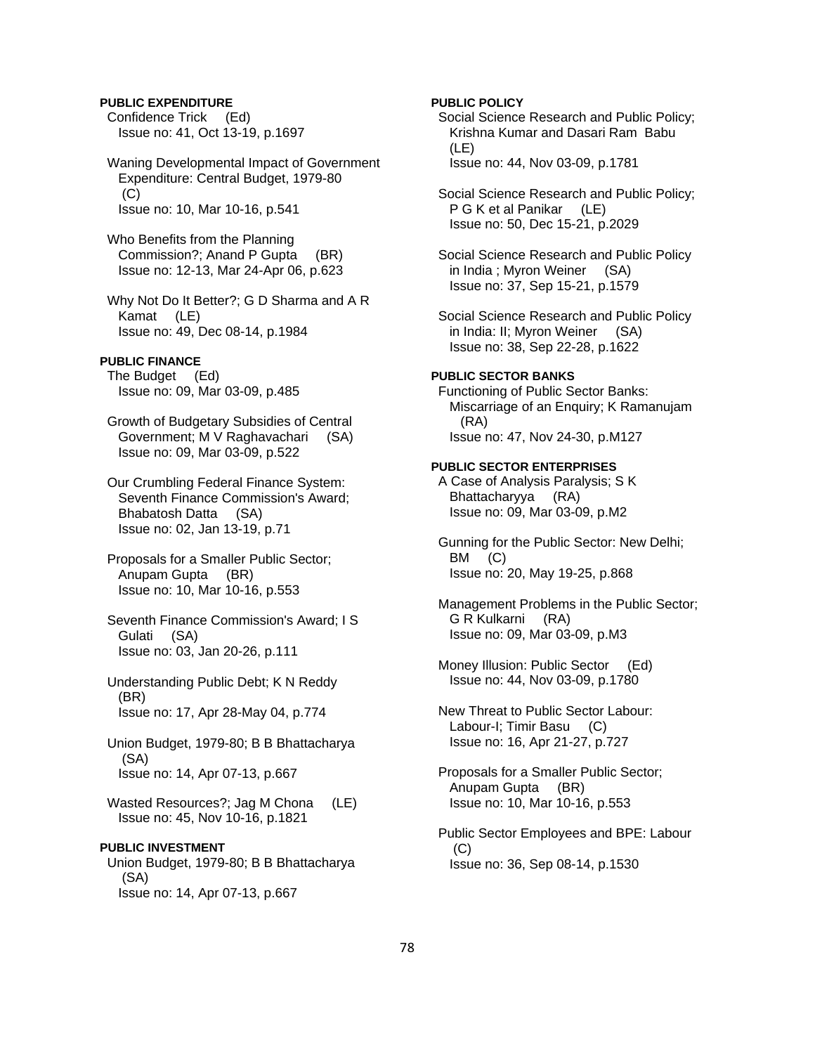**PUBLIC EXPENDITURE**

Confidence Trick (Ed)
Issue no: 41, Oct 13-19, p.1697

Waning Developmental Impact of Government Expenditure: Central Budget, 1979-80 (C)
Issue no: 10, Mar 10-16, p.541

Who Benefits from the Planning Commission?; Anand P Gupta (BR)
Issue no: 12-13, Mar 24-Apr 06, p.623

Why Not Do It Better?; G D Sharma and A R Kamat (LE)
Issue no: 49, Dec 08-14, p.1984

**PUBLIC FINANCE**

The Budget (Ed)
Issue no: 09, Mar 03-09, p.485

Growth of Budgetary Subsidies of Central Government; M V Raghavachari (SA)
Issue no: 09, Mar 03-09, p.522

Our Crumbling Federal Finance System: Seventh Finance Commission's Award; Bhabatosh Datta (SA)
Issue no: 02, Jan 13-19, p.71

Proposals for a Smaller Public Sector; Anupam Gupta (BR)
Issue no: 10, Mar 10-16, p.553

Seventh Finance Commission's Award; I S Gulati (SA)
Issue no: 03, Jan 20-26, p.111

Understanding Public Debt; K N Reddy (BR)
Issue no: 17, Apr 28-May 04, p.774

Union Budget, 1979-80; B B Bhattacharya (SA)
Issue no: 14, Apr 07-13, p.667

Wasted Resources?; Jag M Chona (LE)
Issue no: 45, Nov 10-16, p.1821

**PUBLIC INVESTMENT**

Union Budget, 1979-80; B B Bhattacharya (SA)
Issue no: 14, Apr 07-13, p.667

**PUBLIC POLICY**

Social Science Research and Public Policy; Krishna Kumar and Dasari Ram Babu (LE)
Issue no: 44, Nov 03-09, p.1781

Social Science Research and Public Policy; P G K et al Panikar (LE)
Issue no: 50, Dec 15-21, p.2029

Social Science Research and Public Policy in India ; Myron Weiner (SA)
Issue no: 37, Sep 15-21, p.1579

Social Science Research and Public Policy in India: II; Myron Weiner (SA)
Issue no: 38, Sep 22-28, p.1622

**PUBLIC SECTOR BANKS**

Functioning of Public Sector Banks: Miscarriage of an Enquiry; K Ramanujam (RA)
Issue no: 47, Nov 24-30, p.M127

**PUBLIC SECTOR ENTERPRISES**

A Case of Analysis Paralysis; S K Bhattacharyya (RA)
Issue no: 09, Mar 03-09, p.M2

Gunning for the Public Sector: New Delhi; BM (C)
Issue no: 20, May 19-25, p.868

Management Problems in the Public Sector; G R Kulkarni (RA)
Issue no: 09, Mar 03-09, p.M3

Money Illusion: Public Sector (Ed)
Issue no: 44, Nov 03-09, p.1780

New Threat to Public Sector Labour: Labour-I; Timir Basu (C)
Issue no: 16, Apr 21-27, p.727

Proposals for a Smaller Public Sector; Anupam Gupta (BR)
Issue no: 10, Mar 10-16, p.553

Public Sector Employees and BPE: Labour (C)
Issue no: 36, Sep 08-14, p.1530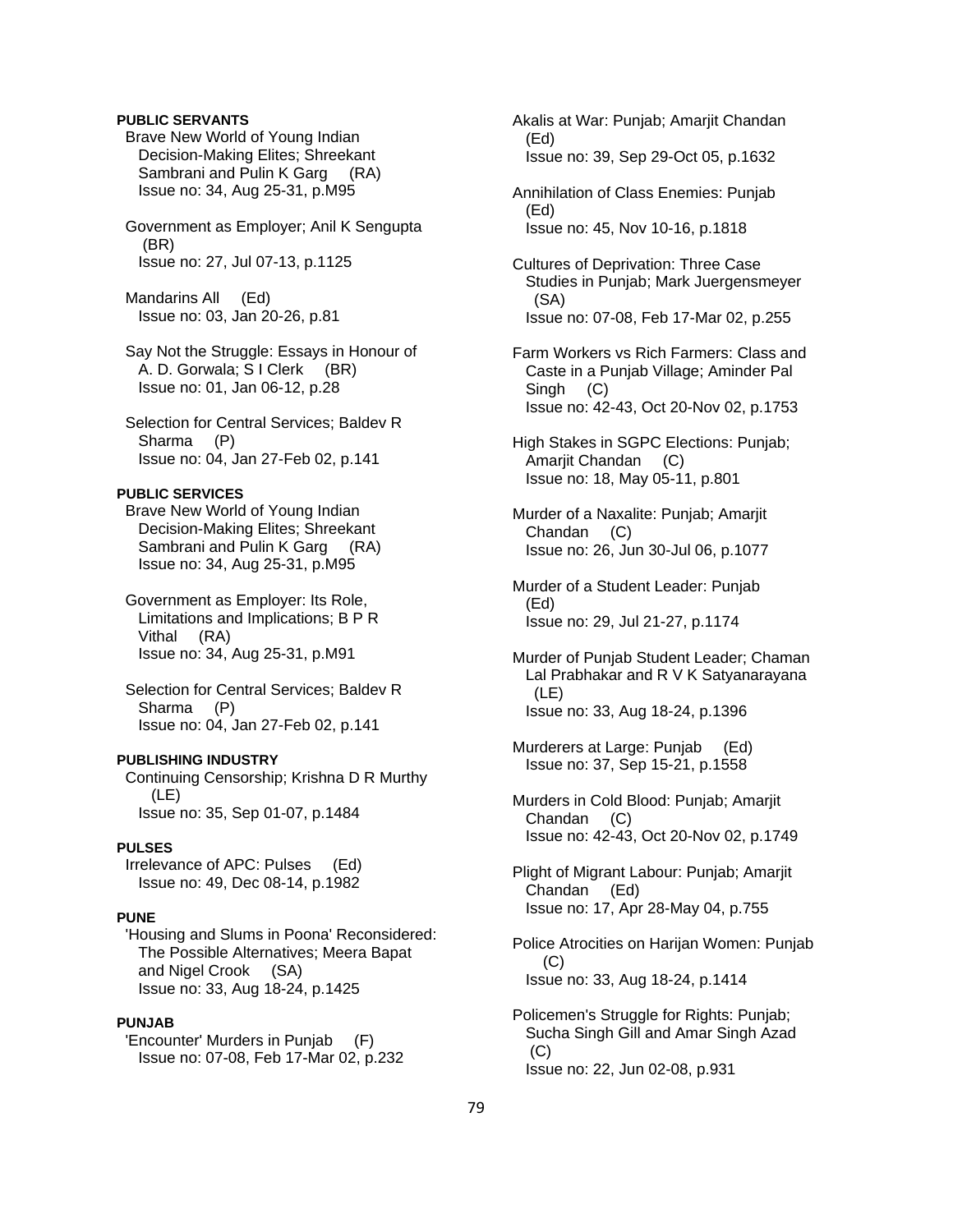**PUBLIC SERVANTS**

Brave New World of Young Indian Decision-Making Elites; Shreekant Sambrani and Pulin K Garg (RA)
Issue no: 34, Aug 25-31, p.M95

Government as Employer; Anil K Sengupta (BR)
Issue no: 27, Jul 07-13, p.1125

Mandarins All (Ed)
Issue no: 03, Jan 20-26, p.81

Say Not the Struggle: Essays in Honour of A. D. Gorwala; S I Clerk (BR)
Issue no: 01, Jan 06-12, p.28

Selection for Central Services; Baldev R Sharma (P)
Issue no: 04, Jan 27-Feb 02, p.141

**PUBLIC SERVICES**

Brave New World of Young Indian Decision-Making Elites; Shreekant Sambrani and Pulin K Garg (RA)
Issue no: 34, Aug 25-31, p.M95

Government as Employer: Its Role, Limitations and Implications; B P R Vithal (RA)
Issue no: 34, Aug 25-31, p.M91

Selection for Central Services; Baldev R Sharma (P)
Issue no: 04, Jan 27-Feb 02, p.141

**PUBLISHING INDUSTRY**

Continuing Censorship; Krishna D R Murthy (LE)
Issue no: 35, Sep 01-07, p.1484

**PULSES**

Irrelevance of APC: Pulses (Ed)
Issue no: 49, Dec 08-14, p.1982

**PUNE**

'Housing and Slums in Poona' Reconsidered: The Possible Alternatives; Meera Bapat and Nigel Crook (SA)
Issue no: 33, Aug 18-24, p.1425

**PUNJAB**

'Encounter' Murders in Punjab (F)
Issue no: 07-08, Feb 17-Mar 02, p.232

Akalis at War: Punjab; Amarjit Chandan (Ed)
Issue no: 39, Sep 29-Oct 05, p.1632

Annihilation of Class Enemies: Punjab (Ed)
Issue no: 45, Nov 10-16, p.1818

Cultures of Deprivation: Three Case Studies in Punjab; Mark Juergensmeyer (SA)
Issue no: 07-08, Feb 17-Mar 02, p.255

Farm Workers vs Rich Farmers: Class and Caste in a Punjab Village; Aminder Pal Singh (C)
Issue no: 42-43, Oct 20-Nov 02, p.1753

High Stakes in SGPC Elections: Punjab; Amarjit Chandan (C)
Issue no: 18, May 05-11, p.801

Murder of a Naxalite: Punjab; Amarjit Chandan (C)
Issue no: 26, Jun 30-Jul 06, p.1077

Murder of a Student Leader: Punjab (Ed)
Issue no: 29, Jul 21-27, p.1174

Murder of Punjab Student Leader; Chaman Lal Prabhakar and R V K Satyanarayana (LE)
Issue no: 33, Aug 18-24, p.1396

Murderers at Large: Punjab (Ed)
Issue no: 37, Sep 15-21, p.1558

Murders in Cold Blood: Punjab; Amarjit Chandan (C)
Issue no: 42-43, Oct 20-Nov 02, p.1749

Plight of Migrant Labour: Punjab; Amarjit Chandan (Ed)
Issue no: 17, Apr 28-May 04, p.755

Police Atrocities on Harijan Women: Punjab (C)
Issue no: 33, Aug 18-24, p.1414

Policemen's Struggle for Rights: Punjab; Sucha Singh Gill and Amar Singh Azad (C)
Issue no: 22, Jun 02-08, p.931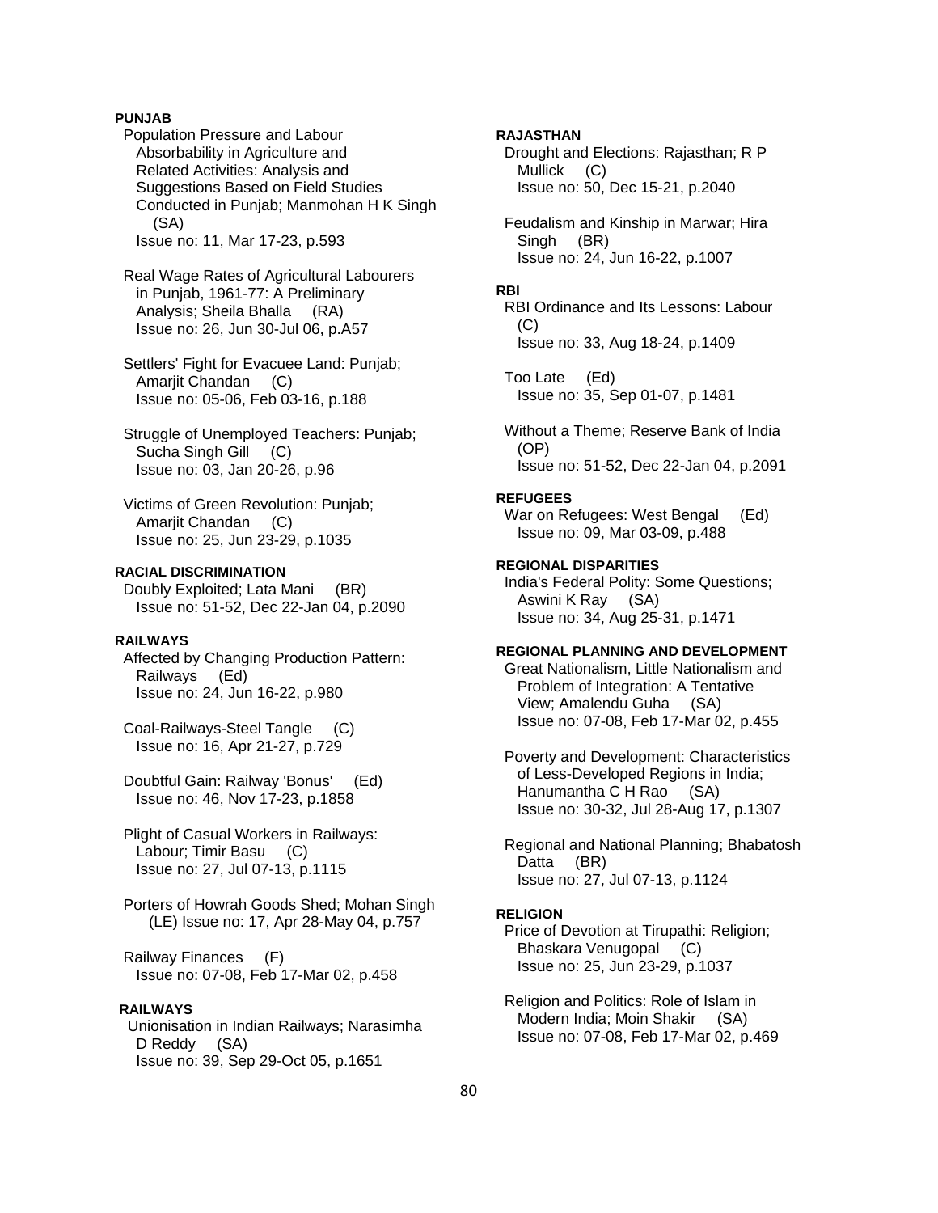**PUNJAB**

Population Pressure and Labour Absorbability in Agriculture and Related Activities: Analysis and Suggestions Based on Field Studies Conducted in Punjab; Manmohan H K Singh (SA)
Issue no: 11, Mar 17-23, p.593

Real Wage Rates of Agricultural Labourers in Punjab, 1961-77: A Preliminary Analysis; Sheila Bhalla (RA)
Issue no: 26, Jun 30-Jul 06, p.A57

Settlers' Fight for Evacuee Land: Punjab; Amarjit Chandan (C)
Issue no: 05-06, Feb 03-16, p.188

Struggle of Unemployed Teachers: Punjab; Sucha Singh Gill (C)
Issue no: 03, Jan 20-26, p.96

Victims of Green Revolution: Punjab; Amarjit Chandan (C)
Issue no: 25, Jun 23-29, p.1035

**RACIAL DISCRIMINATION**

Doubly Exploited; Lata Mani (BR)
Issue no: 51-52, Dec 22-Jan 04, p.2090

**RAILWAYS**

Affected by Changing Production Pattern: Railways (Ed)
Issue no: 24, Jun 16-22, p.980

Coal-Railways-Steel Tangle (C)
Issue no: 16, Apr 21-27, p.729

Doubtful Gain: Railway 'Bonus' (Ed)
Issue no: 46, Nov 17-23, p.1858

Plight of Casual Workers in Railways: Labour; Timir Basu (C)
Issue no: 27, Jul 07-13, p.1115

Porters of Howrah Goods Shed; Mohan Singh (LE) Issue no: 17, Apr 28-May 04, p.757

Railway Finances (F)
Issue no: 07-08, Feb 17-Mar 02, p.458

**RAILWAYS**

Unionisation in Indian Railways; Narasimha D Reddy (SA)
Issue no: 39, Sep 29-Oct 05, p.1651

**RAJASTHAN**

Drought and Elections: Rajasthan; R P Mullick (C)
Issue no: 50, Dec 15-21, p.2040

Feudalism and Kinship in Marwar; Hira Singh (BR)
Issue no: 24, Jun 16-22, p.1007

**RBI**

RBI Ordinance and Its Lessons: Labour (C)
Issue no: 33, Aug 18-24, p.1409

Too Late (Ed)
Issue no: 35, Sep 01-07, p.1481

Without a Theme; Reserve Bank of India (OP)
Issue no: 51-52, Dec 22-Jan 04, p.2091

**REFUGEES**

War on Refugees: West Bengal (Ed)
Issue no: 09, Mar 03-09, p.488

**REGIONAL DISPARITIES**

India's Federal Polity: Some Questions; Aswini K Ray (SA)
Issue no: 34, Aug 25-31, p.1471

**REGIONAL PLANNING AND DEVELOPMENT**

Great Nationalism, Little Nationalism and Problem of Integration: A Tentative View; Amalendu Guha (SA)
Issue no: 07-08, Feb 17-Mar 02, p.455

Poverty and Development: Characteristics of Less-Developed Regions in India; Hanumantha C H Rao (SA)
Issue no: 30-32, Jul 28-Aug 17, p.1307

Regional and National Planning; Bhabatosh Datta (BR)
Issue no: 27, Jul 07-13, p.1124

**RELIGION**

Price of Devotion at Tirupathi: Religion; Bhaskara Venugopal (C)
Issue no: 25, Jun 23-29, p.1037

Religion and Politics: Role of Islam in Modern India; Moin Shakir (SA)
Issue no: 07-08, Feb 17-Mar 02, p.469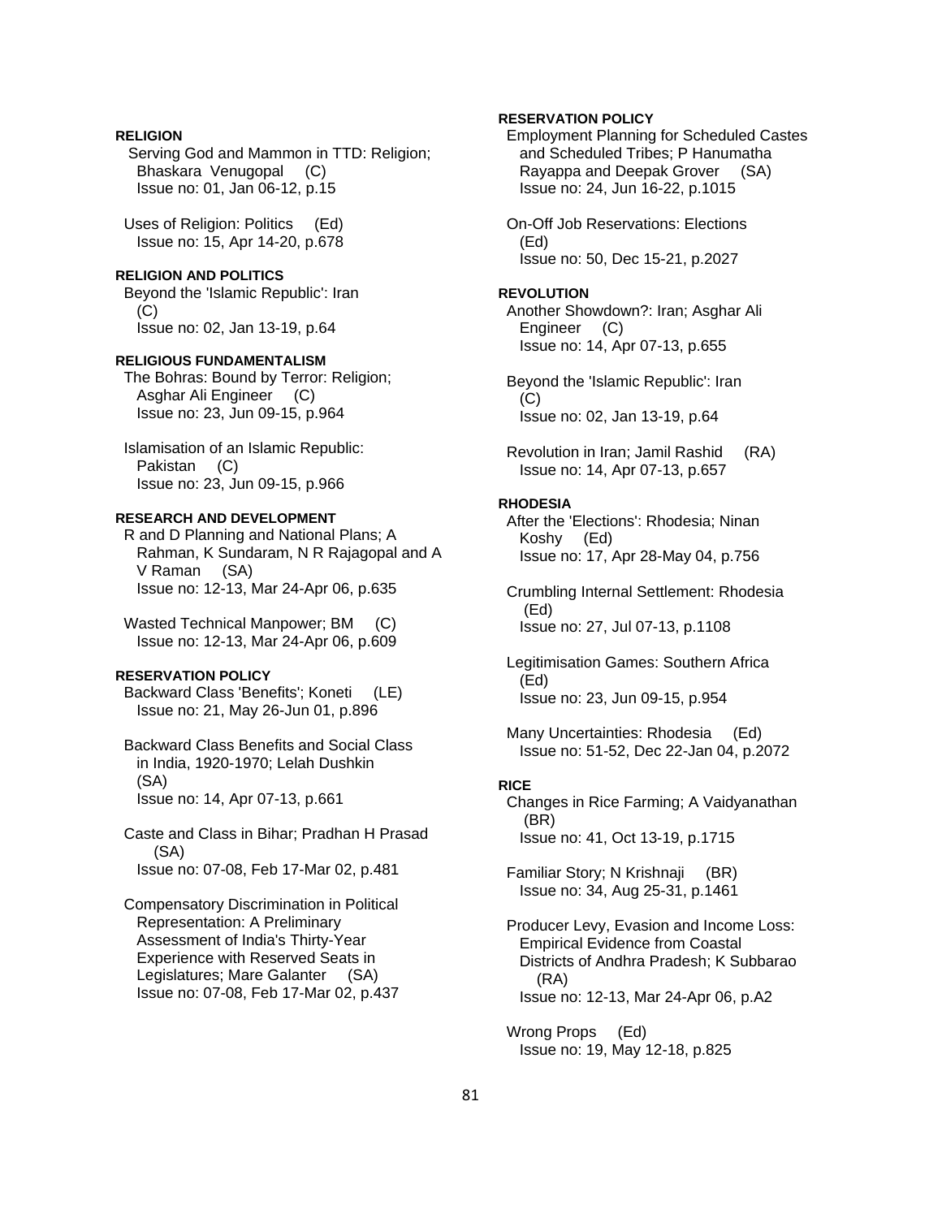**RELIGION**

Serving God and Mammon in TTD: Religion; Bhaskara Venugopal (C)
Issue no: 01, Jan 06-12, p.15

Uses of Religion: Politics (Ed)
Issue no: 15, Apr 14-20, p.678

**RELIGION AND POLITICS**

Beyond the 'Islamic Republic': Iran (C)
Issue no: 02, Jan 13-19, p.64

**RELIGIOUS FUNDAMENTALISM**

The Bohras: Bound by Terror: Religion; Asghar Ali Engineer (C)
Issue no: 23, Jun 09-15, p.964

Islamisation of an Islamic Republic: Pakistan (C)
Issue no: 23, Jun 09-15, p.966

**RESEARCH AND DEVELOPMENT**

R and D Planning and National Plans; A Rahman, K Sundaram, N R Rajagopal and A V Raman (SA)
Issue no: 12-13, Mar 24-Apr 06, p.635

Wasted Technical Manpower; BM (C)
Issue no: 12-13, Mar 24-Apr 06, p.609

**RESERVATION POLICY**

Backward Class 'Benefits'; Koneti (LE)
Issue no: 21, May 26-Jun 01, p.896

Backward Class Benefits and Social Class in India, 1920-1970; Lelah Dushkin (SA)
Issue no: 14, Apr 07-13, p.661

Caste and Class in Bihar; Pradhan H Prasad (SA)
Issue no: 07-08, Feb 17-Mar 02, p.481

Compensatory Discrimination in Political Representation: A Preliminary Assessment of India's Thirty-Year Experience with Reserved Seats in Legislatures; Mare Galanter (SA)
Issue no: 07-08, Feb 17-Mar 02, p.437

**RESERVATION POLICY**

Employment Planning for Scheduled Castes and Scheduled Tribes; P Hanumatha Rayappa and Deepak Grover (SA)
Issue no: 24, Jun 16-22, p.1015

On-Off Job Reservations: Elections (Ed)
Issue no: 50, Dec 15-21, p.2027

**REVOLUTION**

Another Showdown?: Iran; Asghar Ali Engineer (C)
Issue no: 14, Apr 07-13, p.655

Beyond the 'Islamic Republic': Iran (C)
Issue no: 02, Jan 13-19, p.64

Revolution in Iran; Jamil Rashid (RA)
Issue no: 14, Apr 07-13, p.657

**RHODESIA**

After the 'Elections': Rhodesia; Ninan Koshy (Ed)
Issue no: 17, Apr 28-May 04, p.756

Crumbling Internal Settlement: Rhodesia (Ed)
Issue no: 27, Jul 07-13, p.1108

Legitimisation Games: Southern Africa (Ed)
Issue no: 23, Jun 09-15, p.954

Many Uncertainties: Rhodesia (Ed)
Issue no: 51-52, Dec 22-Jan 04, p.2072

**RICE**

Changes in Rice Farming; A Vaidyanathan (BR)
Issue no: 41, Oct 13-19, p.1715

Familiar Story; N Krishnaji (BR)
Issue no: 34, Aug 25-31, p.1461

Producer Levy, Evasion and Income Loss: Empirical Evidence from Coastal Districts of Andhra Pradesh; K Subbarao (RA)
Issue no: 12-13, Mar 24-Apr 06, p.A2

Wrong Props (Ed)
Issue no: 19, May 12-18, p.825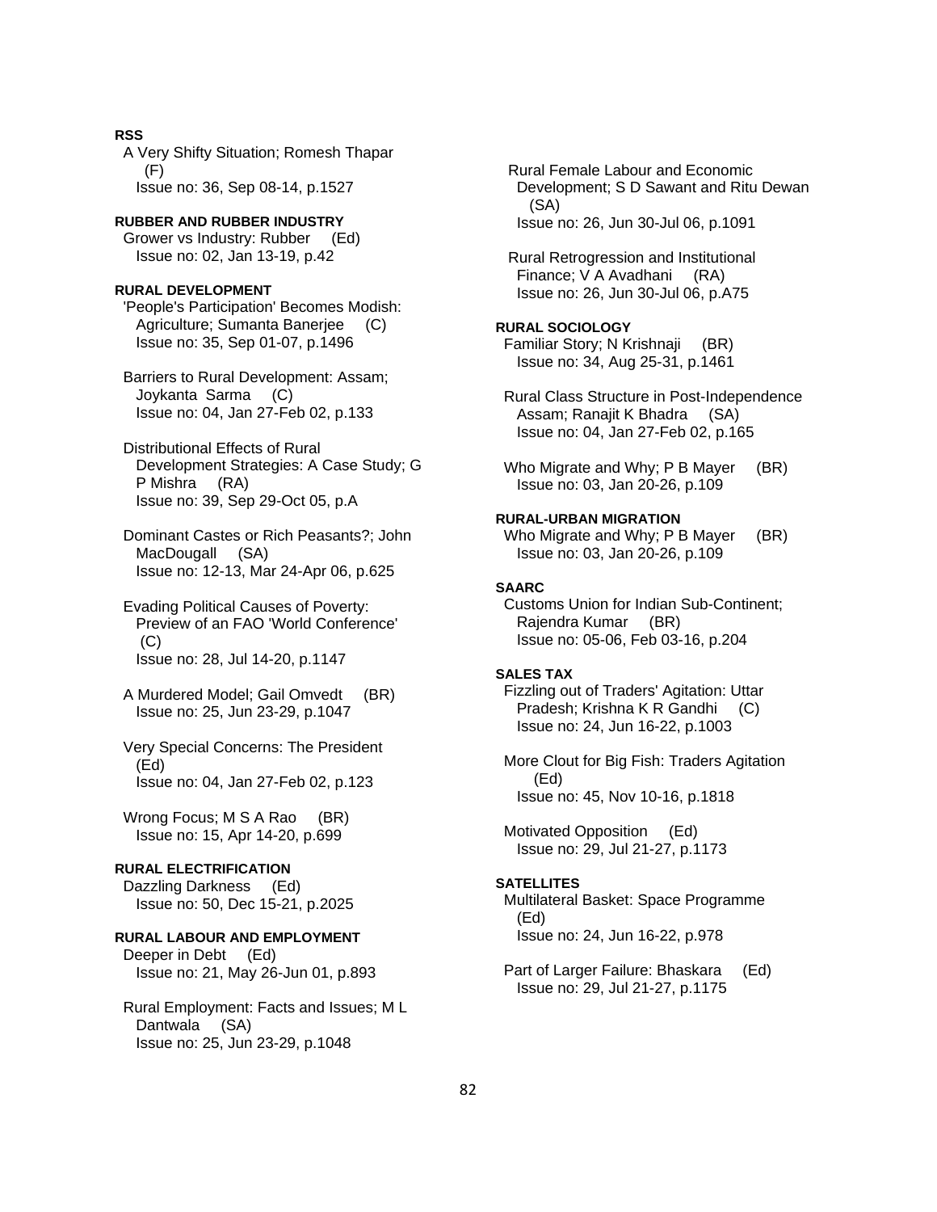**RSS**

A Very Shifty Situation; Romesh Thapar (F)
Issue no: 36, Sep 08-14, p.1527

**RUBBER AND RUBBER INDUSTRY**

Grower vs Industry: Rubber (Ed)
Issue no: 02, Jan 13-19, p.42

**RURAL DEVELOPMENT**

'People's Participation' Becomes Modish: Agriculture; Sumanta Banerjee (C)
Issue no: 35, Sep 01-07, p.1496

Barriers to Rural Development: Assam; Joykanta Sarma (C)
Issue no: 04, Jan 27-Feb 02, p.133

Distributional Effects of Rural Development Strategies: A Case Study; G P Mishra (RA)
Issue no: 39, Sep 29-Oct 05, p.A

Dominant Castes or Rich Peasants?; John MacDougall (SA)
Issue no: 12-13, Mar 24-Apr 06, p.625

Evading Political Causes of Poverty: Preview of an FAO 'World Conference' (C)
Issue no: 28, Jul 14-20, p.1147

A Murdered Model; Gail Omvedt (BR)
Issue no: 25, Jun 23-29, p.1047

Very Special Concerns: The President (Ed)
Issue no: 04, Jan 27-Feb 02, p.123

Wrong Focus; M S A Rao (BR)
Issue no: 15, Apr 14-20, p.699

**RURAL ELECTRIFICATION**

Dazzling Darkness (Ed)
Issue no: 50, Dec 15-21, p.2025

**RURAL LABOUR AND EMPLOYMENT**

Deeper in Debt (Ed)
Issue no: 21, May 26-Jun 01, p.893

Rural Employment: Facts and Issues; M L Dantwala (SA)
Issue no: 25, Jun 23-29, p.1048

Rural Female Labour and Economic Development; S D Sawant and Ritu Dewan (SA)
Issue no: 26, Jun 30-Jul 06, p.1091

Rural Retrogression and Institutional Finance; V A Avadhani (RA)
Issue no: 26, Jun 30-Jul 06, p.A75

**RURAL SOCIOLOGY**

Familiar Story; N Krishnaji (BR)
Issue no: 34, Aug 25-31, p.1461

Rural Class Structure in Post-Independence Assam; Ranajit K Bhadra (SA)
Issue no: 04, Jan 27-Feb 02, p.165

Who Migrate and Why; P B Mayer (BR)
Issue no: 03, Jan 20-26, p.109

**RURAL-URBAN MIGRATION**

Who Migrate and Why; P B Mayer (BR)
Issue no: 03, Jan 20-26, p.109

**SAARC**

Customs Union for Indian Sub-Continent; Rajendra Kumar (BR)
Issue no: 05-06, Feb 03-16, p.204

**SALES TAX**

Fizzling out of Traders' Agitation: Uttar Pradesh; Krishna K R Gandhi (C)
Issue no: 24, Jun 16-22, p.1003

More Clout for Big Fish: Traders Agitation (Ed)
Issue no: 45, Nov 10-16, p.1818

Motivated Opposition (Ed)
Issue no: 29, Jul 21-27, p.1173

**SATELLITES**

Multilateral Basket: Space Programme (Ed)
Issue no: 24, Jun 16-22, p.978

Part of Larger Failure: Bhaskara (Ed)
Issue no: 29, Jul 21-27, p.1175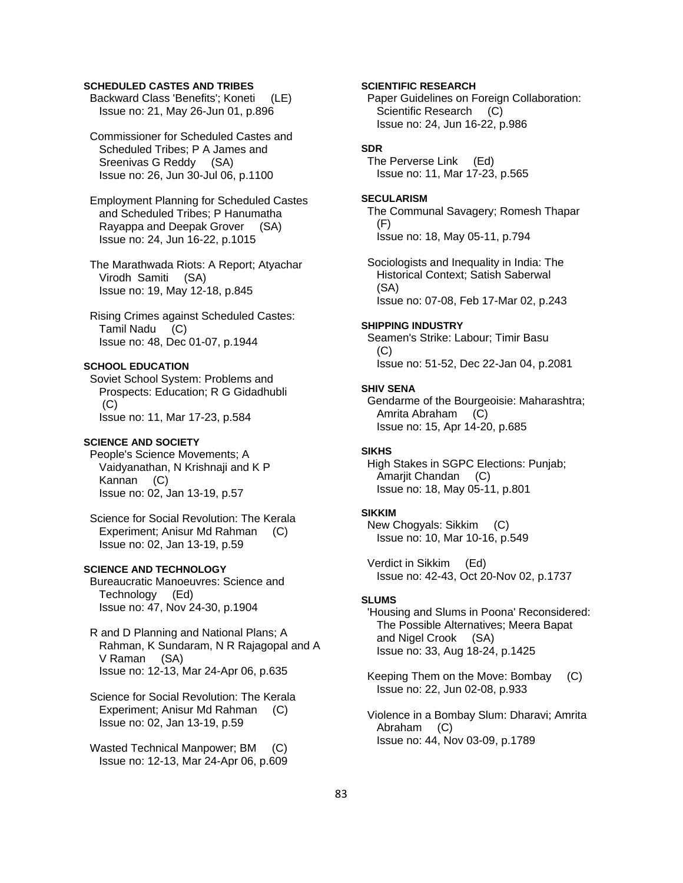**SCHEDULED CASTES AND TRIBES**

Backward Class 'Benefits'; Koneti (LE)
Issue no: 21, May 26-Jun 01, p.896

Commissioner for Scheduled Castes and Scheduled Tribes; P A James and Sreenivas G Reddy (SA)
Issue no: 26, Jun 30-Jul 06, p.1100

Employment Planning for Scheduled Castes and Scheduled Tribes; P Hanumatha Rayappa and Deepak Grover (SA)
Issue no: 24, Jun 16-22, p.1015

The Marathwada Riots: A Report; Atyachar Virodh Samiti (SA)
Issue no: 19, May 12-18, p.845

Rising Crimes against Scheduled Castes: Tamil Nadu (C)
Issue no: 48, Dec 01-07, p.1944

**SCHOOL EDUCATION**

Soviet School System: Problems and Prospects: Education; R G Gidadhubli (C)
Issue no: 11, Mar 17-23, p.584

**SCIENCE AND SOCIETY**

People's Science Movements; A Vaidyanathan, N Krishnaji and K P Kannan (C)
Issue no: 02, Jan 13-19, p.57

Science for Social Revolution: The Kerala Experiment; Anisur Md Rahman (C)
Issue no: 02, Jan 13-19, p.59

**SCIENCE AND TECHNOLOGY**

Bureaucratic Manoeuvres: Science and Technology (Ed)
Issue no: 47, Nov 24-30, p.1904

R and D Planning and National Plans; A Rahman, K Sundaram, N R Rajagopal and A V Raman (SA)
Issue no: 12-13, Mar 24-Apr 06, p.635

Science for Social Revolution: The Kerala Experiment; Anisur Md Rahman (C)
Issue no: 02, Jan 13-19, p.59

Wasted Technical Manpower; BM (C)
Issue no: 12-13, Mar 24-Apr 06, p.609

**SCIENTIFIC RESEARCH**

Paper Guidelines on Foreign Collaboration: Scientific Research (C)
Issue no: 24, Jun 16-22, p.986

**SDR**

The Perverse Link (Ed)
Issue no: 11, Mar 17-23, p.565

**SECULARISM**

The Communal Savagery; Romesh Thapar (F)
Issue no: 18, May 05-11, p.794

Sociologists and Inequality in India: The Historical Context; Satish Saberwal (SA)
Issue no: 07-08, Feb 17-Mar 02, p.243

**SHIPPING INDUSTRY**

Seamen's Strike: Labour; Timir Basu (C)
Issue no: 51-52, Dec 22-Jan 04, p.2081

**SHIV SENA**

Gendarme of the Bourgeoisie: Maharashtra; Amrita Abraham (C)
Issue no: 15, Apr 14-20, p.685

**SIKHS**

High Stakes in SGPC Elections: Punjab; Amarjit Chandan (C)
Issue no: 18, May 05-11, p.801

**SIKKIM**

New Chogyals: Sikkim (C)
Issue no: 10, Mar 10-16, p.549

Verdict in Sikkim (Ed)
Issue no: 42-43, Oct 20-Nov 02, p.1737

**SLUMS**

'Housing and Slums in Poona' Reconsidered: The Possible Alternatives; Meera Bapat and Nigel Crook (SA)
Issue no: 33, Aug 18-24, p.1425

Keeping Them on the Move: Bombay (C)
Issue no: 22, Jun 02-08, p.933

Violence in a Bombay Slum: Dharavi; Amrita Abraham (C)
Issue no: 44, Nov 03-09, p.1789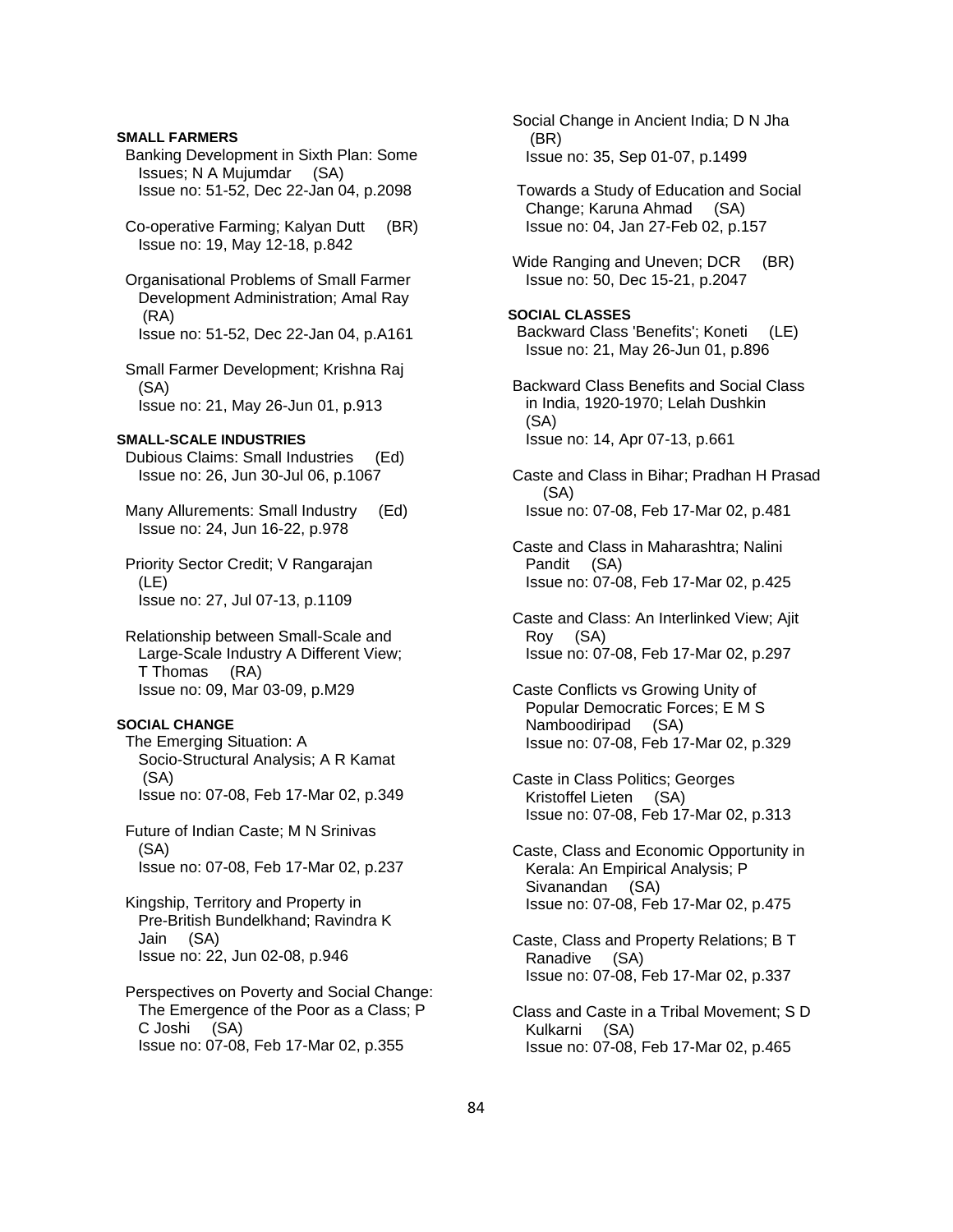**SMALL FARMERS**

Banking Development in Sixth Plan: Some Issues; N A Mujumdar (SA)
Issue no: 51-52, Dec 22-Jan 04, p.2098

Co-operative Farming; Kalyan Dutt (BR)
Issue no: 19, May 12-18, p.842

Organisational Problems of Small Farmer Development Administration; Amal Ray (RA)
Issue no: 51-52, Dec 22-Jan 04, p.A161

Small Farmer Development; Krishna Raj (SA)
Issue no: 21, May 26-Jun 01, p.913

**SMALL-SCALE INDUSTRIES**

Dubious Claims: Small Industries (Ed)
Issue no: 26, Jun 30-Jul 06, p.1067

Many Allurements: Small Industry (Ed)
Issue no: 24, Jun 16-22, p.978

Priority Sector Credit; V Rangarajan (LE)
Issue no: 27, Jul 07-13, p.1109

Relationship between Small-Scale and Large-Scale Industry A Different View; T Thomas (RA)
Issue no: 09, Mar 03-09, p.M29

**SOCIAL CHANGE**

The Emerging Situation: A Socio-Structural Analysis; A R Kamat (SA)
Issue no: 07-08, Feb 17-Mar 02, p.349

Future of Indian Caste; M N Srinivas (SA)
Issue no: 07-08, Feb 17-Mar 02, p.237

Kingship, Territory and Property in Pre-British Bundelkhand; Ravindra K Jain (SA)
Issue no: 22, Jun 02-08, p.946

Perspectives on Poverty and Social Change: The Emergence of the Poor as a Class; P C Joshi (SA)
Issue no: 07-08, Feb 17-Mar 02, p.355

Social Change in Ancient India; D N Jha (BR)
Issue no: 35, Sep 01-07, p.1499

Towards a Study of Education and Social Change; Karuna Ahmad (SA)
Issue no: 04, Jan 27-Feb 02, p.157

Wide Ranging and Uneven; DCR (BR)
Issue no: 50, Dec 15-21, p.2047

**SOCIAL CLASSES**

Backward Class 'Benefits'; Koneti (LE)
Issue no: 21, May 26-Jun 01, p.896

Backward Class Benefits and Social Class in India, 1920-1970; Lelah Dushkin (SA)
Issue no: 14, Apr 07-13, p.661

Caste and Class in Bihar; Pradhan H Prasad (SA)
Issue no: 07-08, Feb 17-Mar 02, p.481

Caste and Class in Maharashtra; Nalini Pandit (SA)
Issue no: 07-08, Feb 17-Mar 02, p.425

Caste and Class: An Interlinked View; Ajit Roy (SA)
Issue no: 07-08, Feb 17-Mar 02, p.297

Caste Conflicts vs Growing Unity of Popular Democratic Forces; E M S Namboodiripad (SA)
Issue no: 07-08, Feb 17-Mar 02, p.329

Caste in Class Politics; Georges Kristoffel Lieten (SA)
Issue no: 07-08, Feb 17-Mar 02, p.313

Caste, Class and Economic Opportunity in Kerala: An Empirical Analysis; P Sivanandan (SA)
Issue no: 07-08, Feb 17-Mar 02, p.475

Caste, Class and Property Relations; B T Ranadive (SA)
Issue no: 07-08, Feb 17-Mar 02, p.337

Class and Caste in a Tribal Movement; S D Kulkarni (SA)
Issue no: 07-08, Feb 17-Mar 02, p.465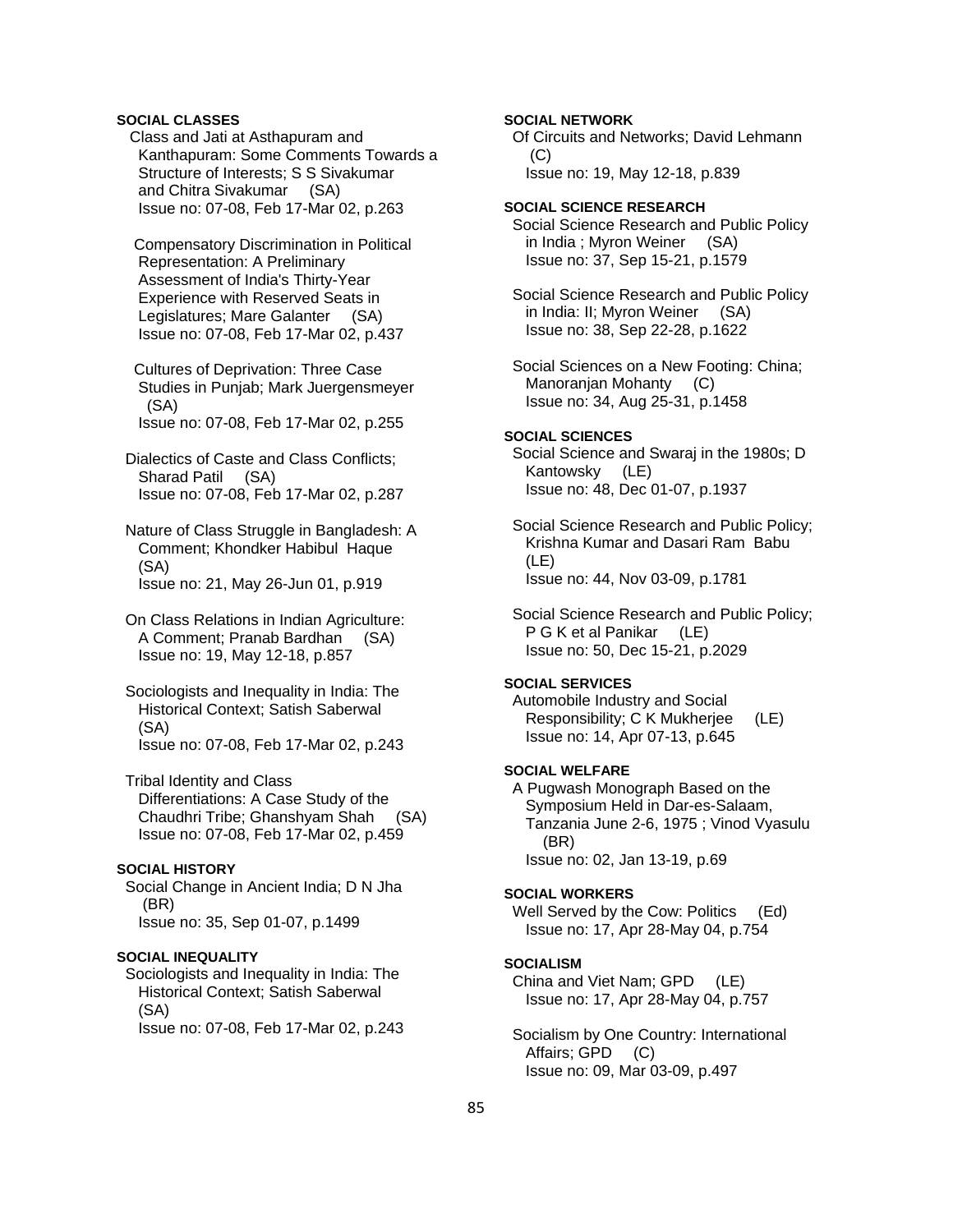**SOCIAL CLASSES**

Class and Jati at Asthapuram and Kanthapuram: Some Comments Towards a Structure of Interests; S S Sivakumar and Chitra Sivakumar (SA)
Issue no: 07-08, Feb 17-Mar 02, p.263

Compensatory Discrimination in Political Representation: A Preliminary Assessment of India's Thirty-Year Experience with Reserved Seats in Legislatures; Mare Galanter (SA)
Issue no: 07-08, Feb 17-Mar 02, p.437

Cultures of Deprivation: Three Case Studies in Punjab; Mark Juergensmeyer (SA)
Issue no: 07-08, Feb 17-Mar 02, p.255

Dialectics of Caste and Class Conflicts; Sharad Patil (SA)
Issue no: 07-08, Feb 17-Mar 02, p.287

Nature of Class Struggle in Bangladesh: A Comment; Khondker Habibul Haque (SA)
Issue no: 21, May 26-Jun 01, p.919

On Class Relations in Indian Agriculture: A Comment; Pranab Bardhan (SA)
Issue no: 19, May 12-18, p.857

Sociologists and Inequality in India: The Historical Context; Satish Saberwal (SA)
Issue no: 07-08, Feb 17-Mar 02, p.243

Tribal Identity and Class Differentiations: A Case Study of the Chaudhri Tribe; Ghanshyam Shah (SA)
Issue no: 07-08, Feb 17-Mar 02, p.459

**SOCIAL HISTORY**

Social Change in Ancient India; D N Jha (BR)
Issue no: 35, Sep 01-07, p.1499

**SOCIAL INEQUALITY**

Sociologists and Inequality in India: The Historical Context; Satish Saberwal (SA)
Issue no: 07-08, Feb 17-Mar 02, p.243

**SOCIAL NETWORK**

Of Circuits and Networks; David Lehmann (C)
Issue no: 19, May 12-18, p.839

**SOCIAL SCIENCE RESEARCH**

Social Science Research and Public Policy in India ; Myron Weiner (SA)
Issue no: 37, Sep 15-21, p.1579

Social Science Research and Public Policy in India: II; Myron Weiner (SA)
Issue no: 38, Sep 22-28, p.1622

Social Sciences on a New Footing: China; Manoranjan Mohanty (C)
Issue no: 34, Aug 25-31, p.1458

**SOCIAL SCIENCES**

Social Science and Swaraj in the 1980s; D Kantowsky (LE)
Issue no: 48, Dec 01-07, p.1937

Social Science Research and Public Policy; Krishna Kumar and Dasari Ram Babu (LE)
Issue no: 44, Nov 03-09, p.1781

Social Science Research and Public Policy; P G K et al Panikar (LE)
Issue no: 50, Dec 15-21, p.2029

**SOCIAL SERVICES**

Automobile Industry and Social Responsibility; C K Mukherjee (LE)
Issue no: 14, Apr 07-13, p.645

**SOCIAL WELFARE**

A Pugwash Monograph Based on the Symposium Held in Dar-es-Salaam, Tanzania June 2-6, 1975 ; Vinod Vyasulu (BR)
Issue no: 02, Jan 13-19, p.69

**SOCIAL WORKERS**

Well Served by the Cow: Politics (Ed)
Issue no: 17, Apr 28-May 04, p.754

**SOCIALISM**

China and Viet Nam; GPD (LE)
Issue no: 17, Apr 28-May 04, p.757

Socialism by One Country: International Affairs; GPD (C)
Issue no: 09, Mar 03-09, p.497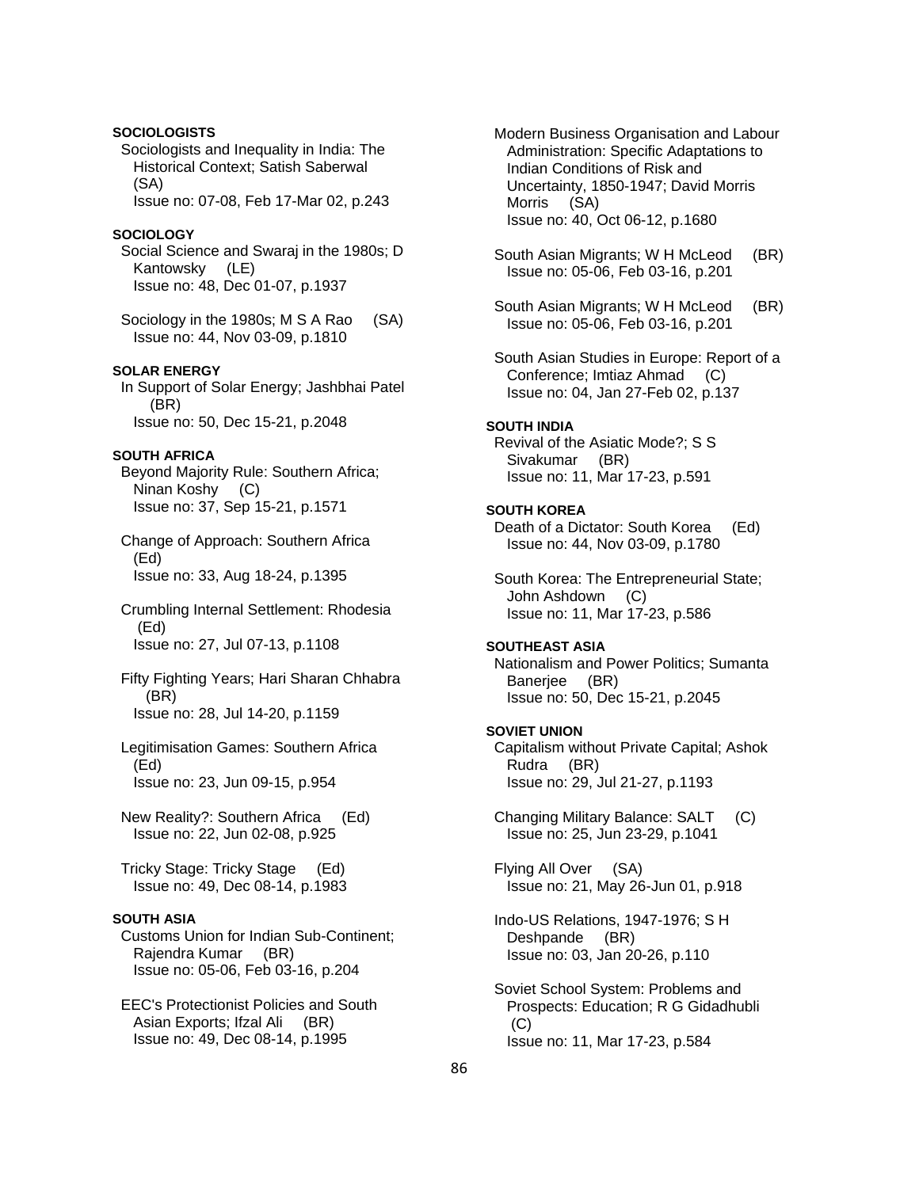**SOCIOLOGISTS**

Sociologists and Inequality in India: The Historical Context; Satish Saberwal (SA)
Issue no: 07-08, Feb 17-Mar 02, p.243

**SOCIOLOGY**

Social Science and Swaraj in the 1980s; D Kantowsky (LE)
Issue no: 48, Dec 01-07, p.1937

Sociology in the 1980s; M S A Rao (SA)
Issue no: 44, Nov 03-09, p.1810

**SOLAR ENERGY**

In Support of Solar Energy; Jashbhai Patel (BR)
Issue no: 50, Dec 15-21, p.2048

**SOUTH AFRICA**

Beyond Majority Rule: Southern Africa; Ninan Koshy (C)
Issue no: 37, Sep 15-21, p.1571

Change of Approach: Southern Africa (Ed)
Issue no: 33, Aug 18-24, p.1395

Crumbling Internal Settlement: Rhodesia (Ed)
Issue no: 27, Jul 07-13, p.1108

Fifty Fighting Years; Hari Sharan Chhabra (BR)
Issue no: 28, Jul 14-20, p.1159

Legitimisation Games: Southern Africa (Ed)
Issue no: 23, Jun 09-15, p.954

New Reality?: Southern Africa (Ed)
Issue no: 22, Jun 02-08, p.925

Tricky Stage: Tricky Stage (Ed)
Issue no: 49, Dec 08-14, p.1983

**SOUTH ASIA**

Customs Union for Indian Sub-Continent; Rajendra Kumar (BR)
Issue no: 05-06, Feb 03-16, p.204

EEC's Protectionist Policies and South Asian Exports; Ifzal Ali (BR)
Issue no: 49, Dec 08-14, p.1995

Modern Business Organisation and Labour Administration: Specific Adaptations to Indian Conditions of Risk and Uncertainty, 1850-1947; David Morris Morris (SA)
Issue no: 40, Oct 06-12, p.1680

South Asian Migrants; W H McLeod (BR)
Issue no: 05-06, Feb 03-16, p.201

South Asian Migrants; W H McLeod (BR)
Issue no: 05-06, Feb 03-16, p.201

South Asian Studies in Europe: Report of a Conference; Imtiaz Ahmad (C)
Issue no: 04, Jan 27-Feb 02, p.137

**SOUTH INDIA**

Revival of the Asiatic Mode?; S S Sivakumar (BR)
Issue no: 11, Mar 17-23, p.591

**SOUTH KOREA**

Death of a Dictator: South Korea (Ed)
Issue no: 44, Nov 03-09, p.1780

South Korea: The Entrepreneurial State; John Ashdown (C)
Issue no: 11, Mar 17-23, p.586

**SOUTHEAST ASIA**

Nationalism and Power Politics; Sumanta Banerjee (BR)
Issue no: 50, Dec 15-21, p.2045

**SOVIET UNION**

Capitalism without Private Capital; Ashok Rudra (BR)
Issue no: 29, Jul 21-27, p.1193

Changing Military Balance: SALT (C)
Issue no: 25, Jun 23-29, p.1041

Flying All Over (SA)
Issue no: 21, May 26-Jun 01, p.918

Indo-US Relations, 1947-1976; S H Deshpande (BR)
Issue no: 03, Jan 20-26, p.110

Soviet School System: Problems and Prospects: Education; R G Gidadhubli (C)
Issue no: 11, Mar 17-23, p.584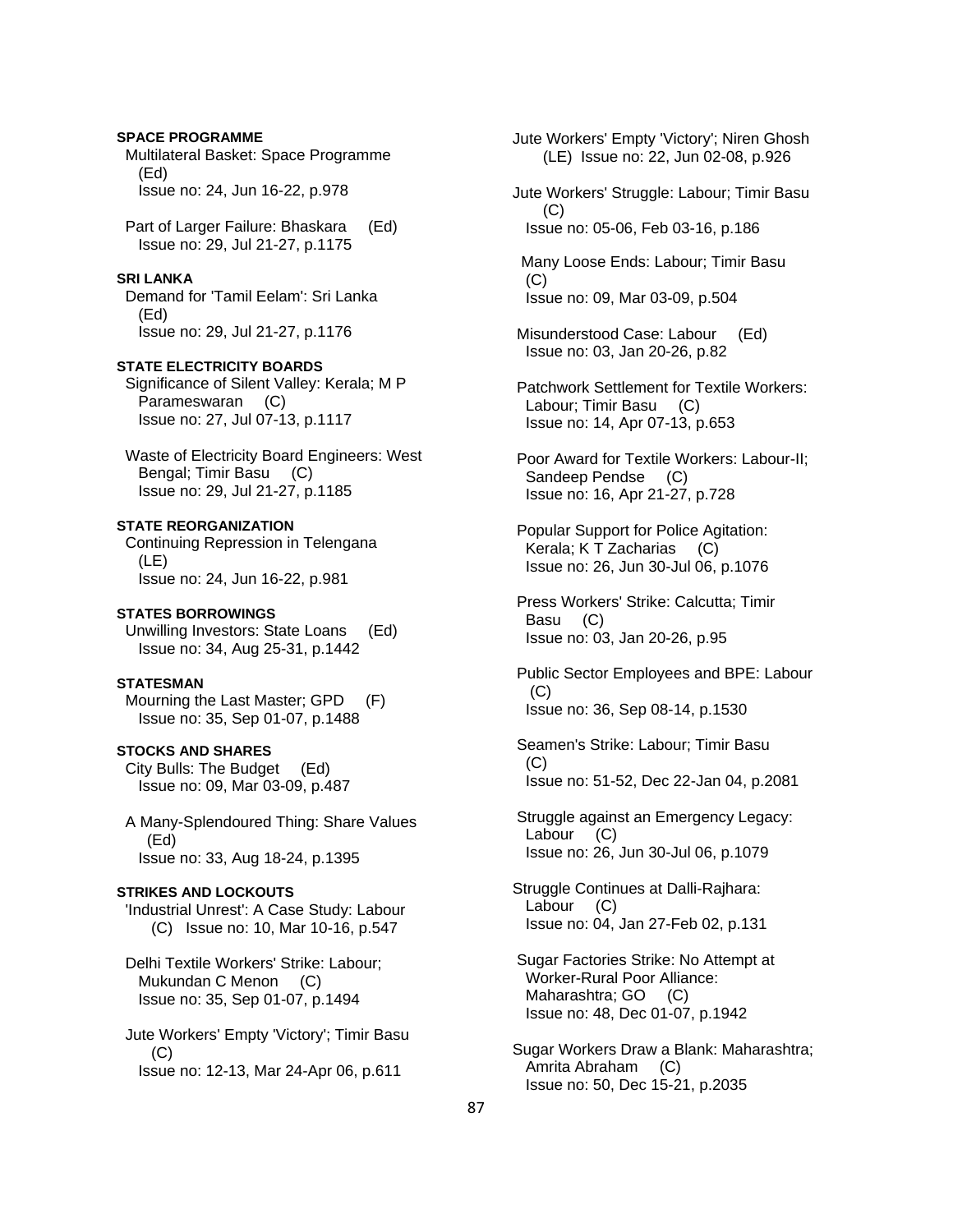**SPACE PROGRAMME**

Multilateral Basket: Space Programme (Ed)
Issue no: 24, Jun 16-22, p.978

Part of Larger Failure: Bhaskara (Ed)
Issue no: 29, Jul 21-27, p.1175

**SRI LANKA**

Demand for 'Tamil Eelam': Sri Lanka (Ed)
Issue no: 29, Jul 21-27, p.1176

**STATE ELECTRICITY BOARDS**

Significance of Silent Valley: Kerala; M P Parameswaran (C)
Issue no: 27, Jul 07-13, p.1117

Waste of Electricity Board Engineers: West Bengal; Timir Basu (C)
Issue no: 29, Jul 21-27, p.1185

**STATE REORGANIZATION**

Continuing Repression in Telengana (LE)
Issue no: 24, Jun 16-22, p.981

**STATES BORROWINGS**

Unwilling Investors: State Loans (Ed)
Issue no: 34, Aug 25-31, p.1442

**STATESMAN**

Mourning the Last Master; GPD (F)
Issue no: 35, Sep 01-07, p.1488

**STOCKS AND SHARES**

City Bulls: The Budget (Ed)
Issue no: 09, Mar 03-09, p.487

A Many-Splendoured Thing: Share Values (Ed)
Issue no: 33, Aug 18-24, p.1395

**STRIKES AND LOCKOUTS**

'Industrial Unrest': A Case Study: Labour (C) Issue no: 10, Mar 10-16, p.547

Delhi Textile Workers' Strike: Labour; Mukundan C Menon (C)
Issue no: 35, Sep 01-07, p.1494

Jute Workers' Empty 'Victory'; Timir Basu (C)
Issue no: 12-13, Mar 24-Apr 06, p.611

Jute Workers' Empty 'Victory'; Niren Ghosh (LE) Issue no: 22, Jun 02-08, p.926

Jute Workers' Struggle: Labour; Timir Basu (C)
Issue no: 05-06, Feb 03-16, p.186

Many Loose Ends: Labour; Timir Basu (C)
Issue no: 09, Mar 03-09, p.504

Misunderstood Case: Labour (Ed)
Issue no: 03, Jan 20-26, p.82

Patchwork Settlement for Textile Workers: Labour; Timir Basu (C)
Issue no: 14, Apr 07-13, p.653

Poor Award for Textile Workers: Labour-II; Sandeep Pendse (C)
Issue no: 16, Apr 21-27, p.728

Popular Support for Police Agitation: Kerala; K T Zacharias (C)
Issue no: 26, Jun 30-Jul 06, p.1076

Press Workers' Strike: Calcutta; Timir Basu (C)
Issue no: 03, Jan 20-26, p.95

Public Sector Employees and BPE: Labour (C)
Issue no: 36, Sep 08-14, p.1530

Seamen's Strike: Labour; Timir Basu (C)
Issue no: 51-52, Dec 22-Jan 04, p.2081

Struggle against an Emergency Legacy: Labour (C)
Issue no: 26, Jun 30-Jul 06, p.1079

Struggle Continues at Dalli-Rajhara: Labour (C)
Issue no: 04, Jan 27-Feb 02, p.131

Sugar Factories Strike: No Attempt at Worker-Rural Poor Alliance: Maharashtra; GO (C)
Issue no: 48, Dec 01-07, p.1942

Sugar Workers Draw a Blank: Maharashtra; Amrita Abraham (C)
Issue no: 50, Dec 15-21, p.2035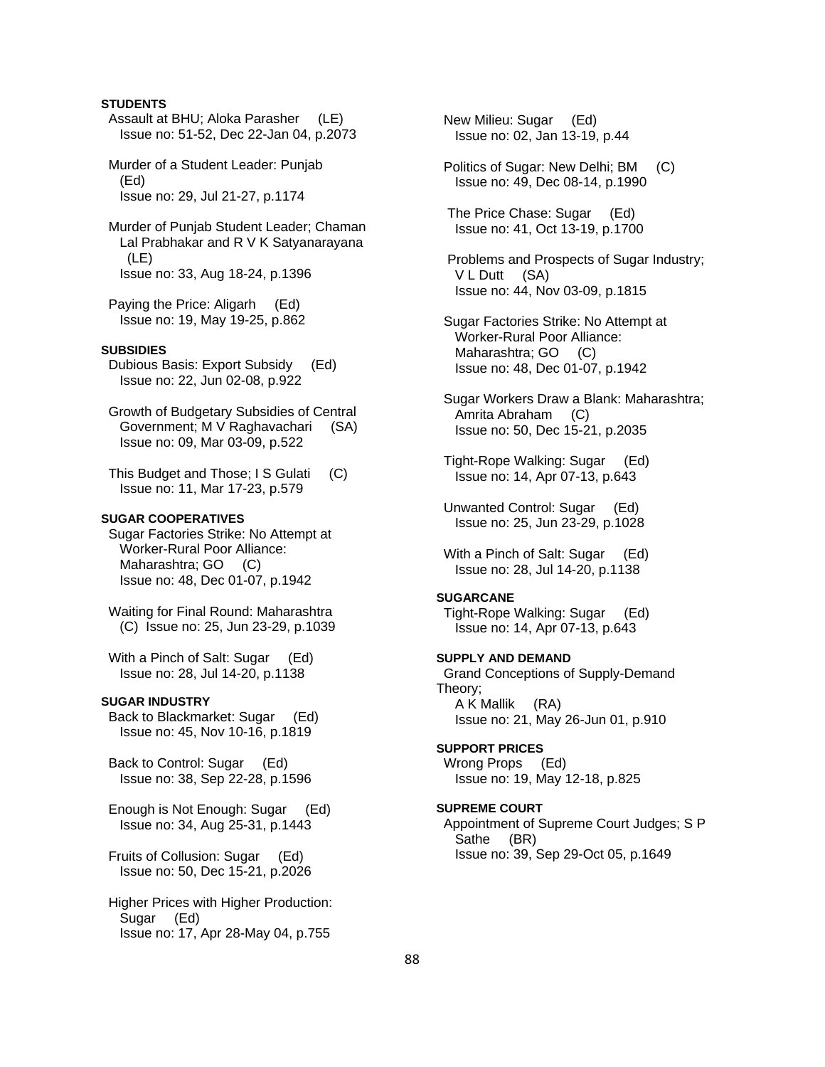**STUDENTS**

Assault at BHU; Aloka Parasher (LE)
Issue no: 51-52, Dec 22-Jan 04, p.2073

Murder of a Student Leader: Punjab (Ed)
Issue no: 29, Jul 21-27, p.1174

Murder of Punjab Student Leader; Chaman Lal Prabhakar and R V K Satyanarayana (LE)
Issue no: 33, Aug 18-24, p.1396

Paying the Price: Aligarh (Ed)
Issue no: 19, May 19-25, p.862

**SUBSIDIES**

Dubious Basis: Export Subsidy (Ed)
Issue no: 22, Jun 02-08, p.922

Growth of Budgetary Subsidies of Central Government; M V Raghavachari (SA)
Issue no: 09, Mar 03-09, p.522

This Budget and Those; I S Gulati (C)
Issue no: 11, Mar 17-23, p.579

**SUGAR COOPERATIVES**

Sugar Factories Strike: No Attempt at Worker-Rural Poor Alliance: Maharashtra; GO (C)
Issue no: 48, Dec 01-07, p.1942

Waiting for Final Round: Maharashtra (C) Issue no: 25, Jun 23-29, p.1039

With a Pinch of Salt: Sugar (Ed)
Issue no: 28, Jul 14-20, p.1138

**SUGAR INDUSTRY**

Back to Blackmarket: Sugar (Ed)
Issue no: 45, Nov 10-16, p.1819

Back to Control: Sugar (Ed)
Issue no: 38, Sep 22-28, p.1596

Enough is Not Enough: Sugar (Ed)
Issue no: 34, Aug 25-31, p.1443

Fruits of Collusion: Sugar (Ed)
Issue no: 50, Dec 15-21, p.2026

Higher Prices with Higher Production: Sugar (Ed)
Issue no: 17, Apr 28-May 04, p.755

New Milieu: Sugar (Ed)
Issue no: 02, Jan 13-19, p.44

Politics of Sugar: New Delhi; BM (C)
Issue no: 49, Dec 08-14, p.1990

The Price Chase: Sugar (Ed)
Issue no: 41, Oct 13-19, p.1700

Problems and Prospects of Sugar Industry; V L Dutt (SA)
Issue no: 44, Nov 03-09, p.1815

Sugar Factories Strike: No Attempt at Worker-Rural Poor Alliance: Maharashtra; GO (C)
Issue no: 48, Dec 01-07, p.1942

Sugar Workers Draw a Blank: Maharashtra; Amrita Abraham (C)
Issue no: 50, Dec 15-21, p.2035

Tight-Rope Walking: Sugar (Ed)
Issue no: 14, Apr 07-13, p.643

Unwanted Control: Sugar (Ed)
Issue no: 25, Jun 23-29, p.1028

With a Pinch of Salt: Sugar (Ed)
Issue no: 28, Jul 14-20, p.1138

**SUGARCANE**

Tight-Rope Walking: Sugar (Ed)
Issue no: 14, Apr 07-13, p.643

**SUPPLY AND DEMAND**

Grand Conceptions of Supply-Demand Theory; A K Mallik (RA)
Issue no: 21, May 26-Jun 01, p.910

**SUPPORT PRICES**

Wrong Props (Ed)
Issue no: 19, May 12-18, p.825

**SUPREME COURT**

Appointment of Supreme Court Judges; S P Sathe (BR)
Issue no: 39, Sep 29-Oct 05, p.1649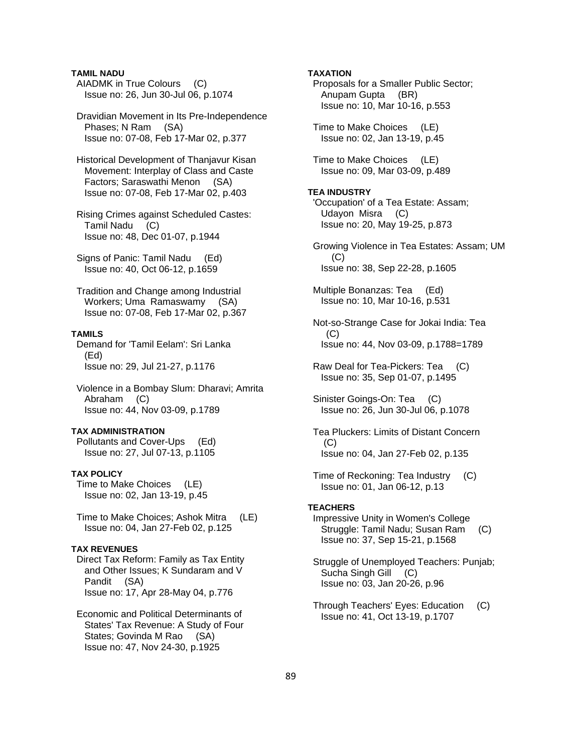**TAMIL NADU**

AIADMK in True Colours (C)
Issue no: 26, Jun 30-Jul 06, p.1074

Dravidian Movement in Its Pre-Independence Phases; N Ram (SA)
Issue no: 07-08, Feb 17-Mar 02, p.377

Historical Development of Thanjavur Kisan Movement: Interplay of Class and Caste Factors; Saraswathi Menon (SA)
Issue no: 07-08, Feb 17-Mar 02, p.403

Rising Crimes against Scheduled Castes: Tamil Nadu (C)
Issue no: 48, Dec 01-07, p.1944

Signs of Panic: Tamil Nadu (Ed)
Issue no: 40, Oct 06-12, p.1659

Tradition and Change among Industrial Workers; Uma Ramaswamy (SA)
Issue no: 07-08, Feb 17-Mar 02, p.367

**TAMILS**

Demand for 'Tamil Eelam': Sri Lanka (Ed)
Issue no: 29, Jul 21-27, p.1176

Violence in a Bombay Slum: Dharavi; Amrita Abraham (C)
Issue no: 44, Nov 03-09, p.1789

**TAX ADMINISTRATION**

Pollutants and Cover-Ups (Ed)
Issue no: 27, Jul 07-13, p.1105

**TAX POLICY**

Time to Make Choices (LE)
Issue no: 02, Jan 13-19, p.45

Time to Make Choices; Ashok Mitra (LE)
Issue no: 04, Jan 27-Feb 02, p.125

**TAX REVENUES**

Direct Tax Reform: Family as Tax Entity and Other Issues; K Sundaram and V Pandit (SA)
Issue no: 17, Apr 28-May 04, p.776

Economic and Political Determinants of States' Tax Revenue: A Study of Four States; Govinda M Rao (SA)
Issue no: 47, Nov 24-30, p.1925

**TAXATION**

Proposals for a Smaller Public Sector; Anupam Gupta (BR)
Issue no: 10, Mar 10-16, p.553

Time to Make Choices (LE)
Issue no: 02, Jan 13-19, p.45

Time to Make Choices (LE)
Issue no: 09, Mar 03-09, p.489

**TEA INDUSTRY**

'Occupation' of a Tea Estate: Assam; Udayon Misra (C)
Issue no: 20, May 19-25, p.873

Growing Violence in Tea Estates: Assam; UM (C)
Issue no: 38, Sep 22-28, p.1605

Multiple Bonanzas: Tea (Ed)
Issue no: 10, Mar 10-16, p.531

Not-so-Strange Case for Jokai India: Tea (C)
Issue no: 44, Nov 03-09, p.1788=1789

Raw Deal for Tea-Pickers: Tea (C)
Issue no: 35, Sep 01-07, p.1495

Sinister Goings-On: Tea (C)
Issue no: 26, Jun 30-Jul 06, p.1078

Tea Pluckers: Limits of Distant Concern (C)
Issue no: 04, Jan 27-Feb 02, p.135

Time of Reckoning: Tea Industry (C)
Issue no: 01, Jan 06-12, p.13

**TEACHERS**

Impressive Unity in Women's College Struggle: Tamil Nadu; Susan Ram (C)
Issue no: 37, Sep 15-21, p.1568

Struggle of Unemployed Teachers: Punjab; Sucha Singh Gill (C)
Issue no: 03, Jan 20-26, p.96

Through Teachers' Eyes: Education (C)
Issue no: 41, Oct 13-19, p.1707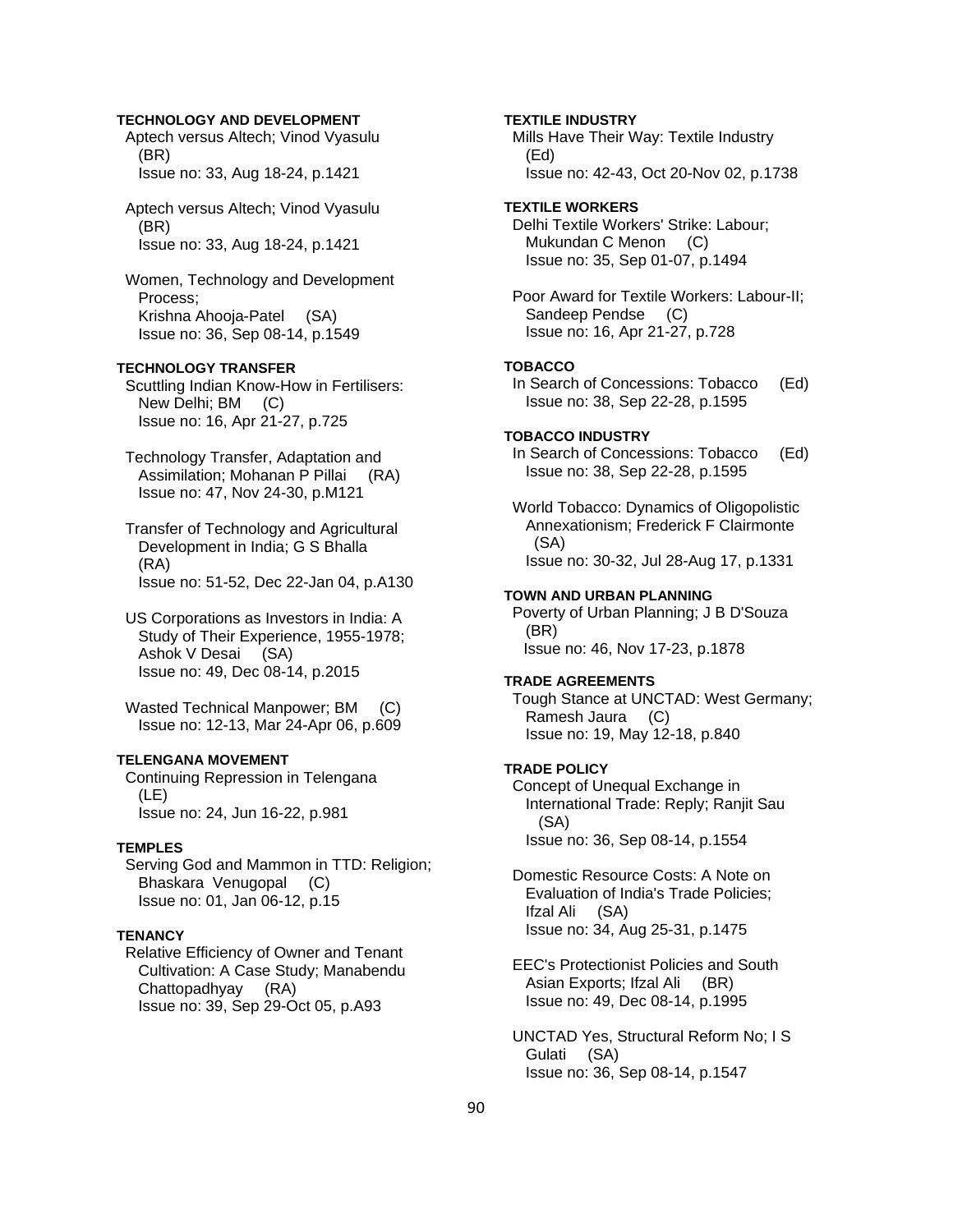**TECHNOLOGY AND DEVELOPMENT**

Aptech versus Altech; Vinod Vyasulu (BR)
Issue no: 33, Aug 18-24, p.1421

Aptech versus Altech; Vinod Vyasulu (BR)
Issue no: 33, Aug 18-24, p.1421

Women, Technology and Development Process; Krishna Ahooja-Patel (SA)
Issue no: 36, Sep 08-14, p.1549

**TECHNOLOGY TRANSFER**

Scuttling Indian Know-How in Fertilisers: New Delhi; BM (C)
Issue no: 16, Apr 21-27, p.725

Technology Transfer, Adaptation and Assimilation; Mohanan P Pillai (RA)
Issue no: 47, Nov 24-30, p.M121

Transfer of Technology and Agricultural Development in India; G S Bhalla (RA)
Issue no: 51-52, Dec 22-Jan 04, p.A130

US Corporations as Investors in India: A Study of Their Experience, 1955-1978; Ashok V Desai (SA)
Issue no: 49, Dec 08-14, p.2015

Wasted Technical Manpower; BM (C)
Issue no: 12-13, Mar 24-Apr 06, p.609

**TELENGANA MOVEMENT**

Continuing Repression in Telengana (LE)
Issue no: 24, Jun 16-22, p.981

**TEMPLES**

Serving God and Mammon in TTD: Religion; Bhaskara Venugopal (C)
Issue no: 01, Jan 06-12, p.15

**TENANCY**

Relative Efficiency of Owner and Tenant Cultivation: A Case Study; Manabendu Chattopadhyay (RA)
Issue no: 39, Sep 29-Oct 05, p.A93

**TEXTILE INDUSTRY**

Mills Have Their Way: Textile Industry (Ed)
Issue no: 42-43, Oct 20-Nov 02, p.1738

**TEXTILE WORKERS**

Delhi Textile Workers' Strike: Labour; Mukundan C Menon (C)
Issue no: 35, Sep 01-07, p.1494

Poor Award for Textile Workers: Labour-II; Sandeep Pendse (C)
Issue no: 16, Apr 21-27, p.728

**TOBACCO**

In Search of Concessions: Tobacco (Ed)
Issue no: 38, Sep 22-28, p.1595

**TOBACCO INDUSTRY**

In Search of Concessions: Tobacco (Ed)
Issue no: 38, Sep 22-28, p.1595

World Tobacco: Dynamics of Oligopolistic Annexationism; Frederick F Clairmonte (SA)
Issue no: 30-32, Jul 28-Aug 17, p.1331

**TOWN AND URBAN PLANNING**

Poverty of Urban Planning; J B D'Souza (BR)
Issue no: 46, Nov 17-23, p.1878

**TRADE AGREEMENTS**

Tough Stance at UNCTAD: West Germany; Ramesh Jaura (C)
Issue no: 19, May 12-18, p.840

**TRADE POLICY**

Concept of Unequal Exchange in International Trade: Reply; Ranjit Sau (SA)
Issue no: 36, Sep 08-14, p.1554

Domestic Resource Costs: A Note on Evaluation of India's Trade Policies; Ifzal Ali (SA)
Issue no: 34, Aug 25-31, p.1475

EEC's Protectionist Policies and South Asian Exports; Ifzal Ali (BR)
Issue no: 49, Dec 08-14, p.1995

UNCTAD Yes, Structural Reform No; I S Gulati (SA)
Issue no: 36, Sep 08-14, p.1547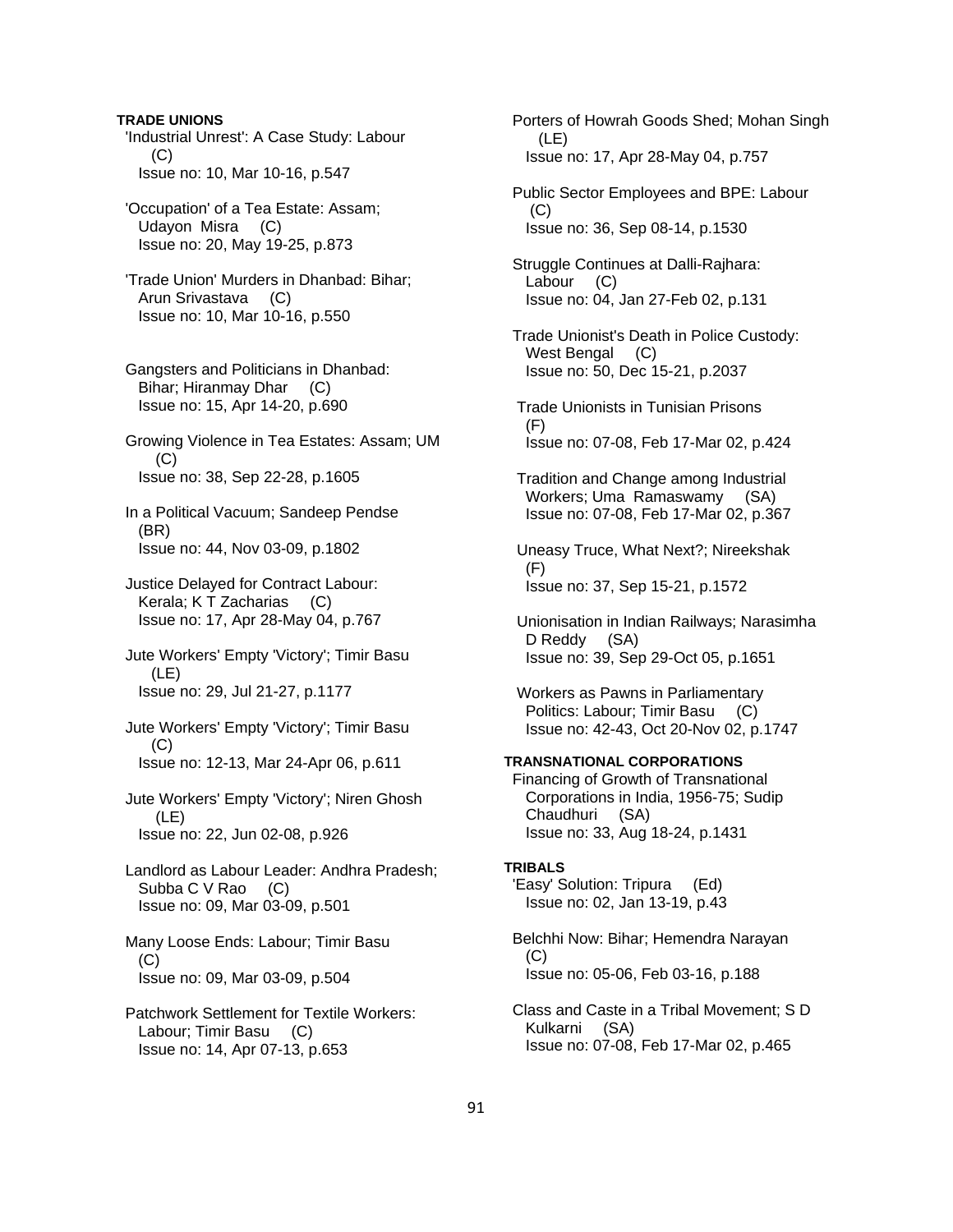**TRADE UNIONS**

'Industrial Unrest': A Case Study: Labour (C)
Issue no: 10, Mar 10-16, p.547

'Occupation' of a Tea Estate: Assam; Udayon Misra (C)
Issue no: 20, May 19-25, p.873

'Trade Union' Murders in Dhanbad: Bihar; Arun Srivastava (C)
Issue no: 10, Mar 10-16, p.550

Gangsters and Politicians in Dhanbad: Bihar; Hiranmay Dhar (C)
Issue no: 15, Apr 14-20, p.690

Growing Violence in Tea Estates: Assam; UM (C)
Issue no: 38, Sep 22-28, p.1605

In a Political Vacuum; Sandeep Pendse (BR)
Issue no: 44, Nov 03-09, p.1802

Justice Delayed for Contract Labour: Kerala; K T Zacharias (C)
Issue no: 17, Apr 28-May 04, p.767

Jute Workers' Empty 'Victory'; Timir Basu (LE)
Issue no: 29, Jul 21-27, p.1177

Jute Workers' Empty 'Victory'; Timir Basu (C)
Issue no: 12-13, Mar 24-Apr 06, p.611

Jute Workers' Empty 'Victory'; Niren Ghosh (LE)
Issue no: 22, Jun 02-08, p.926

Landlord as Labour Leader: Andhra Pradesh; Subba C V Rao (C)
Issue no: 09, Mar 03-09, p.501

Many Loose Ends: Labour; Timir Basu (C)
Issue no: 09, Mar 03-09, p.504

Patchwork Settlement for Textile Workers: Labour; Timir Basu (C)
Issue no: 14, Apr 07-13, p.653

Porters of Howrah Goods Shed; Mohan Singh (LE)
Issue no: 17, Apr 28-May 04, p.757

Public Sector Employees and BPE: Labour (C)
Issue no: 36, Sep 08-14, p.1530

Struggle Continues at Dalli-Rajhara: Labour (C)
Issue no: 04, Jan 27-Feb 02, p.131

Trade Unionist's Death in Police Custody: West Bengal (C)
Issue no: 50, Dec 15-21, p.2037

Trade Unionists in Tunisian Prisons (F)
Issue no: 07-08, Feb 17-Mar 02, p.424

Tradition and Change among Industrial Workers; Uma Ramaswamy (SA)
Issue no: 07-08, Feb 17-Mar 02, p.367

Uneasy Truce, What Next?; Nireekshak (F)
Issue no: 37, Sep 15-21, p.1572

Unionisation in Indian Railways; Narasimha D Reddy (SA)
Issue no: 39, Sep 29-Oct 05, p.1651

Workers as Pawns in Parliamentary Politics: Labour; Timir Basu (C)
Issue no: 42-43, Oct 20-Nov 02, p.1747

**TRANSNATIONAL CORPORATIONS**

Financing of Growth of Transnational Corporations in India, 1956-75; Sudip Chaudhuri (SA)
Issue no: 33, Aug 18-24, p.1431

**TRIBALS**

'Easy' Solution: Tripura (Ed)
Issue no: 02, Jan 13-19, p.43

Belchhi Now: Bihar; Hemendra Narayan (C)
Issue no: 05-06, Feb 03-16, p.188

Class and Caste in a Tribal Movement; S D Kulkarni (SA)
Issue no: 07-08, Feb 17-Mar 02, p.465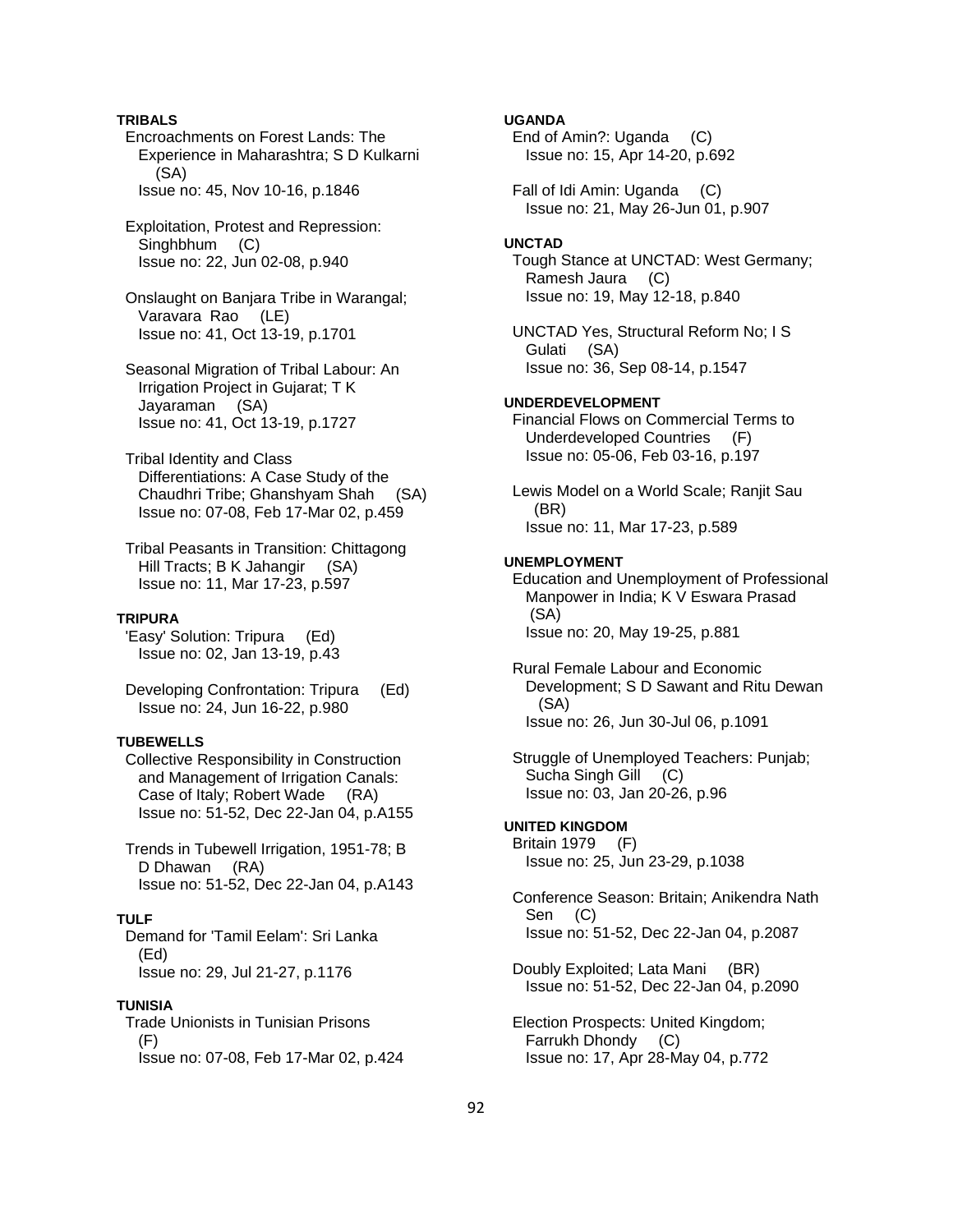**TRIBALS**

Encroachments on Forest Lands: The Experience in Maharashtra; S D Kulkarni (SA)
Issue no: 45, Nov 10-16, p.1846

Exploitation, Protest and Repression: Singhbhum (C)
Issue no: 22, Jun 02-08, p.940

Onslaught on Banjara Tribe in Warangal; Varavara Rao (LE)
Issue no: 41, Oct 13-19, p.1701

Seasonal Migration of Tribal Labour: An Irrigation Project in Gujarat; T K Jayaraman (SA)
Issue no: 41, Oct 13-19, p.1727

Tribal Identity and Class Differentiations: A Case Study of the Chaudhri Tribe; Ghanshyam Shah (SA)
Issue no: 07-08, Feb 17-Mar 02, p.459

Tribal Peasants in Transition: Chittagong Hill Tracts; B K Jahangir (SA)
Issue no: 11, Mar 17-23, p.597

**TRIPURA**

'Easy' Solution: Tripura (Ed)
Issue no: 02, Jan 13-19, p.43

Developing Confrontation: Tripura (Ed)
Issue no: 24, Jun 16-22, p.980

**TUBEWELLS**

Collective Responsibility in Construction and Management of Irrigation Canals: Case of Italy; Robert Wade (RA)
Issue no: 51-52, Dec 22-Jan 04, p.A155

Trends in Tubewell Irrigation, 1951-78; B D Dhawan (RA)
Issue no: 51-52, Dec 22-Jan 04, p.A143

**TULF**

Demand for 'Tamil Eelam': Sri Lanka (Ed)
Issue no: 29, Jul 21-27, p.1176

**TUNISIA**

Trade Unionists in Tunisian Prisons (F)
Issue no: 07-08, Feb 17-Mar 02, p.424

**UGANDA**

End of Amin?: Uganda (C)
Issue no: 15, Apr 14-20, p.692

Fall of Idi Amin: Uganda (C)
Issue no: 21, May 26-Jun 01, p.907

**UNCTAD**

Tough Stance at UNCTAD: West Germany; Ramesh Jaura (C)
Issue no: 19, May 12-18, p.840

UNCTAD Yes, Structural Reform No; I S Gulati (SA)
Issue no: 36, Sep 08-14, p.1547

**UNDERDEVELOPMENT**

Financial Flows on Commercial Terms to Underdeveloped Countries (F)
Issue no: 05-06, Feb 03-16, p.197

Lewis Model on a World Scale; Ranjit Sau (BR)
Issue no: 11, Mar 17-23, p.589

**UNEMPLOYMENT**

Education and Unemployment of Professional Manpower in India; K V Eswara Prasad (SA)
Issue no: 20, May 19-25, p.881

Rural Female Labour and Economic Development; S D Sawant and Ritu Dewan (SA)
Issue no: 26, Jun 30-Jul 06, p.1091

Struggle of Unemployed Teachers: Punjab; Sucha Singh Gill (C)
Issue no: 03, Jan 20-26, p.96

**UNITED KINGDOM**

Britain 1979 (F)
Issue no: 25, Jun 23-29, p.1038

Conference Season: Britain; Anikendra Nath Sen (C)
Issue no: 51-52, Dec 22-Jan 04, p.2087

Doubly Exploited; Lata Mani (BR)
Issue no: 51-52, Dec 22-Jan 04, p.2090

Election Prospects: United Kingdom; Farrukh Dhondy (C)
Issue no: 17, Apr 28-May 04, p.772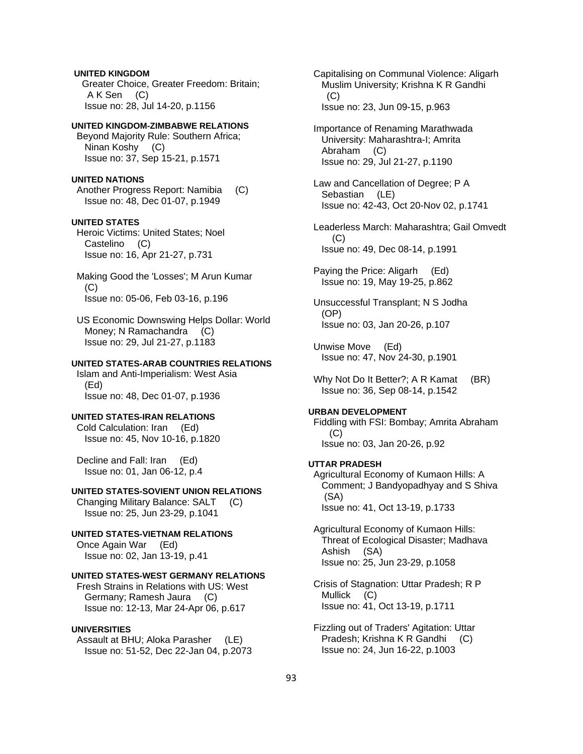**UNITED KINGDOM**

Greater Choice, Greater Freedom: Britain; A K Sen (C)
Issue no: 28, Jul 14-20, p.1156

**UNITED KINGDOM-ZIMBABWE RELATIONS**

Beyond Majority Rule: Southern Africa; Ninan Koshy (C)
Issue no: 37, Sep 15-21, p.1571

**UNITED NATIONS**

Another Progress Report: Namibia (C)
Issue no: 48, Dec 01-07, p.1949

**UNITED STATES**

Heroic Victims: United States; Noel Castelino (C)
Issue no: 16, Apr 21-27, p.731

Making Good the 'Losses'; M Arun Kumar (C)
Issue no: 05-06, Feb 03-16, p.196

US Economic Downswing Helps Dollar: World Money; N Ramachandra (C)
Issue no: 29, Jul 21-27, p.1183

**UNITED STATES-ARAB COUNTRIES RELATIONS**

Islam and Anti-Imperialism: West Asia (Ed)
Issue no: 48, Dec 01-07, p.1936

**UNITED STATES-IRAN RELATIONS**

Cold Calculation: Iran (Ed)
Issue no: 45, Nov 10-16, p.1820

Decline and Fall: Iran (Ed)
Issue no: 01, Jan 06-12, p.4

**UNITED STATES-SOVIENT UNION RELATIONS**

Changing Military Balance: SALT (C)
Issue no: 25, Jun 23-29, p.1041

**UNITED STATES-VIETNAM RELATIONS**

Once Again War (Ed)
Issue no: 02, Jan 13-19, p.41

**UNITED STATES-WEST GERMANY RELATIONS**

Fresh Strains in Relations with US: West Germany; Ramesh Jaura (C)
Issue no: 12-13, Mar 24-Apr 06, p.617

**UNIVERSITIES**

Assault at BHU; Aloka Parasher (LE)
Issue no: 51-52, Dec 22-Jan 04, p.2073

Capitalising on Communal Violence: Aligarh Muslim University; Krishna K R Gandhi (C)
Issue no: 23, Jun 09-15, p.963

Importance of Renaming Marathwada University: Maharashtra-I; Amrita Abraham (C)
Issue no: 29, Jul 21-27, p.1190

Law and Cancellation of Degree; P A Sebastian (LE)
Issue no: 42-43, Oct 20-Nov 02, p.1741

Leaderless March: Maharashtra; Gail Omvedt (C)
Issue no: 49, Dec 08-14, p.1991

Paying the Price: Aligarh (Ed)
Issue no: 19, May 19-25, p.862

Unsuccessful Transplant; N S Jodha (OP)
Issue no: 03, Jan 20-26, p.107

Unwise Move (Ed)
Issue no: 47, Nov 24-30, p.1901

Why Not Do It Better?; A R Kamat (BR)
Issue no: 36, Sep 08-14, p.1542

**URBAN DEVELOPMENT**

Fiddling with FSI: Bombay; Amrita Abraham (C)
Issue no: 03, Jan 20-26, p.92

**UTTAR PRADESH**

Agricultural Economy of Kumaon Hills: A Comment; J Bandyopadhyay and S Shiva (SA)
Issue no: 41, Oct 13-19, p.1733

Agricultural Economy of Kumaon Hills: Threat of Ecological Disaster; Madhava Ashish (SA)
Issue no: 25, Jun 23-29, p.1058

Crisis of Stagnation: Uttar Pradesh; R P Mullick (C)
Issue no: 41, Oct 13-19, p.1711

Fizzling out of Traders' Agitation: Uttar Pradesh; Krishna K R Gandhi (C)
Issue no: 24, Jun 16-22, p.1003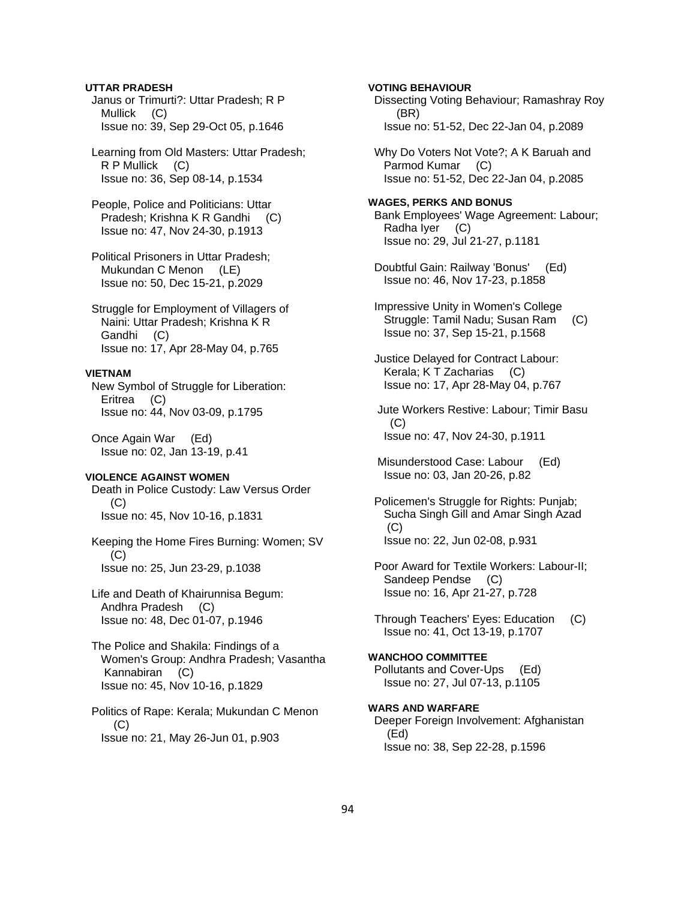**UTTAR PRADESH**

Janus or Trimurti?: Uttar Pradesh; R P Mullick (C)
Issue no: 39, Sep 29-Oct 05, p.1646

Learning from Old Masters: Uttar Pradesh; R P Mullick (C)
Issue no: 36, Sep 08-14, p.1534

People, Police and Politicians: Uttar Pradesh; Krishna K R Gandhi (C)
Issue no: 47, Nov 24-30, p.1913

Political Prisoners in Uttar Pradesh; Mukundan C Menon (LE)
Issue no: 50, Dec 15-21, p.2029

Struggle for Employment of Villagers of Naini: Uttar Pradesh; Krishna K R Gandhi (C)
Issue no: 17, Apr 28-May 04, p.765

**VIETNAM**

New Symbol of Struggle for Liberation: Eritrea (C)
Issue no: 44, Nov 03-09, p.1795

Once Again War (Ed)
Issue no: 02, Jan 13-19, p.41

**VIOLENCE AGAINST WOMEN**

Death in Police Custody: Law Versus Order (C)
Issue no: 45, Nov 10-16, p.1831

Keeping the Home Fires Burning: Women; SV (C)
Issue no: 25, Jun 23-29, p.1038

Life and Death of Khairunnisa Begum: Andhra Pradesh (C)
Issue no: 48, Dec 01-07, p.1946

The Police and Shakila: Findings of a Women's Group: Andhra Pradesh; Vasantha Kannabiran (C)
Issue no: 45, Nov 10-16, p.1829

Politics of Rape: Kerala; Mukundan C Menon (C)
Issue no: 21, May 26-Jun 01, p.903

**VOTING BEHAVIOUR**

Dissecting Voting Behaviour; Ramashray Roy (BR)
Issue no: 51-52, Dec 22-Jan 04, p.2089

Why Do Voters Not Vote?; A K Baruah and Parmod Kumar (C)
Issue no: 51-52, Dec 22-Jan 04, p.2085

**WAGES, PERKS AND BONUS**

Bank Employees' Wage Agreement: Labour; Radha Iyer (C)
Issue no: 29, Jul 21-27, p.1181

Doubtful Gain: Railway 'Bonus' (Ed)
Issue no: 46, Nov 17-23, p.1858

Impressive Unity in Women's College Struggle: Tamil Nadu; Susan Ram (C)
Issue no: 37, Sep 15-21, p.1568

Justice Delayed for Contract Labour: Kerala; K T Zacharias (C)
Issue no: 17, Apr 28-May 04, p.767

Jute Workers Restive: Labour; Timir Basu (C)
Issue no: 47, Nov 24-30, p.1911

Misunderstood Case: Labour (Ed)
Issue no: 03, Jan 20-26, p.82

Policemen's Struggle for Rights: Punjab; Sucha Singh Gill and Amar Singh Azad (C)
Issue no: 22, Jun 02-08, p.931

Poor Award for Textile Workers: Labour-II; Sandeep Pendse (C)
Issue no: 16, Apr 21-27, p.728

Through Teachers' Eyes: Education (C)
Issue no: 41, Oct 13-19, p.1707

**WANCHOO COMMITTEE**

Pollutants and Cover-Ups (Ed)
Issue no: 27, Jul 07-13, p.1105

**WARS AND WARFARE**

Deeper Foreign Involvement: Afghanistan (Ed)
Issue no: 38, Sep 22-28, p.1596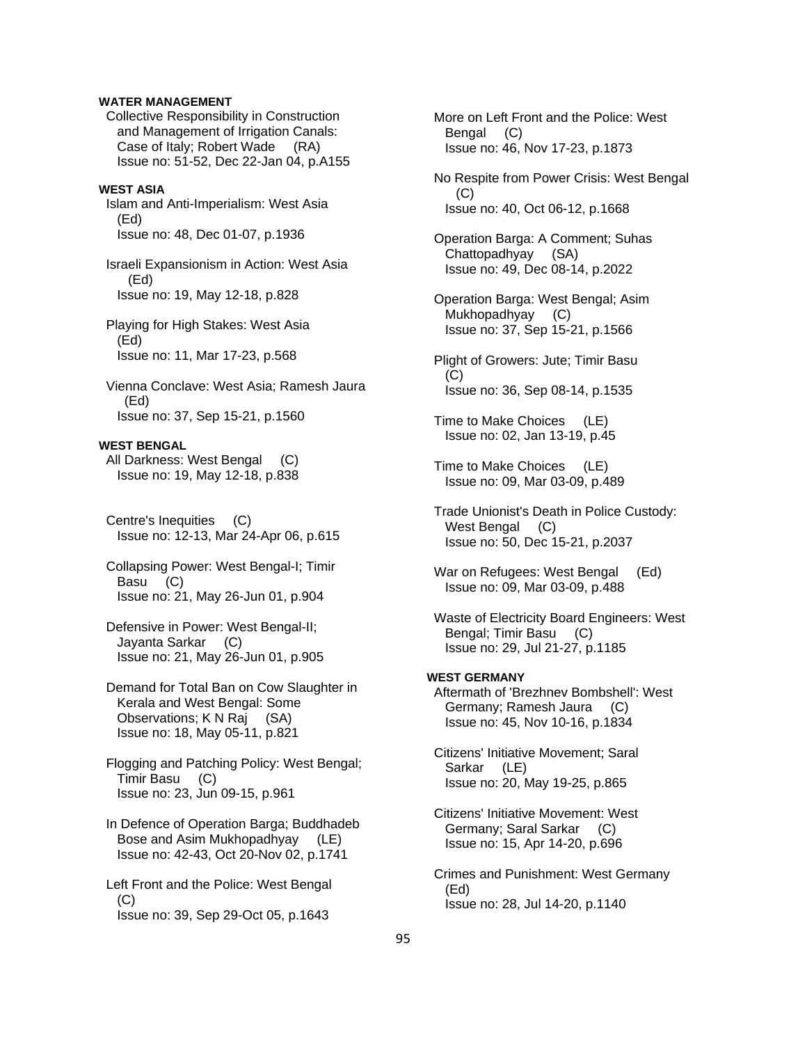**WATER MANAGEMENT**

Collective Responsibility in Construction and Management of Irrigation Canals: Case of Italy; Robert Wade (RA)
Issue no: 51-52, Dec 22-Jan 04, p.A155

**WEST ASIA**

Islam and Anti-Imperialism: West Asia (Ed)
Issue no: 48, Dec 01-07, p.1936

Israeli Expansionism in Action: West Asia (Ed)
Issue no: 19, May 12-18, p.828

Playing for High Stakes: West Asia (Ed)
Issue no: 11, Mar 17-23, p.568

Vienna Conclave: West Asia; Ramesh Jaura (Ed)
Issue no: 37, Sep 15-21, p.1560

**WEST BENGAL**

All Darkness: West Bengal (C)
Issue no: 19, May 12-18, p.838

Centre's Inequities (C)
Issue no: 12-13, Mar 24-Apr 06, p.615

Collapsing Power: West Bengal-I; Timir Basu (C)
Issue no: 21, May 26-Jun 01, p.904

Defensive in Power: West Bengal-II; Jayanta Sarkar (C)
Issue no: 21, May 26-Jun 01, p.905

Demand for Total Ban on Cow Slaughter in Kerala and West Bengal: Some Observations; K N Raj (SA)
Issue no: 18, May 05-11, p.821

Flogging and Patching Policy: West Bengal; Timir Basu (C)
Issue no: 23, Jun 09-15, p.961

In Defence of Operation Barga; Buddhadeb Bose and Asim Mukhopadhyay (LE)
Issue no: 42-43, Oct 20-Nov 02, p.1741

Left Front and the Police: West Bengal (C)
Issue no: 39, Sep 29-Oct 05, p.1643

More on Left Front and the Police: West Bengal (C)
Issue no: 46, Nov 17-23, p.1873

No Respite from Power Crisis: West Bengal (C)
Issue no: 40, Oct 06-12, p.1668

Operation Barga: A Comment; Suhas Chattopadhyay (SA)
Issue no: 49, Dec 08-14, p.2022

Operation Barga: West Bengal; Asim Mukhopadhyay (C)
Issue no: 37, Sep 15-21, p.1566

Plight of Growers: Jute; Timir Basu (C)
Issue no: 36, Sep 08-14, p.1535

Time to Make Choices (LE)
Issue no: 02, Jan 13-19, p.45

Time to Make Choices (LE)
Issue no: 09, Mar 03-09, p.489

Trade Unionist's Death in Police Custody: West Bengal (C)
Issue no: 50, Dec 15-21, p.2037

War on Refugees: West Bengal (Ed)
Issue no: 09, Mar 03-09, p.488

Waste of Electricity Board Engineers: West Bengal; Timir Basu (C)
Issue no: 29, Jul 21-27, p.1185

**WEST GERMANY**

Aftermath of 'Brezhnev Bombshell': West Germany; Ramesh Jaura (C)
Issue no: 45, Nov 10-16, p.1834

Citizens' Initiative Movement; Saral Sarkar (LE)
Issue no: 20, May 19-25, p.865

Citizens' Initiative Movement: West Germany; Saral Sarkar (C)
Issue no: 15, Apr 14-20, p.696

Crimes and Punishment: West Germany (Ed)
Issue no: 28, Jul 14-20, p.1140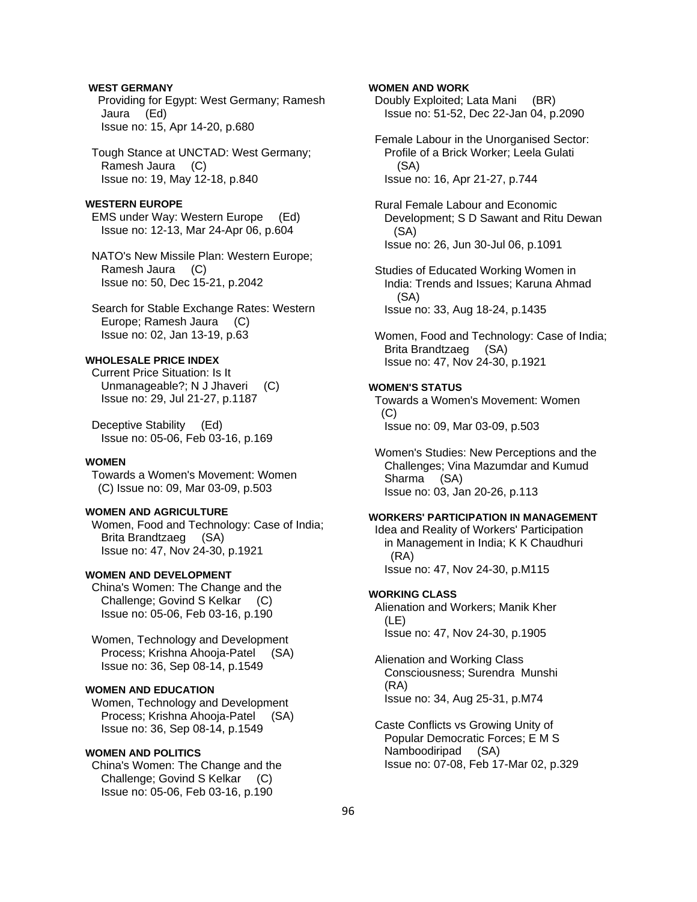**WEST GERMANY**

Providing for Egypt: West Germany; Ramesh Jaura (Ed)
Issue no: 15, Apr 14-20, p.680

Tough Stance at UNCTAD: West Germany; Ramesh Jaura (C)
Issue no: 19, May 12-18, p.840

**WESTERN EUROPE**

EMS under Way: Western Europe (Ed)
Issue no: 12-13, Mar 24-Apr 06, p.604

NATO's New Missile Plan: Western Europe; Ramesh Jaura (C)
Issue no: 50, Dec 15-21, p.2042

Search for Stable Exchange Rates: Western Europe; Ramesh Jaura (C)
Issue no: 02, Jan 13-19, p.63

**WHOLESALE PRICE INDEX**

Current Price Situation: Is It Unmanageable?; N J Jhaveri (C)
Issue no: 29, Jul 21-27, p.1187

Deceptive Stability (Ed)
Issue no: 05-06, Feb 03-16, p.169

**WOMEN**

Towards a Women's Movement: Women (C) Issue no: 09, Mar 03-09, p.503

**WOMEN AND AGRICULTURE**

Women, Food and Technology: Case of India; Brita Brandtzaeg (SA)
Issue no: 47, Nov 24-30, p.1921

**WOMEN AND DEVELOPMENT**

China's Women: The Change and the Challenge; Govind S Kelkar (C)
Issue no: 05-06, Feb 03-16, p.190

Women, Technology and Development Process; Krishna Ahooja-Patel (SA)
Issue no: 36, Sep 08-14, p.1549

**WOMEN AND EDUCATION**

Women, Technology and Development Process; Krishna Ahooja-Patel (SA)
Issue no: 36, Sep 08-14, p.1549

**WOMEN AND POLITICS**

China's Women: The Change and the Challenge; Govind S Kelkar (C)
Issue no: 05-06, Feb 03-16, p.190

**WOMEN AND WORK**

Doubly Exploited; Lata Mani (BR)
Issue no: 51-52, Dec 22-Jan 04, p.2090

Female Labour in the Unorganised Sector: Profile of a Brick Worker; Leela Gulati (SA)
Issue no: 16, Apr 21-27, p.744

Rural Female Labour and Economic Development; S D Sawant and Ritu Dewan (SA)
Issue no: 26, Jun 30-Jul 06, p.1091

Studies of Educated Working Women in India: Trends and Issues; Karuna Ahmad (SA)
Issue no: 33, Aug 18-24, p.1435

Women, Food and Technology: Case of India; Brita Brandtzaeg (SA)
Issue no: 47, Nov 24-30, p.1921

**WOMEN'S STATUS**

Towards a Women's Movement: Women (C)
Issue no: 09, Mar 03-09, p.503

Women's Studies: New Perceptions and the Challenges; Vina Mazumdar and Kumud Sharma (SA)
Issue no: 03, Jan 20-26, p.113

**WORKERS' PARTICIPATION IN MANAGEMENT**

Idea and Reality of Workers' Participation in Management in India; K K Chaudhuri (RA)
Issue no: 47, Nov 24-30, p.M115

**WORKING CLASS**

Alienation and Workers; Manik Kher (LE)
Issue no: 47, Nov 24-30, p.1905

Alienation and Working Class Consciousness; Surendra Munshi (RA)
Issue no: 34, Aug 25-31, p.M74

Caste Conflicts vs Growing Unity of Popular Democratic Forces; E M S Namboodiripad (SA)
Issue no: 07-08, Feb 17-Mar 02, p.329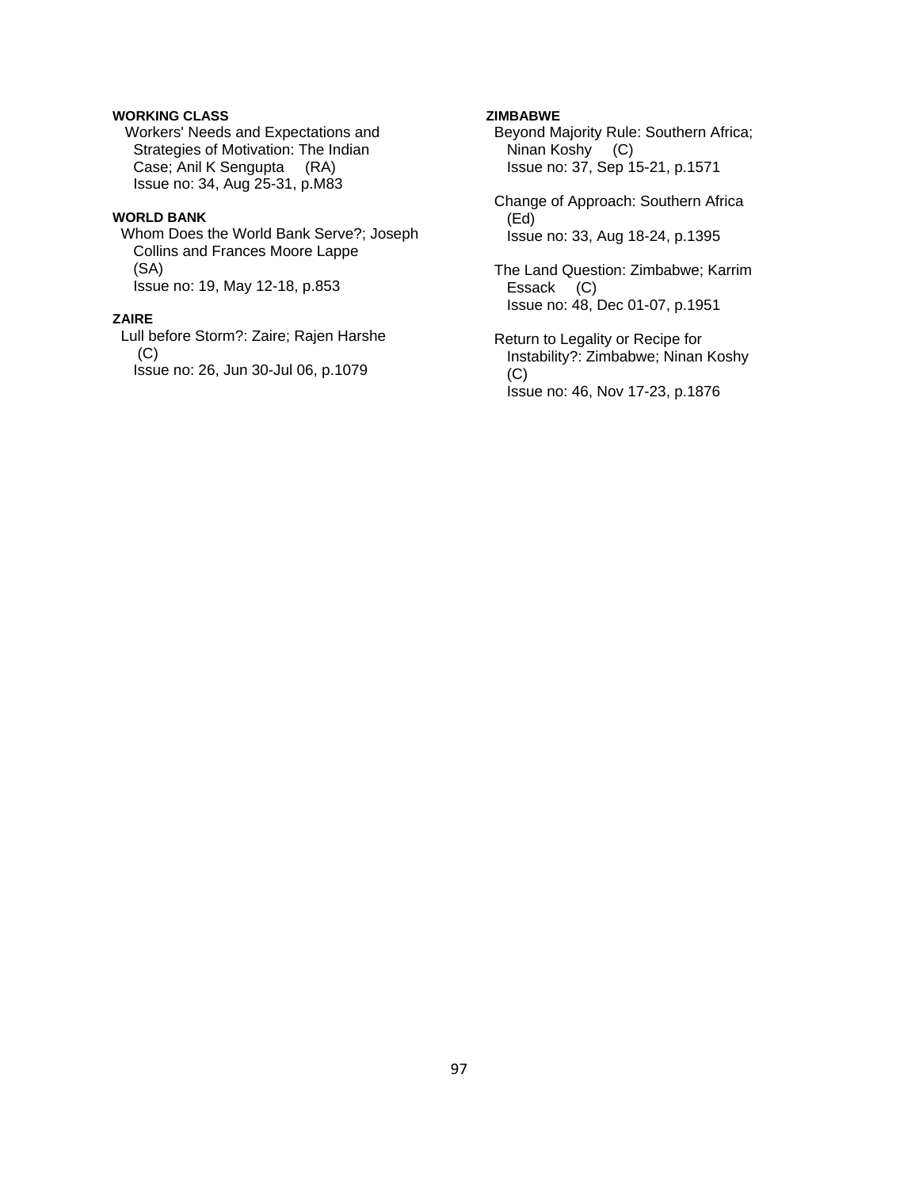**WORKING CLASS**

Workers' Needs and Expectations and Strategies of Motivation: The Indian Case; Anil K Sengupta (RA)
Issue no: 34, Aug 25-31, p.M83

**WORLD BANK**

Whom Does the World Bank Serve?; Joseph Collins and Frances Moore Lappe (SA)
Issue no: 19, May 12-18, p.853

**ZAIRE**

Lull before Storm?: Zaire; Rajen Harshe (C)
Issue no: 26, Jun 30-Jul 06, p.1079

**ZIMBABWE**

Beyond Majority Rule: Southern Africa; Ninan Koshy (C)
Issue no: 37, Sep 15-21, p.1571

Change of Approach: Southern Africa (Ed)
Issue no: 33, Aug 18-24, p.1395

The Land Question: Zimbabwe; Karrim Essack (C)
Issue no: 48, Dec 01-07, p.1951

Return to Legality or Recipe for Instability?: Zimbabwe; Ninan Koshy (C)
Issue no: 46, Nov 17-23, p.1876